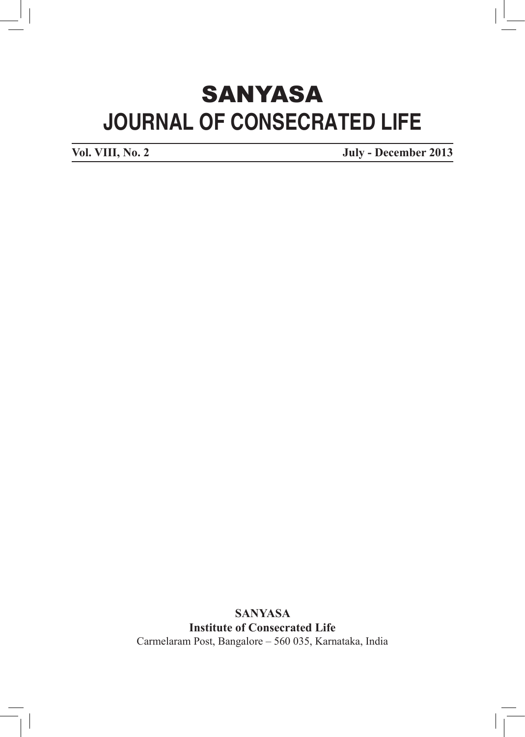# SANYASA
# JOURNAL OF CONSECRATED LIFE

**Vol. VIII, No. 2** **July - December 2013**

**SANYASA**
**Institute of Consecrated Life**
Carmelaram Post, Bangalore – 560 035, Karnataka, India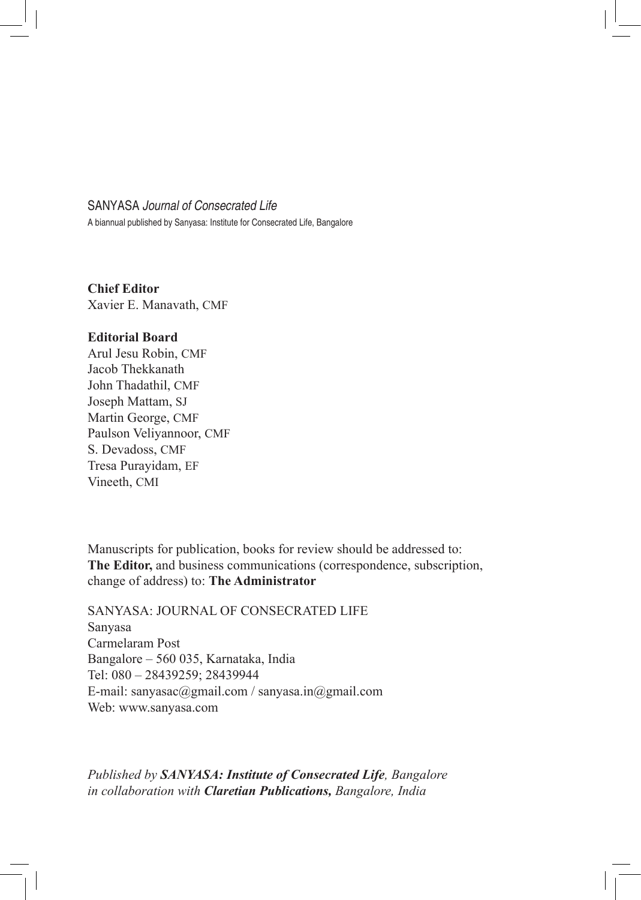SANYASA *Journal of Consecrated Life*

A biannual published by Sanyasa: Institute for Consecrated Life, Bangalore

**Chief Editor**
Xavier E. Manavath, CMF

**Editorial Board**
Arul Jesu Robin, CMF
Jacob Thekkanath
John Thadathil, CMF
Joseph Mattam, SJ
Martin George, CMF
Paulson Veliyannoor, CMF
S. Devadoss, CMF
Tresa Purayidam, EF
Vineeth, CMI

Manuscripts for publication, books for review should be addressed to: **The Editor,** and business communications (correspondence, subscription, change of address) to: **The Administrator**

SANYASA: JOURNAL OF CONSECRATED LIFE
Sanyasa
Carmelaram Post
Bangalore – 560 035, Karnataka, India
Tel: 080 – 28439259; 28439944
E-mail: sanyasac@gmail.com / sanyasa.in@gmail.com
Web: www.sanyasa.com

*Published by **SANYASA: Institute of Consecrated Life**, Bangalore in collaboration with **Claretian Publications,** Bangalore, India*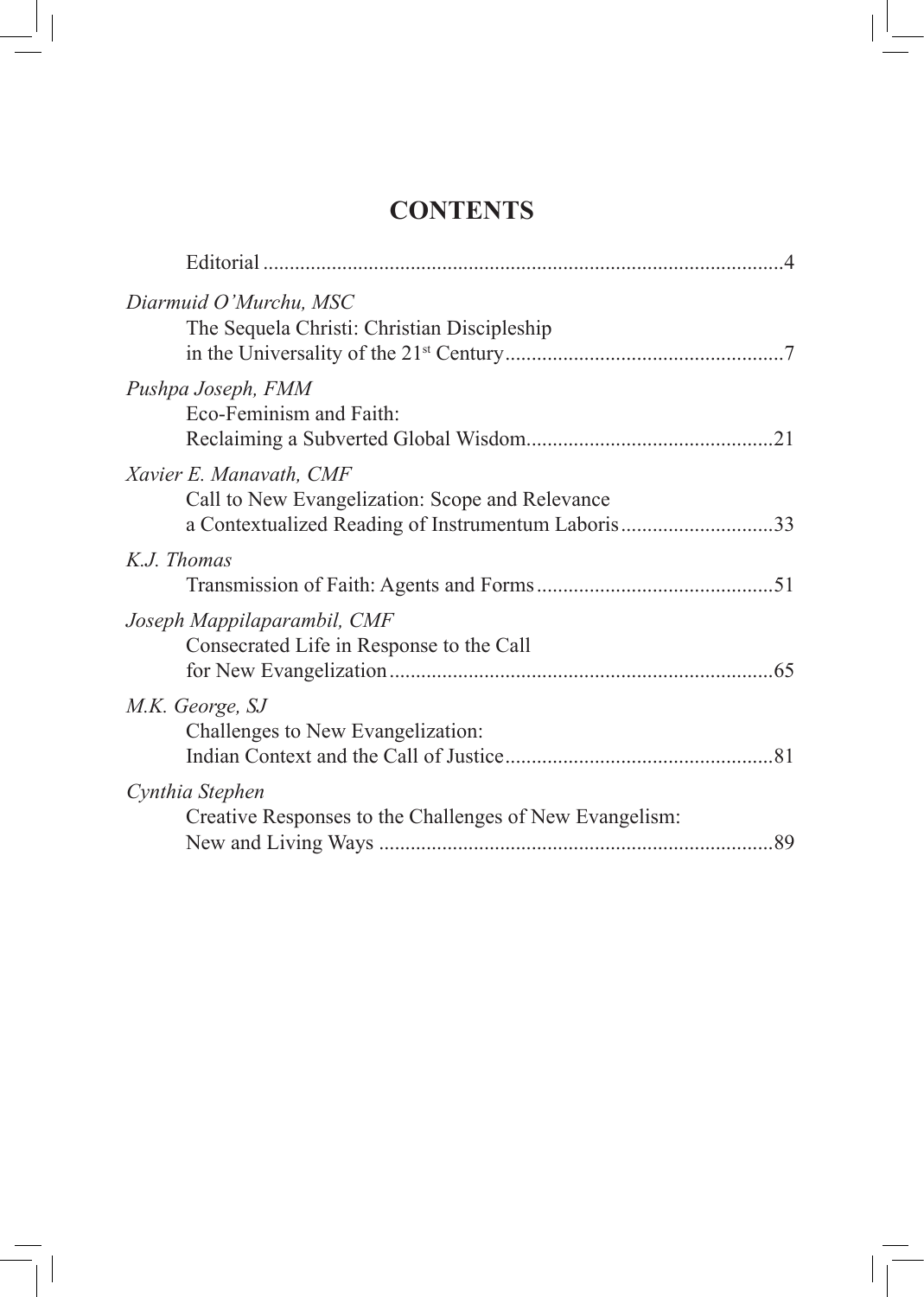# CONTENTS

Editorial ....................................................................................................4

*Diarmuid O'Murchu, MSC*
The Sequela Christi: Christian Discipleship in the Universality of the 21st Century.....................................................7

*Pushpa Joseph, FMM*
Eco-Feminism and Faith: Reclaiming a Subverted Global Wisdom...............................................21

*Xavier E. Manavath, CMF*
Call to New Evangelization: Scope and Relevance a Contextualized Reading of Instrumentum Laboris.............................33

*K.J. Thomas*
Transmission of Faith: Agents and Forms.............................................51

*Joseph Mappilaparambil, CMF*
Consecrated Life in Response to the Call for New Evangelization.........................................................................65

*M.K. George, SJ*
Challenges to New Evangelization: Indian Context and the Call of Justice...................................................81

*Cynthia Stephen*
Creative Responses to the Challenges of New Evangelism: New and Living Ways ............................................................................89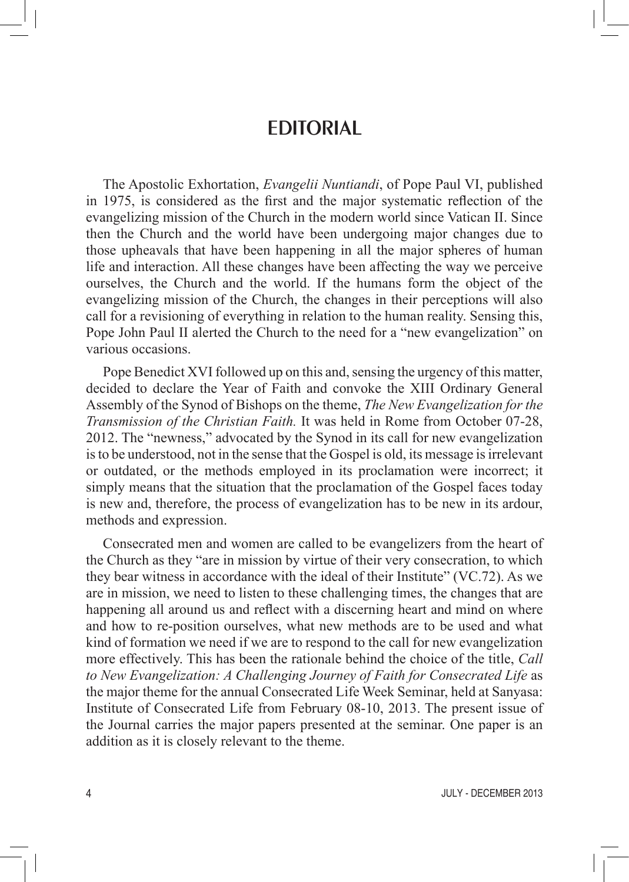# EDITORIAL

The Apostolic Exhortation, *Evangelii Nuntiandi*, of Pope Paul VI, published in 1975, is considered as the first and the major systematic reflection of the evangelizing mission of the Church in the modern world since Vatican II. Since then the Church and the world have been undergoing major changes due to those upheavals that have been happening in all the major spheres of human life and interaction. All these changes have been affecting the way we perceive ourselves, the Church and the world. If the humans form the object of the evangelizing mission of the Church, the changes in their perceptions will also call for a revisioning of everything in relation to the human reality. Sensing this, Pope John Paul II alerted the Church to the need for a "new evangelization" on various occasions.

Pope Benedict XVI followed up on this and, sensing the urgency of this matter, decided to declare the Year of Faith and convoke the XIII Ordinary General Assembly of the Synod of Bishops on the theme, *The New Evangelization for the Transmission of the Christian Faith.* It was held in Rome from October 07-28, 2012. The "newness," advocated by the Synod in its call for new evangelization is to be understood, not in the sense that the Gospel is old, its message is irrelevant or outdated, or the methods employed in its proclamation were incorrect; it simply means that the situation that the proclamation of the Gospel faces today is new and, therefore, the process of evangelization has to be new in its ardour, methods and expression.

Consecrated men and women are called to be evangelizers from the heart of the Church as they "are in mission by virtue of their very consecration, to which they bear witness in accordance with the ideal of their Institute" (VC.72). As we are in mission, we need to listen to these challenging times, the changes that are happening all around us and reflect with a discerning heart and mind on where and how to re-position ourselves, what new methods are to be used and what kind of formation we need if we are to respond to the call for new evangelization more effectively. This has been the rationale behind the choice of the title, *Call to New Evangelization: A Challenging Journey of Faith for Consecrated Life* as the major theme for the annual Consecrated Life Week Seminar, held at Sanyasa: Institute of Consecrated Life from February 08-10, 2013. The present issue of the Journal carries the major papers presented at the seminar. One paper is an addition as it is closely relevant to the theme.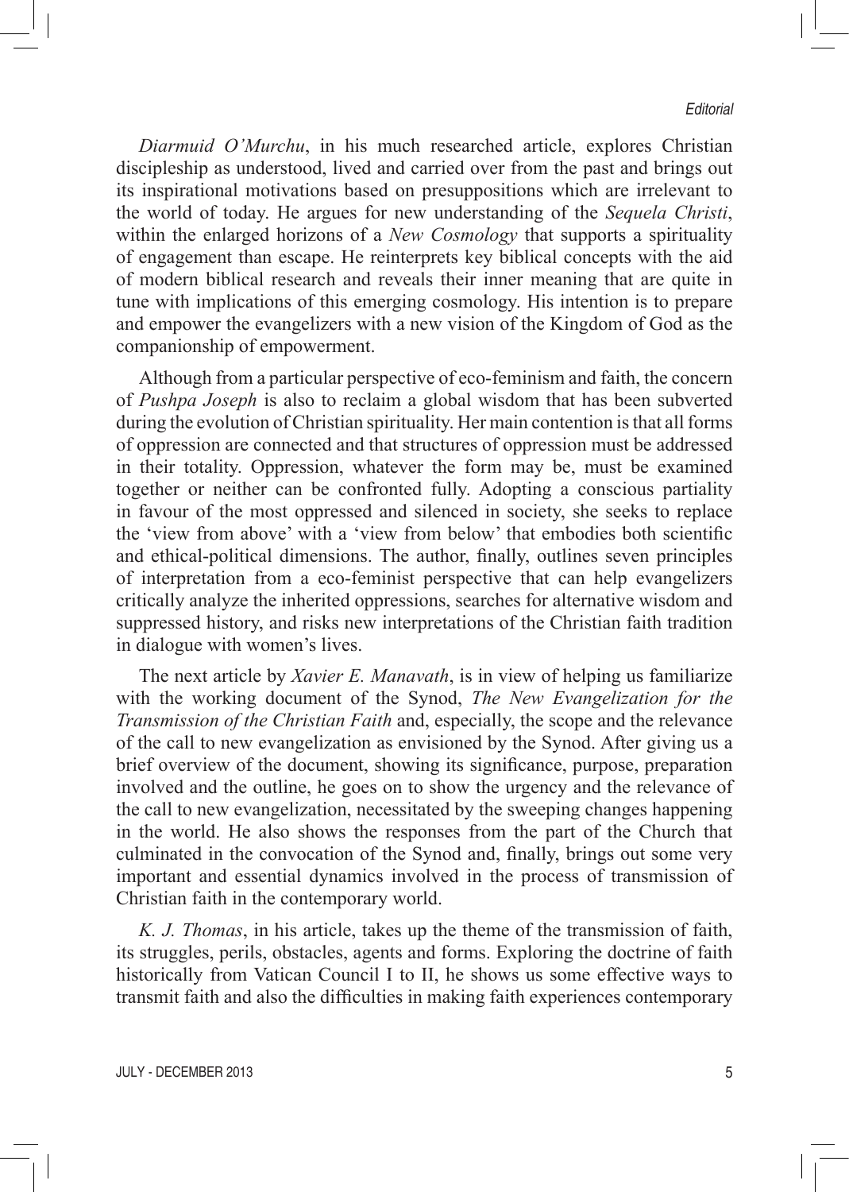*Diarmuid O'Murchu*, in his much researched article, explores Christian discipleship as understood, lived and carried over from the past and brings out its inspirational motivations based on presuppositions which are irrelevant to the world of today. He argues for new understanding of the *Sequela Christi*, within the enlarged horizons of a *New Cosmology* that supports a spirituality of engagement than escape. He reinterprets key biblical concepts with the aid of modern biblical research and reveals their inner meaning that are quite in tune with implications of this emerging cosmology. His intention is to prepare and empower the evangelizers with a new vision of the Kingdom of God as the companionship of empowerment.

Although from a particular perspective of eco-feminism and faith, the concern of *Pushpa Joseph* is also to reclaim a global wisdom that has been subverted during the evolution of Christian spirituality. Her main contention is that all forms of oppression are connected and that structures of oppression must be addressed in their totality. Oppression, whatever the form may be, must be examined together or neither can be confronted fully. Adopting a conscious partiality in favour of the most oppressed and silenced in society, she seeks to replace the 'view from above' with a 'view from below' that embodies both scientific and ethical-political dimensions. The author, finally, outlines seven principles of interpretation from a eco-feminist perspective that can help evangelizers critically analyze the inherited oppressions, searches for alternative wisdom and suppressed history, and risks new interpretations of the Christian faith tradition in dialogue with women's lives.

The next article by *Xavier E. Manavath*, is in view of helping us familiarize with the working document of the Synod, *The New Evangelization for the Transmission of the Christian Faith* and, especially, the scope and the relevance of the call to new evangelization as envisioned by the Synod. After giving us a brief overview of the document, showing its significance, purpose, preparation involved and the outline, he goes on to show the urgency and the relevance of the call to new evangelization, necessitated by the sweeping changes happening in the world. He also shows the responses from the part of the Church that culminated in the convocation of the Synod and, finally, brings out some very important and essential dynamics involved in the process of transmission of Christian faith in the contemporary world.

*K. J. Thomas*, in his article, takes up the theme of the transmission of faith, its struggles, perils, obstacles, agents and forms. Exploring the doctrine of faith historically from Vatican Council I to II, he shows us some effective ways to transmit faith and also the difficulties in making faith experiences contemporary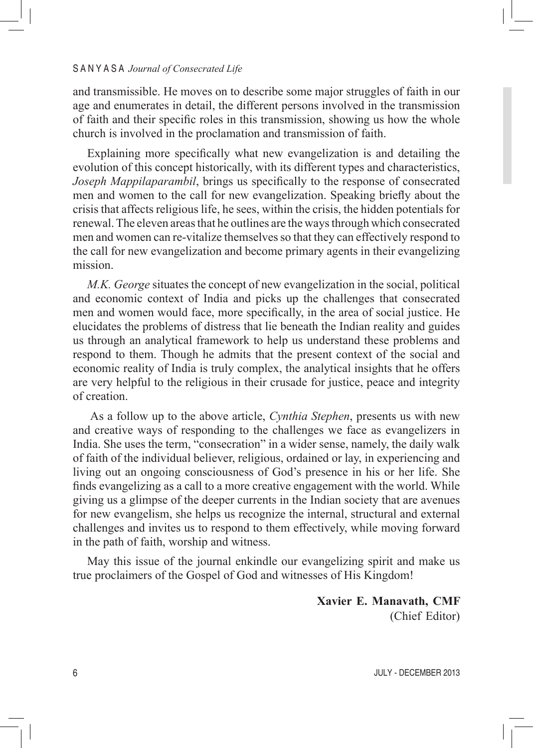and transmissible. He moves on to describe some major struggles of faith in our age and enumerates in detail, the different persons involved in the transmission of faith and their specific roles in this transmission, showing us how the whole church is involved in the proclamation and transmission of faith.

Explaining more specifically what new evangelization is and detailing the evolution of this concept historically, with its different types and characteristics, *Joseph Mappilaparambil*, brings us specifically to the response of consecrated men and women to the call for new evangelization. Speaking briefly about the crisis that affects religious life, he sees, within the crisis, the hidden potentials for renewal. The eleven areas that he outlines are the ways through which consecrated men and women can re-vitalize themselves so that they can effectively respond to the call for new evangelization and become primary agents in their evangelizing mission.

*M.K. George* situates the concept of new evangelization in the social, political and economic context of India and picks up the challenges that consecrated men and women would face, more specifically, in the area of social justice. He elucidates the problems of distress that lie beneath the Indian reality and guides us through an analytical framework to help us understand these problems and respond to them. Though he admits that the present context of the social and economic reality of India is truly complex, the analytical insights that he offers are very helpful to the religious in their crusade for justice, peace and integrity of creation.

As a follow up to the above article, *Cynthia Stephen*, presents us with new and creative ways of responding to the challenges we face as evangelizers in India. She uses the term, "consecration" in a wider sense, namely, the daily walk of faith of the individual believer, religious, ordained or lay, in experiencing and living out an ongoing consciousness of God's presence in his or her life. She finds evangelizing as a call to a more creative engagement with the world. While giving us a glimpse of the deeper currents in the Indian society that are avenues for new evangelism, she helps us recognize the internal, structural and external challenges and invites us to respond to them effectively, while moving forward in the path of faith, worship and witness.

May this issue of the journal enkindle our evangelizing spirit and make us true proclaimers of the Gospel of God and witnesses of His Kingdom!

**Xavier E. Manavath, CMF**
(Chief Editor)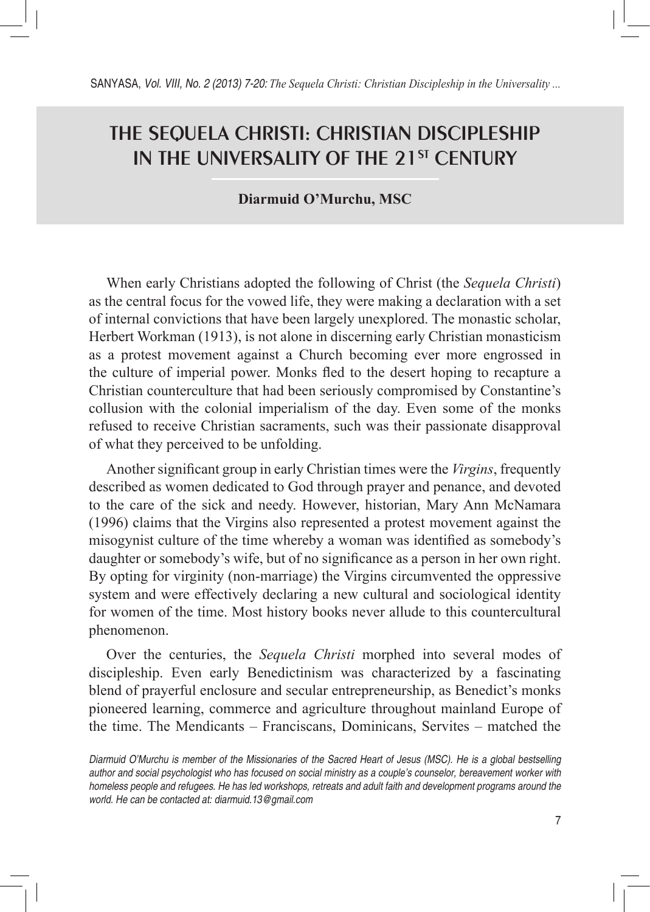# THE SEQUELA CHRISTI: CHRISTIAN DISCIPLESHIP IN THE UNIVERSALITY OF THE 21ST CENTURY

**Diarmuid O'Murchu, MSC**

When early Christians adopted the following of Christ (the *Sequela Christi*) as the central focus for the vowed life, they were making a declaration with a set of internal convictions that have been largely unexplored. The monastic scholar, Herbert Workman (1913), is not alone in discerning early Christian monasticism as a protest movement against a Church becoming ever more engrossed in the culture of imperial power. Monks fled to the desert hoping to recapture a Christian counterculture that had been seriously compromised by Constantine's collusion with the colonial imperialism of the day. Even some of the monks refused to receive Christian sacraments, such was their passionate disapproval of what they perceived to be unfolding.

Another significant group in early Christian times were the *Virgins*, frequently described as women dedicated to God through prayer and penance, and devoted to the care of the sick and needy. However, historian, Mary Ann McNamara (1996) claims that the Virgins also represented a protest movement against the misogynist culture of the time whereby a woman was identified as somebody's daughter or somebody's wife, but of no significance as a person in her own right. By opting for virginity (non-marriage) the Virgins circumvented the oppressive system and were effectively declaring a new cultural and sociological identity for women of the time. Most history books never allude to this countercultural phenomenon.

Over the centuries, the *Sequela Christi* morphed into several modes of discipleship. Even early Benedictinism was characterized by a fascinating blend of prayerful enclosure and secular entrepreneurship, as Benedict's monks pioneered learning, commerce and agriculture throughout mainland Europe of the time. The Mendicants – Franciscans, Dominicans, Servites – matched the

*Diarmuid O'Murchu is member of the Missionaries of the Sacred Heart of Jesus (MSC). He is a global bestselling author and social psychologist who has focused on social ministry as a couple's counselor, bereavement worker with homeless people and refugees. He has led workshops, retreats and adult faith and development programs around the world. He can be contacted at: diarmuid.13@gmail.com*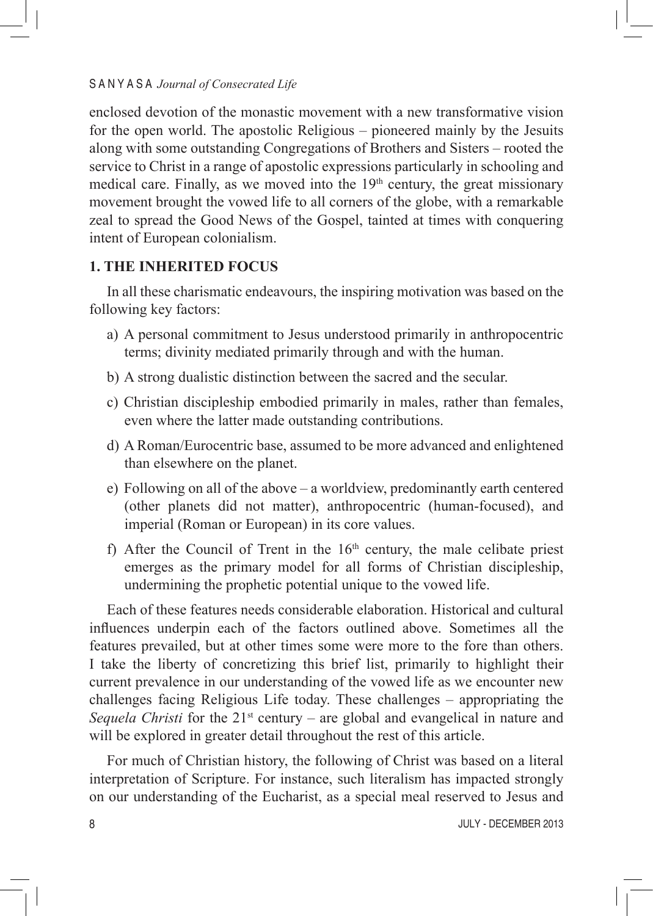enclosed devotion of the monastic movement with a new transformative vision for the open world. The apostolic Religious – pioneered mainly by the Jesuits along with some outstanding Congregations of Brothers and Sisters – rooted the service to Christ in a range of apostolic expressions particularly in schooling and medical care. Finally, as we moved into the 19th century, the great missionary movement brought the vowed life to all corners of the globe, with a remarkable zeal to spread the Good News of the Gospel, tainted at times with conquering intent of European colonialism.

## 1. THE INHERITED FOCUS

In all these charismatic endeavours, the inspiring motivation was based on the following key factors:

a) A personal commitment to Jesus understood primarily in anthropocentric terms; divinity mediated primarily through and with the human.

b) A strong dualistic distinction between the sacred and the secular.

c) Christian discipleship embodied primarily in males, rather than females, even where the latter made outstanding contributions.

d) A Roman/Eurocentric base, assumed to be more advanced and enlightened than elsewhere on the planet.

e) Following on all of the above – a worldview, predominantly earth centered (other planets did not matter), anthropocentric (human-focused), and imperial (Roman or European) in its core values.

f) After the Council of Trent in the 16th century, the male celibate priest emerges as the primary model for all forms of Christian discipleship, undermining the prophetic potential unique to the vowed life.

Each of these features needs considerable elaboration. Historical and cultural influences underpin each of the factors outlined above. Sometimes all the features prevailed, but at other times some were more to the fore than others. I take the liberty of concretizing this brief list, primarily to highlight their current prevalence in our understanding of the vowed life as we encounter new challenges facing Religious Life today. These challenges – appropriating the *Sequela Christi* for the 21st century – are global and evangelical in nature and will be explored in greater detail throughout the rest of this article.

For much of Christian history, the following of Christ was based on a literal interpretation of Scripture. For instance, such literalism has impacted strongly on our understanding of the Eucharist, as a special meal reserved to Jesus and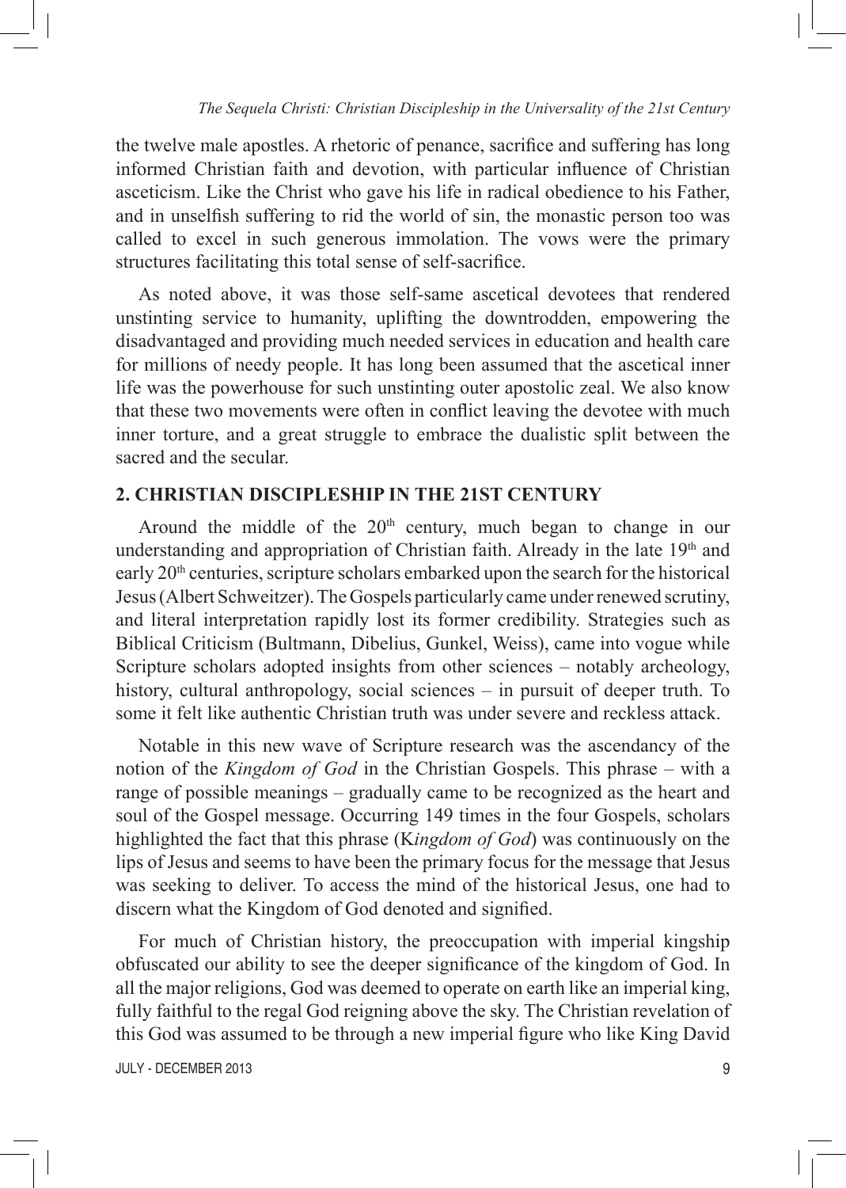the twelve male apostles. A rhetoric of penance, sacrifice and suffering has long informed Christian faith and devotion, with particular influence of Christian asceticism. Like the Christ who gave his life in radical obedience to his Father, and in unselfish suffering to rid the world of sin, the monastic person too was called to excel in such generous immolation. The vows were the primary structures facilitating this total sense of self-sacrifice.

As noted above, it was those self-same ascetical devotees that rendered unstinting service to humanity, uplifting the downtrodden, empowering the disadvantaged and providing much needed services in education and health care for millions of needy people. It has long been assumed that the ascetical inner life was the powerhouse for such unstinting outer apostolic zeal. We also know that these two movements were often in conflict leaving the devotee with much inner torture, and a great struggle to embrace the dualistic split between the sacred and the secular.

## 2. CHRISTIAN DISCIPLESHIP IN THE 21ST CENTURY

Around the middle of the 20th century, much began to change in our understanding and appropriation of Christian faith. Already in the late 19th and early 20th centuries, scripture scholars embarked upon the search for the historical Jesus (Albert Schweitzer). The Gospels particularly came under renewed scrutiny, and literal interpretation rapidly lost its former credibility. Strategies such as Biblical Criticism (Bultmann, Dibelius, Gunkel, Weiss), came into vogue while Scripture scholars adopted insights from other sciences – notably archeology, history, cultural anthropology, social sciences – in pursuit of deeper truth. To some it felt like authentic Christian truth was under severe and reckless attack.

Notable in this new wave of Scripture research was the ascendancy of the notion of the *Kingdom of God* in the Christian Gospels. This phrase – with a range of possible meanings – gradually came to be recognized as the heart and soul of the Gospel message. Occurring 149 times in the four Gospels, scholars highlighted the fact that this phrase (K*ingdom of God*) was continuously on the lips of Jesus and seems to have been the primary focus for the message that Jesus was seeking to deliver. To access the mind of the historical Jesus, one had to discern what the Kingdom of God denoted and signified.

For much of Christian history, the preoccupation with imperial kingship obfuscated our ability to see the deeper significance of the kingdom of God. In all the major religions, God was deemed to operate on earth like an imperial king, fully faithful to the regal God reigning above the sky. The Christian revelation of this God was assumed to be through a new imperial figure who like King David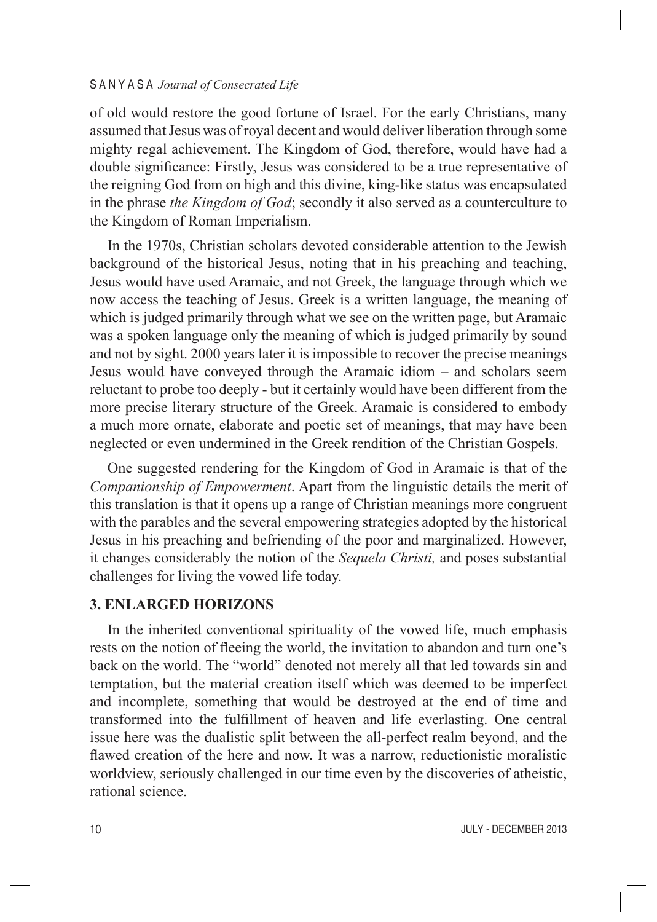of old would restore the good fortune of Israel. For the early Christians, many assumed that Jesus was of royal decent and would deliver liberation through some mighty regal achievement. The Kingdom of God, therefore, would have had a double significance: Firstly, Jesus was considered to be a true representative of the reigning God from on high and this divine, king-like status was encapsulated in the phrase *the Kingdom of God*; secondly it also served as a counterculture to the Kingdom of Roman Imperialism.

In the 1970s, Christian scholars devoted considerable attention to the Jewish background of the historical Jesus, noting that in his preaching and teaching, Jesus would have used Aramaic, and not Greek, the language through which we now access the teaching of Jesus. Greek is a written language, the meaning of which is judged primarily through what we see on the written page, but Aramaic was a spoken language only the meaning of which is judged primarily by sound and not by sight. 2000 years later it is impossible to recover the precise meanings Jesus would have conveyed through the Aramaic idiom – and scholars seem reluctant to probe too deeply - but it certainly would have been different from the more precise literary structure of the Greek. Aramaic is considered to embody a much more ornate, elaborate and poetic set of meanings, that may have been neglected or even undermined in the Greek rendition of the Christian Gospels.

One suggested rendering for the Kingdom of God in Aramaic is that of the *Companionship of Empowerment*. Apart from the linguistic details the merit of this translation is that it opens up a range of Christian meanings more congruent with the parables and the several empowering strategies adopted by the historical Jesus in his preaching and befriending of the poor and marginalized. However, it changes considerably the notion of the *Sequela Christi,* and poses substantial challenges for living the vowed life today.

## 3. ENLARGED HORIZONS

In the inherited conventional spirituality of the vowed life, much emphasis rests on the notion of fleeing the world, the invitation to abandon and turn one's back on the world. The "world" denoted not merely all that led towards sin and temptation, but the material creation itself which was deemed to be imperfect and incomplete, something that would be destroyed at the end of time and transformed into the fulfillment of heaven and life everlasting. One central issue here was the dualistic split between the all-perfect realm beyond, and the flawed creation of the here and now. It was a narrow, reductionistic moralistic worldview, seriously challenged in our time even by the discoveries of atheistic, rational science.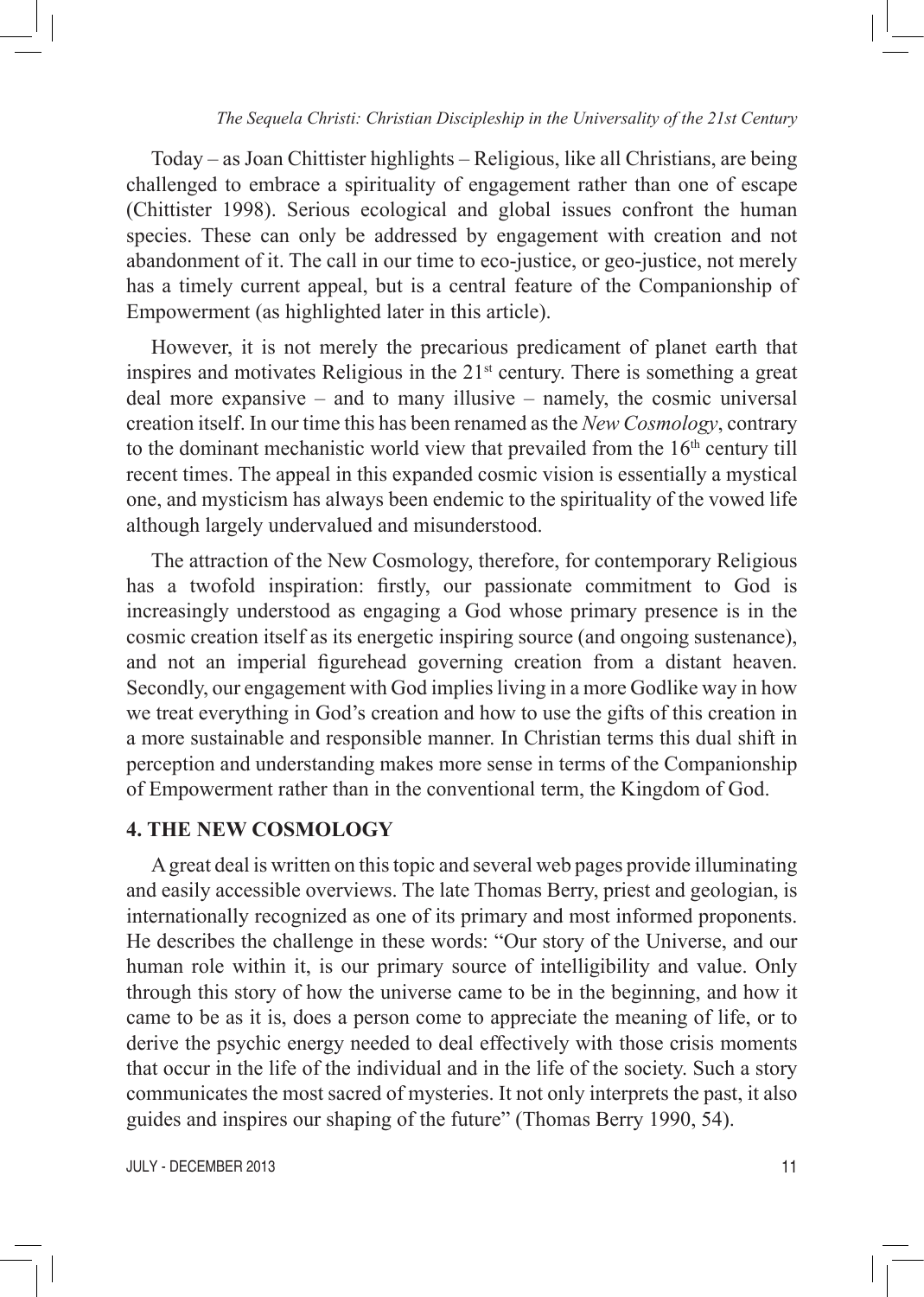Today – as Joan Chittister highlights – Religious, like all Christians, are being challenged to embrace a spirituality of engagement rather than one of escape (Chittister 1998). Serious ecological and global issues confront the human species. These can only be addressed by engagement with creation and not abandonment of it. The call in our time to eco-justice, or geo-justice, not merely has a timely current appeal, but is a central feature of the Companionship of Empowerment (as highlighted later in this article).

However, it is not merely the precarious predicament of planet earth that inspires and motivates Religious in the 21st century. There is something a great deal more expansive – and to many illusive – namely, the cosmic universal creation itself. In our time this has been renamed as the *New Cosmology*, contrary to the dominant mechanistic world view that prevailed from the 16th century till recent times. The appeal in this expanded cosmic vision is essentially a mystical one, and mysticism has always been endemic to the spirituality of the vowed life although largely undervalued and misunderstood.

The attraction of the New Cosmology, therefore, for contemporary Religious has a twofold inspiration: firstly, our passionate commitment to God is increasingly understood as engaging a God whose primary presence is in the cosmic creation itself as its energetic inspiring source (and ongoing sustenance), and not an imperial figurehead governing creation from a distant heaven. Secondly, our engagement with God implies living in a more Godlike way in how we treat everything in God's creation and how to use the gifts of this creation in a more sustainable and responsible manner. In Christian terms this dual shift in perception and understanding makes more sense in terms of the Companionship of Empowerment rather than in the conventional term, the Kingdom of God.

## 4. THE NEW COSMOLOGY

A great deal is written on this topic and several web pages provide illuminating and easily accessible overviews. The late Thomas Berry, priest and geologian, is internationally recognized as one of its primary and most informed proponents. He describes the challenge in these words: "Our story of the Universe, and our human role within it, is our primary source of intelligibility and value. Only through this story of how the universe came to be in the beginning, and how it came to be as it is, does a person come to appreciate the meaning of life, or to derive the psychic energy needed to deal effectively with those crisis moments that occur in the life of the individual and in the life of the society. Such a story communicates the most sacred of mysteries. It not only interprets the past, it also guides and inspires our shaping of the future" (Thomas Berry 1990, 54).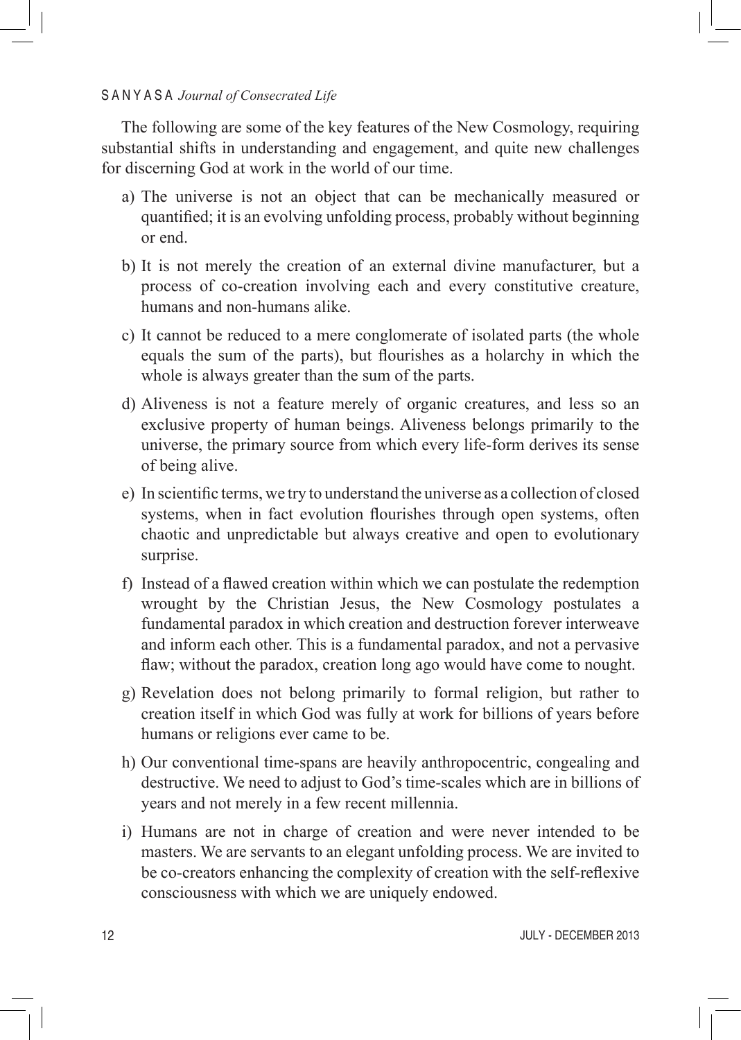The following are some of the key features of the New Cosmology, requiring substantial shifts in understanding and engagement, and quite new challenges for discerning God at work in the world of our time.

a) The universe is not an object that can be mechanically measured or quantified; it is an evolving unfolding process, probably without beginning or end.

b) It is not merely the creation of an external divine manufacturer, but a process of co-creation involving each and every constitutive creature, humans and non-humans alike.

c) It cannot be reduced to a mere conglomerate of isolated parts (the whole equals the sum of the parts), but flourishes as a holarchy in which the whole is always greater than the sum of the parts.

d) Aliveness is not a feature merely of organic creatures, and less so an exclusive property of human beings. Aliveness belongs primarily to the universe, the primary source from which every life-form derives its sense of being alive.

e) In scientific terms, we try to understand the universe as a collection of closed systems, when in fact evolution flourishes through open systems, often chaotic and unpredictable but always creative and open to evolutionary surprise.

f) Instead of a flawed creation within which we can postulate the redemption wrought by the Christian Jesus, the New Cosmology postulates a fundamental paradox in which creation and destruction forever interweave and inform each other. This is a fundamental paradox, and not a pervasive flaw; without the paradox, creation long ago would have come to nought.

g) Revelation does not belong primarily to formal religion, but rather to creation itself in which God was fully at work for billions of years before humans or religions ever came to be.

h) Our conventional time-spans are heavily anthropocentric, congealing and destructive. We need to adjust to God's time-scales which are in billions of years and not merely in a few recent millennia.

i) Humans are not in charge of creation and were never intended to be masters. We are servants to an elegant unfolding process. We are invited to be co-creators enhancing the complexity of creation with the self-reflexive consciousness with which we are uniquely endowed.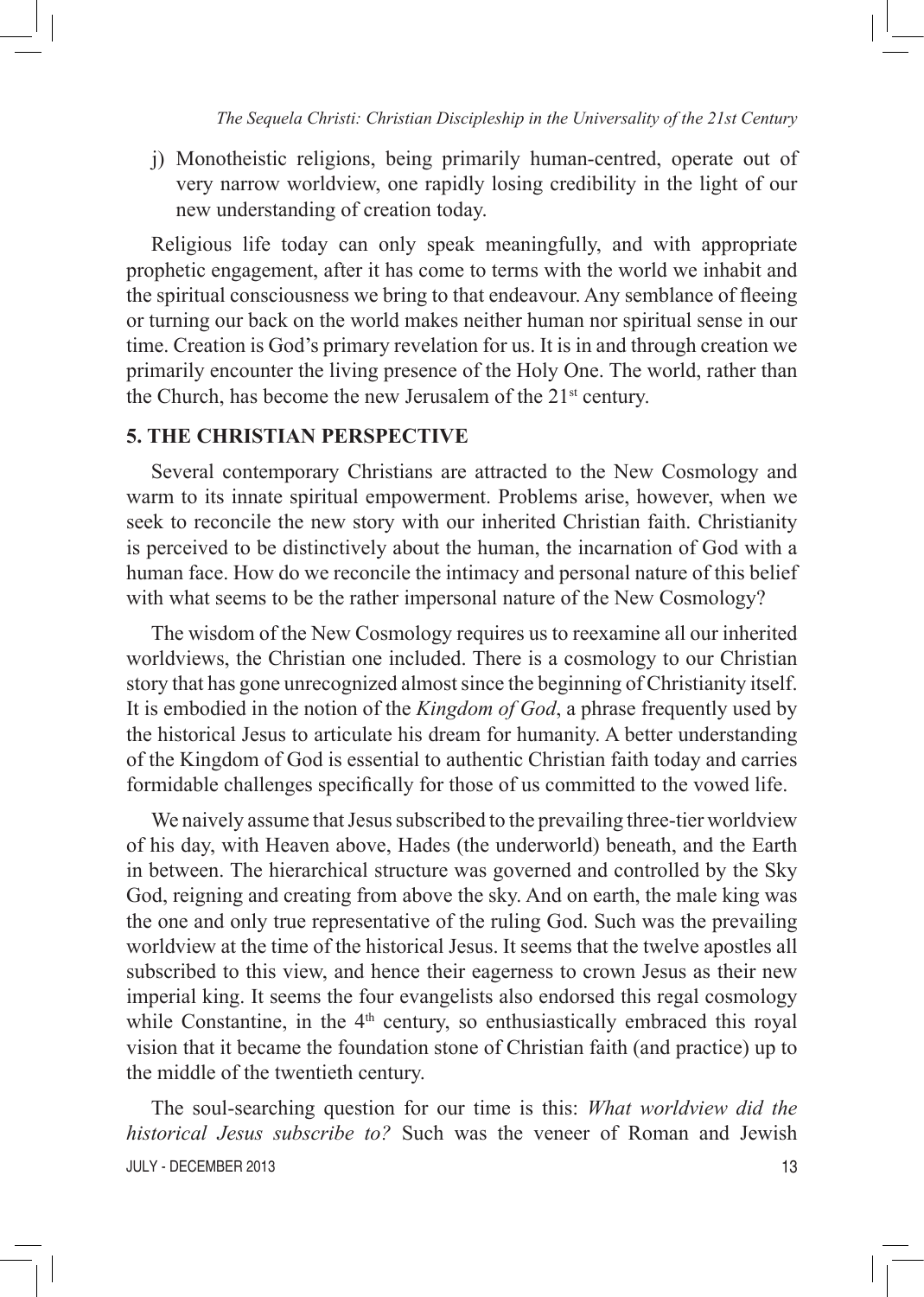j) Monotheistic religions, being primarily human-centred, operate out of very narrow worldview, one rapidly losing credibility in the light of our new understanding of creation today.

Religious life today can only speak meaningfully, and with appropriate prophetic engagement, after it has come to terms with the world we inhabit and the spiritual consciousness we bring to that endeavour. Any semblance of fleeing or turning our back on the world makes neither human nor spiritual sense in our time. Creation is God's primary revelation for us. It is in and through creation we primarily encounter the living presence of the Holy One. The world, rather than the Church, has become the new Jerusalem of the 21st century.

## 5. THE CHRISTIAN PERSPECTIVE

Several contemporary Christians are attracted to the New Cosmology and warm to its innate spiritual empowerment. Problems arise, however, when we seek to reconcile the new story with our inherited Christian faith. Christianity is perceived to be distinctively about the human, the incarnation of God with a human face. How do we reconcile the intimacy and personal nature of this belief with what seems to be the rather impersonal nature of the New Cosmology?

The wisdom of the New Cosmology requires us to reexamine all our inherited worldviews, the Christian one included. There is a cosmology to our Christian story that has gone unrecognized almost since the beginning of Christianity itself. It is embodied in the notion of the *Kingdom of God*, a phrase frequently used by the historical Jesus to articulate his dream for humanity. A better understanding of the Kingdom of God is essential to authentic Christian faith today and carries formidable challenges specifically for those of us committed to the vowed life.

We naively assume that Jesus subscribed to the prevailing three-tier worldview of his day, with Heaven above, Hades (the underworld) beneath, and the Earth in between. The hierarchical structure was governed and controlled by the Sky God, reigning and creating from above the sky. And on earth, the male king was the one and only true representative of the ruling God. Such was the prevailing worldview at the time of the historical Jesus. It seems that the twelve apostles all subscribed to this view, and hence their eagerness to crown Jesus as their new imperial king. It seems the four evangelists also endorsed this regal cosmology while Constantine, in the 4th century, so enthusiastically embraced this royal vision that it became the foundation stone of Christian faith (and practice) up to the middle of the twentieth century.

The soul-searching question for our time is this: *What worldview did the historical Jesus subscribe to?* Such was the veneer of Roman and Jewish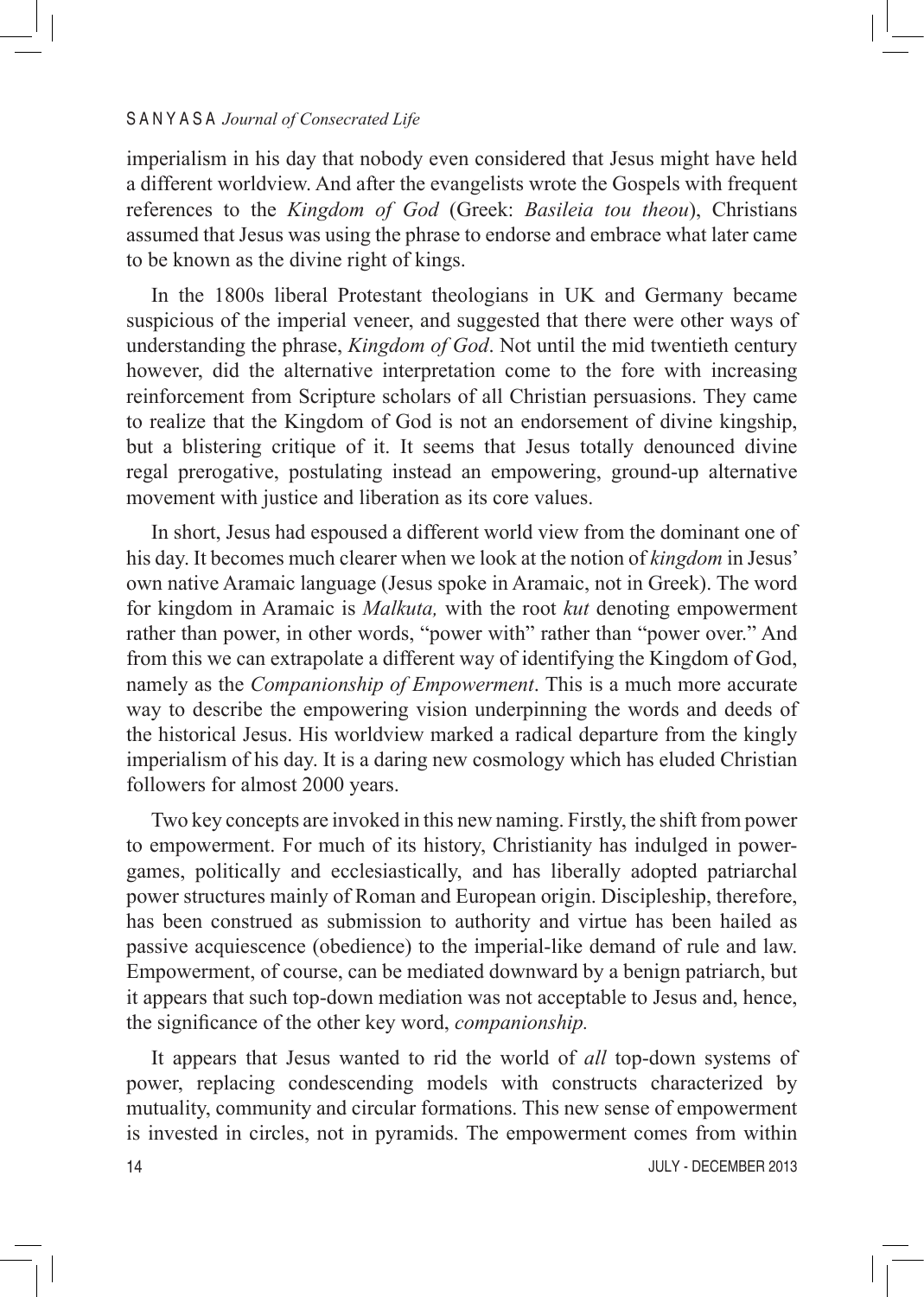imperialism in his day that nobody even considered that Jesus might have held a different worldview. And after the evangelists wrote the Gospels with frequent references to the *Kingdom of God* (Greek: *Basileia tou theou*), Christians assumed that Jesus was using the phrase to endorse and embrace what later came to be known as the divine right of kings.

In the 1800s liberal Protestant theologians in UK and Germany became suspicious of the imperial veneer, and suggested that there were other ways of understanding the phrase, *Kingdom of God*. Not until the mid twentieth century however, did the alternative interpretation come to the fore with increasing reinforcement from Scripture scholars of all Christian persuasions. They came to realize that the Kingdom of God is not an endorsement of divine kingship, but a blistering critique of it. It seems that Jesus totally denounced divine regal prerogative, postulating instead an empowering, ground-up alternative movement with justice and liberation as its core values.

In short, Jesus had espoused a different world view from the dominant one of his day. It becomes much clearer when we look at the notion of *kingdom* in Jesus' own native Aramaic language (Jesus spoke in Aramaic, not in Greek). The word for kingdom in Aramaic is *Malkuta,* with the root *kut* denoting empowerment rather than power, in other words, "power with" rather than "power over." And from this we can extrapolate a different way of identifying the Kingdom of God, namely as the *Companionship of Empowerment*. This is a much more accurate way to describe the empowering vision underpinning the words and deeds of the historical Jesus. His worldview marked a radical departure from the kingly imperialism of his day. It is a daring new cosmology which has eluded Christian followers for almost 2000 years.

Two key concepts are invoked in this new naming. Firstly, the shift from power to empowerment. For much of its history, Christianity has indulged in power-games, politically and ecclesiastically, and has liberally adopted patriarchal power structures mainly of Roman and European origin. Discipleship, therefore, has been construed as submission to authority and virtue has been hailed as passive acquiescence (obedience) to the imperial-like demand of rule and law. Empowerment, of course, can be mediated downward by a benign patriarch, but it appears that such top-down mediation was not acceptable to Jesus and, hence, the significance of the other key word, *companionship.*

It appears that Jesus wanted to rid the world of *all* top-down systems of power, replacing condescending models with constructs characterized by mutuality, community and circular formations. This new sense of empowerment is invested in circles, not in pyramids. The empowerment comes from within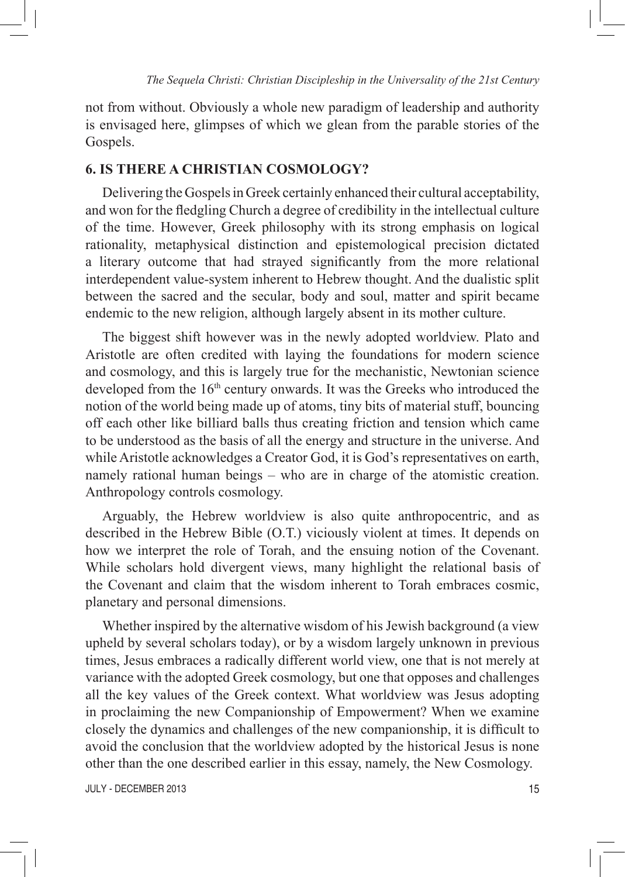not from without. Obviously a whole new paradigm of leadership and authority is envisaged here, glimpses of which we glean from the parable stories of the Gospels.

## 6. IS THERE A CHRISTIAN COSMOLOGY?

Delivering the Gospels in Greek certainly enhanced their cultural acceptability, and won for the fledgling Church a degree of credibility in the intellectual culture of the time. However, Greek philosophy with its strong emphasis on logical rationality, metaphysical distinction and epistemological precision dictated a literary outcome that had strayed significantly from the more relational interdependent value-system inherent to Hebrew thought. And the dualistic split between the sacred and the secular, body and soul, matter and spirit became endemic to the new religion, although largely absent in its mother culture.

The biggest shift however was in the newly adopted worldview. Plato and Aristotle are often credited with laying the foundations for modern science and cosmology, and this is largely true for the mechanistic, Newtonian science developed from the 16th century onwards. It was the Greeks who introduced the notion of the world being made up of atoms, tiny bits of material stuff, bouncing off each other like billiard balls thus creating friction and tension which came to be understood as the basis of all the energy and structure in the universe. And while Aristotle acknowledges a Creator God, it is God's representatives on earth, namely rational human beings – who are in charge of the atomistic creation. Anthropology controls cosmology.

Arguably, the Hebrew worldview is also quite anthropocentric, and as described in the Hebrew Bible (O.T.) viciously violent at times. It depends on how we interpret the role of Torah, and the ensuing notion of the Covenant. While scholars hold divergent views, many highlight the relational basis of the Covenant and claim that the wisdom inherent to Torah embraces cosmic, planetary and personal dimensions.

Whether inspired by the alternative wisdom of his Jewish background (a view upheld by several scholars today), or by a wisdom largely unknown in previous times, Jesus embraces a radically different world view, one that is not merely at variance with the adopted Greek cosmology, but one that opposes and challenges all the key values of the Greek context. What worldview was Jesus adopting in proclaiming the new Companionship of Empowerment? When we examine closely the dynamics and challenges of the new companionship, it is difficult to avoid the conclusion that the worldview adopted by the historical Jesus is none other than the one described earlier in this essay, namely, the New Cosmology.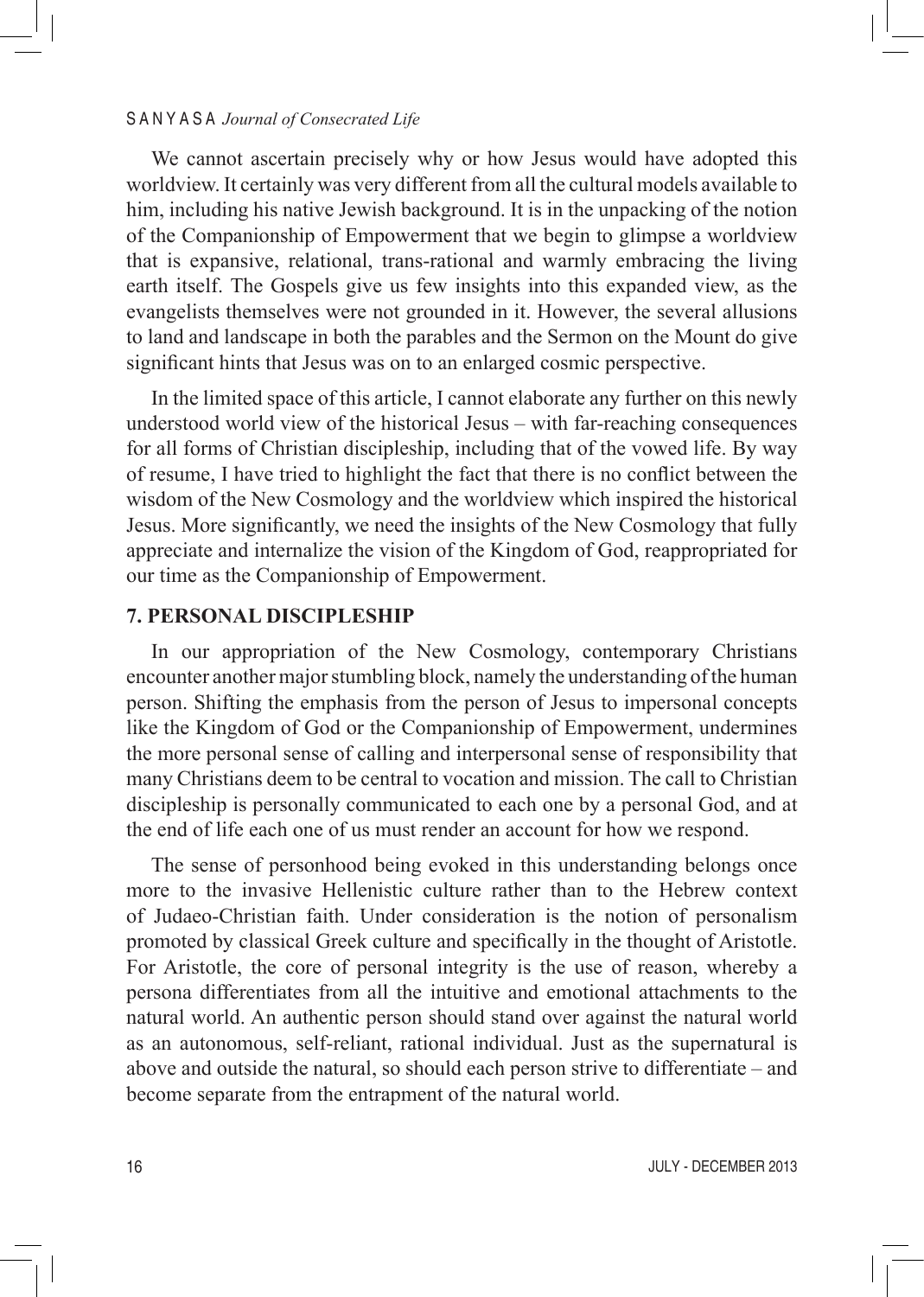We cannot ascertain precisely why or how Jesus would have adopted this worldview. It certainly was very different from all the cultural models available to him, including his native Jewish background. It is in the unpacking of the notion of the Companionship of Empowerment that we begin to glimpse a worldview that is expansive, relational, trans-rational and warmly embracing the living earth itself. The Gospels give us few insights into this expanded view, as the evangelists themselves were not grounded in it. However, the several allusions to land and landscape in both the parables and the Sermon on the Mount do give significant hints that Jesus was on to an enlarged cosmic perspective.

In the limited space of this article, I cannot elaborate any further on this newly understood world view of the historical Jesus – with far-reaching consequences for all forms of Christian discipleship, including that of the vowed life. By way of resume, I have tried to highlight the fact that there is no conflict between the wisdom of the New Cosmology and the worldview which inspired the historical Jesus. More significantly, we need the insights of the New Cosmology that fully appreciate and internalize the vision of the Kingdom of God, reappropriated for our time as the Companionship of Empowerment.

## 7. PERSONAL DISCIPLESHIP

In our appropriation of the New Cosmology, contemporary Christians encounter another major stumbling block, namely the understanding of the human person. Shifting the emphasis from the person of Jesus to impersonal concepts like the Kingdom of God or the Companionship of Empowerment, undermines the more personal sense of calling and interpersonal sense of responsibility that many Christians deem to be central to vocation and mission. The call to Christian discipleship is personally communicated to each one by a personal God, and at the end of life each one of us must render an account for how we respond.

The sense of personhood being evoked in this understanding belongs once more to the invasive Hellenistic culture rather than to the Hebrew context of Judaeo-Christian faith. Under consideration is the notion of personalism promoted by classical Greek culture and specifically in the thought of Aristotle. For Aristotle, the core of personal integrity is the use of reason, whereby a persona differentiates from all the intuitive and emotional attachments to the natural world. An authentic person should stand over against the natural world as an autonomous, self-reliant, rational individual. Just as the supernatural is above and outside the natural, so should each person strive to differentiate – and become separate from the entrapment of the natural world.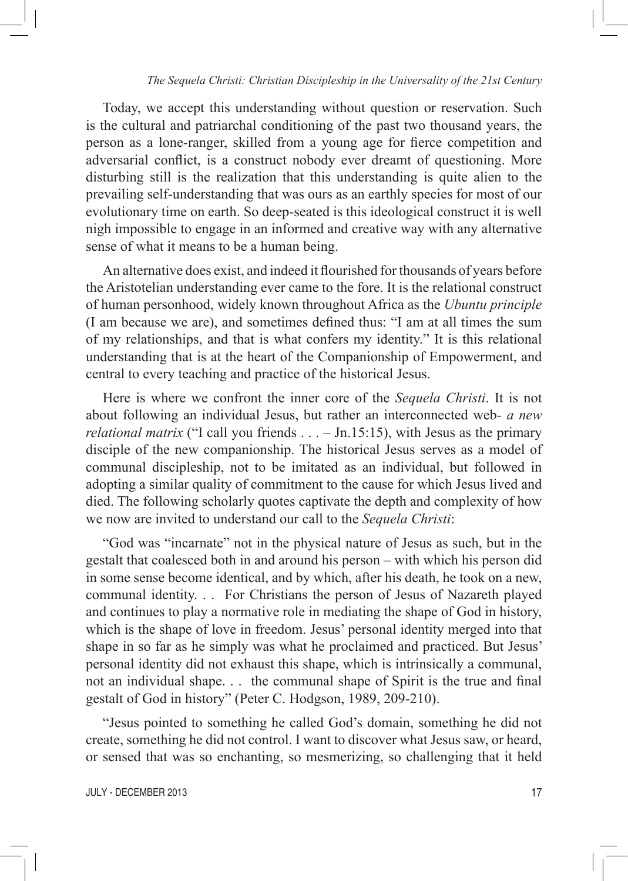Today, we accept this understanding without question or reservation. Such is the cultural and patriarchal conditioning of the past two thousand years, the person as a lone-ranger, skilled from a young age for fierce competition and adversarial conflict, is a construct nobody ever dreamt of questioning. More disturbing still is the realization that this understanding is quite alien to the prevailing self-understanding that was ours as an earthly species for most of our evolutionary time on earth. So deep-seated is this ideological construct it is well nigh impossible to engage in an informed and creative way with any alternative sense of what it means to be a human being.

An alternative does exist, and indeed it flourished for thousands of years before the Aristotelian understanding ever came to the fore. It is the relational construct of human personhood, widely known throughout Africa as the *Ubuntu principle* (I am because we are), and sometimes defined thus: "I am at all times the sum of my relationships, and that is what confers my identity." It is this relational understanding that is at the heart of the Companionship of Empowerment, and central to every teaching and practice of the historical Jesus.

Here is where we confront the inner core of the *Sequela Christi*. It is not about following an individual Jesus, but rather an interconnected web- *a new relational matrix* ("I call you friends . . . – Jn.15:15), with Jesus as the primary disciple of the new companionship. The historical Jesus serves as a model of communal discipleship, not to be imitated as an individual, but followed in adopting a similar quality of commitment to the cause for which Jesus lived and died. The following scholarly quotes captivate the depth and complexity of how we now are invited to understand our call to the *Sequela Christi*:

"God was "incarnate" not in the physical nature of Jesus as such, but in the gestalt that coalesced both in and around his person – with which his person did in some sense become identical, and by which, after his death, he took on a new, communal identity. . .  For Christians the person of Jesus of Nazareth played and continues to play a normative role in mediating the shape of God in history, which is the shape of love in freedom. Jesus' personal identity merged into that shape in so far as he simply was what he proclaimed and practiced. But Jesus' personal identity did not exhaust this shape, which is intrinsically a communal, not an individual shape. . .  the communal shape of Spirit is the true and final gestalt of God in history" (Peter C. Hodgson, 1989, 209-210).

"Jesus pointed to something he called God's domain, something he did not create, something he did not control. I want to discover what Jesus saw, or heard, or sensed that was so enchanting, so mesmerizing, so challenging that it held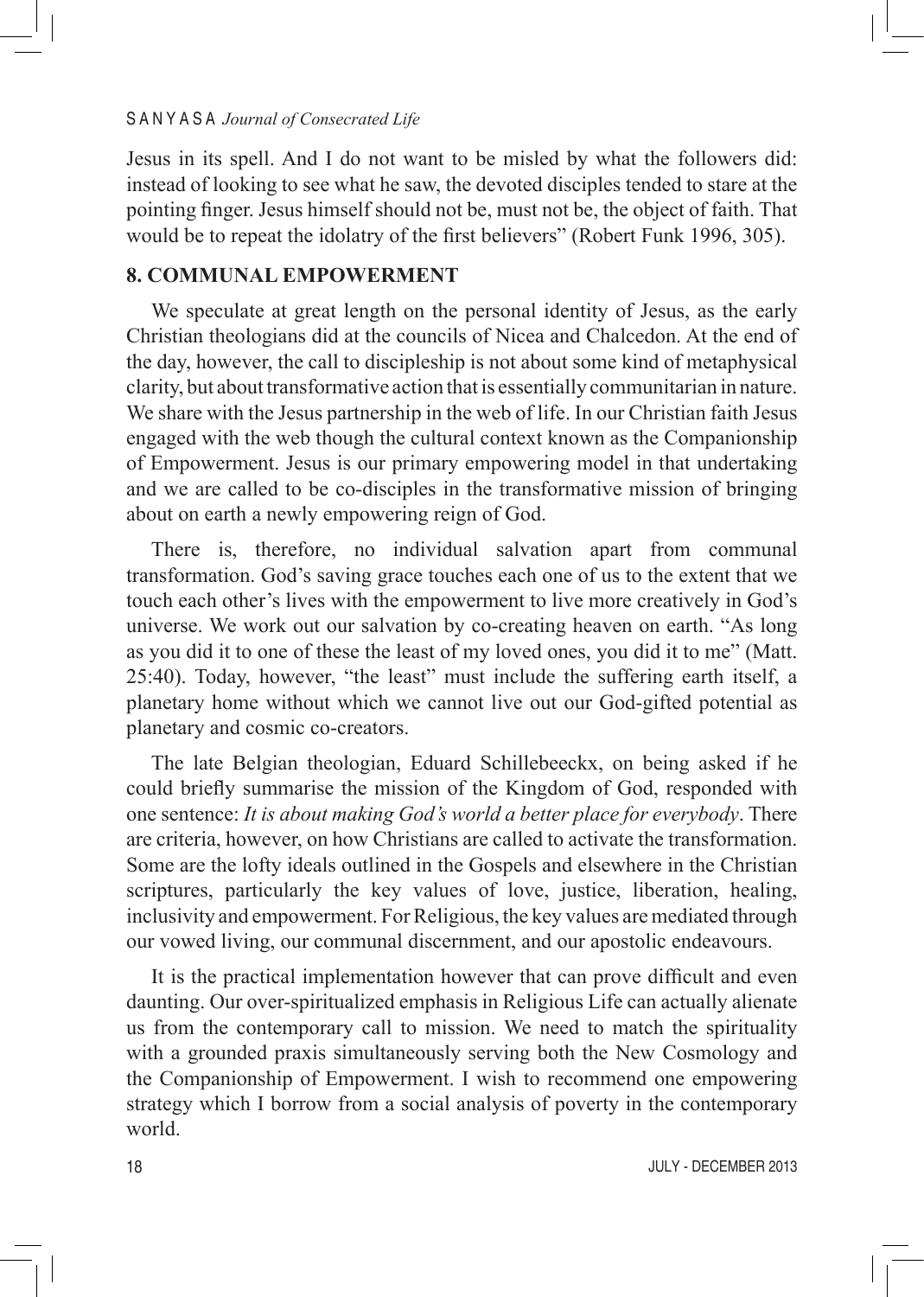Jesus in its spell. And I do not want to be misled by what the followers did: instead of looking to see what he saw, the devoted disciples tended to stare at the pointing finger. Jesus himself should not be, must not be, the object of faith. That would be to repeat the idolatry of the first believers" (Robert Funk 1996, 305).

## 8. COMMUNAL EMPOWERMENT

We speculate at great length on the personal identity of Jesus, as the early Christian theologians did at the councils of Nicea and Chalcedon. At the end of the day, however, the call to discipleship is not about some kind of metaphysical clarity, but about transformative action that is essentially communitarian in nature. We share with the Jesus partnership in the web of life. In our Christian faith Jesus engaged with the web though the cultural context known as the Companionship of Empowerment. Jesus is our primary empowering model in that undertaking and we are called to be co-disciples in the transformative mission of bringing about on earth a newly empowering reign of God.

There is, therefore, no individual salvation apart from communal transformation. God's saving grace touches each one of us to the extent that we touch each other's lives with the empowerment to live more creatively in God's universe. We work out our salvation by co-creating heaven on earth. "As long as you did it to one of these the least of my loved ones, you did it to me" (Matt. 25:40). Today, however, "the least" must include the suffering earth itself, a planetary home without which we cannot live out our God-gifted potential as planetary and cosmic co-creators.

The late Belgian theologian, Eduard Schillebeeckx, on being asked if he could briefly summarise the mission of the Kingdom of God, responded with one sentence: *It is about making God's world a better place for everybody*. There are criteria, however, on how Christians are called to activate the transformation. Some are the lofty ideals outlined in the Gospels and elsewhere in the Christian scriptures, particularly the key values of love, justice, liberation, healing, inclusivity and empowerment. For Religious, the key values are mediated through our vowed living, our communal discernment, and our apostolic endeavours.

It is the practical implementation however that can prove difficult and even daunting. Our over-spiritualized emphasis in Religious Life can actually alienate us from the contemporary call to mission. We need to match the spirituality with a grounded praxis simultaneously serving both the New Cosmology and the Companionship of Empowerment. I wish to recommend one empowering strategy which I borrow from a social analysis of poverty in the contemporary world.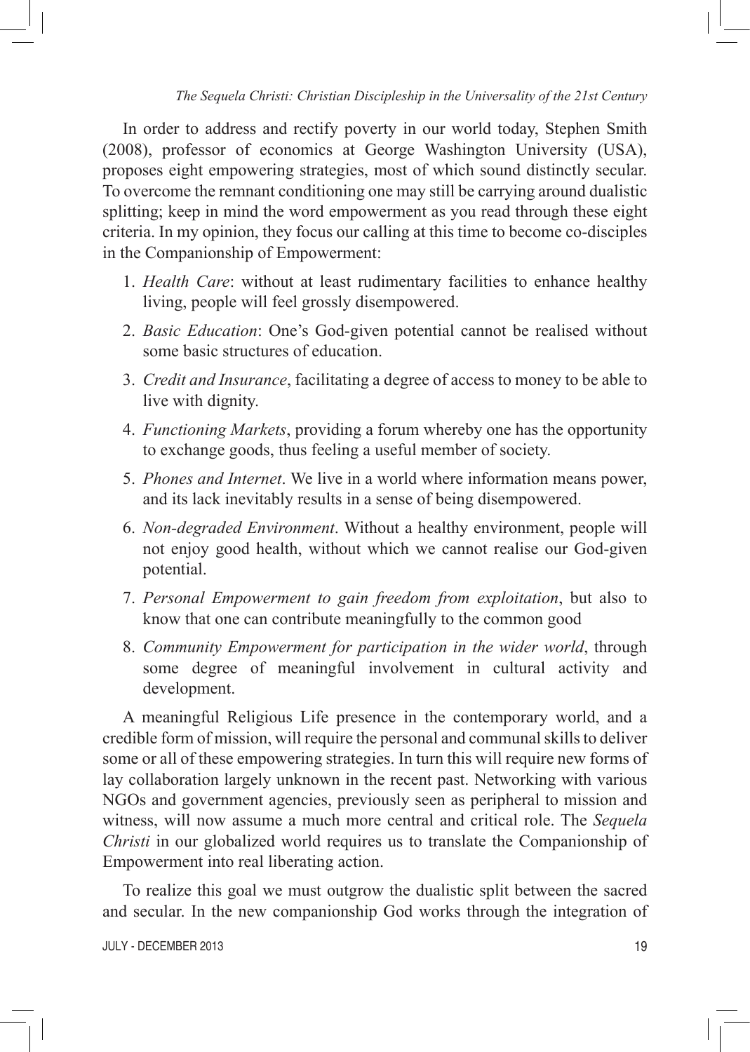In order to address and rectify poverty in our world today, Stephen Smith (2008), professor of economics at George Washington University (USA), proposes eight empowering strategies, most of which sound distinctly secular. To overcome the remnant conditioning one may still be carrying around dualistic splitting; keep in mind the word empowerment as you read through these eight criteria. In my opinion, they focus our calling at this time to become co-disciples in the Companionship of Empowerment:

1. *Health Care*: without at least rudimentary facilities to enhance healthy living, people will feel grossly disempowered.
2. *Basic Education*: One's God-given potential cannot be realised without some basic structures of education.
3. *Credit and Insurance*, facilitating a degree of access to money to be able to live with dignity.
4. *Functioning Markets*, providing a forum whereby one has the opportunity to exchange goods, thus feeling a useful member of society.
5. *Phones and Internet*. We live in a world where information means power, and its lack inevitably results in a sense of being disempowered.
6. *Non-degraded Environment*. Without a healthy environment, people will not enjoy good health, without which we cannot realise our God-given potential.
7. *Personal Empowerment to gain freedom from exploitation*, but also to know that one can contribute meaningfully to the common good
8. *Community Empowerment for participation in the wider world*, through some degree of meaningful involvement in cultural activity and development.

A meaningful Religious Life presence in the contemporary world, and a credible form of mission, will require the personal and communal skills to deliver some or all of these empowering strategies. In turn this will require new forms of lay collaboration largely unknown in the recent past. Networking with various NGOs and government agencies, previously seen as peripheral to mission and witness, will now assume a much more central and critical role. The *Sequela Christi* in our globalized world requires us to translate the Companionship of Empowerment into real liberating action.

To realize this goal we must outgrow the dualistic split between the sacred and secular. In the new companionship God works through the integration of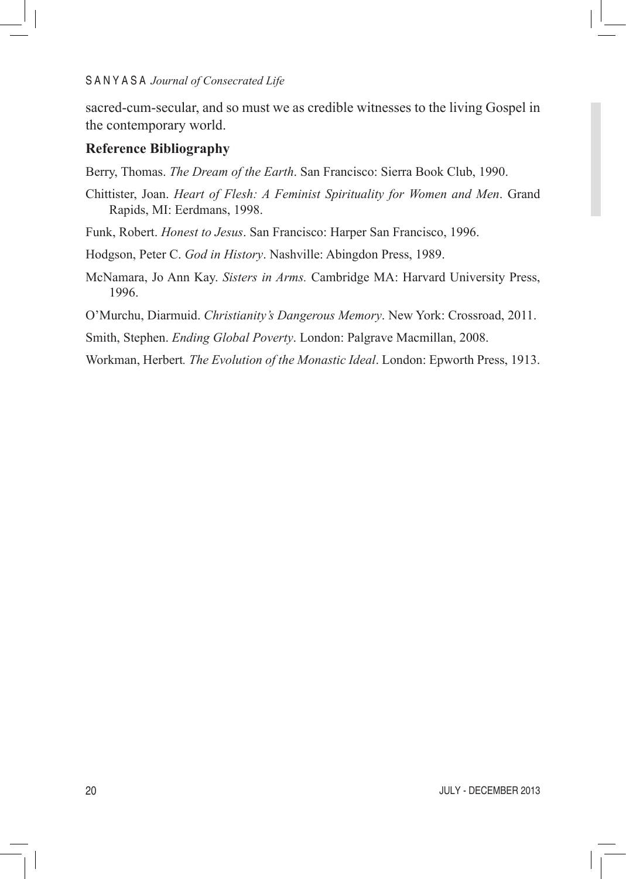sacred-cum-secular, and so must we as credible witnesses to the living Gospel in the contemporary world.

### Reference Bibliography

Berry, Thomas. *The Dream of the Earth*. San Francisco: Sierra Book Club, 1990.

Chittister, Joan. *Heart of Flesh: A Feminist Spirituality for Women and Men*. Grand Rapids, MI: Eerdmans, 1998.

Funk, Robert. *Honest to Jesus*. San Francisco: Harper San Francisco, 1996.

Hodgson, Peter C. *God in History*. Nashville: Abingdon Press, 1989.

McNamara, Jo Ann Kay. *Sisters in Arms.* Cambridge MA: Harvard University Press, 1996.

O'Murchu, Diarmuid. *Christianity's Dangerous Memory*. New York: Crossroad, 2011.

Smith, Stephen. *Ending Global Poverty*. London: Palgrave Macmillan, 2008.

Workman, Herbert*.* *The Evolution of the Monastic Ideal*. London: Epworth Press, 1913.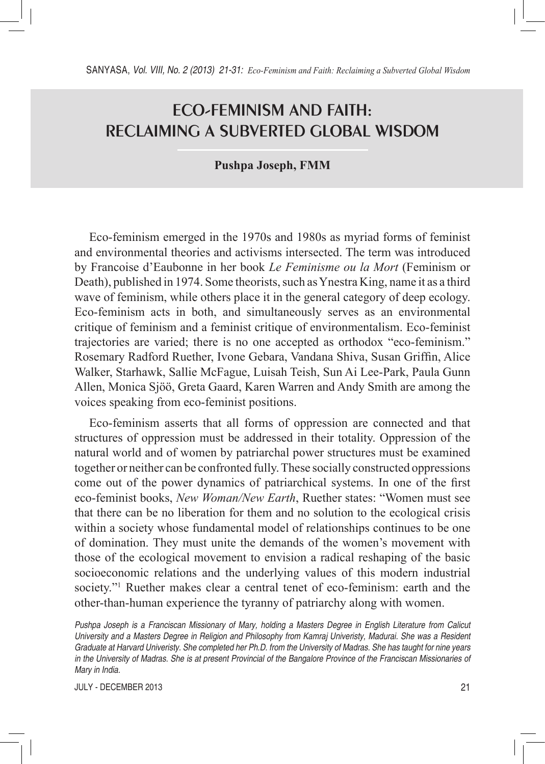# ECO-FEMINISM AND FAITH: RECLAIMING A SUBVERTED GLOBAL WISDOM

**Pushpa Joseph, FMM**

Eco-feminism emerged in the 1970s and 1980s as myriad forms of feminist and environmental theories and activisms intersected. The term was introduced by Francoise d'Eaubonne in her book *Le Feminisme ou la Mort* (Feminism or Death), published in 1974. Some theorists, such as Ynestra King, name it as a third wave of feminism, while others place it in the general category of deep ecology. Eco-feminism acts in both, and simultaneously serves as an environmental critique of feminism and a feminist critique of environmentalism. Eco-feminist trajectories are varied; there is no one accepted as orthodox "eco-feminism." Rosemary Radford Ruether, Ivone Gebara, Vandana Shiva, Susan Griffin, Alice Walker, Starhawk, Sallie McFague, Luisah Teish, Sun Ai Lee-Park, Paula Gunn Allen, Monica Sjöö, Greta Gaard, Karen Warren and Andy Smith are among the voices speaking from eco-feminist positions.

Eco-feminism asserts that all forms of oppression are connected and that structures of oppression must be addressed in their totality. Oppression of the natural world and of women by patriarchal power structures must be examined together or neither can be confronted fully. These socially constructed oppressions come out of the power dynamics of patriarchical systems. In one of the first eco-feminist books, *New Woman/New Earth*, Ruether states: "Women must see that there can be no liberation for them and no solution to the ecological crisis within a society whose fundamental model of relationships continues to be one of domination. They must unite the demands of the women's movement with those of the ecological movement to envision a radical reshaping of the basic socioeconomic relations and the underlying values of this modern industrial society."[1] Ruether makes clear a central tenet of eco-feminism: earth and the other-than-human experience the tyranny of patriarchy along with women.

*Pushpa Joseph is a Franciscan Missionary of Mary, holding a Masters Degree in English Literature from Calicut University and a Masters Degree in Religion and Philosophy from Kamraj Univeristy, Madurai. She was a Resident Graduate at Harvard Univeristy. She completed her Ph.D. from the University of Madras. She has taught for nine years in the University of Madras. She is at present Provincial of the Bangalore Province of the Franciscan Missionaries of Mary in India.*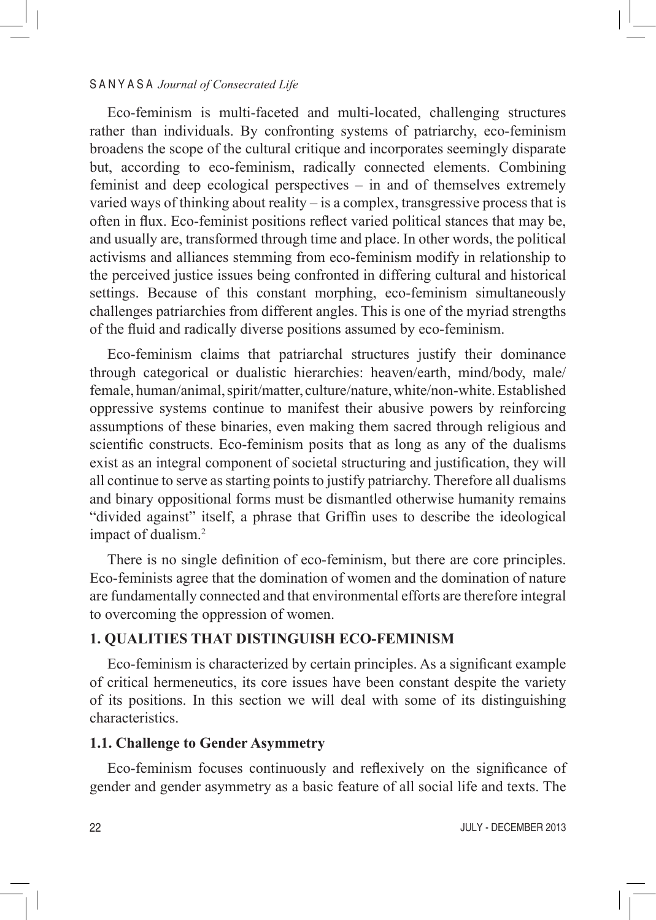Eco-feminism is multi-faceted and multi-located, challenging structures rather than individuals. By confronting systems of patriarchy, eco-feminism broadens the scope of the cultural critique and incorporates seemingly disparate but, according to eco-feminism, radically connected elements. Combining feminist and deep ecological perspectives – in and of themselves extremely varied ways of thinking about reality – is a complex, transgressive process that is often in flux. Eco-feminist positions reflect varied political stances that may be, and usually are, transformed through time and place. In other words, the political activisms and alliances stemming from eco-feminism modify in relationship to the perceived justice issues being confronted in differing cultural and historical settings. Because of this constant morphing, eco-feminism simultaneously challenges patriarchies from different angles. This is one of the myriad strengths of the fluid and radically diverse positions assumed by eco-feminism.

Eco-feminism claims that patriarchal structures justify their dominance through categorical or dualistic hierarchies: heaven/earth, mind/body, male/female, human/animal, spirit/matter, culture/nature, white/non-white. Established oppressive systems continue to manifest their abusive powers by reinforcing assumptions of these binaries, even making them sacred through religious and scientific constructs. Eco-feminism posits that as long as any of the dualisms exist as an integral component of societal structuring and justification, they will all continue to serve as starting points to justify patriarchy. Therefore all dualisms and binary oppositional forms must be dismantled otherwise humanity remains "divided against" itself, a phrase that Griffin uses to describe the ideological impact of dualism.[2]

There is no single definition of eco-feminism, but there are core principles. Eco-feminists agree that the domination of women and the domination of nature are fundamentally connected and that environmental efforts are therefore integral to overcoming the oppression of women.

## 1. QUALITIES THAT DISTINGUISH ECO-FEMINISM

Eco-feminism is characterized by certain principles. As a significant example of critical hermeneutics, its core issues have been constant despite the variety of its positions. In this section we will deal with some of its distinguishing characteristics.

### 1.1. Challenge to Gender Asymmetry

Eco-feminism focuses continuously and reflexively on the significance of gender and gender asymmetry as a basic feature of all social life and texts. The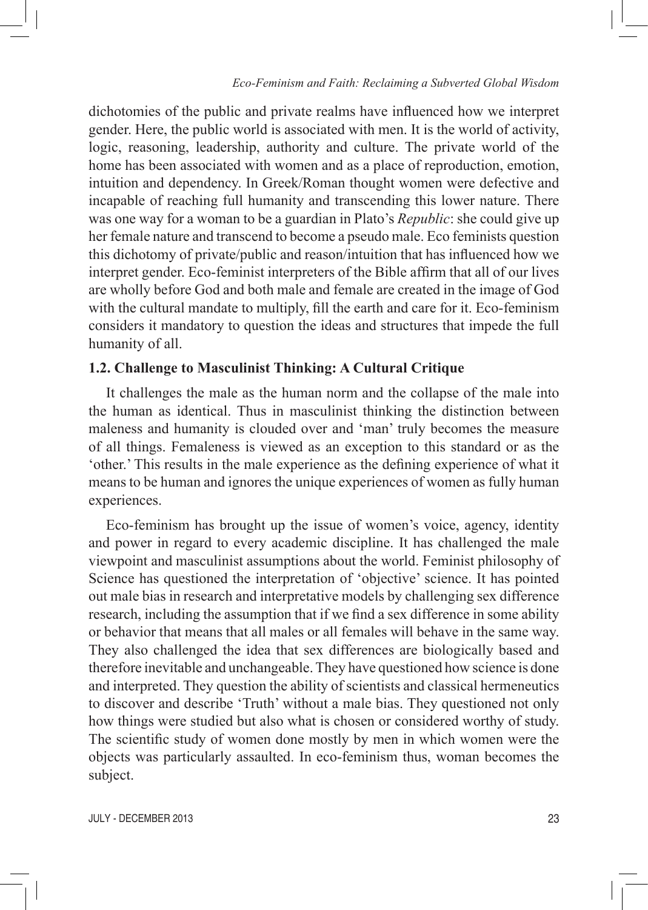dichotomies of the public and private realms have influenced how we interpret gender. Here, the public world is associated with men. It is the world of activity, logic, reasoning, leadership, authority and culture. The private world of the home has been associated with women and as a place of reproduction, emotion, intuition and dependency. In Greek/Roman thought women were defective and incapable of reaching full humanity and transcending this lower nature. There was one way for a woman to be a guardian in Plato's *Republic*: she could give up her female nature and transcend to become a pseudo male. Eco feminists question this dichotomy of private/public and reason/intuition that has influenced how we interpret gender. Eco-feminist interpreters of the Bible affirm that all of our lives are wholly before God and both male and female are created in the image of God with the cultural mandate to multiply, fill the earth and care for it. Eco-feminism considers it mandatory to question the ideas and structures that impede the full humanity of all.

### 1.2. Challenge to Masculinist Thinking: A Cultural Critique

It challenges the male as the human norm and the collapse of the male into the human as identical. Thus in masculinist thinking the distinction between maleness and humanity is clouded over and 'man' truly becomes the measure of all things. Femaleness is viewed as an exception to this standard or as the 'other.' This results in the male experience as the defining experience of what it means to be human and ignores the unique experiences of women as fully human experiences.

Eco-feminism has brought up the issue of women's voice, agency, identity and power in regard to every academic discipline. It has challenged the male viewpoint and masculinist assumptions about the world. Feminist philosophy of Science has questioned the interpretation of 'objective' science. It has pointed out male bias in research and interpretative models by challenging sex difference research, including the assumption that if we find a sex difference in some ability or behavior that means that all males or all females will behave in the same way. They also challenged the idea that sex differences are biologically based and therefore inevitable and unchangeable. They have questioned how science is done and interpreted. They question the ability of scientists and classical hermeneutics to discover and describe 'Truth' without a male bias. They questioned not only how things were studied but also what is chosen or considered worthy of study. The scientific study of women done mostly by men in which women were the objects was particularly assaulted. In eco-feminism thus, woman becomes the subject.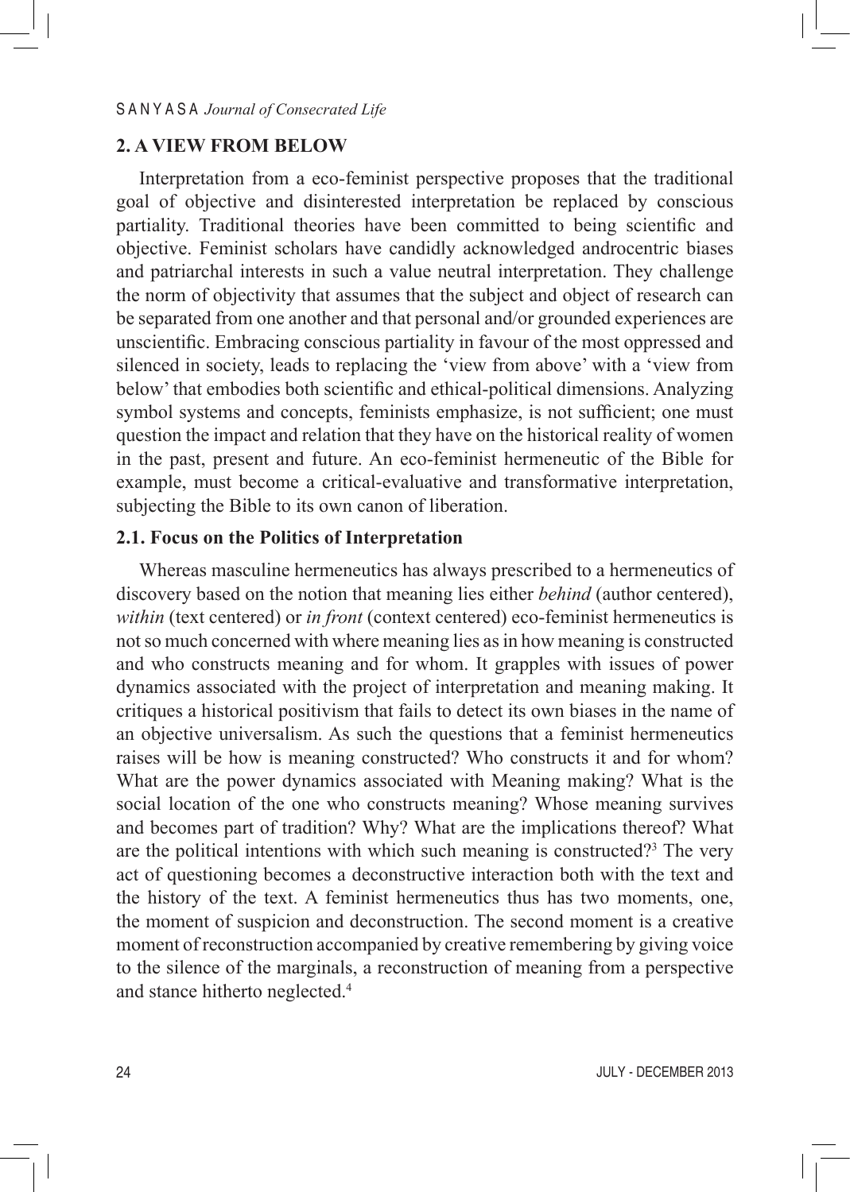## 2. A VIEW FROM BELOW

Interpretation from a eco-feminist perspective proposes that the traditional goal of objective and disinterested interpretation be replaced by conscious partiality. Traditional theories have been committed to being scientific and objective. Feminist scholars have candidly acknowledged androcentric biases and patriarchal interests in such a value neutral interpretation. They challenge the norm of objectivity that assumes that the subject and object of research can be separated from one another and that personal and/or grounded experiences are unscientific. Embracing conscious partiality in favour of the most oppressed and silenced in society, leads to replacing the 'view from above' with a 'view from below' that embodies both scientific and ethical-political dimensions. Analyzing symbol systems and concepts, feminists emphasize, is not sufficient; one must question the impact and relation that they have on the historical reality of women in the past, present and future. An eco-feminist hermeneutic of the Bible for example, must become a critical-evaluative and transformative interpretation, subjecting the Bible to its own canon of liberation.

### 2.1. Focus on the Politics of Interpretation

Whereas masculine hermeneutics has always prescribed to a hermeneutics of discovery based on the notion that meaning lies either *behind* (author centered), *within* (text centered) or *in front* (context centered) eco-feminist hermeneutics is not so much concerned with where meaning lies as in how meaning is constructed and who constructs meaning and for whom. It grapples with issues of power dynamics associated with the project of interpretation and meaning making. It critiques a historical positivism that fails to detect its own biases in the name of an objective universalism. As such the questions that a feminist hermeneutics raises will be how is meaning constructed? Who constructs it and for whom? What are the power dynamics associated with Meaning making? What is the social location of the one who constructs meaning? Whose meaning survives and becomes part of tradition? Why? What are the implications thereof? What are the political intentions with which such meaning is constructed?[3] The very act of questioning becomes a deconstructive interaction both with the text and the history of the text. A feminist hermeneutics thus has two moments, one, the moment of suspicion and deconstruction. The second moment is a creative moment of reconstruction accompanied by creative remembering by giving voice to the silence of the marginals, a reconstruction of meaning from a perspective and stance hitherto neglected.[4]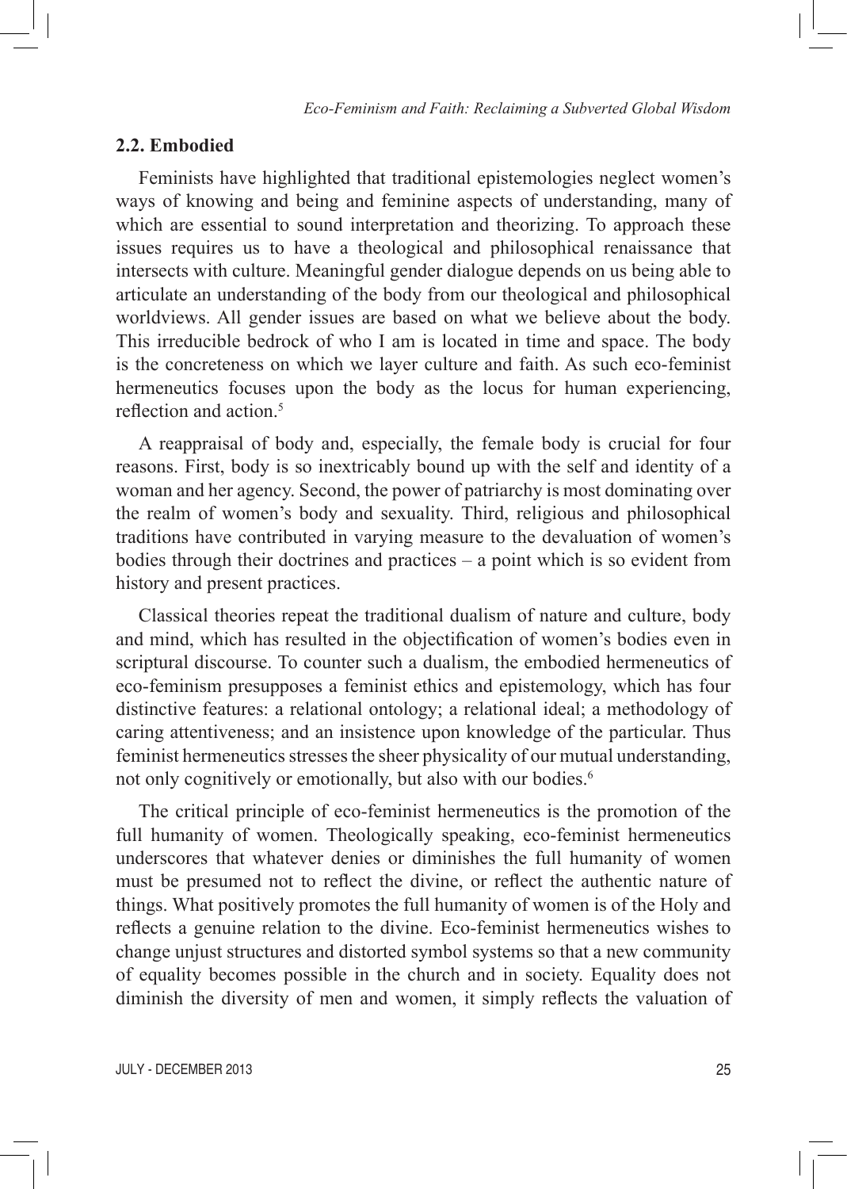### 2.2. Embodied

Feminists have highlighted that traditional epistemologies neglect women's ways of knowing and being and feminine aspects of understanding, many of which are essential to sound interpretation and theorizing. To approach these issues requires us to have a theological and philosophical renaissance that intersects with culture. Meaningful gender dialogue depends on us being able to articulate an understanding of the body from our theological and philosophical worldviews. All gender issues are based on what we believe about the body. This irreducible bedrock of who I am is located in time and space. The body is the concreteness on which we layer culture and faith. As such eco-feminist hermeneutics focuses upon the body as the locus for human experiencing, reflection and action.[5]

A reappraisal of body and, especially, the female body is crucial for four reasons. First, body is so inextricably bound up with the self and identity of a woman and her agency. Second, the power of patriarchy is most dominating over the realm of women's body and sexuality. Third, religious and philosophical traditions have contributed in varying measure to the devaluation of women's bodies through their doctrines and practices – a point which is so evident from history and present practices.

Classical theories repeat the traditional dualism of nature and culture, body and mind, which has resulted in the objectification of women's bodies even in scriptural discourse. To counter such a dualism, the embodied hermeneutics of eco-feminism presupposes a feminist ethics and epistemology, which has four distinctive features: a relational ontology; a relational ideal; a methodology of caring attentiveness; and an insistence upon knowledge of the particular. Thus feminist hermeneutics stresses the sheer physicality of our mutual understanding, not only cognitively or emotionally, but also with our bodies.[6]

The critical principle of eco-feminist hermeneutics is the promotion of the full humanity of women. Theologically speaking, eco-feminist hermeneutics underscores that whatever denies or diminishes the full humanity of women must be presumed not to reflect the divine, or reflect the authentic nature of things. What positively promotes the full humanity of women is of the Holy and reflects a genuine relation to the divine. Eco-feminist hermeneutics wishes to change unjust structures and distorted symbol systems so that a new community of equality becomes possible in the church and in society. Equality does not diminish the diversity of men and women, it simply reflects the valuation of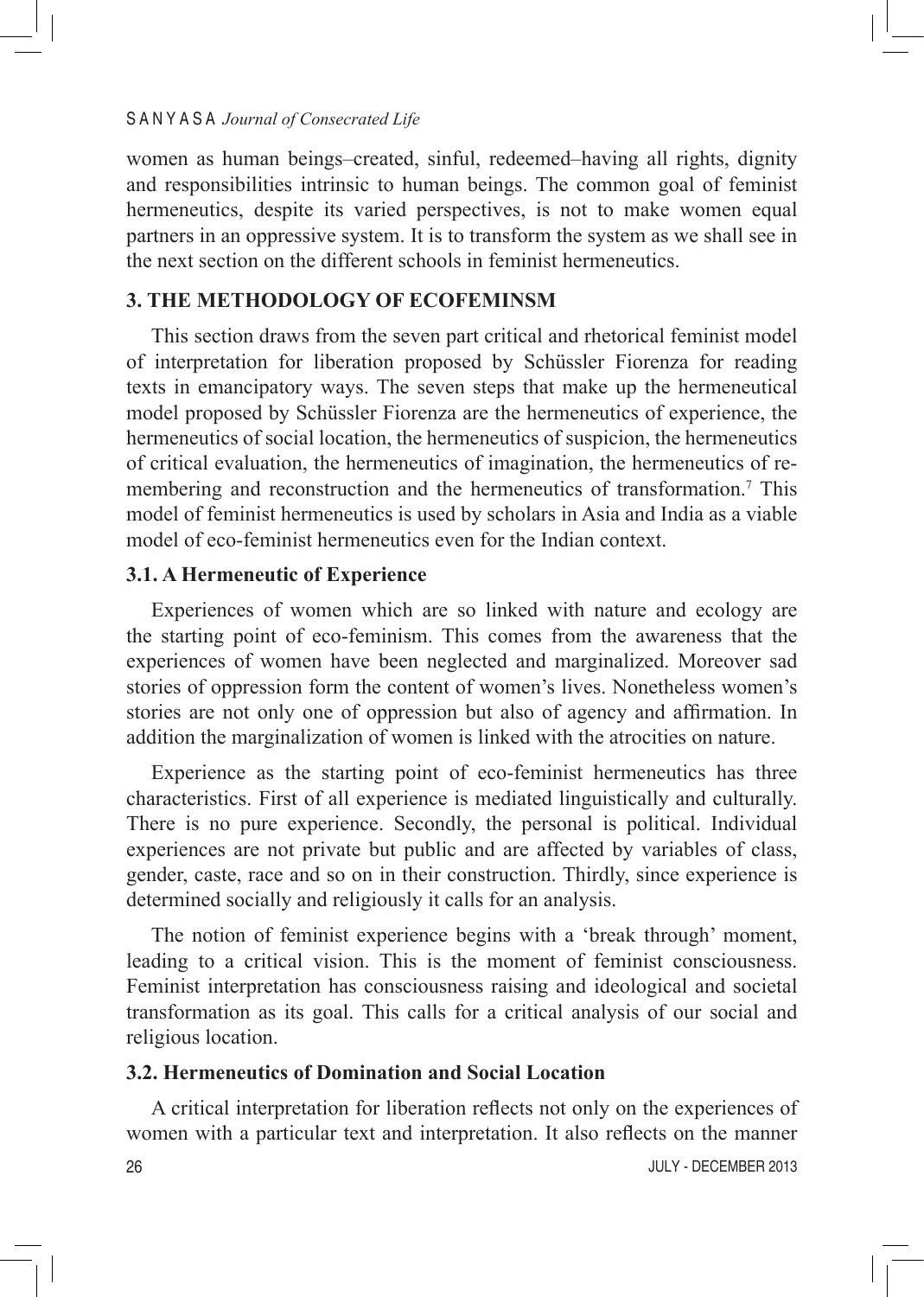women as human beings–created, sinful, redeemed–having all rights, dignity and responsibilities intrinsic to human beings. The common goal of feminist hermeneutics, despite its varied perspectives, is not to make women equal partners in an oppressive system. It is to transform the system as we shall see in the next section on the different schools in feminist hermeneutics.

## 3. THE METHODOLOGY OF ECOFEMINSM

This section draws from the seven part critical and rhetorical feminist model of interpretation for liberation proposed by Schüssler Fiorenza for reading texts in emancipatory ways. The seven steps that make up the hermeneutical model proposed by Schüssler Fiorenza are the hermeneutics of experience, the hermeneutics of social location, the hermeneutics of suspicion, the hermeneutics of critical evaluation, the hermeneutics of imagination, the hermeneutics of re-membering and reconstruction and the hermeneutics of transformation.[7] This model of feminist hermeneutics is used by scholars in Asia and India as a viable model of eco-feminist hermeneutics even for the Indian context.

### 3.1. A Hermeneutic of Experience

Experiences of women which are so linked with nature and ecology are the starting point of eco-feminism. This comes from the awareness that the experiences of women have been neglected and marginalized. Moreover sad stories of oppression form the content of women's lives. Nonetheless women's stories are not only one of oppression but also of agency and affirmation. In addition the marginalization of women is linked with the atrocities on nature.

Experience as the starting point of eco-feminist hermeneutics has three characteristics. First of all experience is mediated linguistically and culturally. There is no pure experience. Secondly, the personal is political. Individual experiences are not private but public and are affected by variables of class, gender, caste, race and so on in their construction. Thirdly, since experience is determined socially and religiously it calls for an analysis.

The notion of feminist experience begins with a 'break through' moment, leading to a critical vision. This is the moment of feminist consciousness. Feminist interpretation has consciousness raising and ideological and societal transformation as its goal. This calls for a critical analysis of our social and religious location.

### 3.2. Hermeneutics of Domination and Social Location

A critical interpretation for liberation reflects not only on the experiences of women with a particular text and interpretation. It also reflects on the manner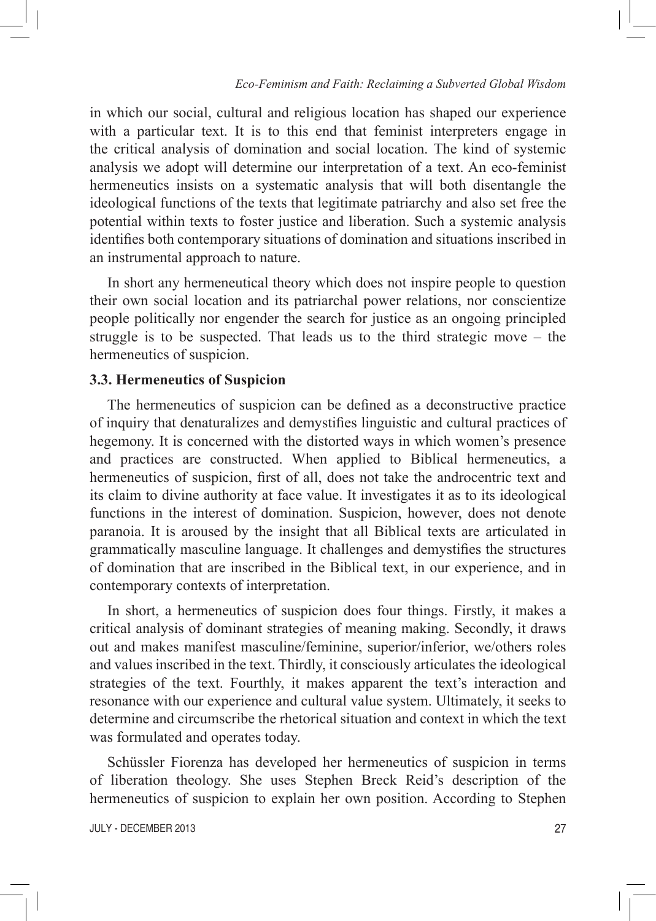in which our social, cultural and religious location has shaped our experience with a particular text. It is to this end that feminist interpreters engage in the critical analysis of domination and social location. The kind of systemic analysis we adopt will determine our interpretation of a text. An eco-feminist hermeneutics insists on a systematic analysis that will both disentangle the ideological functions of the texts that legitimate patriarchy and also set free the potential within texts to foster justice and liberation. Such a systemic analysis identifies both contemporary situations of domination and situations inscribed in an instrumental approach to nature.

In short any hermeneutical theory which does not inspire people to question their own social location and its patriarchal power relations, nor conscientize people politically nor engender the search for justice as an ongoing principled struggle is to be suspected. That leads us to the third strategic move – the hermeneutics of suspicion.

### 3.3. Hermeneutics of Suspicion

The hermeneutics of suspicion can be defined as a deconstructive practice of inquiry that denaturalizes and demystifies linguistic and cultural practices of hegemony. It is concerned with the distorted ways in which women's presence and practices are constructed. When applied to Biblical hermeneutics, a hermeneutics of suspicion, first of all, does not take the androcentric text and its claim to divine authority at face value. It investigates it as to its ideological functions in the interest of domination. Suspicion, however, does not denote paranoia. It is aroused by the insight that all Biblical texts are articulated in grammatically masculine language. It challenges and demystifies the structures of domination that are inscribed in the Biblical text, in our experience, and in contemporary contexts of interpretation.

In short, a hermeneutics of suspicion does four things. Firstly, it makes a critical analysis of dominant strategies of meaning making. Secondly, it draws out and makes manifest masculine/feminine, superior/inferior, we/others roles and values inscribed in the text. Thirdly, it consciously articulates the ideological strategies of the text. Fourthly, it makes apparent the text's interaction and resonance with our experience and cultural value system. Ultimately, it seeks to determine and circumscribe the rhetorical situation and context in which the text was formulated and operates today.

Schüssler Fiorenza has developed her hermeneutics of suspicion in terms of liberation theology. She uses Stephen Breck Reid's description of the hermeneutics of suspicion to explain her own position. According to Stephen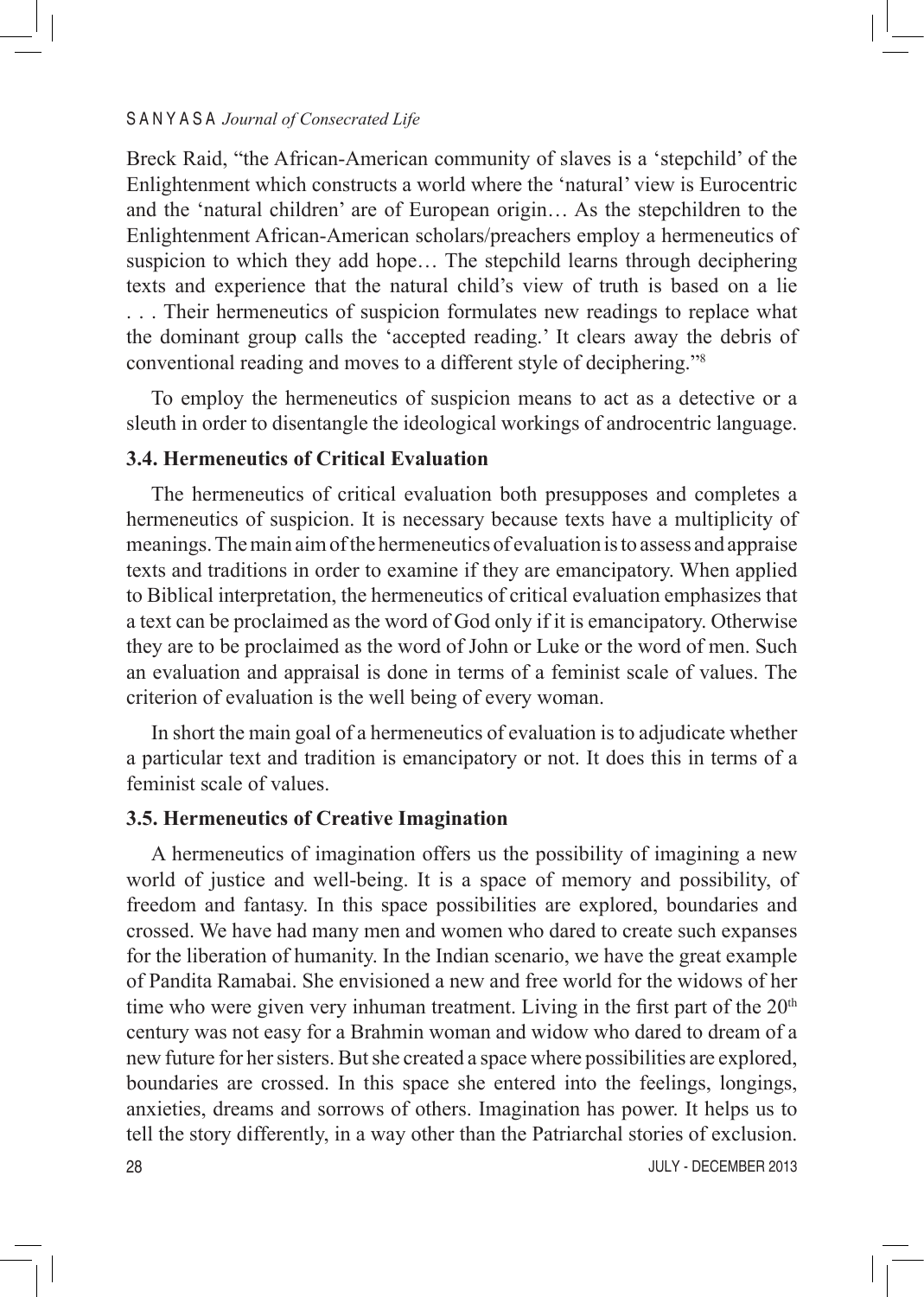Breck Raid, "the African-American community of slaves is a 'stepchild' of the Enlightenment which constructs a world where the 'natural' view is Eurocentric and the 'natural children' are of European origin… As the stepchildren to the Enlightenment African-American scholars/preachers employ a hermeneutics of suspicion to which they add hope… The stepchild learns through deciphering texts and experience that the natural child's view of truth is based on a lie . . . Their hermeneutics of suspicion formulates new readings to replace what the dominant group calls the 'accepted reading.' It clears away the debris of conventional reading and moves to a different style of deciphering."[8]

To employ the hermeneutics of suspicion means to act as a detective or a sleuth in order to disentangle the ideological workings of androcentric language.

### 3.4. Hermeneutics of Critical Evaluation

The hermeneutics of critical evaluation both presupposes and completes a hermeneutics of suspicion. It is necessary because texts have a multiplicity of meanings. The main aim of the hermeneutics of evaluation is to assess and appraise texts and traditions in order to examine if they are emancipatory. When applied to Biblical interpretation, the hermeneutics of critical evaluation emphasizes that a text can be proclaimed as the word of God only if it is emancipatory. Otherwise they are to be proclaimed as the word of John or Luke or the word of men. Such an evaluation and appraisal is done in terms of a feminist scale of values. The criterion of evaluation is the well being of every woman.

In short the main goal of a hermeneutics of evaluation is to adjudicate whether a particular text and tradition is emancipatory or not. It does this in terms of a feminist scale of values.

### 3.5. Hermeneutics of Creative Imagination

A hermeneutics of imagination offers us the possibility of imagining a new world of justice and well-being. It is a space of memory and possibility, of freedom and fantasy. In this space possibilities are explored, boundaries and crossed. We have had many men and women who dared to create such expanses for the liberation of humanity. In the Indian scenario, we have the great example of Pandita Ramabai. She envisioned a new and free world for the widows of her time who were given very inhuman treatment. Living in the first part of the 20th century was not easy for a Brahmin woman and widow who dared to dream of a new future for her sisters. But she created a space where possibilities are explored, boundaries are crossed. In this space she entered into the feelings, longings, anxieties, dreams and sorrows of others. Imagination has power. It helps us to tell the story differently, in a way other than the Patriarchal stories of exclusion.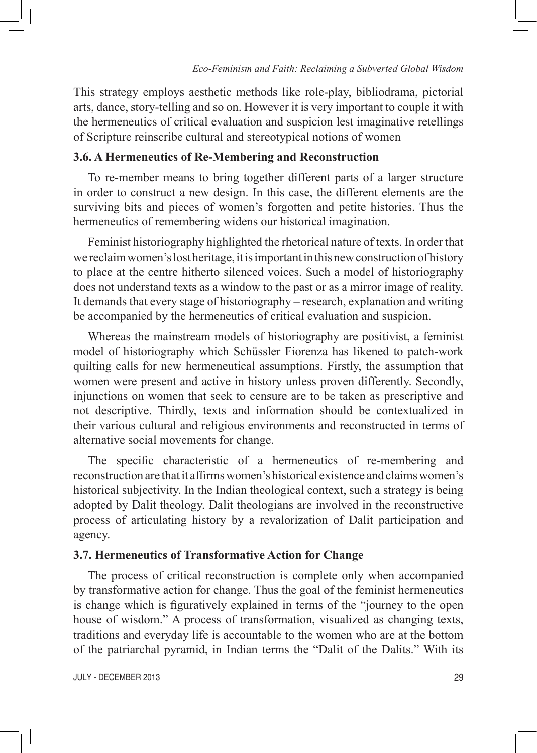This strategy employs aesthetic methods like role-play, bibliodrama, pictorial arts, dance, story-telling and so on. However it is very important to couple it with the hermeneutics of critical evaluation and suspicion lest imaginative retellings of Scripture reinscribe cultural and stereotypical notions of women

### 3.6. A Hermeneutics of Re-Membering and Reconstruction

To re-member means to bring together different parts of a larger structure in order to construct a new design. In this case, the different elements are the surviving bits and pieces of women's forgotten and petite histories. Thus the hermeneutics of remembering widens our historical imagination.

Feminist historiography highlighted the rhetorical nature of texts. In order that we reclaim women's lost heritage, it is important in this new construction of history to place at the centre hitherto silenced voices. Such a model of historiography does not understand texts as a window to the past or as a mirror image of reality. It demands that every stage of historiography – research, explanation and writing be accompanied by the hermeneutics of critical evaluation and suspicion.

Whereas the mainstream models of historiography are positivist, a feminist model of historiography which Schüssler Fiorenza has likened to patch-work quilting calls for new hermeneutical assumptions. Firstly, the assumption that women were present and active in history unless proven differently. Secondly, injunctions on women that seek to censure are to be taken as prescriptive and not descriptive. Thirdly, texts and information should be contextualized in their various cultural and religious environments and reconstructed in terms of alternative social movements for change.

The specific characteristic of a hermeneutics of re-membering and reconstruction are that it affirms women's historical existence and claims women's historical subjectivity. In the Indian theological context, such a strategy is being adopted by Dalit theology. Dalit theologians are involved in the reconstructive process of articulating history by a revalorization of Dalit participation and agency.

### 3.7. Hermeneutics of Transformative Action for Change

The process of critical reconstruction is complete only when accompanied by transformative action for change. Thus the goal of the feminist hermeneutics is change which is figuratively explained in terms of the "journey to the open house of wisdom." A process of transformation, visualized as changing texts, traditions and everyday life is accountable to the women who are at the bottom of the patriarchal pyramid, in Indian terms the "Dalit of the Dalits." With its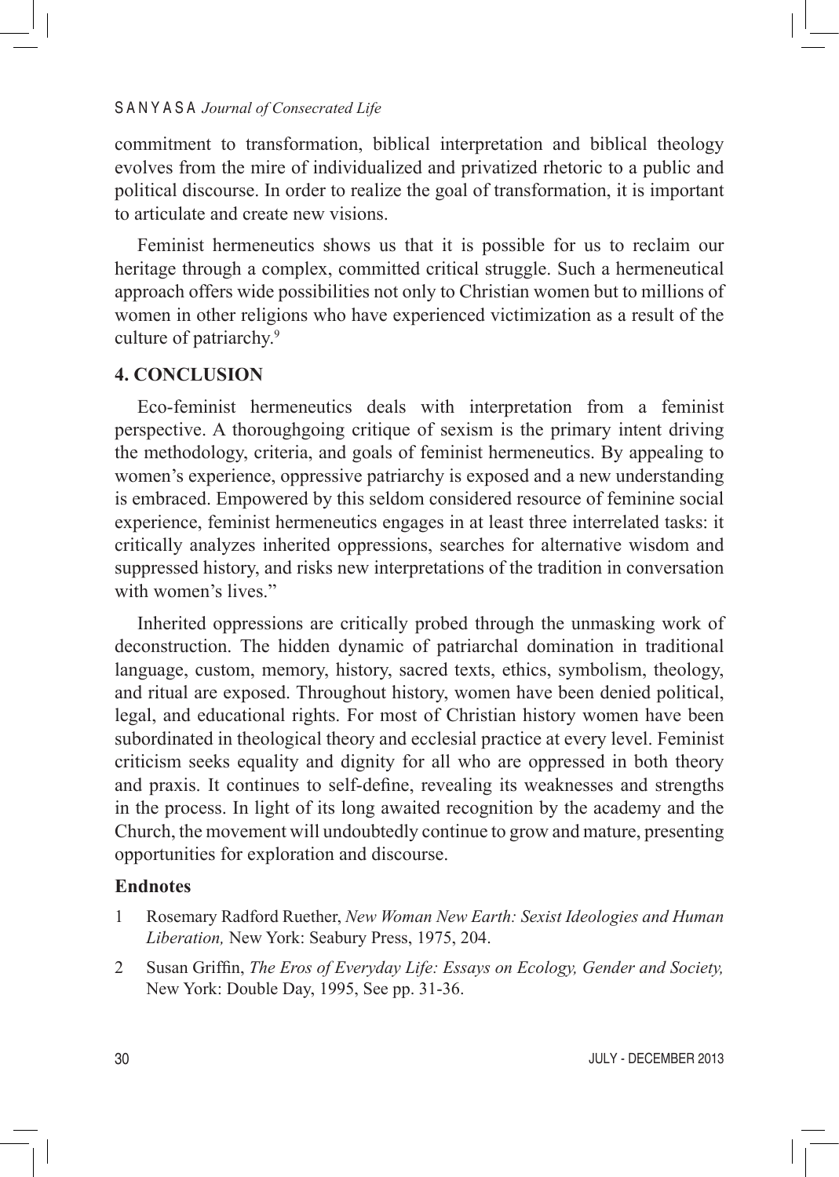commitment to transformation, biblical interpretation and biblical theology evolves from the mire of individualized and privatized rhetoric to a public and political discourse. In order to realize the goal of transformation, it is important to articulate and create new visions.

Feminist hermeneutics shows us that it is possible for us to reclaim our heritage through a complex, committed critical struggle. Such a hermeneutical approach offers wide possibilities not only to Christian women but to millions of women in other religions who have experienced victimization as a result of the culture of patriarchy.[9]

## 4. CONCLUSION

Eco-feminist hermeneutics deals with interpretation from a feminist perspective. A thoroughgoing critique of sexism is the primary intent driving the methodology, criteria, and goals of feminist hermeneutics. By appealing to women's experience, oppressive patriarchy is exposed and a new understanding is embraced. Empowered by this seldom considered resource of feminine social experience, feminist hermeneutics engages in at least three interrelated tasks: it critically analyzes inherited oppressions, searches for alternative wisdom and suppressed history, and risks new interpretations of the tradition in conversation with women's lives."

Inherited oppressions are critically probed through the unmasking work of deconstruction. The hidden dynamic of patriarchal domination in traditional language, custom, memory, history, sacred texts, ethics, symbolism, theology, and ritual are exposed. Throughout history, women have been denied political, legal, and educational rights. For most of Christian history women have been subordinated in theological theory and ecclesial practice at every level. Feminist criticism seeks equality and dignity for all who are oppressed in both theory and praxis. It continues to self-define, revealing its weaknesses and strengths in the process. In light of its long awaited recognition by the academy and the Church, the movement will undoubtedly continue to grow and mature, presenting opportunities for exploration and discourse.

### Endnotes

1. Rosemary Radford Ruether, *New Woman New Earth: Sexist Ideologies and Human Liberation,* New York: Seabury Press, 1975, 204.
2. Susan Griffin, *The Eros of Everyday Life: Essays on Ecology, Gender and Society,* New York: Double Day, 1995, See pp. 31-36.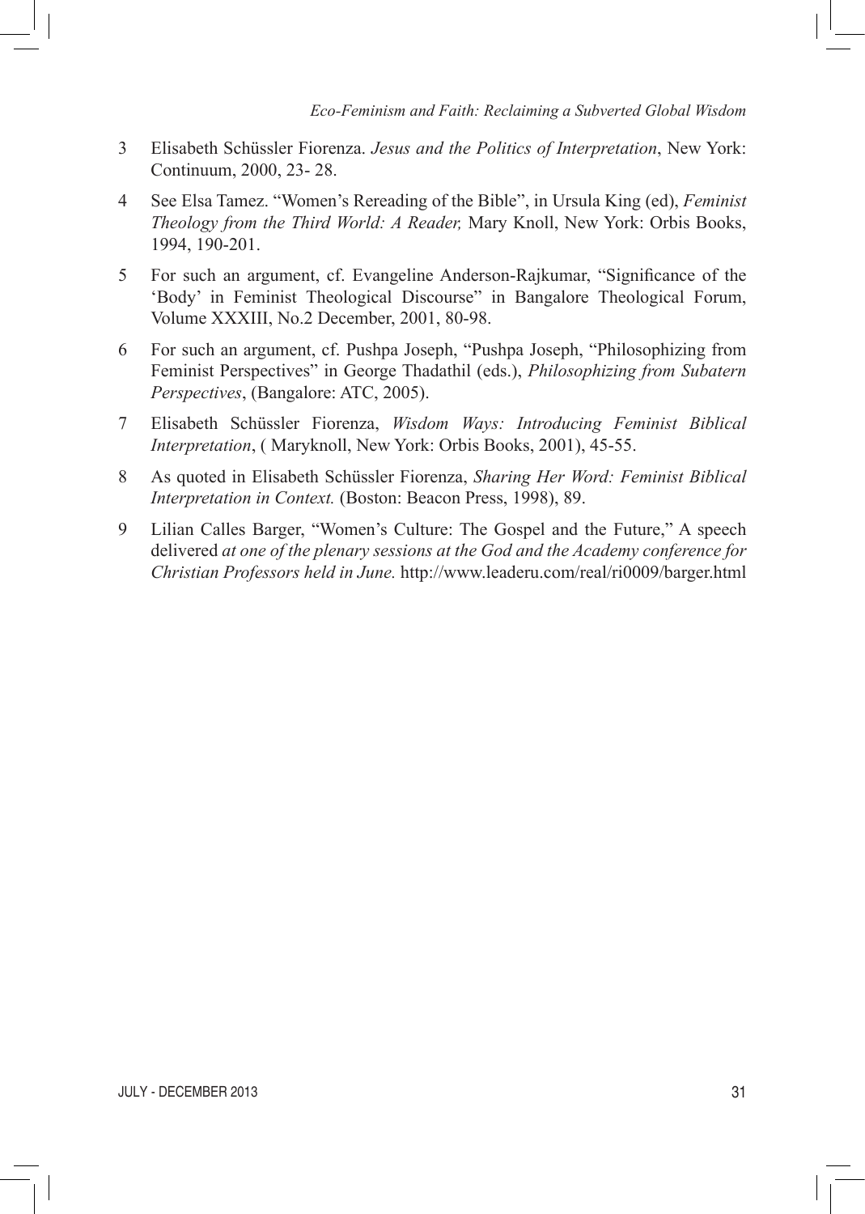3 Elisabeth Schüssler Fiorenza. *Jesus and the Politics of Interpretation*, New York: Continuum, 2000, 23- 28.

4 See Elsa Tamez. "Women's Rereading of the Bible", in Ursula King (ed), *Feminist Theology from the Third World: A Reader,* Mary Knoll, New York: Orbis Books, 1994, 190-201.

5 For such an argument, cf. Evangeline Anderson-Rajkumar, "Significance of the 'Body' in Feminist Theological Discourse" in Bangalore Theological Forum, Volume XXXIII, No.2 December, 2001, 80-98.

6 For such an argument, cf. Pushpa Joseph, "Pushpa Joseph, "Philosophizing from Feminist Perspectives" in George Thadathil (eds.), *Philosophizing from Subatern Perspectives*, (Bangalore: ATC, 2005).

7 Elisabeth Schüssler Fiorenza, *Wisdom Ways: Introducing Feminist Biblical Interpretation*, ( Maryknoll, New York: Orbis Books, 2001), 45-55.

8 As quoted in Elisabeth Schüssler Fiorenza, *Sharing Her Word: Feminist Biblical Interpretation in Context.* (Boston: Beacon Press, 1998), 89.

9 Lilian Calles Barger, "Women's Culture: The Gospel and the Future," A speech delivered *at one of the plenary sessions at the God and the Academy conference for Christian Professors held in June.* http://www.leaderu.com/real/ri0009/barger.html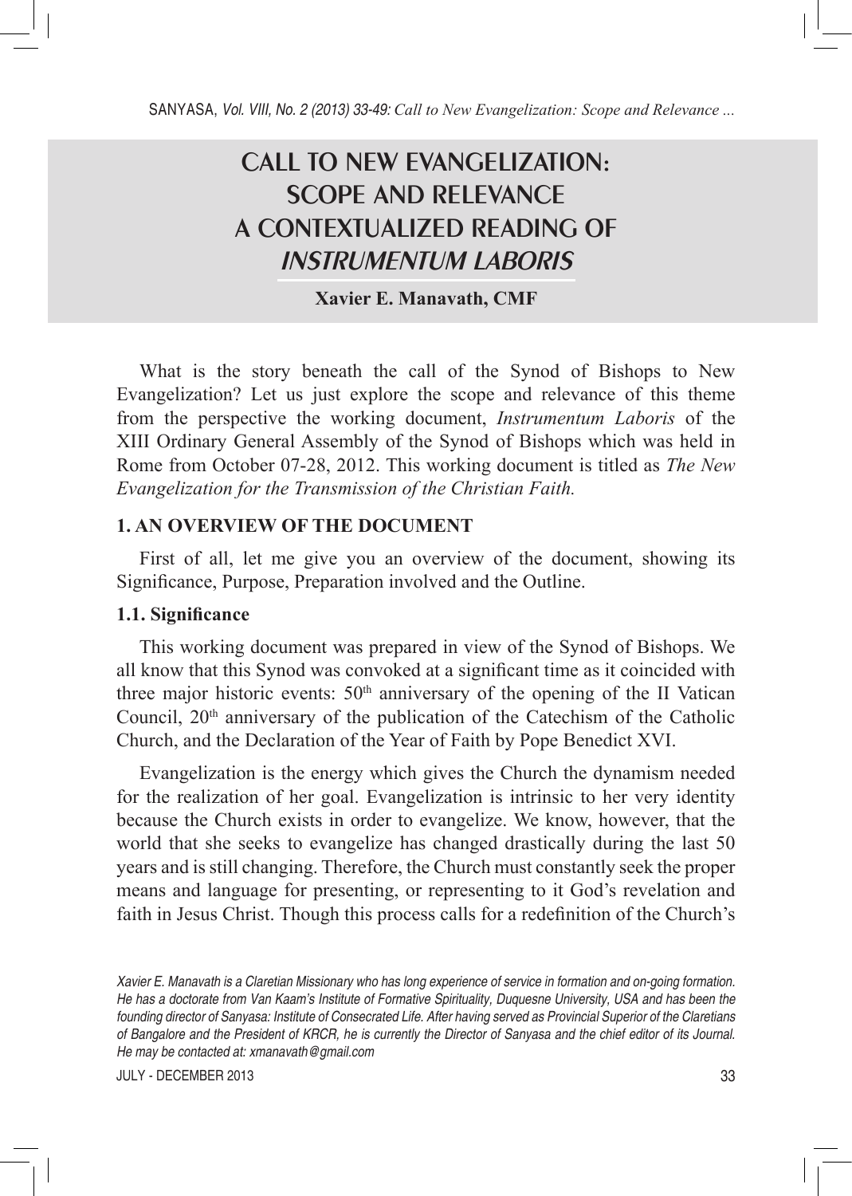# CALL TO NEW EVANGELIZATION: SCOPE AND RELEVANCE A CONTEXTUALIZED READING OF *INSTRUMENTUM LABORIS*

**Xavier E. Manavath, CMF**

What is the story beneath the call of the Synod of Bishops to New Evangelization? Let us just explore the scope and relevance of this theme from the perspective the working document, *Instrumentum Laboris* of the XIII Ordinary General Assembly of the Synod of Bishops which was held in Rome from October 07-28, 2012. This working document is titled as *The New Evangelization for the Transmission of the Christian Faith.*

## 1. AN OVERVIEW OF THE DOCUMENT

First of all, let me give you an overview of the document, showing its Significance, Purpose, Preparation involved and the Outline.

### 1.1. Significance

This working document was prepared in view of the Synod of Bishops. We all know that this Synod was convoked at a significant time as it coincided with three major historic events: 50th anniversary of the opening of the II Vatican Council, 20th anniversary of the publication of the Catechism of the Catholic Church, and the Declaration of the Year of Faith by Pope Benedict XVI.

Evangelization is the energy which gives the Church the dynamism needed for the realization of her goal. Evangelization is intrinsic to her very identity because the Church exists in order to evangelize. We know, however, that the world that she seeks to evangelize has changed drastically during the last 50 years and is still changing. Therefore, the Church must constantly seek the proper means and language for presenting, or representing to it God's revelation and faith in Jesus Christ. Though this process calls for a redefinition of the Church's

*Xavier E. Manavath is a Claretian Missionary who has long experience of service in formation and on-going formation. He has a doctorate from Van Kaam's Institute of Formative Spirituality, Duquesne University, USA and has been the founding director of Sanyasa: Institute of Consecrated Life. After having served as Provincial Superior of the Claretians of Bangalore and the President of KRCR, he is currently the Director of Sanyasa and the chief editor of its Journal. He may be contacted at: xmanavath@gmail.com*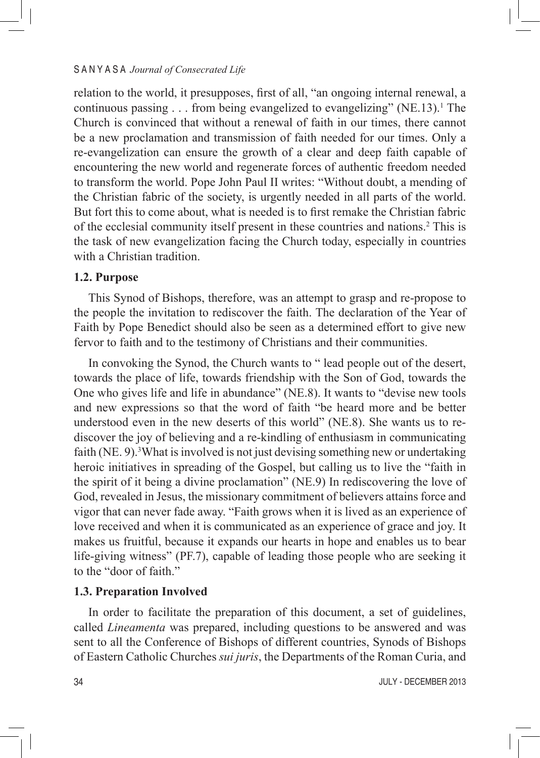relation to the world, it presupposes, first of all, "an ongoing internal renewal, a continuous passing . . . from being evangelized to evangelizing" (NE.13).[1] The Church is convinced that without a renewal of faith in our times, there cannot be a new proclamation and transmission of faith needed for our times. Only a re-evangelization can ensure the growth of a clear and deep faith capable of encountering the new world and regenerate forces of authentic freedom needed to transform the world. Pope John Paul II writes: "Without doubt, a mending of the Christian fabric of the society, is urgently needed in all parts of the world. But fort this to come about, what is needed is to first remake the Christian fabric of the ecclesial community itself present in these countries and nations.[2] This is the task of new evangelization facing the Church today, especially in countries with a Christian tradition.

### 1.2. Purpose

This Synod of Bishops, therefore, was an attempt to grasp and re-propose to the people the invitation to rediscover the faith. The declaration of the Year of Faith by Pope Benedict should also be seen as a determined effort to give new fervor to faith and to the testimony of Christians and their communities.

In convoking the Synod, the Church wants to " lead people out of the desert, towards the place of life, towards friendship with the Son of God, towards the One who gives life and life in abundance" (NE.8). It wants to "devise new tools and new expressions so that the word of faith "be heard more and be better understood even in the new deserts of this world" (NE.8). She wants us to re-discover the joy of believing and a re-kindling of enthusiasm in communicating faith (NE. 9).[3] What is involved is not just devising something new or undertaking heroic initiatives in spreading of the Gospel, but calling us to live the "faith in the spirit of it being a divine proclamation" (NE.9) In rediscovering the love of God, revealed in Jesus, the missionary commitment of believers attains force and vigor that can never fade away. "Faith grows when it is lived as an experience of love received and when it is communicated as an experience of grace and joy. It makes us fruitful, because it expands our hearts in hope and enables us to bear life-giving witness" (PF.7), capable of leading those people who are seeking it to the "door of faith."

### 1.3. Preparation Involved

In order to facilitate the preparation of this document, a set of guidelines, called *Lineamenta* was prepared, including questions to be answered and was sent to all the Conference of Bishops of different countries, Synods of Bishops of Eastern Catholic Churches *sui juris*, the Departments of the Roman Curia, and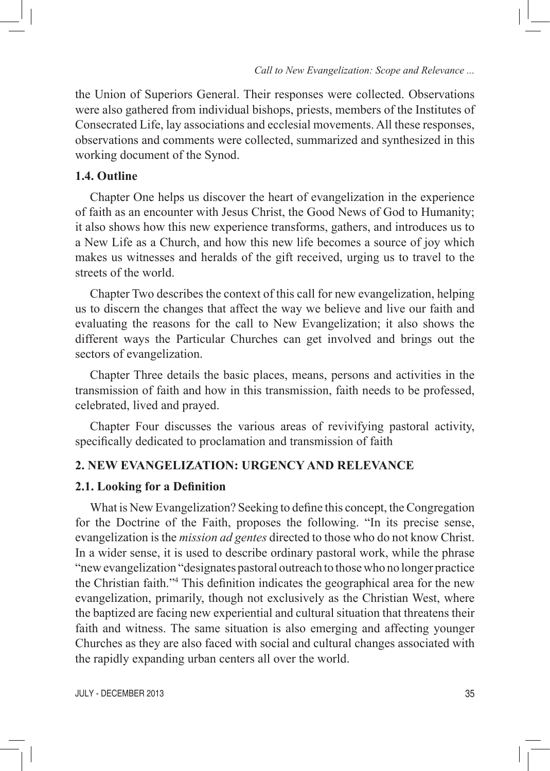the Union of Superiors General. Their responses were collected. Observations were also gathered from individual bishops, priests, members of the Institutes of Consecrated Life, lay associations and ecclesial movements. All these responses, observations and comments were collected, summarized and synthesized in this working document of the Synod.

### 1.4. Outline

Chapter One helps us discover the heart of evangelization in the experience of faith as an encounter with Jesus Christ, the Good News of God to Humanity; it also shows how this new experience transforms, gathers, and introduces us to a New Life as a Church, and how this new life becomes a source of joy which makes us witnesses and heralds of the gift received, urging us to travel to the streets of the world.

Chapter Two describes the context of this call for new evangelization, helping us to discern the changes that affect the way we believe and live our faith and evaluating the reasons for the call to New Evangelization; it also shows the different ways the Particular Churches can get involved and brings out the sectors of evangelization.

Chapter Three details the basic places, means, persons and activities in the transmission of faith and how in this transmission, faith needs to be professed, celebrated, lived and prayed.

Chapter Four discusses the various areas of revivifying pastoral activity, specifically dedicated to proclamation and transmission of faith

## 2. NEW EVANGELIZATION: URGENCY AND RELEVANCE

### 2.1. Looking for a Definition

What is New Evangelization? Seeking to define this concept, the Congregation for the Doctrine of the Faith, proposes the following. "In its precise sense, evangelization is the *mission ad gentes* directed to those who do not know Christ. In a wider sense, it is used to describe ordinary pastoral work, while the phrase "new evangelization "designates pastoral outreach to those who no longer practice the Christian faith."[4] This definition indicates the geographical area for the new evangelization, primarily, though not exclusively as the Christian West, where the baptized are facing new experiential and cultural situation that threatens their faith and witness. The same situation is also emerging and affecting younger Churches as they are also faced with social and cultural changes associated with the rapidly expanding urban centers all over the world.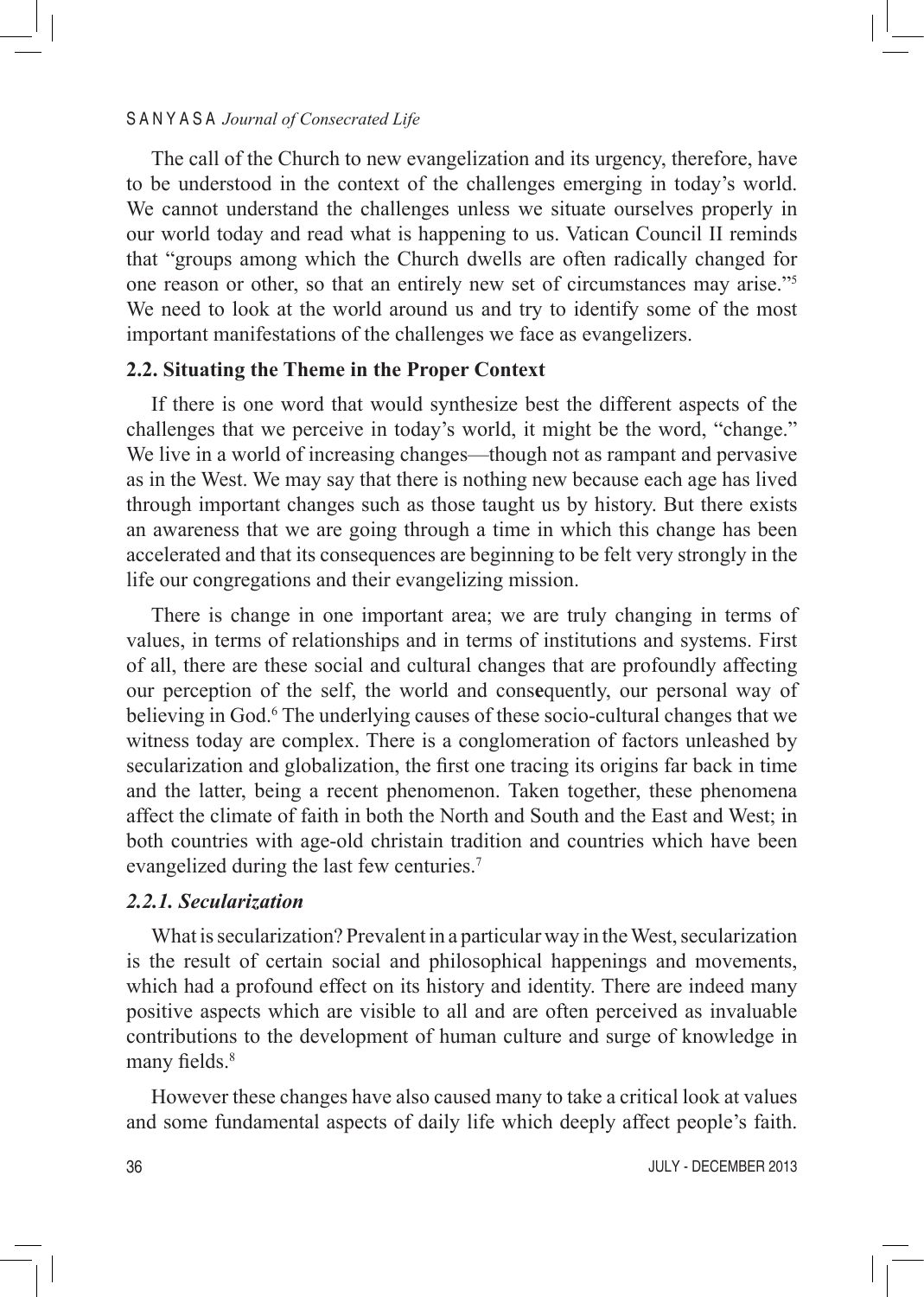The call of the Church to new evangelization and its urgency, therefore, have to be understood in the context of the challenges emerging in today's world. We cannot understand the challenges unless we situate ourselves properly in our world today and read what is happening to us. Vatican Council II reminds that "groups among which the Church dwells are often radically changed for one reason or other, so that an entirely new set of circumstances may arise."[5] We need to look at the world around us and try to identify some of the most important manifestations of the challenges we face as evangelizers.

### 2.2. Situating the Theme in the Proper Context

If there is one word that would synthesize best the different aspects of the challenges that we perceive in today's world, it might be the word, "change." We live in a world of increasing changes—though not as rampant and pervasive as in the West. We may say that there is nothing new because each age has lived through important changes such as those taught us by history. But there exists an awareness that we are going through a time in which this change has been accelerated and that its consequences are beginning to be felt very strongly in the life our congregations and their evangelizing mission.

There is change in one important area; we are truly changing in terms of values, in terms of relationships and in terms of institutions and systems. First of all, there are these social and cultural changes that are profoundly affecting our perception of the self, the world and consequently, our personal way of believing in God.[6] The underlying causes of these socio-cultural changes that we witness today are complex. There is a conglomeration of factors unleashed by secularization and globalization, the first one tracing its origins far back in time and the latter, being a recent phenomenon. Taken together, these phenomena affect the climate of faith in both the North and South and the East and West; in both countries with age-old christain tradition and countries which have been evangelized during the last few centuries.[7]

#### *2.2.1. Secularization*

What is secularization? Prevalent in a particular way in the West, secularization is the result of certain social and philosophical happenings and movements, which had a profound effect on its history and identity. There are indeed many positive aspects which are visible to all and are often perceived as invaluable contributions to the development of human culture and surge of knowledge in many fields.[8]

However these changes have also caused many to take a critical look at values and some fundamental aspects of daily life which deeply affect people's faith.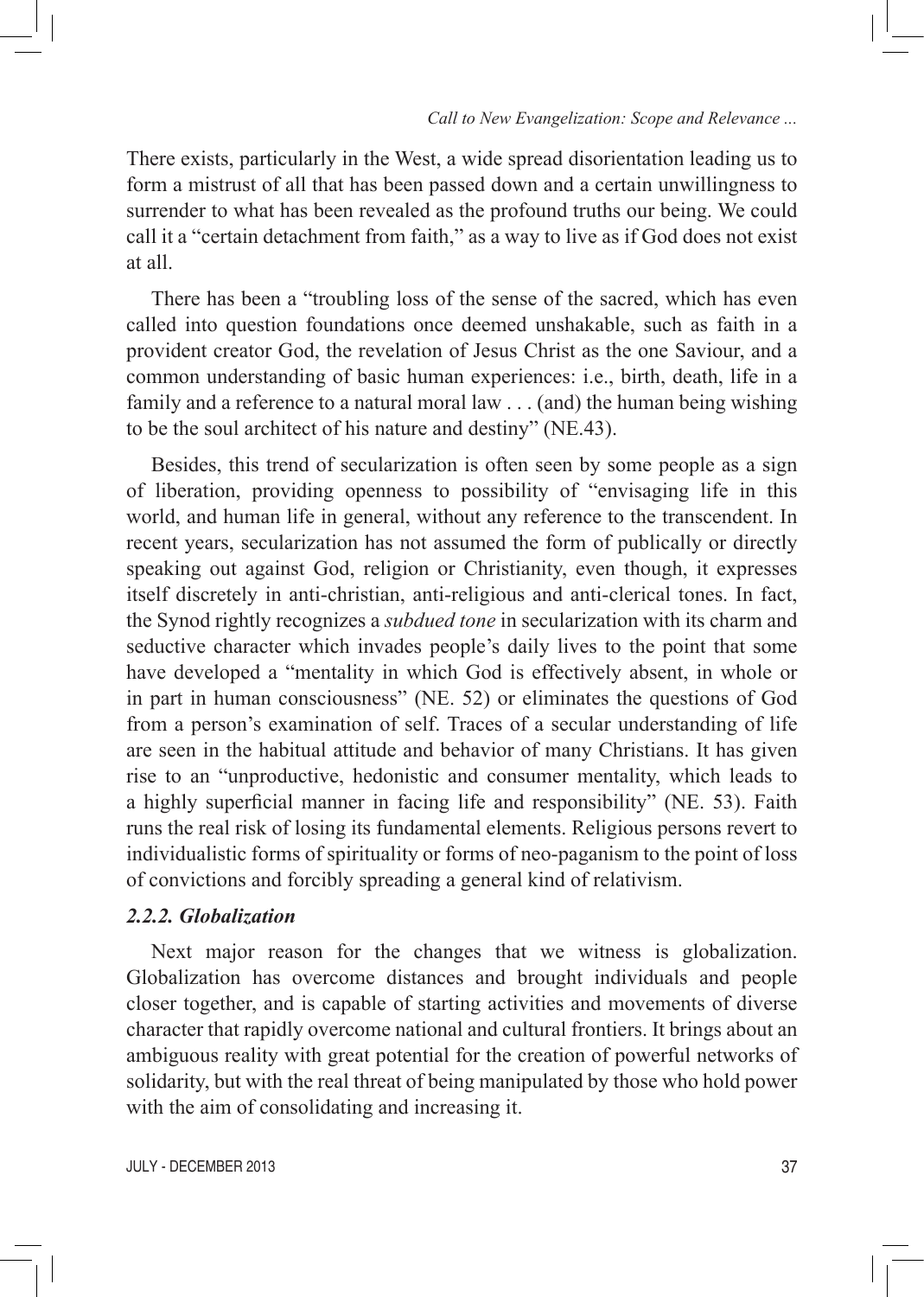There exists, particularly in the West, a wide spread disorientation leading us to form a mistrust of all that has been passed down and a certain unwillingness to surrender to what has been revealed as the profound truths our being. We could call it a "certain detachment from faith," as a way to live as if God does not exist at all.

There has been a "troubling loss of the sense of the sacred, which has even called into question foundations once deemed unshakable, such as faith in a provident creator God, the revelation of Jesus Christ as the one Saviour, and a common understanding of basic human experiences: i.e., birth, death, life in a family and a reference to a natural moral law . . . (and) the human being wishing to be the soul architect of his nature and destiny" (NE.43).

Besides, this trend of secularization is often seen by some people as a sign of liberation, providing openness to possibility of "envisaging life in this world, and human life in general, without any reference to the transcendent. In recent years, secularization has not assumed the form of publically or directly speaking out against God, religion or Christianity, even though, it expresses itself discretely in anti-christian, anti-religious and anti-clerical tones. In fact, the Synod rightly recognizes a *subdued tone* in secularization with its charm and seductive character which invades people's daily lives to the point that some have developed a "mentality in which God is effectively absent, in whole or in part in human consciousness" (NE. 52) or eliminates the questions of God from a person's examination of self. Traces of a secular understanding of life are seen in the habitual attitude and behavior of many Christians. It has given rise to an "unproductive, hedonistic and consumer mentality, which leads to a highly superficial manner in facing life and responsibility" (NE. 53). Faith runs the real risk of losing its fundamental elements. Religious persons revert to individualistic forms of spirituality or forms of neo-paganism to the point of loss of convictions and forcibly spreading a general kind of relativism.

### *2.2.2. Globalization*

Next major reason for the changes that we witness is globalization. Globalization has overcome distances and brought individuals and people closer together, and is capable of starting activities and movements of diverse character that rapidly overcome national and cultural frontiers. It brings about an ambiguous reality with great potential for the creation of powerful networks of solidarity, but with the real threat of being manipulated by those who hold power with the aim of consolidating and increasing it.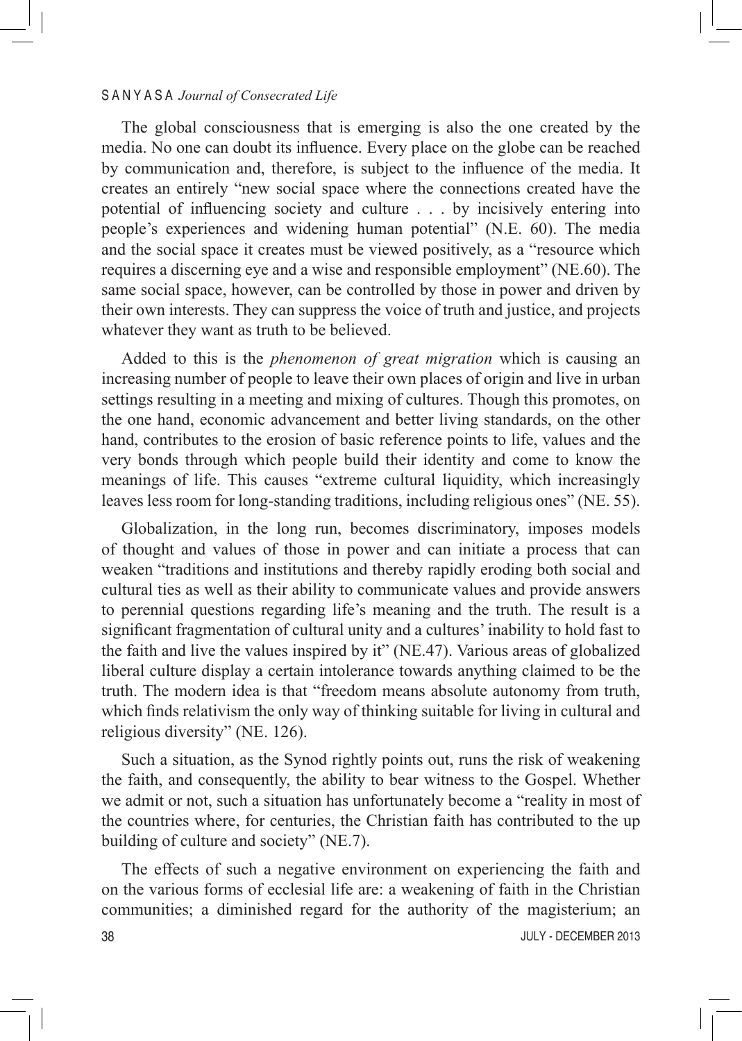The global consciousness that is emerging is also the one created by the media. No one can doubt its influence. Every place on the globe can be reached by communication and, therefore, is subject to the influence of the media. It creates an entirely "new social space where the connections created have the potential of influencing society and culture . . . by incisively entering into people's experiences and widening human potential" (N.E. 60). The media and the social space it creates must be viewed positively, as a "resource which requires a discerning eye and a wise and responsible employment" (NE.60). The same social space, however, can be controlled by those in power and driven by their own interests. They can suppress the voice of truth and justice, and projects whatever they want as truth to be believed.

Added to this is the *phenomenon of great migration* which is causing an increasing number of people to leave their own places of origin and live in urban settings resulting in a meeting and mixing of cultures. Though this promotes, on the one hand, economic advancement and better living standards, on the other hand, contributes to the erosion of basic reference points to life, values and the very bonds through which people build their identity and come to know the meanings of life. This causes "extreme cultural liquidity, which increasingly leaves less room for long-standing traditions, including religious ones" (NE. 55).

Globalization, in the long run, becomes discriminatory, imposes models of thought and values of those in power and can initiate a process that can weaken "traditions and institutions and thereby rapidly eroding both social and cultural ties as well as their ability to communicate values and provide answers to perennial questions regarding life's meaning and the truth. The result is a significant fragmentation of cultural unity and a cultures' inability to hold fast to the faith and live the values inspired by it" (NE.47). Various areas of globalized liberal culture display a certain intolerance towards anything claimed to be the truth. The modern idea is that "freedom means absolute autonomy from truth, which finds relativism the only way of thinking suitable for living in cultural and religious diversity" (NE. 126).

Such a situation, as the Synod rightly points out, runs the risk of weakening the faith, and consequently, the ability to bear witness to the Gospel. Whether we admit or not, such a situation has unfortunately become a "reality in most of the countries where, for centuries, the Christian faith has contributed to the up building of culture and society" (NE.7).

The effects of such a negative environment on experiencing the faith and on the various forms of ecclesial life are: a weakening of faith in the Christian communities; a diminished regard for the authority of the magisterium; an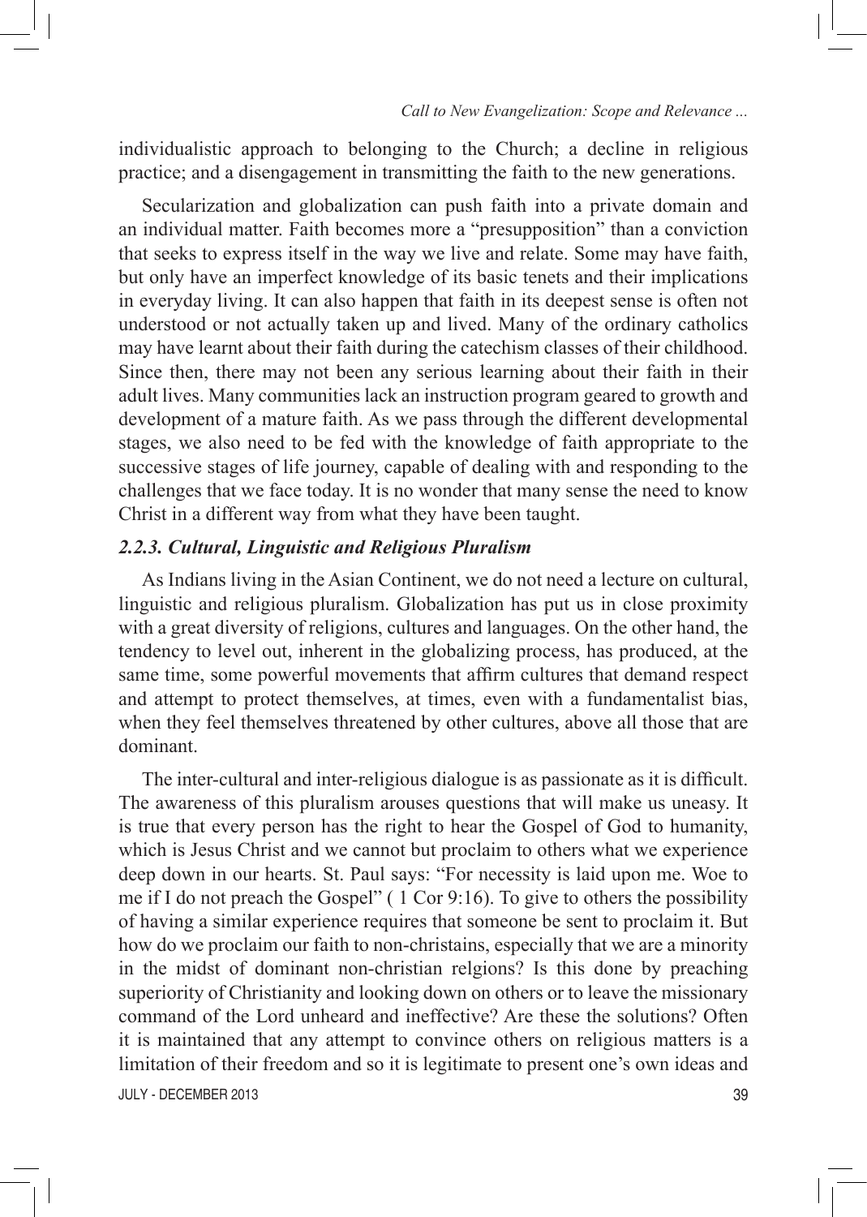individualistic approach to belonging to the Church; a decline in religious practice; and a disengagement in transmitting the faith to the new generations.

Secularization and globalization can push faith into a private domain and an individual matter. Faith becomes more a "presupposition" than a conviction that seeks to express itself in the way we live and relate. Some may have faith, but only have an imperfect knowledge of its basic tenets and their implications in everyday living. It can also happen that faith in its deepest sense is often not understood or not actually taken up and lived. Many of the ordinary catholics may have learnt about their faith during the catechism classes of their childhood. Since then, there may not been any serious learning about their faith in their adult lives. Many communities lack an instruction program geared to growth and development of a mature faith. As we pass through the different developmental stages, we also need to be fed with the knowledge of faith appropriate to the successive stages of life journey, capable of dealing with and responding to the challenges that we face today. It is no wonder that many sense the need to know Christ in a different way from what they have been taught.

### *2.2.3. Cultural, Linguistic and Religious Pluralism*

As Indians living in the Asian Continent, we do not need a lecture on cultural, linguistic and religious pluralism. Globalization has put us in close proximity with a great diversity of religions, cultures and languages. On the other hand, the tendency to level out, inherent in the globalizing process, has produced, at the same time, some powerful movements that affirm cultures that demand respect and attempt to protect themselves, at times, even with a fundamentalist bias, when they feel themselves threatened by other cultures, above all those that are dominant.

The inter-cultural and inter-religious dialogue is as passionate as it is difficult. The awareness of this pluralism arouses questions that will make us uneasy. It is true that every person has the right to hear the Gospel of God to humanity, which is Jesus Christ and we cannot but proclaim to others what we experience deep down in our hearts. St. Paul says: "For necessity is laid upon me. Woe to me if I do not preach the Gospel" ( 1 Cor 9:16). To give to others the possibility of having a similar experience requires that someone be sent to proclaim it. But how do we proclaim our faith to non-christains, especially that we are a minority in the midst of dominant non-christian relgions? Is this done by preaching superiority of Christianity and looking down on others or to leave the missionary command of the Lord unheard and ineffective? Are these the solutions? Often it is maintained that any attempt to convince others on religious matters is a limitation of their freedom and so it is legitimate to present one's own ideas and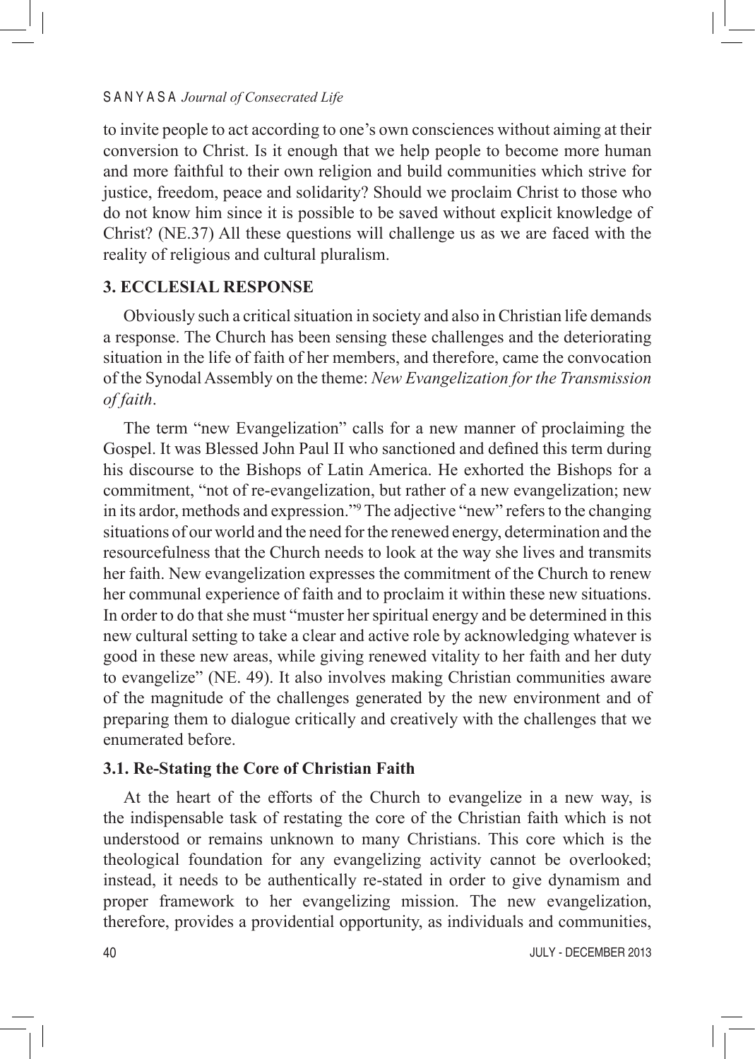to invite people to act according to one's own consciences without aiming at their conversion to Christ. Is it enough that we help people to become more human and more faithful to their own religion and build communities which strive for justice, freedom, peace and solidarity? Should we proclaim Christ to those who do not know him since it is possible to be saved without explicit knowledge of Christ? (NE.37) All these questions will challenge us as we are faced with the reality of religious and cultural pluralism.

## 3. ECCLESIAL RESPONSE

Obviously such a critical situation in society and also in Christian life demands a response. The Church has been sensing these challenges and the deteriorating situation in the life of faith of her members, and therefore, came the convocation of the Synodal Assembly on the theme: *New Evangelization for the Transmission of faith*.

The term "new Evangelization" calls for a new manner of proclaiming the Gospel. It was Blessed John Paul II who sanctioned and defined this term during his discourse to the Bishops of Latin America. He exhorted the Bishops for a commitment, "not of re-evangelization, but rather of a new evangelization; new in its ardor, methods and expression."[9] The adjective "new" refers to the changing situations of our world and the need for the renewed energy, determination and the resourcefulness that the Church needs to look at the way she lives and transmits her faith. New evangelization expresses the commitment of the Church to renew her communal experience of faith and to proclaim it within these new situations. In order to do that she must "muster her spiritual energy and be determined in this new cultural setting to take a clear and active role by acknowledging whatever is good in these new areas, while giving renewed vitality to her faith and her duty to evangelize" (NE. 49). It also involves making Christian communities aware of the magnitude of the challenges generated by the new environment and of preparing them to dialogue critically and creatively with the challenges that we enumerated before.

### 3.1. Re-Stating the Core of Christian Faith

At the heart of the efforts of the Church to evangelize in a new way, is the indispensable task of restating the core of the Christian faith which is not understood or remains unknown to many Christians. This core which is the theological foundation for any evangelizing activity cannot be overlooked; instead, it needs to be authentically re-stated in order to give dynamism and proper framework to her evangelizing mission. The new evangelization, therefore, provides a providential opportunity, as individuals and communities,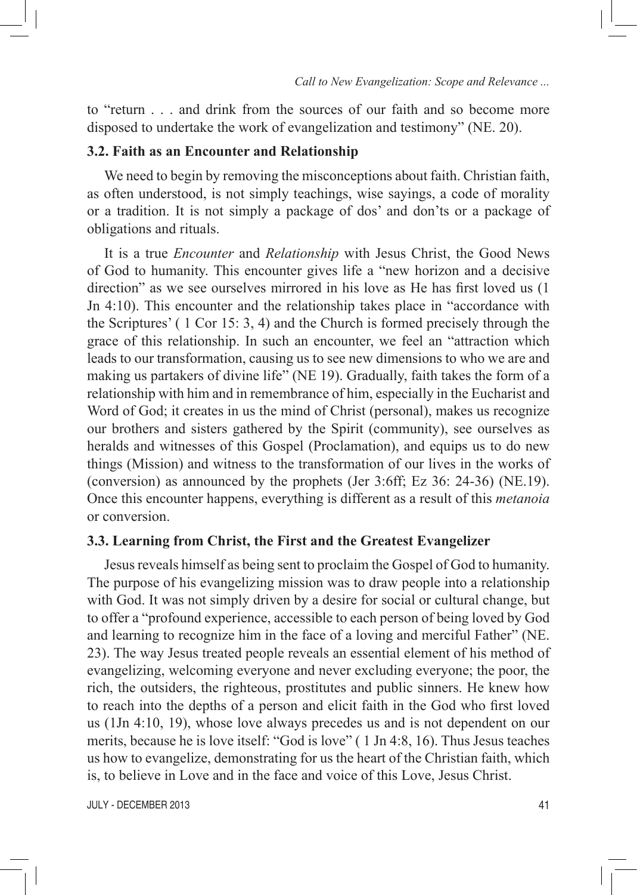to "return . . . and drink from the sources of our faith and so become more disposed to undertake the work of evangelization and testimony" (NE. 20).

### 3.2. Faith as an Encounter and Relationship

We need to begin by removing the misconceptions about faith. Christian faith, as often understood, is not simply teachings, wise sayings, a code of morality or a tradition. It is not simply a package of dos' and don'ts or a package of obligations and rituals.

It is a true *Encounter* and *Relationship* with Jesus Christ, the Good News of God to humanity. This encounter gives life a "new horizon and a decisive direction" as we see ourselves mirrored in his love as He has first loved us (1 Jn 4:10). This encounter and the relationship takes place in "accordance with the Scriptures' ( 1 Cor 15: 3, 4) and the Church is formed precisely through the grace of this relationship. In such an encounter, we feel an "attraction which leads to our transformation, causing us to see new dimensions to who we are and making us partakers of divine life" (NE 19). Gradually, faith takes the form of a relationship with him and in remembrance of him, especially in the Eucharist and Word of God; it creates in us the mind of Christ (personal), makes us recognize our brothers and sisters gathered by the Spirit (community), see ourselves as heralds and witnesses of this Gospel (Proclamation), and equips us to do new things (Mission) and witness to the transformation of our lives in the works of (conversion) as announced by the prophets (Jer 3:6ff; Ez 36: 24-36) (NE.19). Once this encounter happens, everything is different as a result of this *metanoia* or conversion.

### 3.3. Learning from Christ, the First and the Greatest Evangelizer

Jesus reveals himself as being sent to proclaim the Gospel of God to humanity. The purpose of his evangelizing mission was to draw people into a relationship with God. It was not simply driven by a desire for social or cultural change, but to offer a "profound experience, accessible to each person of being loved by God and learning to recognize him in the face of a loving and merciful Father" (NE. 23). The way Jesus treated people reveals an essential element of his method of evangelizing, welcoming everyone and never excluding everyone; the poor, the rich, the outsiders, the righteous, prostitutes and public sinners. He knew how to reach into the depths of a person and elicit faith in the God who first loved us (1Jn 4:10, 19), whose love always precedes us and is not dependent on our merits, because he is love itself: "God is love" ( 1 Jn 4:8, 16). Thus Jesus teaches us how to evangelize, demonstrating for us the heart of the Christian faith, which is, to believe in Love and in the face and voice of this Love, Jesus Christ.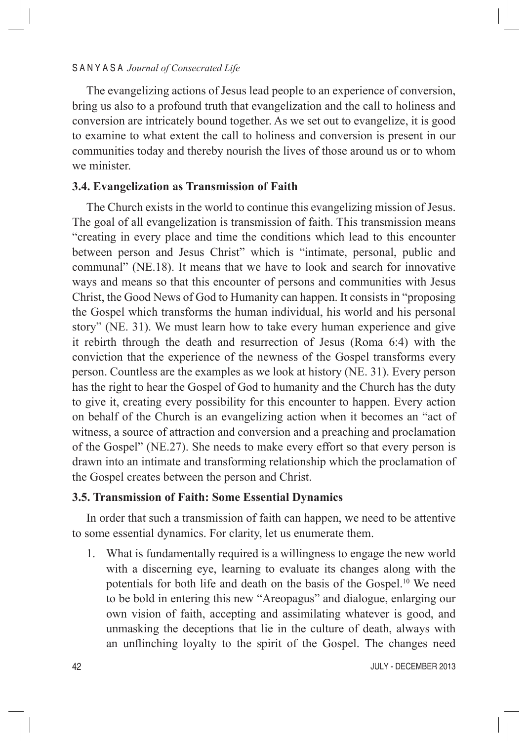The evangelizing actions of Jesus lead people to an experience of conversion, bring us also to a profound truth that evangelization and the call to holiness and conversion are intricately bound together. As we set out to evangelize, it is good to examine to what extent the call to holiness and conversion is present in our communities today and thereby nourish the lives of those around us or to whom we minister.

### 3.4. Evangelization as Transmission of Faith

The Church exists in the world to continue this evangelizing mission of Jesus. The goal of all evangelization is transmission of faith. This transmission means "creating in every place and time the conditions which lead to this encounter between person and Jesus Christ" which is "intimate, personal, public and communal" (NE.18). It means that we have to look and search for innovative ways and means so that this encounter of persons and communities with Jesus Christ, the Good News of God to Humanity can happen. It consists in "proposing the Gospel which transforms the human individual, his world and his personal story" (NE. 31). We must learn how to take every human experience and give it rebirth through the death and resurrection of Jesus (Roma 6:4) with the conviction that the experience of the newness of the Gospel transforms every person. Countless are the examples as we look at history (NE. 31). Every person has the right to hear the Gospel of God to humanity and the Church has the duty to give it, creating every possibility for this encounter to happen. Every action on behalf of the Church is an evangelizing action when it becomes an "act of witness, a source of attraction and conversion and a preaching and proclamation of the Gospel" (NE.27). She needs to make every effort so that every person is drawn into an intimate and transforming relationship which the proclamation of the Gospel creates between the person and Christ.

### 3.5. Transmission of Faith: Some Essential Dynamics

In order that such a transmission of faith can happen, we need to be attentive to some essential dynamics. For clarity, let us enumerate them.

1. What is fundamentally required is a willingness to engage the new world with a discerning eye, learning to evaluate its changes along with the potentials for both life and death on the basis of the Gospel.[10] We need to be bold in entering this new "Areopagus" and dialogue, enlarging our own vision of faith, accepting and assimilating whatever is good, and unmasking the deceptions that lie in the culture of death, always with an unflinching loyalty to the spirit of the Gospel. The changes need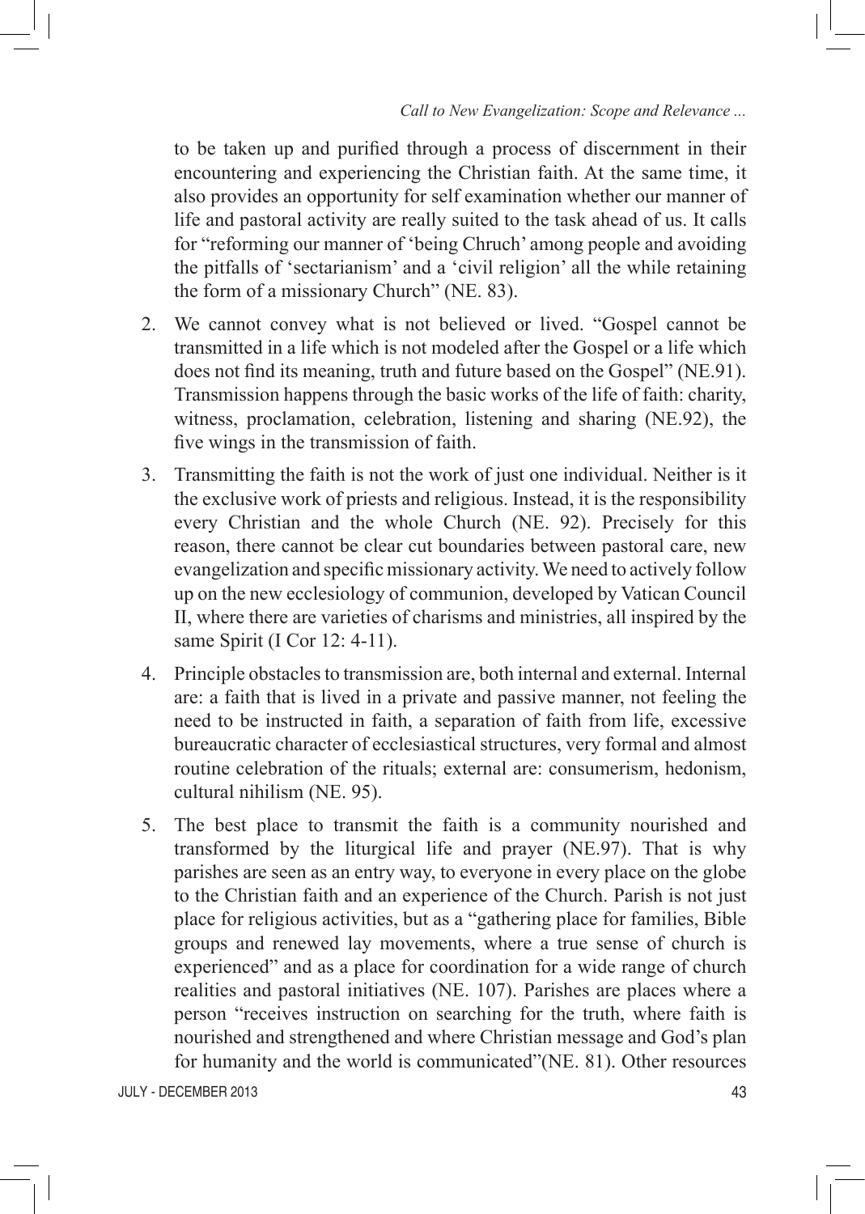to be taken up and purified through a process of discernment in their encountering and experiencing the Christian faith. At the same time, it also provides an opportunity for self examination whether our manner of life and pastoral activity are really suited to the task ahead of us. It calls for "reforming our manner of 'being Chruch' among people and avoiding the pitfalls of 'sectarianism' and a 'civil religion' all the while retaining the form of a missionary Church" (NE. 83).

2. We cannot convey what is not believed or lived. "Gospel cannot be transmitted in a life which is not modeled after the Gospel or a life which does not find its meaning, truth and future based on the Gospel" (NE.91). Transmission happens through the basic works of the life of faith: charity, witness, proclamation, celebration, listening and sharing (NE.92), the five wings in the transmission of faith.

3. Transmitting the faith is not the work of just one individual. Neither is it the exclusive work of priests and religious. Instead, it is the responsibility every Christian and the whole Church (NE. 92). Precisely for this reason, there cannot be clear cut boundaries between pastoral care, new evangelization and specific missionary activity. We need to actively follow up on the new ecclesiology of communion, developed by Vatican Council II, where there are varieties of charisms and ministries, all inspired by the same Spirit (I Cor 12: 4-11).

4. Principle obstacles to transmission are, both internal and external. Internal are: a faith that is lived in a private and passive manner, not feeling the need to be instructed in faith, a separation of faith from life, excessive bureaucratic character of ecclesiastical structures, very formal and almost routine celebration of the rituals; external are: consumerism, hedonism, cultural nihilism (NE. 95).

5. The best place to transmit the faith is a community nourished and transformed by the liturgical life and prayer (NE.97). That is why parishes are seen as an entry way, to everyone in every place on the globe to the Christian faith and an experience of the Church. Parish is not just place for religious activities, but as a "gathering place for families, Bible groups and renewed lay movements, where a true sense of church is experienced" and as a place for coordination for a wide range of church realities and pastoral initiatives (NE. 107). Parishes are places where a person "receives instruction on searching for the truth, where faith is nourished and strengthened and where Christian message and God's plan for humanity and the world is communicated"(NE. 81). Other resources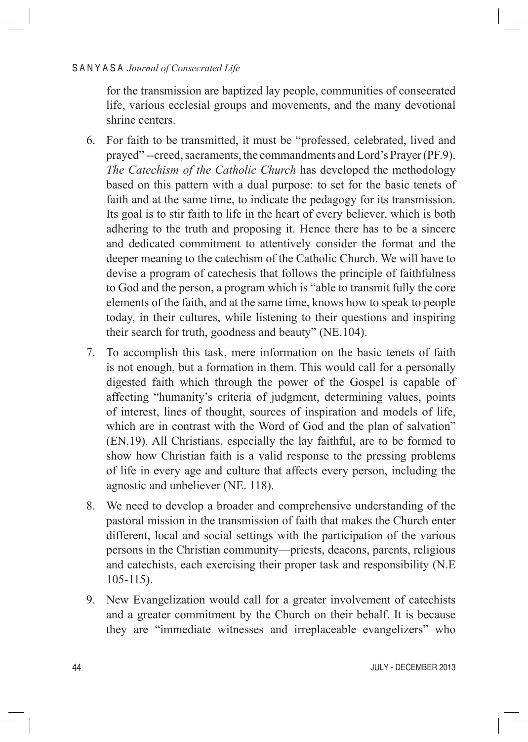for the transmission are baptized lay people, communities of consecrated life, various ecclesial groups and movements, and the many devotional shrine centers.

6. For faith to be transmitted, it must be "professed, celebrated, lived and prayed" --creed, sacraments, the commandments and Lord's Prayer (PF.9). *The Catechism of the Catholic Church* has developed the methodology based on this pattern with a dual purpose: to set for the basic tenets of faith and at the same time, to indicate the pedagogy for its transmission. Its goal is to stir faith to life in the heart of every believer, which is both adhering to the truth and proposing it. Hence there has to be a sincere and dedicated commitment to attentively consider the format and the deeper meaning to the catechism of the Catholic Church. We will have to devise a program of catechesis that follows the principle of faithfulness to God and the person, a program which is "able to transmit fully the core elements of the faith, and at the same time, knows how to speak to people today, in their cultures, while listening to their questions and inspiring their search for truth, goodness and beauty" (NE.104).

7. To accomplish this task, mere information on the basic tenets of faith is not enough, but a formation in them. This would call for a personally digested faith which through the power of the Gospel is capable of affecting "humanity's criteria of judgment, determining values, points of interest, lines of thought, sources of inspiration and models of life, which are in contrast with the Word of God and the plan of salvation" (EN.19). All Christians, especially the lay faithful, are to be formed to show how Christian faith is a valid response to the pressing problems of life in every age and culture that affects every person, including the agnostic and unbeliever (NE. 118).

8. We need to develop a broader and comprehensive understanding of the pastoral mission in the transmission of faith that makes the Church enter different, local and social settings with the participation of the various persons in the Christian community—priests, deacons, parents, religious and catechists, each exercising their proper task and responsibility (N.E 105-115).

9. New Evangelization would call for a greater involvement of catechists and a greater commitment by the Church on their behalf. It is because they are "immediate witnesses and irreplaceable evangelizers" who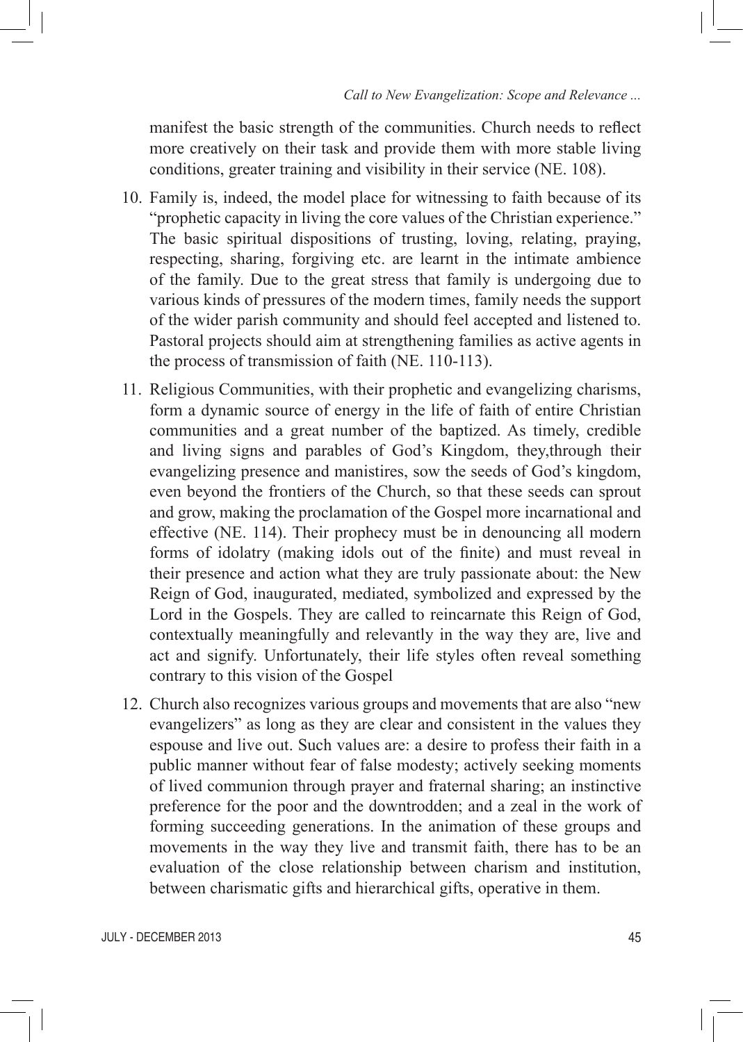manifest the basic strength of the communities. Church needs to reflect more creatively on their task and provide them with more stable living conditions, greater training and visibility in their service (NE. 108).

10. Family is, indeed, the model place for witnessing to faith because of its "prophetic capacity in living the core values of the Christian experience." The basic spiritual dispositions of trusting, loving, relating, praying, respecting, sharing, forgiving etc. are learnt in the intimate ambience of the family. Due to the great stress that family is undergoing due to various kinds of pressures of the modern times, family needs the support of the wider parish community and should feel accepted and listened to. Pastoral projects should aim at strengthening families as active agents in the process of transmission of faith (NE. 110-113).

11. Religious Communities, with their prophetic and evangelizing charisms, form a dynamic source of energy in the life of faith of entire Christian communities and a great number of the baptized. As timely, credible and living signs and parables of God's Kingdom, they,through their evangelizing presence and manistires, sow the seeds of God's kingdom, even beyond the frontiers of the Church, so that these seeds can sprout and grow, making the proclamation of the Gospel more incarnational and effective (NE. 114). Their prophecy must be in denouncing all modern forms of idolatry (making idols out of the finite) and must reveal in their presence and action what they are truly passionate about: the New Reign of God, inaugurated, mediated, symbolized and expressed by the Lord in the Gospels. They are called to reincarnate this Reign of God, contextually meaningfully and relevantly in the way they are, live and act and signify. Unfortunately, their life styles often reveal something contrary to this vision of the Gospel

12. Church also recognizes various groups and movements that are also "new evangelizers" as long as they are clear and consistent in the values they espouse and live out. Such values are: a desire to profess their faith in a public manner without fear of false modesty; actively seeking moments of lived communion through prayer and fraternal sharing; an instinctive preference for the poor and the downtrodden; and a zeal in the work of forming succeeding generations. In the animation of these groups and movements in the way they live and transmit faith, there has to be an evaluation of the close relationship between charism and institution, between charismatic gifts and hierarchical gifts, operative in them.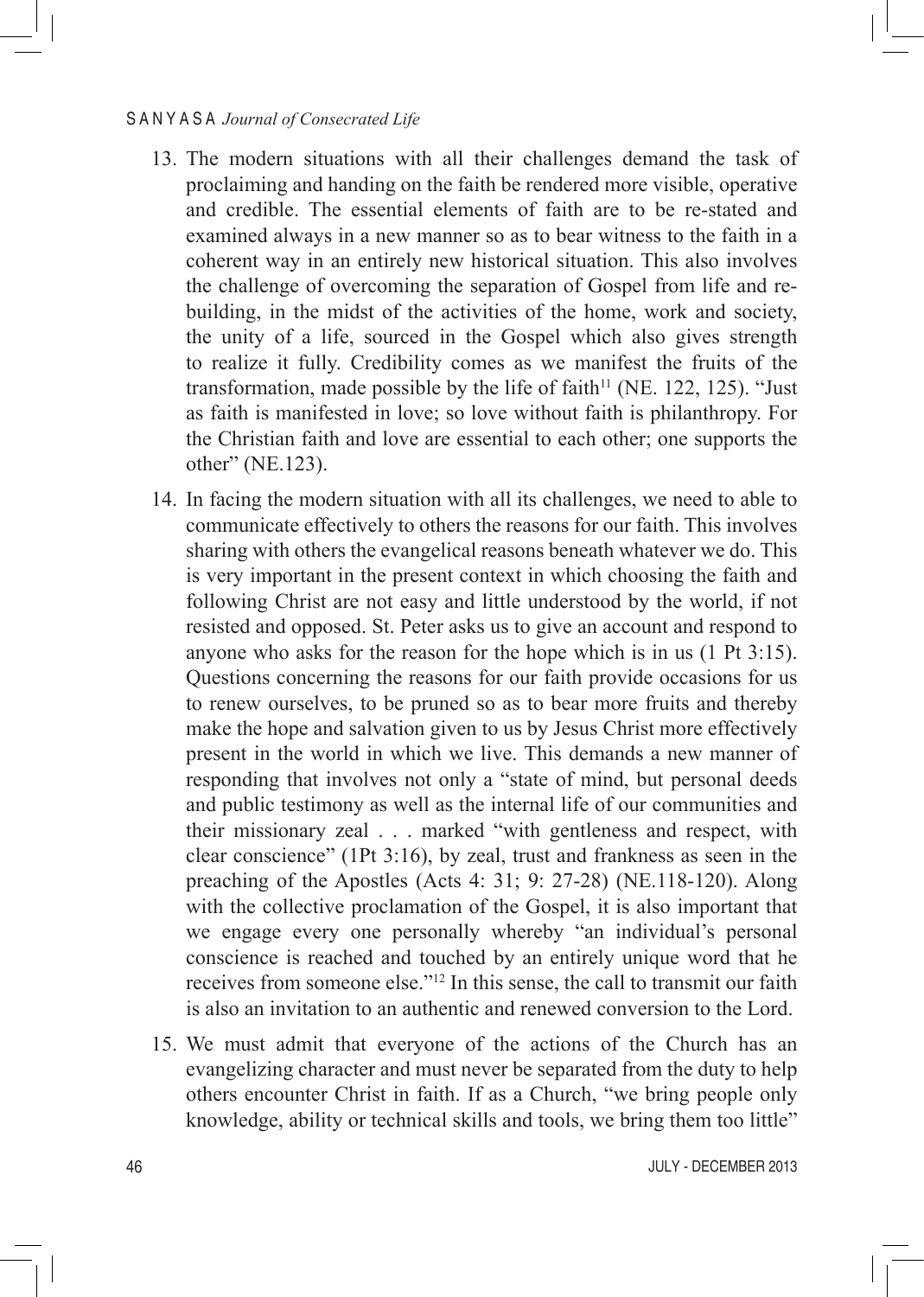13. The modern situations with all their challenges demand the task of proclaiming and handing on the faith be rendered more visible, operative and credible. The essential elements of faith are to be re-stated and examined always in a new manner so as to bear witness to the faith in a coherent way in an entirely new historical situation. This also involves the challenge of overcoming the separation of Gospel from life and re-building, in the midst of the activities of the home, work and society, the unity of a life, sourced in the Gospel which also gives strength to realize it fully. Credibility comes as we manifest the fruits of the transformation, made possible by the life of faith[11] (NE. 122, 125). "Just as faith is manifested in love; so love without faith is philanthropy. For the Christian faith and love are essential to each other; one supports the other" (NE.123).

14. In facing the modern situation with all its challenges, we need to able to communicate effectively to others the reasons for our faith. This involves sharing with others the evangelical reasons beneath whatever we do. This is very important in the present context in which choosing the faith and following Christ are not easy and little understood by the world, if not resisted and opposed. St. Peter asks us to give an account and respond to anyone who asks for the reason for the hope which is in us (1 Pt 3:15). Questions concerning the reasons for our faith provide occasions for us to renew ourselves, to be pruned so as to bear more fruits and thereby make the hope and salvation given to us by Jesus Christ more effectively present in the world in which we live. This demands a new manner of responding that involves not only a "state of mind, but personal deeds and public testimony as well as the internal life of our communities and their missionary zeal . . . marked "with gentleness and respect, with clear conscience" (1Pt 3:16), by zeal, trust and frankness as seen in the preaching of the Apostles (Acts 4: 31; 9: 27-28) (NE.118-120). Along with the collective proclamation of the Gospel, it is also important that we engage every one personally whereby "an individual's personal conscience is reached and touched by an entirely unique word that he receives from someone else."[12] In this sense, the call to transmit our faith is also an invitation to an authentic and renewed conversion to the Lord.

15. We must admit that everyone of the actions of the Church has an evangelizing character and must never be separated from the duty to help others encounter Christ in faith. If as a Church, "we bring people only knowledge, ability or technical skills and tools, we bring them too little"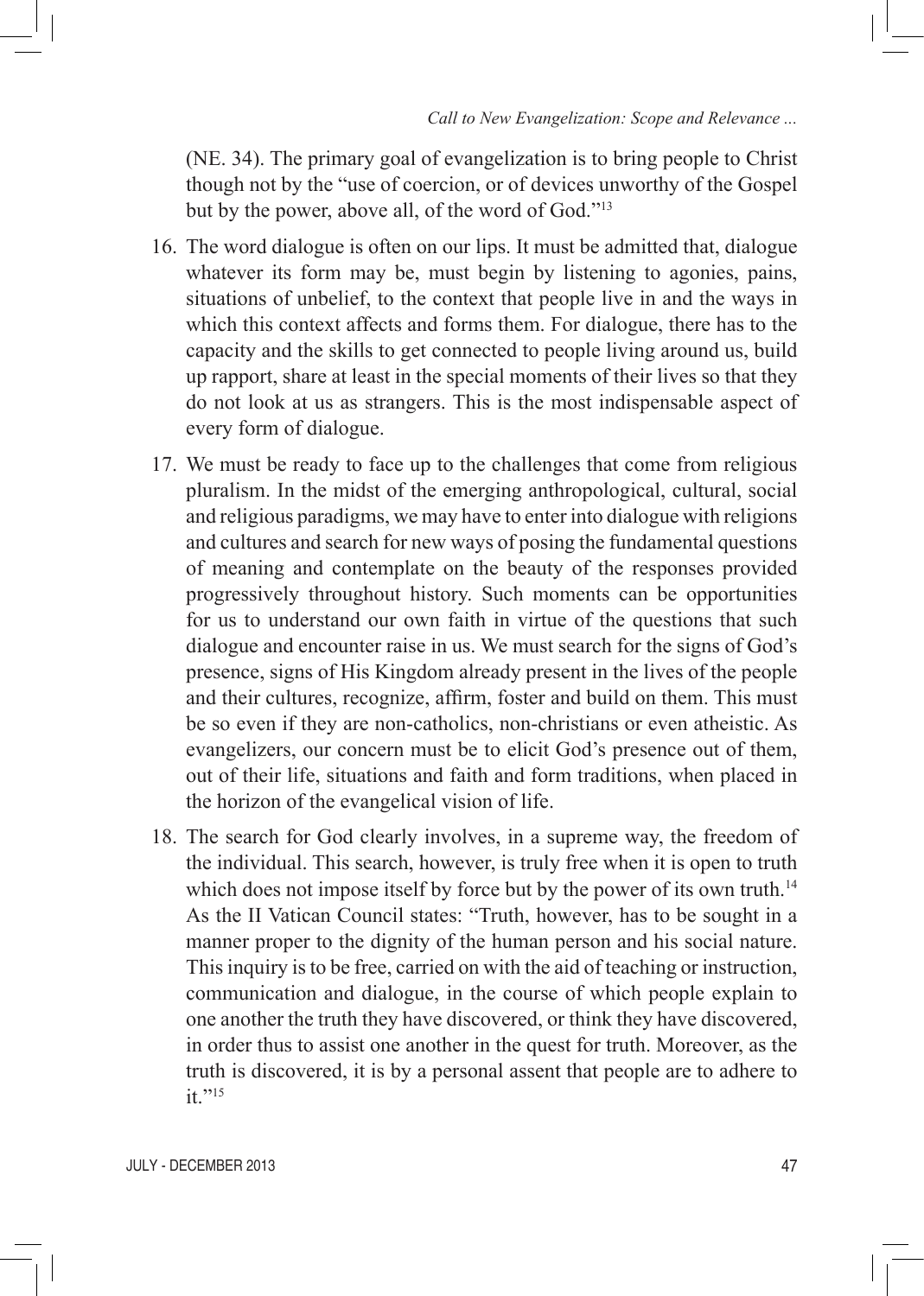(NE. 34). The primary goal of evangelization is to bring people to Christ though not by the "use of coercion, or of devices unworthy of the Gospel but by the power, above all, of the word of God."[13]

16. The word dialogue is often on our lips. It must be admitted that, dialogue whatever its form may be, must begin by listening to agonies, pains, situations of unbelief, to the context that people live in and the ways in which this context affects and forms them. For dialogue, there has to the capacity and the skills to get connected to people living around us, build up rapport, share at least in the special moments of their lives so that they do not look at us as strangers. This is the most indispensable aspect of every form of dialogue.

17. We must be ready to face up to the challenges that come from religious pluralism. In the midst of the emerging anthropological, cultural, social and religious paradigms, we may have to enter into dialogue with religions and cultures and search for new ways of posing the fundamental questions of meaning and contemplate on the beauty of the responses provided progressively throughout history. Such moments can be opportunities for us to understand our own faith in virtue of the questions that such dialogue and encounter raise in us. We must search for the signs of God's presence, signs of His Kingdom already present in the lives of the people and their cultures, recognize, affirm, foster and build on them. This must be so even if they are non-catholics, non-christians or even atheistic. As evangelizers, our concern must be to elicit God's presence out of them, out of their life, situations and faith and form traditions, when placed in the horizon of the evangelical vision of life.

18. The search for God clearly involves, in a supreme way, the freedom of the individual. This search, however, is truly free when it is open to truth which does not impose itself by force but by the power of its own truth.[14] As the II Vatican Council states: "Truth, however, has to be sought in a manner proper to the dignity of the human person and his social nature. This inquiry is to be free, carried on with the aid of teaching or instruction, communication and dialogue, in the course of which people explain to one another the truth they have discovered, or think they have discovered, in order thus to assist one another in the quest for truth. Moreover, as the truth is discovered, it is by a personal assent that people are to adhere to it."[15]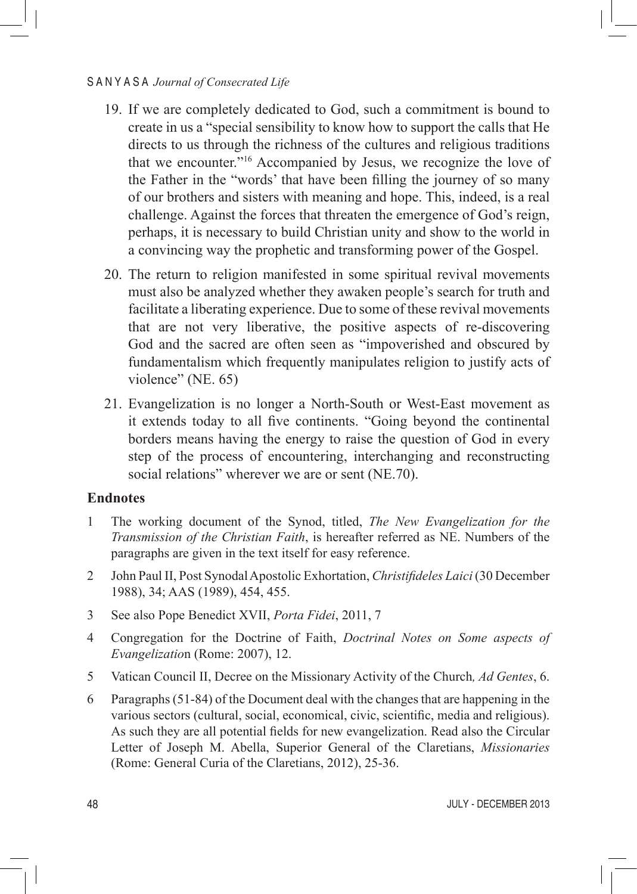19. If we are completely dedicated to God, such a commitment is bound to create in us a "special sensibility to know how to support the calls that He directs to us through the richness of the cultures and religious traditions that we encounter."[16] Accompanied by Jesus, we recognize the love of the Father in the "words' that have been filling the journey of so many of our brothers and sisters with meaning and hope. This, indeed, is a real challenge. Against the forces that threaten the emergence of God's reign, perhaps, it is necessary to build Christian unity and show to the world in a convincing way the prophetic and transforming power of the Gospel.

20. The return to religion manifested in some spiritual revival movements must also be analyzed whether they awaken people's search for truth and facilitate a liberating experience. Due to some of these revival movements that are not very liberative, the positive aspects of re-discovering God and the sacred are often seen as "impoverished and obscured by fundamentalism which frequently manipulates religion to justify acts of violence" (NE. 65)

21. Evangelization is no longer a North-South or West-East movement as it extends today to all five continents. "Going beyond the continental borders means having the energy to raise the question of God in every step of the process of encountering, interchanging and reconstructing social relations" wherever we are or sent (NE.70).

## Endnotes

1 The working document of the Synod, titled, *The New Evangelization for the Transmission of the Christian Faith*, is hereafter referred as NE. Numbers of the paragraphs are given in the text itself for easy reference.

2 John Paul II, Post Synodal Apostolic Exhortation, *Christifideles Laici* (30 December 1988), 34; AAS (1989), 454, 455.

3 See also Pope Benedict XVII, *Porta Fidei*, 2011, 7

4 Congregation for the Doctrine of Faith, *Doctrinal Notes on Some aspects of Evangelizatio*n (Rome: 2007), 12.

5 Vatican Council II, Decree on the Missionary Activity of the Church*, Ad Gentes*, 6.

6 Paragraphs (51-84) of the Document deal with the changes that are happening in the various sectors (cultural, social, economical, civic, scientific, media and religious). As such they are all potential fields for new evangelization. Read also the Circular Letter of Joseph M. Abella, Superior General of the Claretians, *Missionaries* (Rome: General Curia of the Claretians, 2012), 25-36.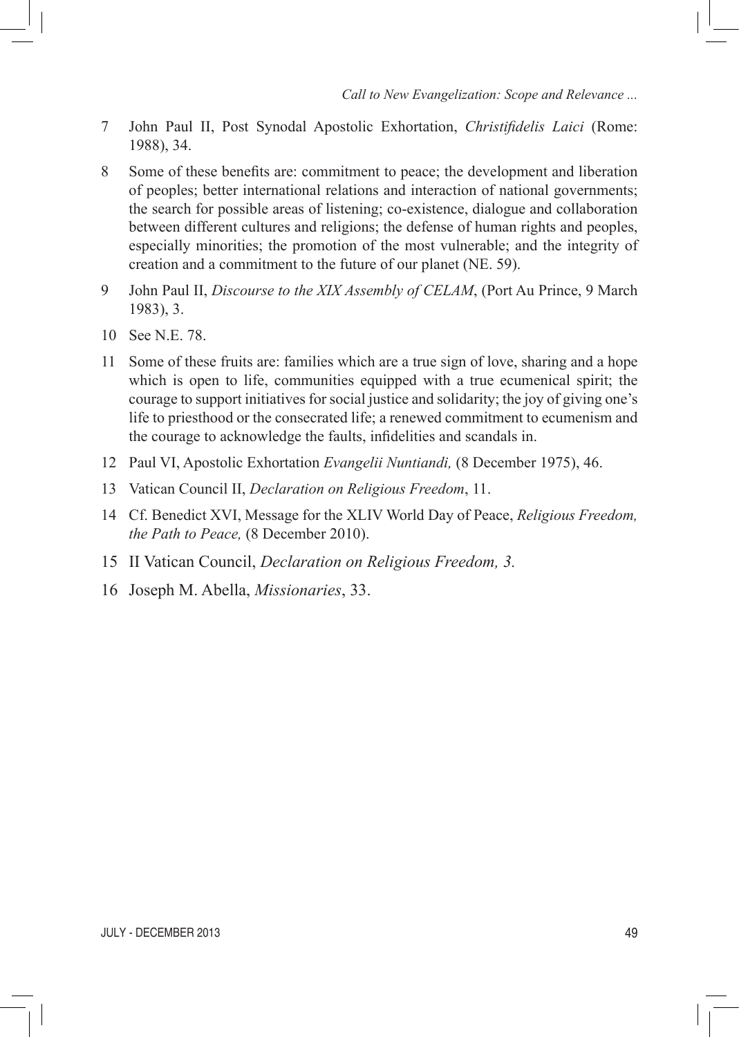7 John Paul II, Post Synodal Apostolic Exhortation, *Christifidelis Laici* (Rome: 1988), 34.

8 Some of these benefits are: commitment to peace; the development and liberation of peoples; better international relations and interaction of national governments; the search for possible areas of listening; co-existence, dialogue and collaboration between different cultures and religions; the defense of human rights and peoples, especially minorities; the promotion of the most vulnerable; and the integrity of creation and a commitment to the future of our planet (NE. 59).

9 John Paul II, *Discourse to the XIX Assembly of CELAM*, (Port Au Prince, 9 March 1983), 3.

10 See N.E. 78.

11 Some of these fruits are: families which are a true sign of love, sharing and a hope which is open to life, communities equipped with a true ecumenical spirit; the courage to support initiatives for social justice and solidarity; the joy of giving one's life to priesthood or the consecrated life; a renewed commitment to ecumenism and the courage to acknowledge the faults, infidelities and scandals in.

12 Paul VI, Apostolic Exhortation *Evangelii Nuntiandi,* (8 December 1975), 46.

13 Vatican Council II, *Declaration on Religious Freedom*, 11.

14 Cf. Benedict XVI, Message for the XLIV World Day of Peace, *Religious Freedom, the Path to Peace,* (8 December 2010).

15 II Vatican Council, *Declaration on Religious Freedom, 3.*

16 Joseph M. Abella, *Missionaries*, 33.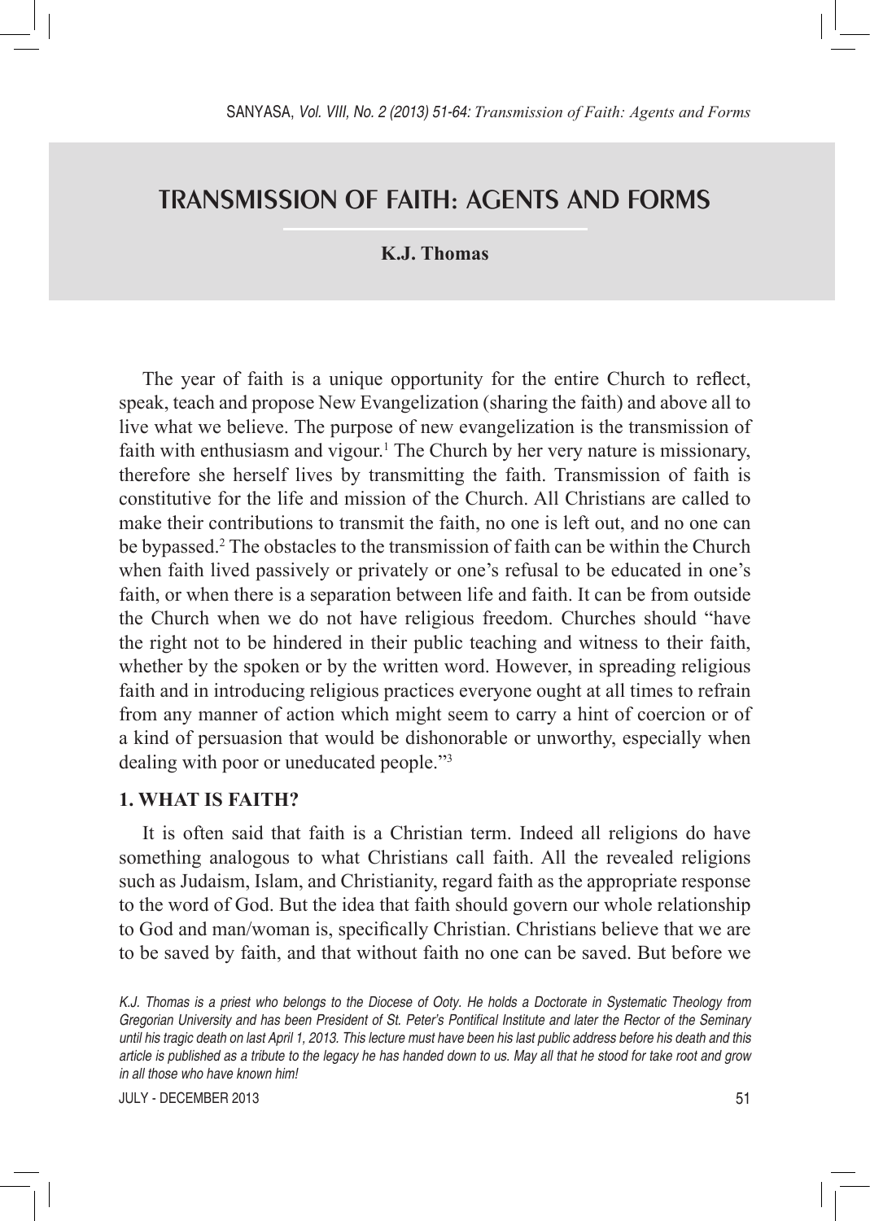# TRANSMISSION OF FAITH: AGENTS AND FORMS

**K.J. Thomas**

The year of faith is a unique opportunity for the entire Church to reflect, speak, teach and propose New Evangelization (sharing the faith) and above all to live what we believe. The purpose of new evangelization is the transmission of faith with enthusiasm and vigour.[1] The Church by her very nature is missionary, therefore she herself lives by transmitting the faith. Transmission of faith is constitutive for the life and mission of the Church. All Christians are called to make their contributions to transmit the faith, no one is left out, and no one can be bypassed.[2] The obstacles to the transmission of faith can be within the Church when faith lived passively or privately or one's refusal to be educated in one's faith, or when there is a separation between life and faith. It can be from outside the Church when we do not have religious freedom. Churches should "have the right not to be hindered in their public teaching and witness to their faith, whether by the spoken or by the written word. However, in spreading religious faith and in introducing religious practices everyone ought at all times to refrain from any manner of action which might seem to carry a hint of coercion or of a kind of persuasion that would be dishonorable or unworthy, especially when dealing with poor or uneducated people."[3]

## 1. WHAT IS FAITH?

It is often said that faith is a Christian term. Indeed all religions do have something analogous to what Christians call faith. All the revealed religions such as Judaism, Islam, and Christianity, regard faith as the appropriate response to the word of God. But the idea that faith should govern our whole relationship to God and man/woman is, specifically Christian. Christians believe that we are to be saved by faith, and that without faith no one can be saved. But before we

*K.J. Thomas is a priest who belongs to the Diocese of Ooty. He holds a Doctorate in Systematic Theology from Gregorian University and has been President of St. Peter's Pontifical Institute and later the Rector of the Seminary until his tragic death on last April 1, 2013. This lecture must have been his last public address before his death and this article is published as a tribute to the legacy he has handed down to us. May all that he stood for take root and grow in all those who have known him!*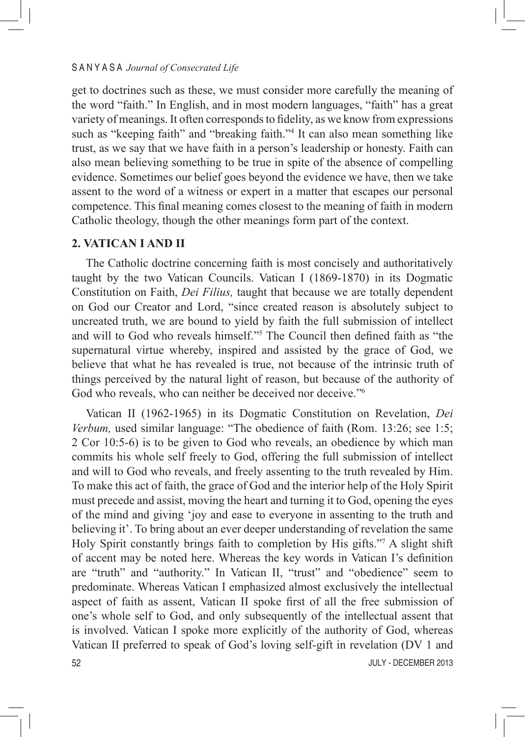get to doctrines such as these, we must consider more carefully the meaning of the word "faith." In English, and in most modern languages, "faith" has a great variety of meanings. It often corresponds to fidelity, as we know from expressions such as "keeping faith" and "breaking faith."[4] It can also mean something like trust, as we say that we have faith in a person's leadership or honesty. Faith can also mean believing something to be true in spite of the absence of compelling evidence. Sometimes our belief goes beyond the evidence we have, then we take assent to the word of a witness or expert in a matter that escapes our personal competence. This final meaning comes closest to the meaning of faith in modern Catholic theology, though the other meanings form part of the context.

## 2. VATICAN I AND II

The Catholic doctrine concerning faith is most concisely and authoritatively taught by the two Vatican Councils. Vatican I (1869-1870) in its Dogmatic Constitution on Faith, *Dei Filius,* taught that because we are totally dependent on God our Creator and Lord, "since created reason is absolutely subject to uncreated truth, we are bound to yield by faith the full submission of intellect and will to God who reveals himself."[5] The Council then defined faith as "the supernatural virtue whereby, inspired and assisted by the grace of God, we believe that what he has revealed is true, not because of the intrinsic truth of things perceived by the natural light of reason, but because of the authority of God who reveals, who can neither be deceived nor deceive."[6]

Vatican II (1962-1965) in its Dogmatic Constitution on Revelation, *Dei Verbum,* used similar language: "The obedience of faith (Rom. 13:26; see 1:5; 2 Cor 10:5-6) is to be given to God who reveals, an obedience by which man commits his whole self freely to God, offering the full submission of intellect and will to God who reveals, and freely assenting to the truth revealed by Him. To make this act of faith, the grace of God and the interior help of the Holy Spirit must precede and assist, moving the heart and turning it to God, opening the eyes of the mind and giving 'joy and ease to everyone in assenting to the truth and believing it'. To bring about an ever deeper understanding of revelation the same Holy Spirit constantly brings faith to completion by His gifts."[7] A slight shift of accent may be noted here. Whereas the key words in Vatican I's definition are "truth" and "authority." In Vatican II, "trust" and "obedience" seem to predominate. Whereas Vatican I emphasized almost exclusively the intellectual aspect of faith as assent, Vatican II spoke first of all the free submission of one's whole self to God, and only subsequently of the intellectual assent that is involved. Vatican I spoke more explicitly of the authority of God, whereas Vatican II preferred to speak of God's loving self-gift in revelation (DV 1 and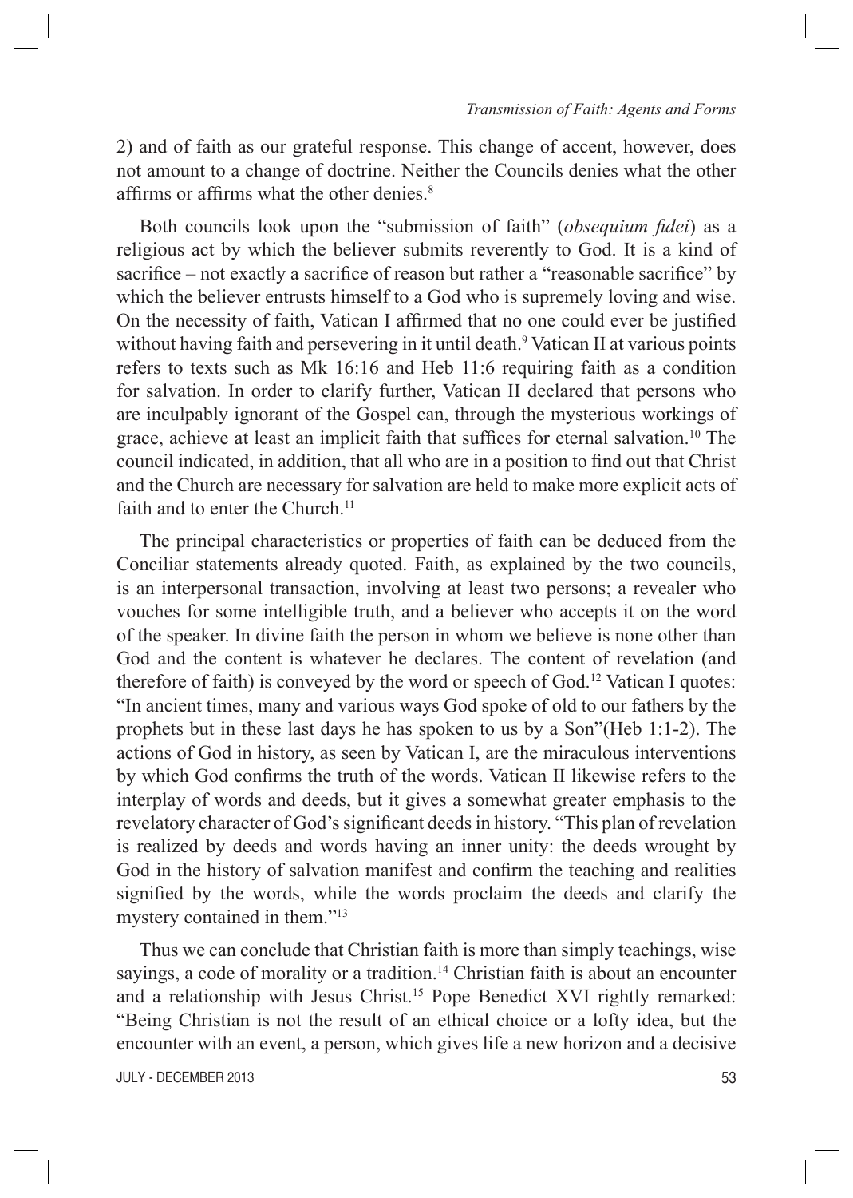2) and of faith as our grateful response. This change of accent, however, does not amount to a change of doctrine. Neither the Councils denies what the other affirms or affirms what the other denies.[8]

Both councils look upon the "submission of faith" (*obsequium fidei*) as a religious act by which the believer submits reverently to God. It is a kind of sacrifice – not exactly a sacrifice of reason but rather a "reasonable sacrifice" by which the believer entrusts himself to a God who is supremely loving and wise. On the necessity of faith, Vatican I affirmed that no one could ever be justified without having faith and persevering in it until death.[9] Vatican II at various points refers to texts such as Mk 16:16 and Heb 11:6 requiring faith as a condition for salvation. In order to clarify further, Vatican II declared that persons who are inculpably ignorant of the Gospel can, through the mysterious workings of grace, achieve at least an implicit faith that suffices for eternal salvation.[10] The council indicated, in addition, that all who are in a position to find out that Christ and the Church are necessary for salvation are held to make more explicit acts of faith and to enter the Church.[11]

The principal characteristics or properties of faith can be deduced from the Conciliar statements already quoted. Faith, as explained by the two councils, is an interpersonal transaction, involving at least two persons; a revealer who vouches for some intelligible truth, and a believer who accepts it on the word of the speaker. In divine faith the person in whom we believe is none other than God and the content is whatever he declares. The content of revelation (and therefore of faith) is conveyed by the word or speech of God.[12] Vatican I quotes: "In ancient times, many and various ways God spoke of old to our fathers by the prophets but in these last days he has spoken to us by a Son"(Heb 1:1-2). The actions of God in history, as seen by Vatican I, are the miraculous interventions by which God confirms the truth of the words. Vatican II likewise refers to the interplay of words and deeds, but it gives a somewhat greater emphasis to the revelatory character of God's significant deeds in history. "This plan of revelation is realized by deeds and words having an inner unity: the deeds wrought by God in the history of salvation manifest and confirm the teaching and realities signified by the words, while the words proclaim the deeds and clarify the mystery contained in them."[13]

Thus we can conclude that Christian faith is more than simply teachings, wise sayings, a code of morality or a tradition.[14] Christian faith is about an encounter and a relationship with Jesus Christ.[15] Pope Benedict XVI rightly remarked: "Being Christian is not the result of an ethical choice or a lofty idea, but the encounter with an event, a person, which gives life a new horizon and a decisive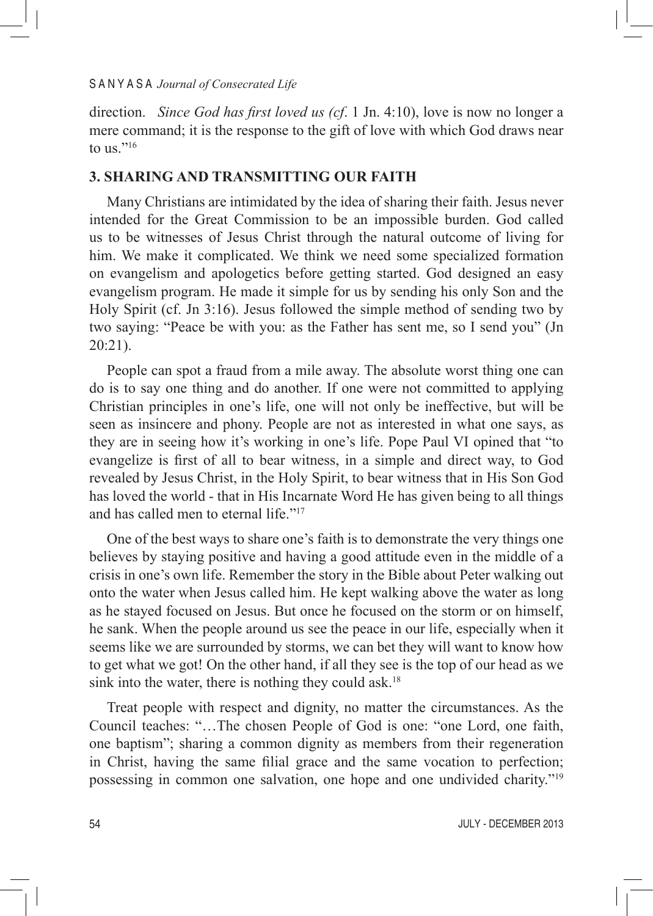direction. *Since God has first loved us (cf*. 1 Jn. 4:10), love is now no longer a mere command; it is the response to the gift of love with which God draws near to us."[16]

## 3. SHARING AND TRANSMITTING OUR FAITH

Many Christians are intimidated by the idea of sharing their faith. Jesus never intended for the Great Commission to be an impossible burden. God called us to be witnesses of Jesus Christ through the natural outcome of living for him. We make it complicated. We think we need some specialized formation on evangelism and apologetics before getting started. God designed an easy evangelism program. He made it simple for us by sending his only Son and the Holy Spirit (cf. Jn 3:16). Jesus followed the simple method of sending two by two saying: "Peace be with you: as the Father has sent me, so I send you" (Jn 20:21).

People can spot a fraud from a mile away. The absolute worst thing one can do is to say one thing and do another. If one were not committed to applying Christian principles in one's life, one will not only be ineffective, but will be seen as insincere and phony. People are not as interested in what one says, as they are in seeing how it's working in one's life. Pope Paul VI opined that "to evangelize is first of all to bear witness, in a simple and direct way, to God revealed by Jesus Christ, in the Holy Spirit, to bear witness that in His Son God has loved the world - that in His Incarnate Word He has given being to all things and has called men to eternal life."[17]

One of the best ways to share one's faith is to demonstrate the very things one believes by staying positive and having a good attitude even in the middle of a crisis in one's own life. Remember the story in the Bible about Peter walking out onto the water when Jesus called him. He kept walking above the water as long as he stayed focused on Jesus. But once he focused on the storm or on himself, he sank. When the people around us see the peace in our life, especially when it seems like we are surrounded by storms, we can bet they will want to know how to get what we got! On the other hand, if all they see is the top of our head as we sink into the water, there is nothing they could ask.[18]

Treat people with respect and dignity, no matter the circumstances. As the Council teaches: "…The chosen People of God is one: "one Lord, one faith, one baptism"; sharing a common dignity as members from their regeneration in Christ, having the same filial grace and the same vocation to perfection; possessing in common one salvation, one hope and one undivided charity."[19]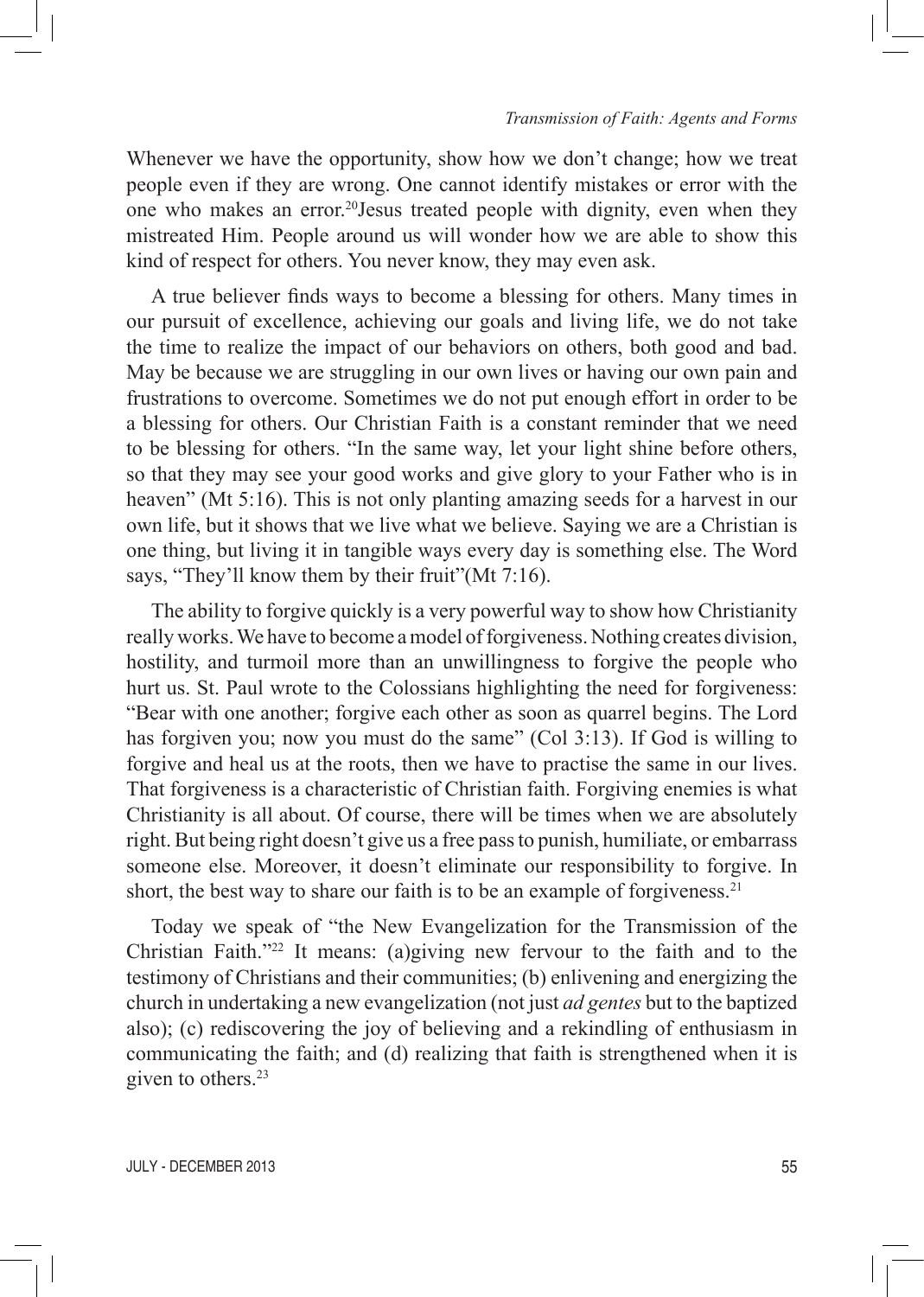Whenever we have the opportunity, show how we don't change; how we treat people even if they are wrong. One cannot identify mistakes or error with the one who makes an error.[20]Jesus treated people with dignity, even when they mistreated Him. People around us will wonder how we are able to show this kind of respect for others. You never know, they may even ask.

A true believer finds ways to become a blessing for others. Many times in our pursuit of excellence, achieving our goals and living life, we do not take the time to realize the impact of our behaviors on others, both good and bad. May be because we are struggling in our own lives or having our own pain and frustrations to overcome. Sometimes we do not put enough effort in order to be a blessing for others. Our Christian Faith is a constant reminder that we need to be blessing for others. "In the same way, let your light shine before others, so that they may see your good works and give glory to your Father who is in heaven" (Mt 5:16). This is not only planting amazing seeds for a harvest in our own life, but it shows that we live what we believe. Saying we are a Christian is one thing, but living it in tangible ways every day is something else. The Word says, "They'll know them by their fruit"(Mt 7:16).

The ability to forgive quickly is a very powerful way to show how Christianity really works. We have to become a model of forgiveness. Nothing creates division, hostility, and turmoil more than an unwillingness to forgive the people who hurt us. St. Paul wrote to the Colossians highlighting the need for forgiveness: "Bear with one another; forgive each other as soon as quarrel begins. The Lord has forgiven you; now you must do the same" (Col 3:13). If God is willing to forgive and heal us at the roots, then we have to practise the same in our lives. That forgiveness is a characteristic of Christian faith. Forgiving enemies is what Christianity is all about. Of course, there will be times when we are absolutely right. But being right doesn't give us a free pass to punish, humiliate, or embarrass someone else. Moreover, it doesn't eliminate our responsibility to forgive. In short, the best way to share our faith is to be an example of forgiveness.[21]

Today we speak of "the New Evangelization for the Transmission of the Christian Faith."[22] It means: (a)giving new fervour to the faith and to the testimony of Christians and their communities; (b) enlivening and energizing the church in undertaking a new evangelization (not just *ad gentes* but to the baptized also); (c) rediscovering the joy of believing and a rekindling of enthusiasm in communicating the faith; and (d) realizing that faith is strengthened when it is given to others.[23]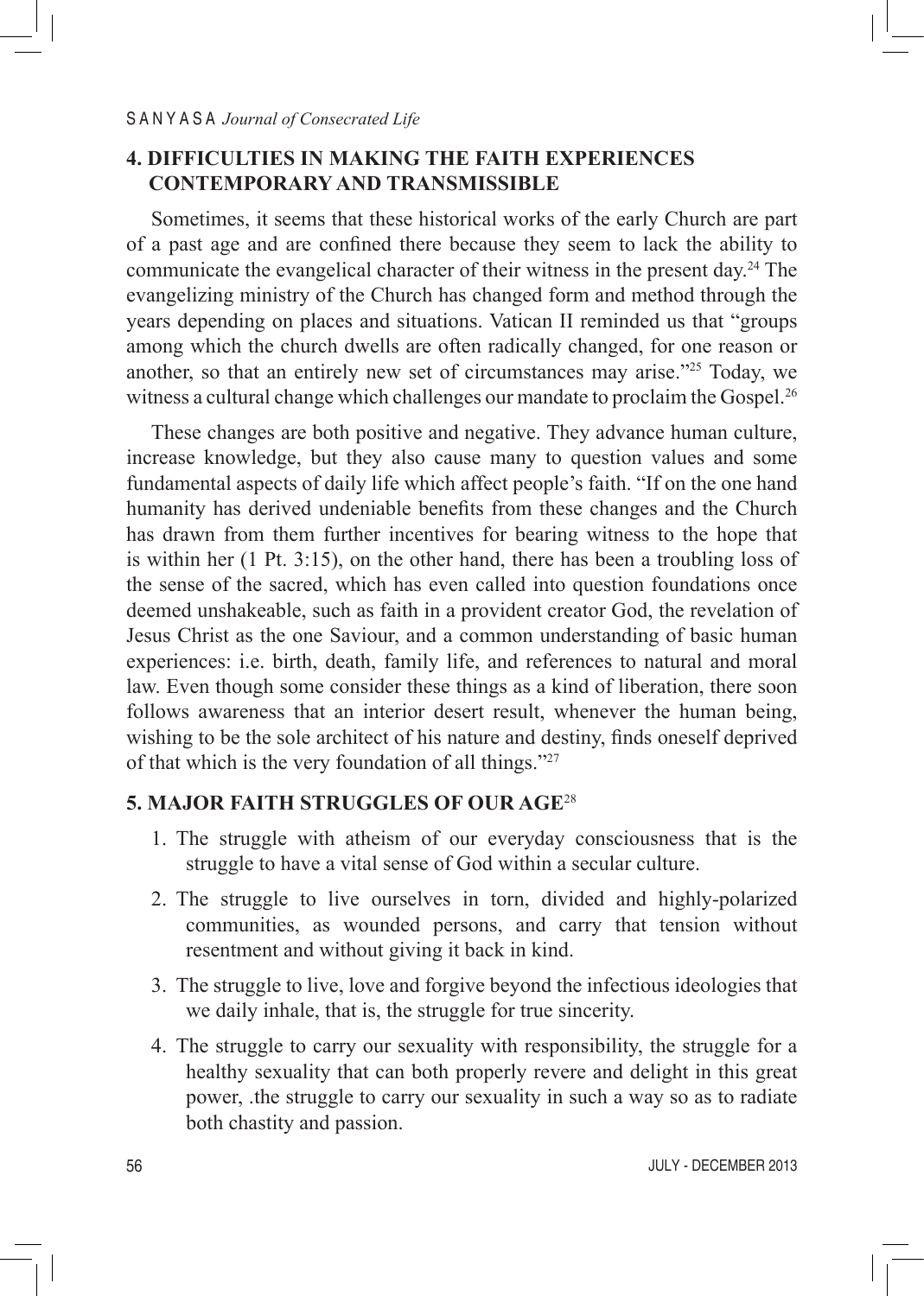## 4. DIFFICULTIES IN MAKING THE FAITH EXPERIENCES CONTEMPORARY AND TRANSMISSIBLE

Sometimes, it seems that these historical works of the early Church are part of a past age and are confined there because they seem to lack the ability to communicate the evangelical character of their witness in the present day.[24] The evangelizing ministry of the Church has changed form and method through the years depending on places and situations. Vatican II reminded us that "groups among which the church dwells are often radically changed, for one reason or another, so that an entirely new set of circumstances may arise."[25] Today, we witness a cultural change which challenges our mandate to proclaim the Gospel.[26]

These changes are both positive and negative. They advance human culture, increase knowledge, but they also cause many to question values and some fundamental aspects of daily life which affect people's faith. "If on the one hand humanity has derived undeniable benefits from these changes and the Church has drawn from them further incentives for bearing witness to the hope that is within her (1 Pt. 3:15), on the other hand, there has been a troubling loss of the sense of the sacred, which has even called into question foundations once deemed unshakeable, such as faith in a provident creator God, the revelation of Jesus Christ as the one Saviour, and a common understanding of basic human experiences: i.e. birth, death, family life, and references to natural and moral law. Even though some consider these things as a kind of liberation, there soon follows awareness that an interior desert result, whenever the human being, wishing to be the sole architect of his nature and destiny, finds oneself deprived of that which is the very foundation of all things."[27]

## 5. MAJOR FAITH STRUGGLES OF OUR AGE[28]

1. The struggle with atheism of our everyday consciousness that is the struggle to have a vital sense of God within a secular culture.
2. The struggle to live ourselves in torn, divided and highly-polarized communities, as wounded persons, and carry that tension without resentment and without giving it back in kind.
3. The struggle to live, love and forgive beyond the infectious ideologies that we daily inhale, that is, the struggle for true sincerity.
4. The struggle to carry our sexuality with responsibility, the struggle for a healthy sexuality that can both properly revere and delight in this great power, .the struggle to carry our sexuality in such a way so as to radiate both chastity and passion.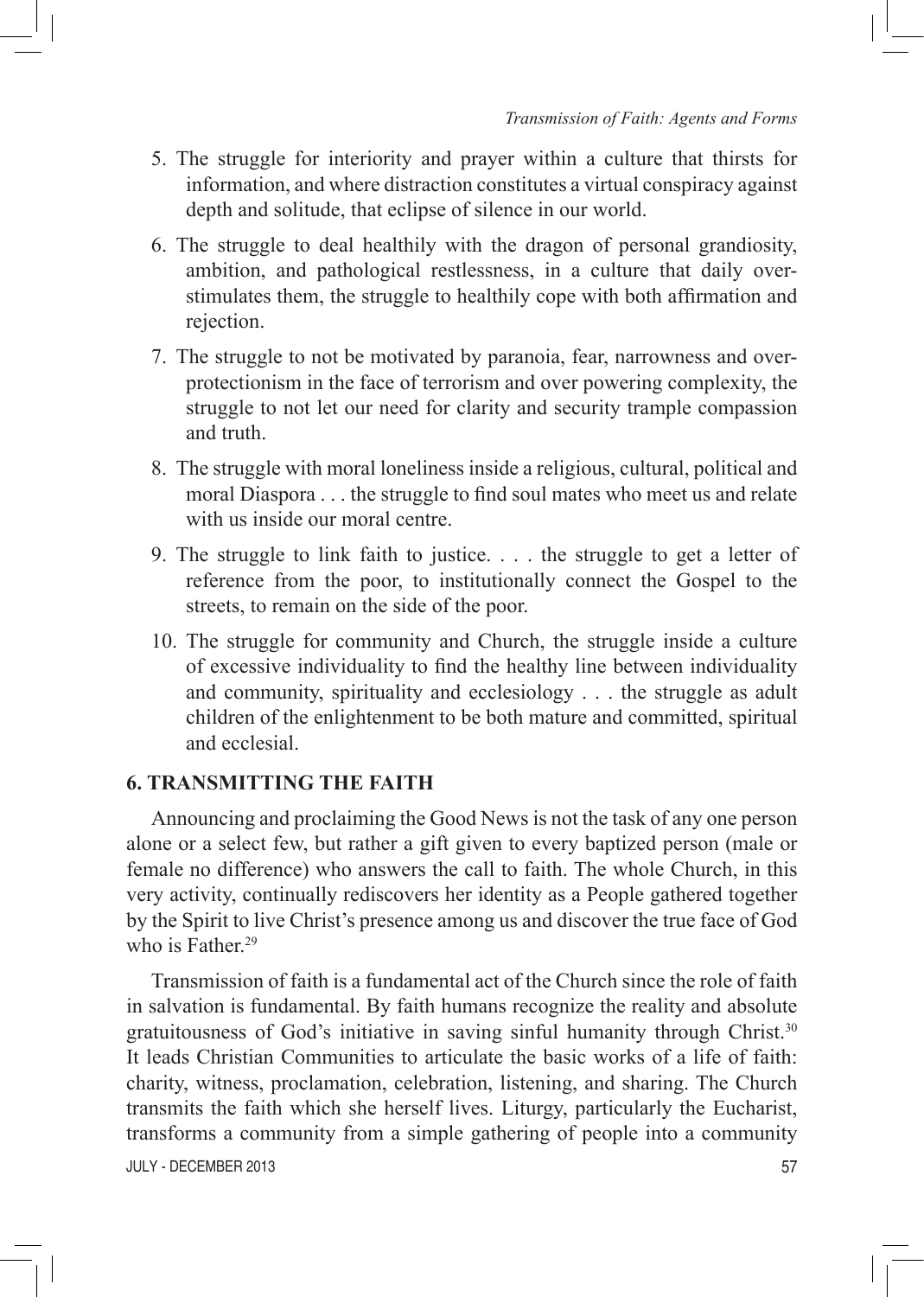5. The struggle for interiority and prayer within a culture that thirsts for information, and where distraction constitutes a virtual conspiracy against depth and solitude, that eclipse of silence in our world.
6. The struggle to deal healthily with the dragon of personal grandiosity, ambition, and pathological restlessness, in a culture that daily over-stimulates them, the struggle to healthily cope with both affirmation and rejection.
7. The struggle to not be motivated by paranoia, fear, narrowness and over-protectionism in the face of terrorism and over powering complexity, the struggle to not let our need for clarity and security trample compassion and truth.
8. The struggle with moral loneliness inside a religious, cultural, political and moral Diaspora . . . the struggle to find soul mates who meet us and relate with us inside our moral centre.
9. The struggle to link faith to justice. . . . the struggle to get a letter of reference from the poor, to institutionally connect the Gospel to the streets, to remain on the side of the poor.
10. The struggle for community and Church, the struggle inside a culture of excessive individuality to find the healthy line between individuality and community, spirituality and ecclesiology . . . the struggle as adult children of the enlightenment to be both mature and committed, spiritual and ecclesial.

## 6. TRANSMITTING THE FAITH

Announcing and proclaiming the Good News is not the task of any one person alone or a select few, but rather a gift given to every baptized person (male or female no difference) who answers the call to faith. The whole Church, in this very activity, continually rediscovers her identity as a People gathered together by the Spirit to live Christ's presence among us and discover the true face of God who is Father.[29]

Transmission of faith is a fundamental act of the Church since the role of faith in salvation is fundamental. By faith humans recognize the reality and absolute gratuitousness of God's initiative in saving sinful humanity through Christ.[30] It leads Christian Communities to articulate the basic works of a life of faith: charity, witness, proclamation, celebration, listening, and sharing. The Church transmits the faith which she herself lives. Liturgy, particularly the Eucharist, transforms a community from a simple gathering of people into a community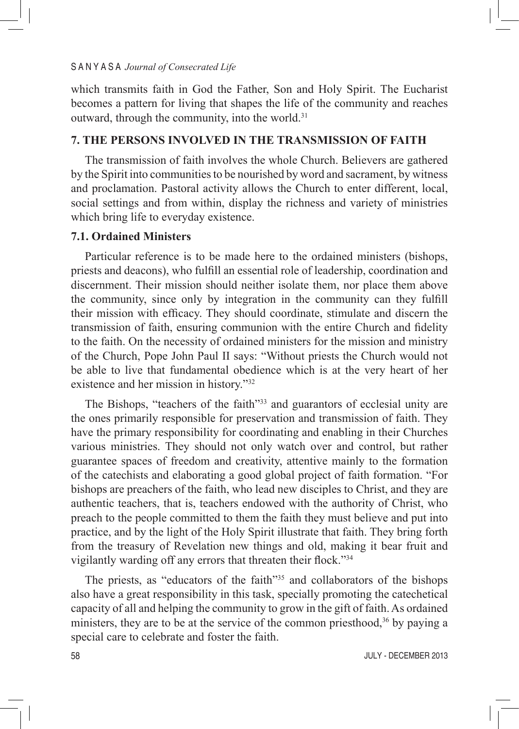which transmits faith in God the Father, Son and Holy Spirit. The Eucharist becomes a pattern for living that shapes the life of the community and reaches outward, through the community, into the world.[31]

## 7. THE PERSONS INVOLVED IN THE TRANSMISSION OF FAITH

The transmission of faith involves the whole Church. Believers are gathered by the Spirit into communities to be nourished by word and sacrament, by witness and proclamation. Pastoral activity allows the Church to enter different, local, social settings and from within, display the richness and variety of ministries which bring life to everyday existence.

### 7.1. Ordained Ministers

Particular reference is to be made here to the ordained ministers (bishops, priests and deacons), who fulfill an essential role of leadership, coordination and discernment. Their mission should neither isolate them, nor place them above the community, since only by integration in the community can they fulfill their mission with efficacy. They should coordinate, stimulate and discern the transmission of faith, ensuring communion with the entire Church and fidelity to the faith. On the necessity of ordained ministers for the mission and ministry of the Church, Pope John Paul II says: "Without priests the Church would not be able to live that fundamental obedience which is at the very heart of her existence and her mission in history."[32]

The Bishops, "teachers of the faith"[33] and guarantors of ecclesial unity are the ones primarily responsible for preservation and transmission of faith. They have the primary responsibility for coordinating and enabling in their Churches various ministries. They should not only watch over and control, but rather guarantee spaces of freedom and creativity, attentive mainly to the formation of the catechists and elaborating a good global project of faith formation. "For bishops are preachers of the faith, who lead new disciples to Christ, and they are authentic teachers, that is, teachers endowed with the authority of Christ, who preach to the people committed to them the faith they must believe and put into practice, and by the light of the Holy Spirit illustrate that faith. They bring forth from the treasury of Revelation new things and old, making it bear fruit and vigilantly warding off any errors that threaten their flock."[34]

The priests, as "educators of the faith"[35] and collaborators of the bishops also have a great responsibility in this task, specially promoting the catechetical capacity of all and helping the community to grow in the gift of faith. As ordained ministers, they are to be at the service of the common priesthood,[36] by paying a special care to celebrate and foster the faith.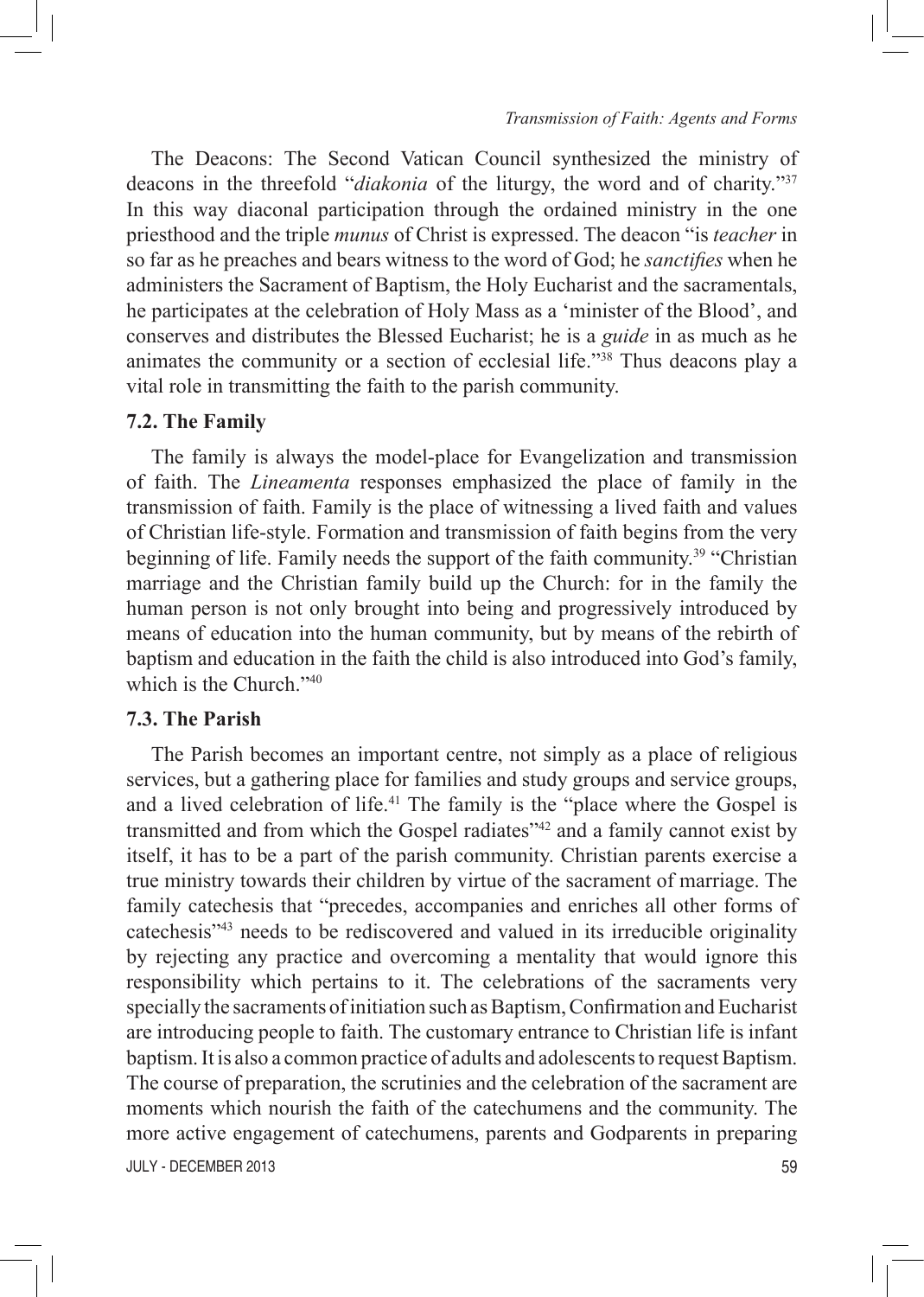The Deacons: The Second Vatican Council synthesized the ministry of deacons in the threefold "*diakonia* of the liturgy, the word and of charity."[37] In this way diaconal participation through the ordained ministry in the one priesthood and the triple *munus* of Christ is expressed. The deacon "is *teacher* in so far as he preaches and bears witness to the word of God; he *sanctifies* when he administers the Sacrament of Baptism, the Holy Eucharist and the sacramentals, he participates at the celebration of Holy Mass as a 'minister of the Blood', and conserves and distributes the Blessed Eucharist; he is a *guide* in as much as he animates the community or a section of ecclesial life."[38] Thus deacons play a vital role in transmitting the faith to the parish community.

### 7.2. The Family

The family is always the model-place for Evangelization and transmission of faith. The *Lineamenta* responses emphasized the place of family in the transmission of faith. Family is the place of witnessing a lived faith and values of Christian life-style. Formation and transmission of faith begins from the very beginning of life. Family needs the support of the faith community.[39] "Christian marriage and the Christian family build up the Church: for in the family the human person is not only brought into being and progressively introduced by means of education into the human community, but by means of the rebirth of baptism and education in the faith the child is also introduced into God's family, which is the Church."[40]

### 7.3. The Parish

The Parish becomes an important centre, not simply as a place of religious services, but a gathering place for families and study groups and service groups, and a lived celebration of life.[41] The family is the "place where the Gospel is transmitted and from which the Gospel radiates"[42] and a family cannot exist by itself, it has to be a part of the parish community. Christian parents exercise a true ministry towards their children by virtue of the sacrament of marriage. The family catechesis that "precedes, accompanies and enriches all other forms of catechesis"[43] needs to be rediscovered and valued in its irreducible originality by rejecting any practice and overcoming a mentality that would ignore this responsibility which pertains to it. The celebrations of the sacraments very specially the sacraments of initiation such as Baptism, Confirmation and Eucharist are introducing people to faith. The customary entrance to Christian life is infant baptism. It is also a common practice of adults and adolescents to request Baptism. The course of preparation, the scrutinies and the celebration of the sacrament are moments which nourish the faith of the catechumens and the community. The more active engagement of catechumens, parents and Godparents in preparing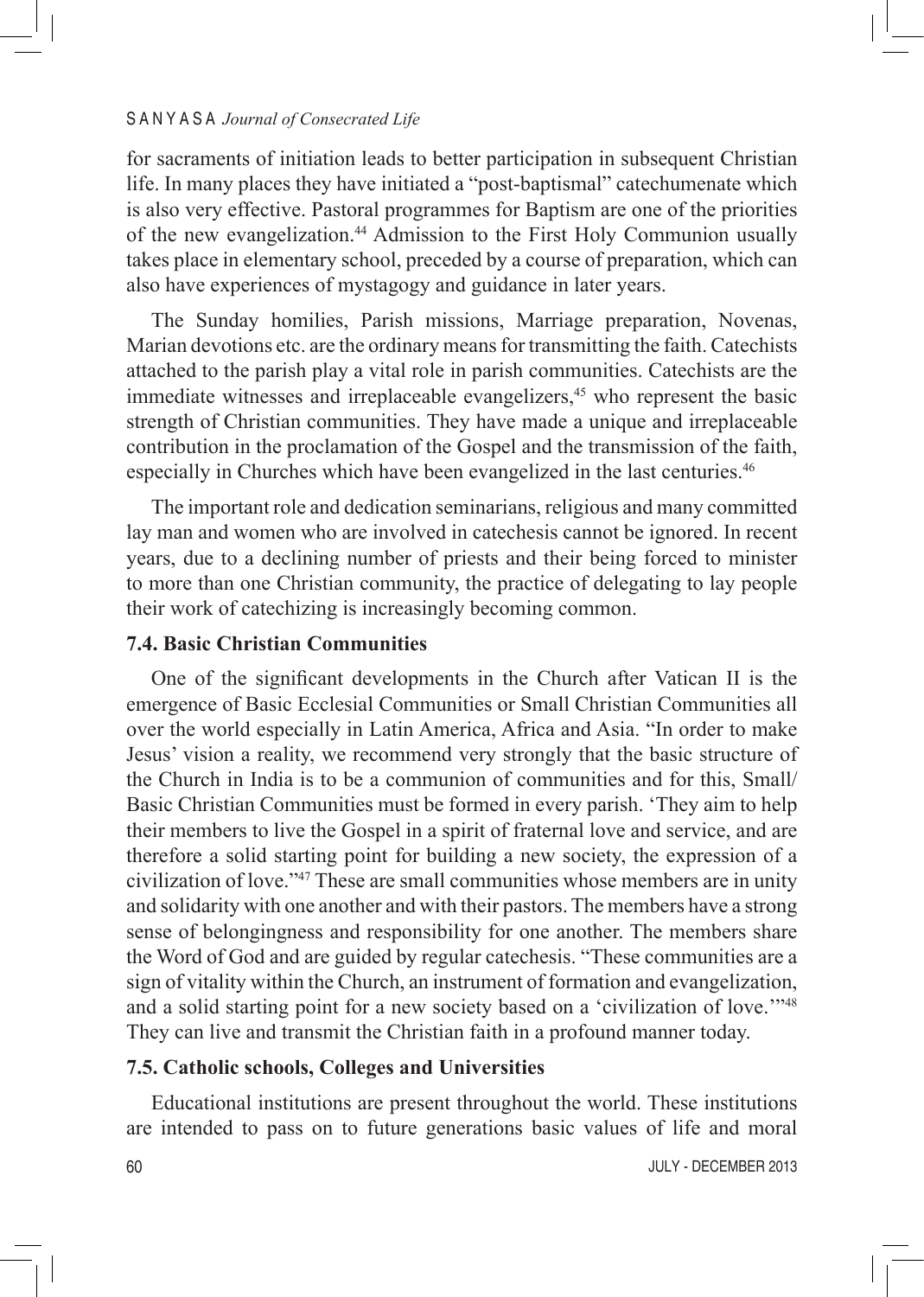for sacraments of initiation leads to better participation in subsequent Christian life. In many places they have initiated a "post-baptismal" catechumenate which is also very effective. Pastoral programmes for Baptism are one of the priorities of the new evangelization.[44] Admission to the First Holy Communion usually takes place in elementary school, preceded by a course of preparation, which can also have experiences of mystagogy and guidance in later years.

The Sunday homilies, Parish missions, Marriage preparation, Novenas, Marian devotions etc. are the ordinary means for transmitting the faith. Catechists attached to the parish play a vital role in parish communities. Catechists are the immediate witnesses and irreplaceable evangelizers,[45] who represent the basic strength of Christian communities. They have made a unique and irreplaceable contribution in the proclamation of the Gospel and the transmission of the faith, especially in Churches which have been evangelized in the last centuries.[46]

The important role and dedication seminarians, religious and many committed lay man and women who are involved in catechesis cannot be ignored. In recent years, due to a declining number of priests and their being forced to minister to more than one Christian community, the practice of delegating to lay people their work of catechizing is increasingly becoming common.

### 7.4. Basic Christian Communities

One of the significant developments in the Church after Vatican II is the emergence of Basic Ecclesial Communities or Small Christian Communities all over the world especially in Latin America, Africa and Asia. "In order to make Jesus' vision a reality, we recommend very strongly that the basic structure of the Church in India is to be a communion of communities and for this, Small/ Basic Christian Communities must be formed in every parish. 'They aim to help their members to live the Gospel in a spirit of fraternal love and service, and are therefore a solid starting point for building a new society, the expression of a civilization of love."[47] These are small communities whose members are in unity and solidarity with one another and with their pastors. The members have a strong sense of belongingness and responsibility for one another. The members share the Word of God and are guided by regular catechesis. "These communities are a sign of vitality within the Church, an instrument of formation and evangelization, and a solid starting point for a new society based on a 'civilization of love.'"[48] They can live and transmit the Christian faith in a profound manner today.

### 7.5. Catholic schools, Colleges and Universities

Educational institutions are present throughout the world. These institutions are intended to pass on to future generations basic values of life and moral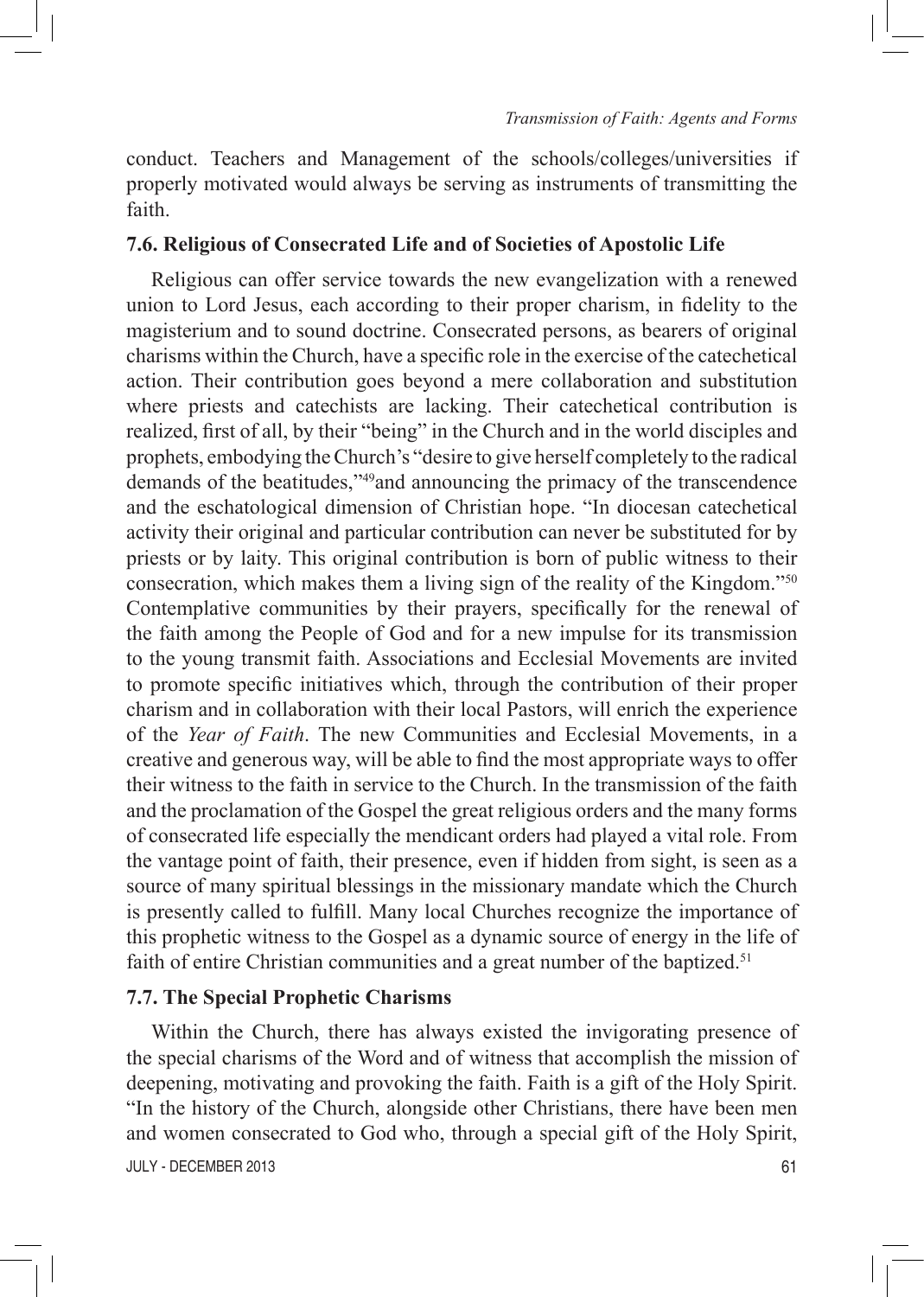conduct. Teachers and Management of the schools/colleges/universities if properly motivated would always be serving as instruments of transmitting the faith.

### 7.6. Religious of Consecrated Life and of Societies of Apostolic Life

Religious can offer service towards the new evangelization with a renewed union to Lord Jesus, each according to their proper charism, in fidelity to the magisterium and to sound doctrine. Consecrated persons, as bearers of original charisms within the Church, have a specific role in the exercise of the catechetical action. Their contribution goes beyond a mere collaboration and substitution where priests and catechists are lacking. Their catechetical contribution is realized, first of all, by their "being" in the Church and in the world disciples and prophets, embodying the Church's "desire to give herself completely to the radical demands of the beatitudes,"[49]and announcing the primacy of the transcendence and the eschatological dimension of Christian hope. "In diocesan catechetical activity their original and particular contribution can never be substituted for by priests or by laity. This original contribution is born of public witness to their consecration, which makes them a living sign of the reality of the Kingdom."[50] Contemplative communities by their prayers, specifically for the renewal of the faith among the People of God and for a new impulse for its transmission to the young transmit faith. Associations and Ecclesial Movements are invited to promote specific initiatives which, through the contribution of their proper charism and in collaboration with their local Pastors, will enrich the experience of the *Year of Faith*. The new Communities and Ecclesial Movements, in a creative and generous way, will be able to find the most appropriate ways to offer their witness to the faith in service to the Church. In the transmission of the faith and the proclamation of the Gospel the great religious orders and the many forms of consecrated life especially the mendicant orders had played a vital role. From the vantage point of faith, their presence, even if hidden from sight, is seen as a source of many spiritual blessings in the missionary mandate which the Church is presently called to fulfill. Many local Churches recognize the importance of this prophetic witness to the Gospel as a dynamic source of energy in the life of faith of entire Christian communities and a great number of the baptized.[51]

### 7.7. The Special Prophetic Charisms

Within the Church, there has always existed the invigorating presence of the special charisms of the Word and of witness that accomplish the mission of deepening, motivating and provoking the faith. Faith is a gift of the Holy Spirit. "In the history of the Church, alongside other Christians, there have been men and women consecrated to God who, through a special gift of the Holy Spirit,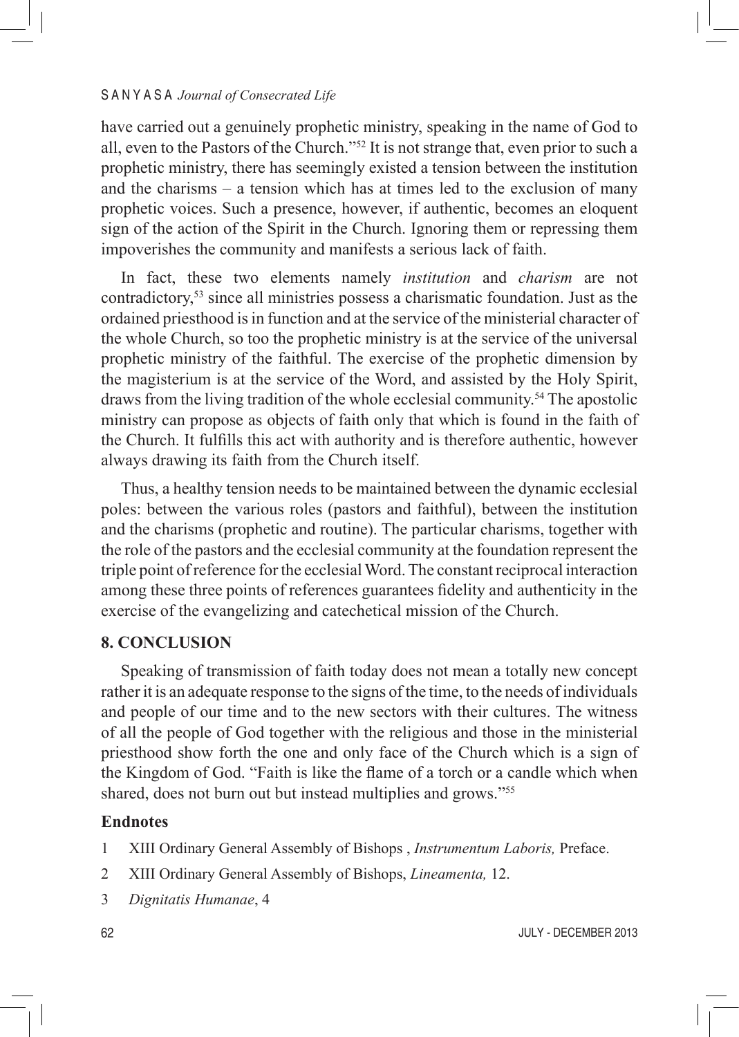have carried out a genuinely prophetic ministry, speaking in the name of God to all, even to the Pastors of the Church."[52] It is not strange that, even prior to such a prophetic ministry, there has seemingly existed a tension between the institution and the charisms – a tension which has at times led to the exclusion of many prophetic voices. Such a presence, however, if authentic, becomes an eloquent sign of the action of the Spirit in the Church. Ignoring them or repressing them impoverishes the community and manifests a serious lack of faith.

In fact, these two elements namely *institution* and *charism* are not contradictory,[53] since all ministries possess a charismatic foundation. Just as the ordained priesthood is in function and at the service of the ministerial character of the whole Church, so too the prophetic ministry is at the service of the universal prophetic ministry of the faithful. The exercise of the prophetic dimension by the magisterium is at the service of the Word, and assisted by the Holy Spirit, draws from the living tradition of the whole ecclesial community.[54] The apostolic ministry can propose as objects of faith only that which is found in the faith of the Church. It fulfills this act with authority and is therefore authentic, however always drawing its faith from the Church itself.

Thus, a healthy tension needs to be maintained between the dynamic ecclesial poles: between the various roles (pastors and faithful), between the institution and the charisms (prophetic and routine). The particular charisms, together with the role of the pastors and the ecclesial community at the foundation represent the triple point of reference for the ecclesial Word. The constant reciprocal interaction among these three points of references guarantees fidelity and authenticity in the exercise of the evangelizing and catechetical mission of the Church.

## 8. CONCLUSION

Speaking of transmission of faith today does not mean a totally new concept rather it is an adequate response to the signs of the time, to the needs of individuals and people of our time and to the new sectors with their cultures. The witness of all the people of God together with the religious and those in the ministerial priesthood show forth the one and only face of the Church which is a sign of the Kingdom of God. "Faith is like the flame of a torch or a candle which when shared, does not burn out but instead multiplies and grows."[55]

### Endnotes

1 XIII Ordinary General Assembly of Bishops , *Instrumentum Laboris,* Preface.

2 XIII Ordinary General Assembly of Bishops, *Lineamenta,* 12.

3 *Dignitatis Humanae*, 4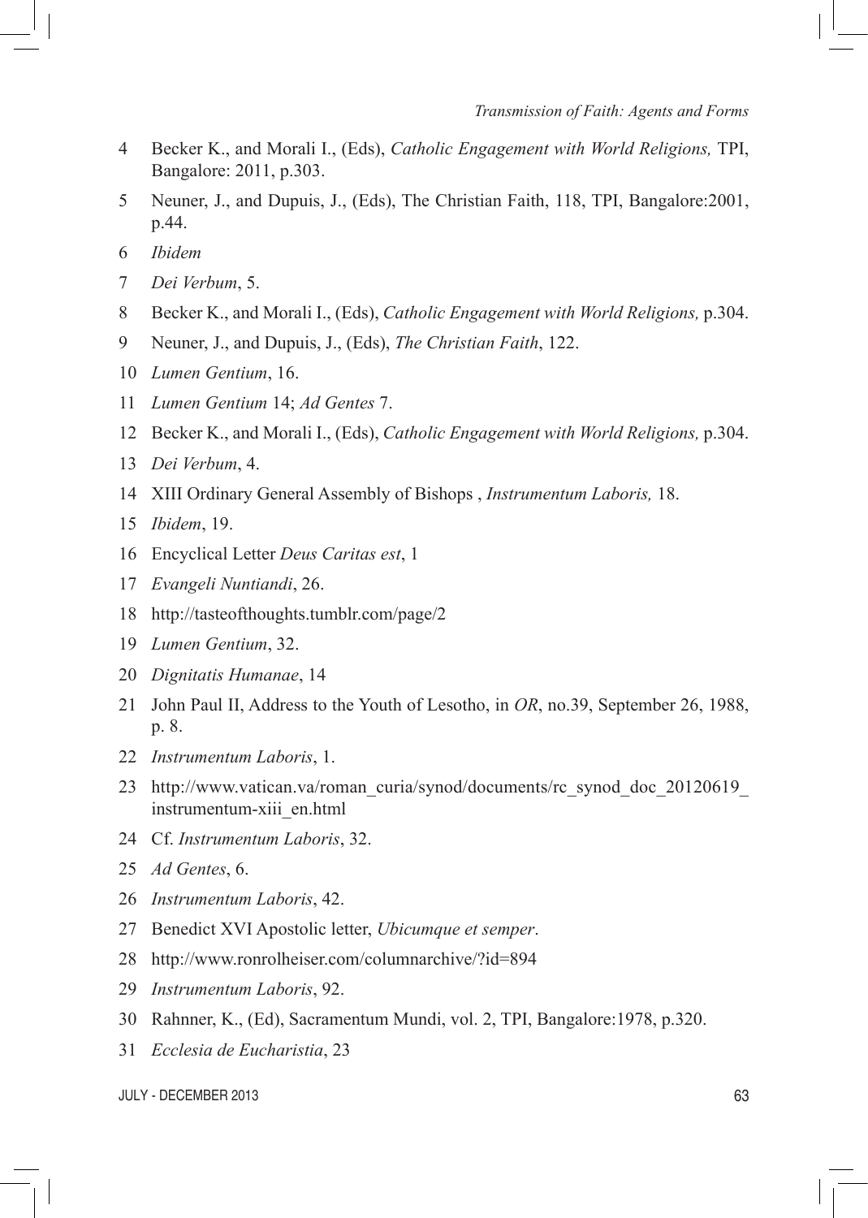4 Becker K., and Morali I., (Eds), *Catholic Engagement with World Religions,* TPI, Bangalore: 2011, p.303.

5 Neuner, J., and Dupuis, J., (Eds), The Christian Faith, 118, TPI, Bangalore:2001, p.44.

6 *Ibidem*

7 *Dei Verbum*, 5.

8 Becker K., and Morali I., (Eds), *Catholic Engagement with World Religions,* p.304.

9 Neuner, J., and Dupuis, J., (Eds), *The Christian Faith*, 122.

10 *Lumen Gentium*, 16.

11 *Lumen Gentium* 14; *Ad Gentes* 7.

12 Becker K., and Morali I., (Eds), *Catholic Engagement with World Religions,* p.304.

13 *Dei Verbum*, 4.

14 XIII Ordinary General Assembly of Bishops , *Instrumentum Laboris,* 18.

15 *Ibidem*, 19.

16 Encyclical Letter *Deus Caritas est*, 1

17 *Evangeli Nuntiandi*, 26.

18 http://tasteofthoughts.tumblr.com/page/2

19 *Lumen Gentium*, 32.

20 *Dignitatis Humanae*, 14

21 John Paul II, Address to the Youth of Lesotho, in *OR*, no.39, September 26, 1988, p. 8.

22 *Instrumentum Laboris*, 1.

23 http://www.vatican.va/roman_curia/synod/documents/rc_synod_doc_20120619_instrumentum-xiii_en.html

24 Cf. *Instrumentum Laboris*, 32.

25 *Ad Gentes*, 6.

26 *Instrumentum Laboris*, 42.

27 Benedict XVI Apostolic letter, *Ubicumque et semper*.

28 http://www.ronrolheiser.com/columnarchive/?id=894

29 *Instrumentum Laboris*, 92.

30 Rahnner, K., (Ed), Sacramentum Mundi, vol. 2, TPI, Bangalore:1978, p.320.

31 *Ecclesia de Eucharistia*, 23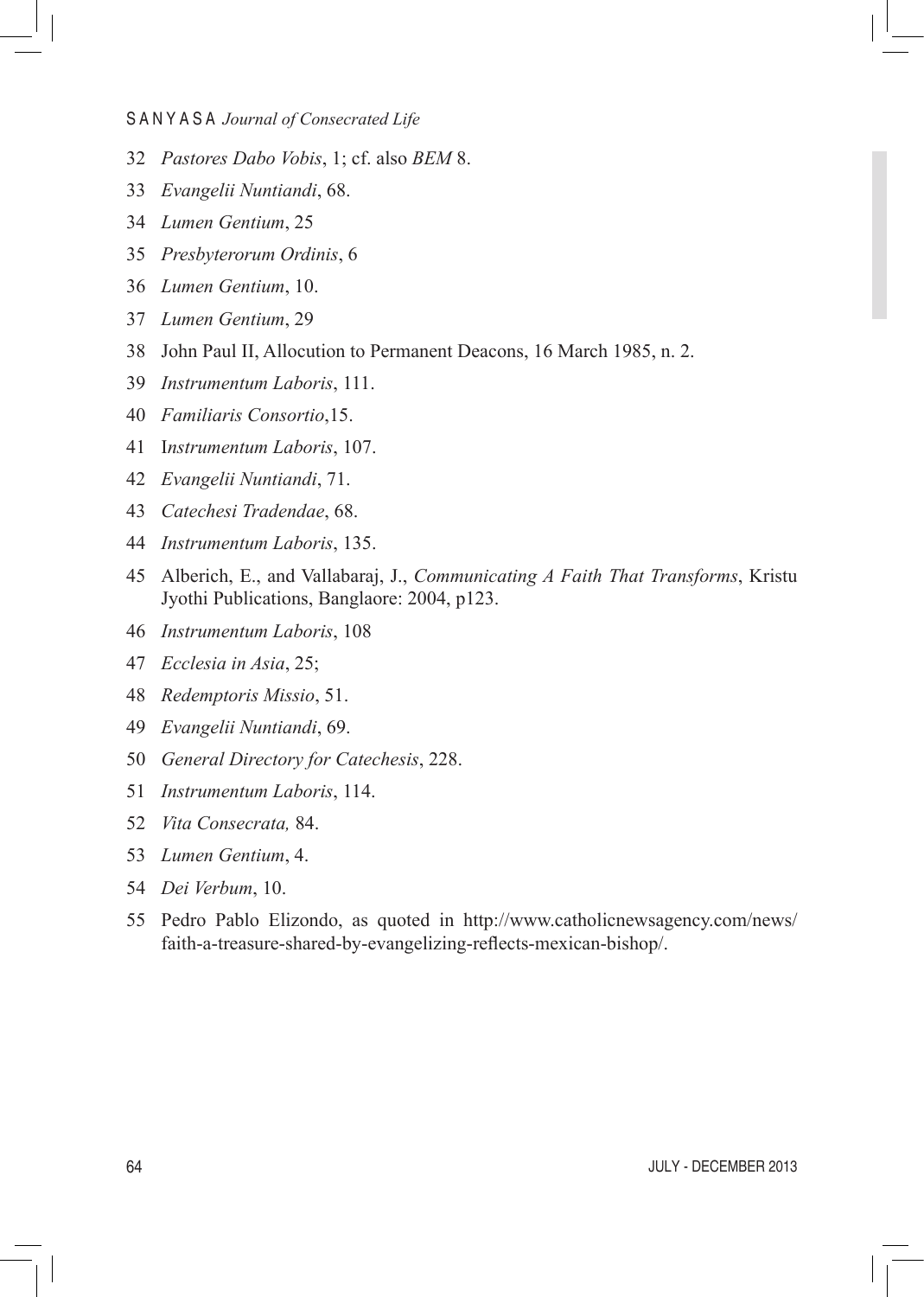32 *Pastores Dabo Vobis*, 1; cf. also *BEM* 8.

33 *Evangelii Nuntiandi*, 68.

34 *Lumen Gentium*, 25

35 *Presbyterorum Ordinis*, 6

36 *Lumen Gentium*, 10.

37 *Lumen Gentium*, 29

38 John Paul II, Allocution to Permanent Deacons, 16 March 1985, n. 2.

39 *Instrumentum Laboris*, 111.

40 *Familiaris Consortio*,15.

41 I*nstrumentum Laboris*, 107.

42 *Evangelii Nuntiandi*, 71.

43 *Catechesi Tradendae*, 68.

44 *Instrumentum Laboris*, 135.

45 Alberich, E., and Vallabaraj, J., *Communicating A Faith That Transforms*, Kristu Jyothi Publications, Banglaore: 2004, p123.

46 *Instrumentum Laboris*, 108

47 *Ecclesia in Asia*, 25;

48 *Redemptoris Missio*, 51.

49 *Evangelii Nuntiandi*, 69.

50 *General Directory for Catechesis*, 228.

51 *Instrumentum Laboris*, 114.

52 *Vita Consecrata,* 84.

53 *Lumen Gentium*, 4.

54 *Dei Verbum*, 10.

55 Pedro Pablo Elizondo, as quoted in http://www.catholicnewsagency.com/news/faith-a-treasure-shared-by-evangelizing-reflects-mexican-bishop/.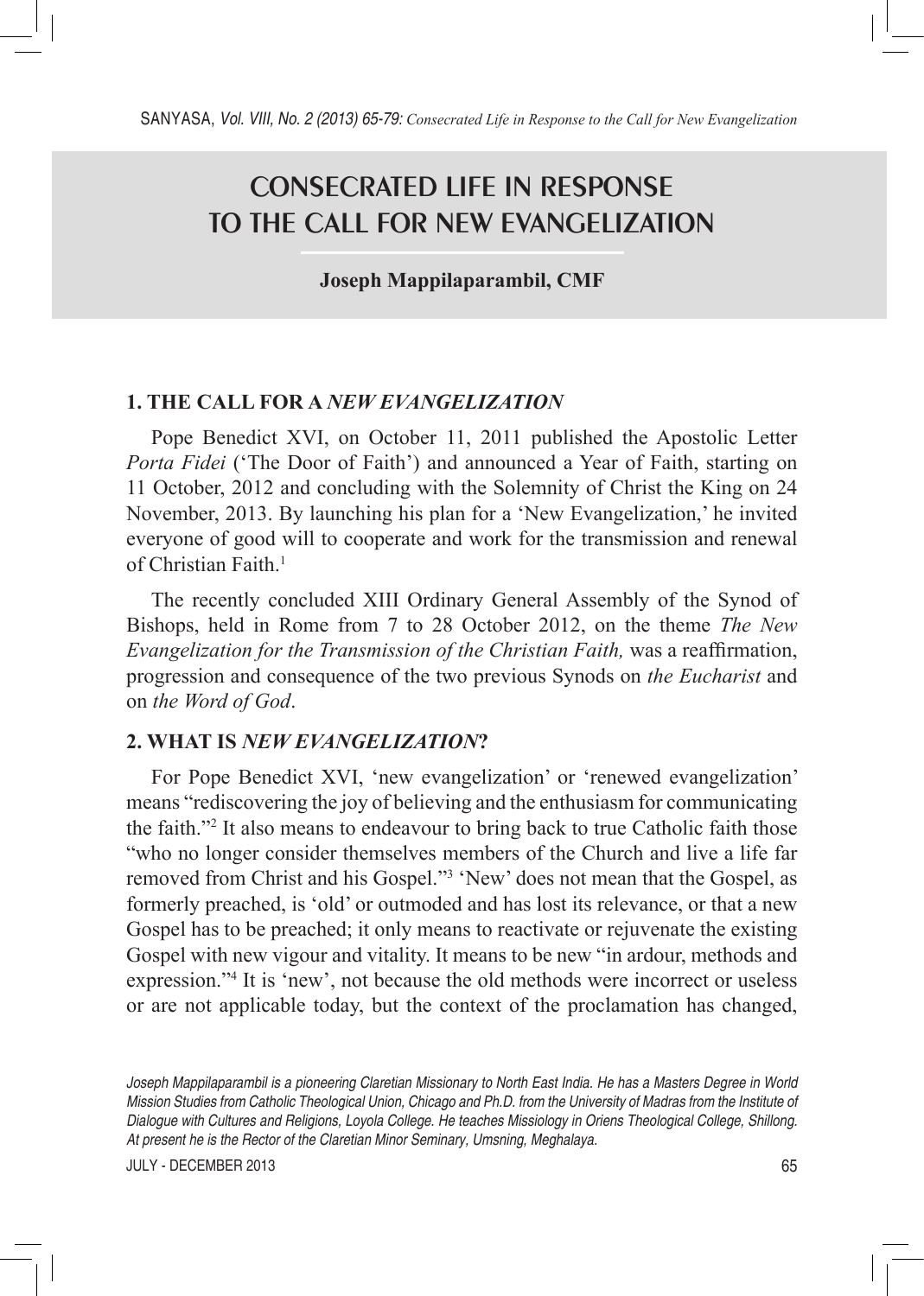# CONSECRATED LIFE IN RESPONSE TO THE CALL FOR NEW EVANGELIZATION

**Joseph Mappilaparambil, CMF**

## 1. THE CALL FOR A *NEW EVANGELIZATION*

Pope Benedict XVI, on October 11, 2011 published the Apostolic Letter *Porta Fidei* ('The Door of Faith') and announced a Year of Faith, starting on 11 October, 2012 and concluding with the Solemnity of Christ the King on 24 November, 2013. By launching his plan for a 'New Evangelization,' he invited everyone of good will to cooperate and work for the transmission and renewal of Christian Faith.[1]

The recently concluded XIII Ordinary General Assembly of the Synod of Bishops, held in Rome from 7 to 28 October 2012, on the theme *The New Evangelization for the Transmission of the Christian Faith,* was a reaffirmation, progression and consequence of the two previous Synods on *the Eucharist* and on *the Word of God*.

## 2. WHAT IS *NEW EVANGELIZATION*?

For Pope Benedict XVI, 'new evangelization' or 'renewed evangelization' means "rediscovering the joy of believing and the enthusiasm for communicating the faith."[2] It also means to endeavour to bring back to true Catholic faith those "who no longer consider themselves members of the Church and live a life far removed from Christ and his Gospel."[3] 'New' does not mean that the Gospel, as formerly preached, is 'old' or outmoded and has lost its relevance, or that a new Gospel has to be preached; it only means to reactivate or rejuvenate the existing Gospel with new vigour and vitality. It means to be new "in ardour, methods and expression."[4] It is 'new', not because the old methods were incorrect or useless or are not applicable today, but the context of the proclamation has changed,

*Joseph Mappilaparambil is a pioneering Claretian Missionary to North East India. He has a Masters Degree in World Mission Studies from Catholic Theological Union, Chicago and Ph.D. from the University of Madras from the Institute of Dialogue with Cultures and Religions, Loyola College. He teaches Missiology in Oriens Theological College, Shillong. At present he is the Rector of the Claretian Minor Seminary, Umsning, Meghalaya.*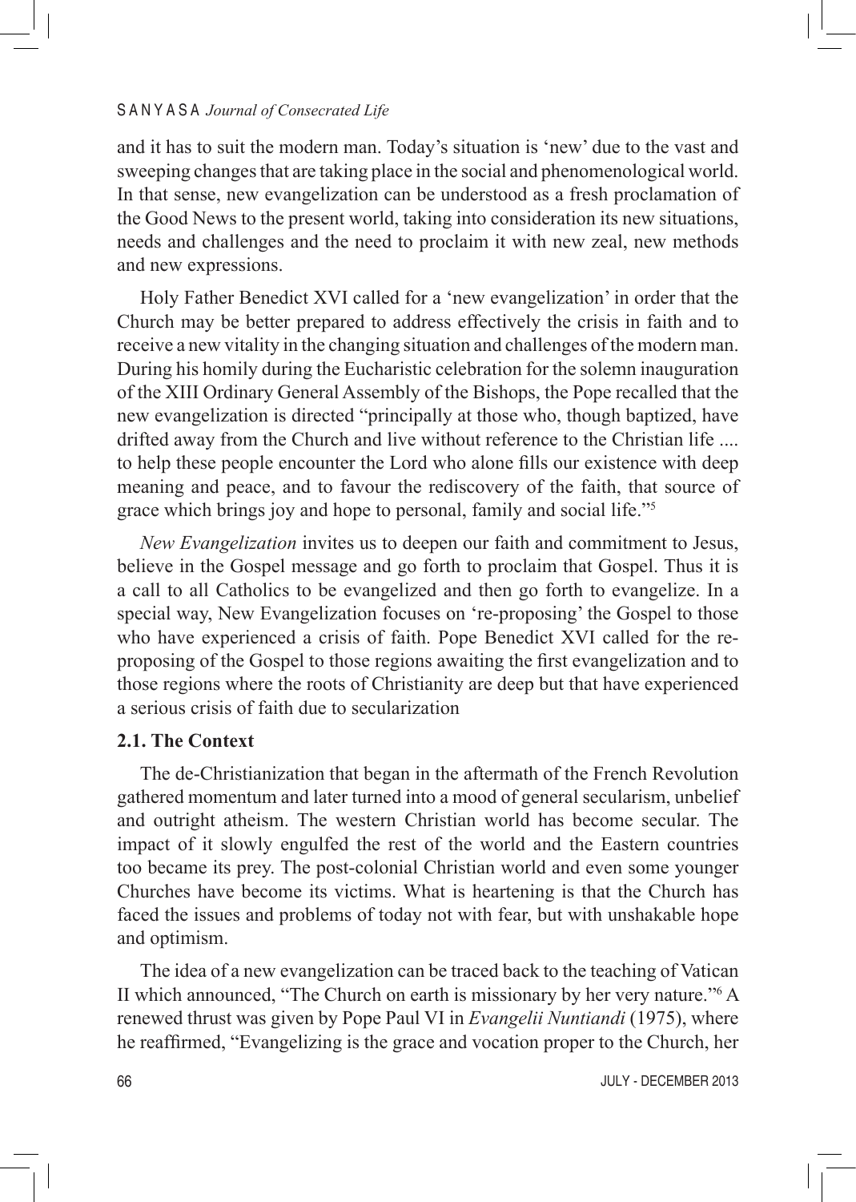and it has to suit the modern man. Today's situation is 'new' due to the vast and sweeping changes that are taking place in the social and phenomenological world. In that sense, new evangelization can be understood as a fresh proclamation of the Good News to the present world, taking into consideration its new situations, needs and challenges and the need to proclaim it with new zeal, new methods and new expressions.

Holy Father Benedict XVI called for a 'new evangelization' in order that the Church may be better prepared to address effectively the crisis in faith and to receive a new vitality in the changing situation and challenges of the modern man. During his homily during the Eucharistic celebration for the solemn inauguration of the XIII Ordinary General Assembly of the Bishops, the Pope recalled that the new evangelization is directed "principally at those who, though baptized, have drifted away from the Church and live without reference to the Christian life .... to help these people encounter the Lord who alone fills our existence with deep meaning and peace, and to favour the rediscovery of the faith, that source of grace which brings joy and hope to personal, family and social life."[5]

*New Evangelization* invites us to deepen our faith and commitment to Jesus, believe in the Gospel message and go forth to proclaim that Gospel. Thus it is a call to all Catholics to be evangelized and then go forth to evangelize. In a special way, New Evangelization focuses on 're-proposing' the Gospel to those who have experienced a crisis of faith. Pope Benedict XVI called for the re-proposing of the Gospel to those regions awaiting the first evangelization and to those regions where the roots of Christianity are deep but that have experienced a serious crisis of faith due to secularization

### 2.1. The Context

The de-Christianization that began in the aftermath of the French Revolution gathered momentum and later turned into a mood of general secularism, unbelief and outright atheism. The western Christian world has become secular. The impact of it slowly engulfed the rest of the world and the Eastern countries too became its prey. The post-colonial Christian world and even some younger Churches have become its victims. What is heartening is that the Church has faced the issues and problems of today not with fear, but with unshakable hope and optimism.

The idea of a new evangelization can be traced back to the teaching of Vatican II which announced, "The Church on earth is missionary by her very nature."[6] A renewed thrust was given by Pope Paul VI in *Evangelii Nuntiandi* (1975), where he reaffirmed, "Evangelizing is the grace and vocation proper to the Church, her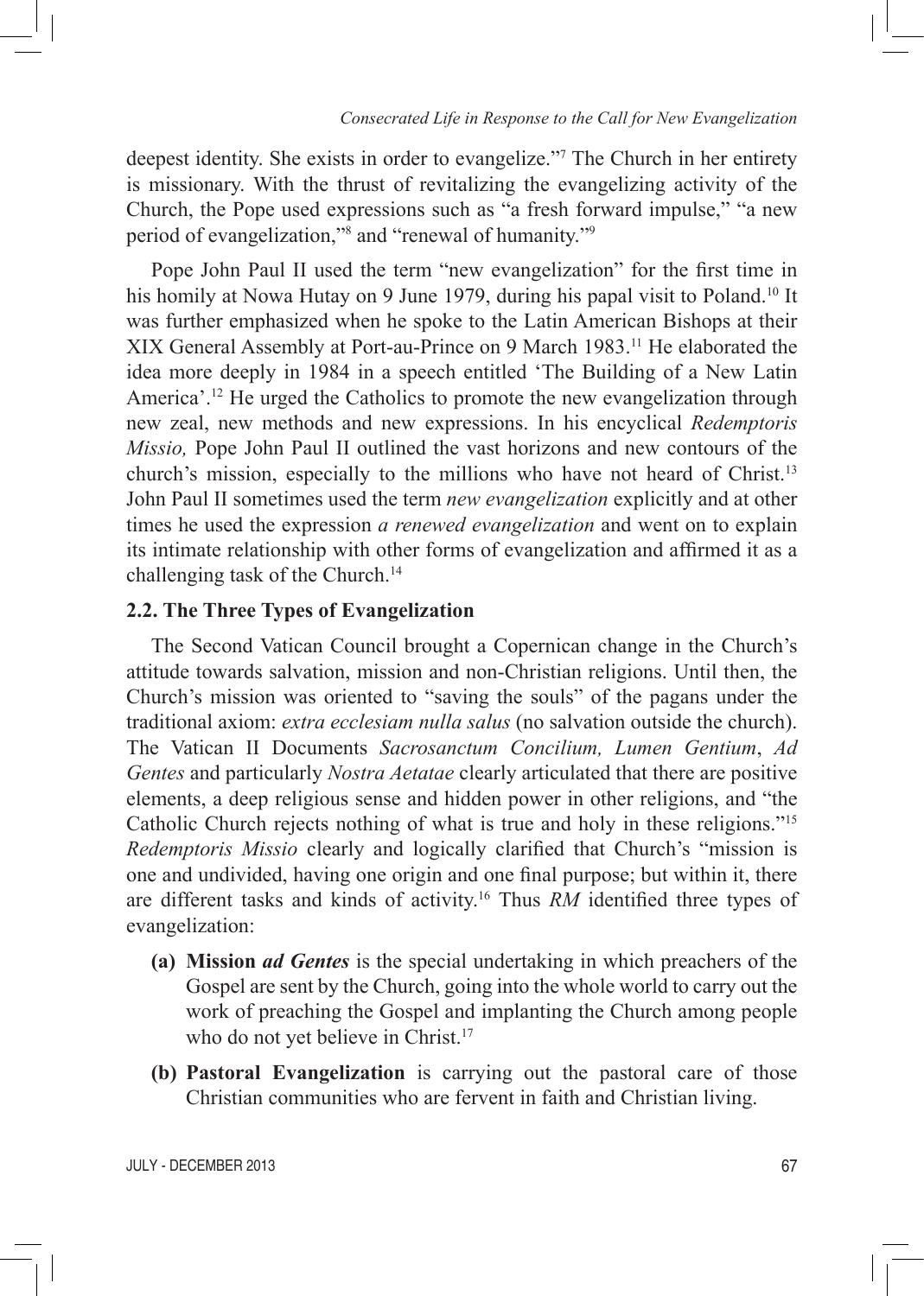deepest identity. She exists in order to evangelize."[7] The Church in her entirety is missionary. With the thrust of revitalizing the evangelizing activity of the Church, the Pope used expressions such as "a fresh forward impulse," "a new period of evangelization,"[8] and "renewal of humanity."[9]

Pope John Paul II used the term "new evangelization" for the first time in his homily at Nowa Hutay on 9 June 1979, during his papal visit to Poland.[10] It was further emphasized when he spoke to the Latin American Bishops at their XIX General Assembly at Port-au-Prince on 9 March 1983.[11] He elaborated the idea more deeply in 1984 in a speech entitled 'The Building of a New Latin America'.[12] He urged the Catholics to promote the new evangelization through new zeal, new methods and new expressions. In his encyclical *Redemptoris Missio,* Pope John Paul II outlined the vast horizons and new contours of the church's mission, especially to the millions who have not heard of Christ.[13] John Paul II sometimes used the term *new evangelization* explicitly and at other times he used the expression *a renewed evangelization* and went on to explain its intimate relationship with other forms of evangelization and affirmed it as a challenging task of the Church.[14]

### 2.2. The Three Types of Evangelization

The Second Vatican Council brought a Copernican change in the Church's attitude towards salvation, mission and non-Christian religions. Until then, the Church's mission was oriented to "saving the souls" of the pagans under the traditional axiom: *extra ecclesiam nulla salus* (no salvation outside the church). The Vatican II Documents *Sacrosanctum Concilium, Lumen Gentium*, *Ad Gentes* and particularly *Nostra Aetatae* clearly articulated that there are positive elements, a deep religious sense and hidden power in other religions, and "the Catholic Church rejects nothing of what is true and holy in these religions."[15] *Redemptoris Missio* clearly and logically clarified that Church's "mission is one and undivided, having one origin and one final purpose; but within it, there are different tasks and kinds of activity.[16] Thus *RM* identified three types of evangelization:

- **(a) Mission *ad Gentes*** is the special undertaking in which preachers of the Gospel are sent by the Church, going into the whole world to carry out the work of preaching the Gospel and implanting the Church among people who do not yet believe in Christ.[17]
- **(b) Pastoral Evangelization** is carrying out the pastoral care of those Christian communities who are fervent in faith and Christian living.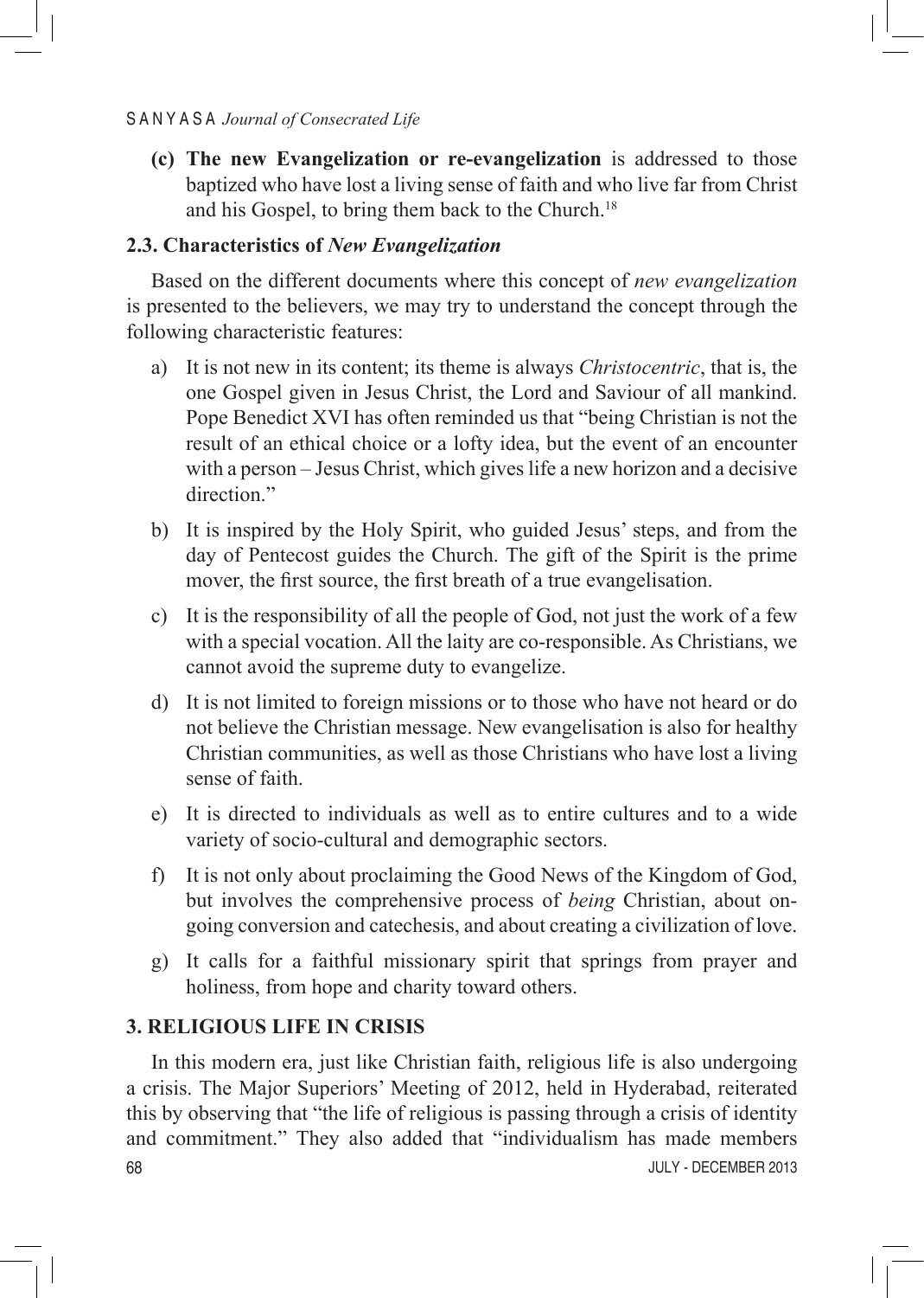**(c) The new Evangelization or re-evangelization** is addressed to those baptized who have lost a living sense of faith and who live far from Christ and his Gospel, to bring them back to the Church.[18]

### 2.3. Characteristics of *New Evangelization*

Based on the different documents where this concept of *new evangelization* is presented to the believers, we may try to understand the concept through the following characteristic features:

a) It is not new in its content; its theme is always *Christocentric*, that is, the one Gospel given in Jesus Christ, the Lord and Saviour of all mankind. Pope Benedict XVI has often reminded us that "being Christian is not the result of an ethical choice or a lofty idea, but the event of an encounter with a person – Jesus Christ, which gives life a new horizon and a decisive direction."

b) It is inspired by the Holy Spirit, who guided Jesus' steps, and from the day of Pentecost guides the Church. The gift of the Spirit is the prime mover, the first source, the first breath of a true evangelisation.

c) It is the responsibility of all the people of God, not just the work of a few with a special vocation. All the laity are co-responsible. As Christians, we cannot avoid the supreme duty to evangelize.

d) It is not limited to foreign missions or to those who have not heard or do not believe the Christian message. New evangelisation is also for healthy Christian communities, as well as those Christians who have lost a living sense of faith.

e) It is directed to individuals as well as to entire cultures and to a wide variety of socio-cultural and demographic sectors.

f) It is not only about proclaiming the Good News of the Kingdom of God, but involves the comprehensive process of *being* Christian, about on-going conversion and catechesis, and about creating a civilization of love.

g) It calls for a faithful missionary spirit that springs from prayer and holiness, from hope and charity toward others.

## 3. RELIGIOUS LIFE IN CRISIS

In this modern era, just like Christian faith, religious life is also undergoing a crisis. The Major Superiors' Meeting of 2012, held in Hyderabad, reiterated this by observing that "the life of religious is passing through a crisis of identity and commitment." They also added that "individualism has made members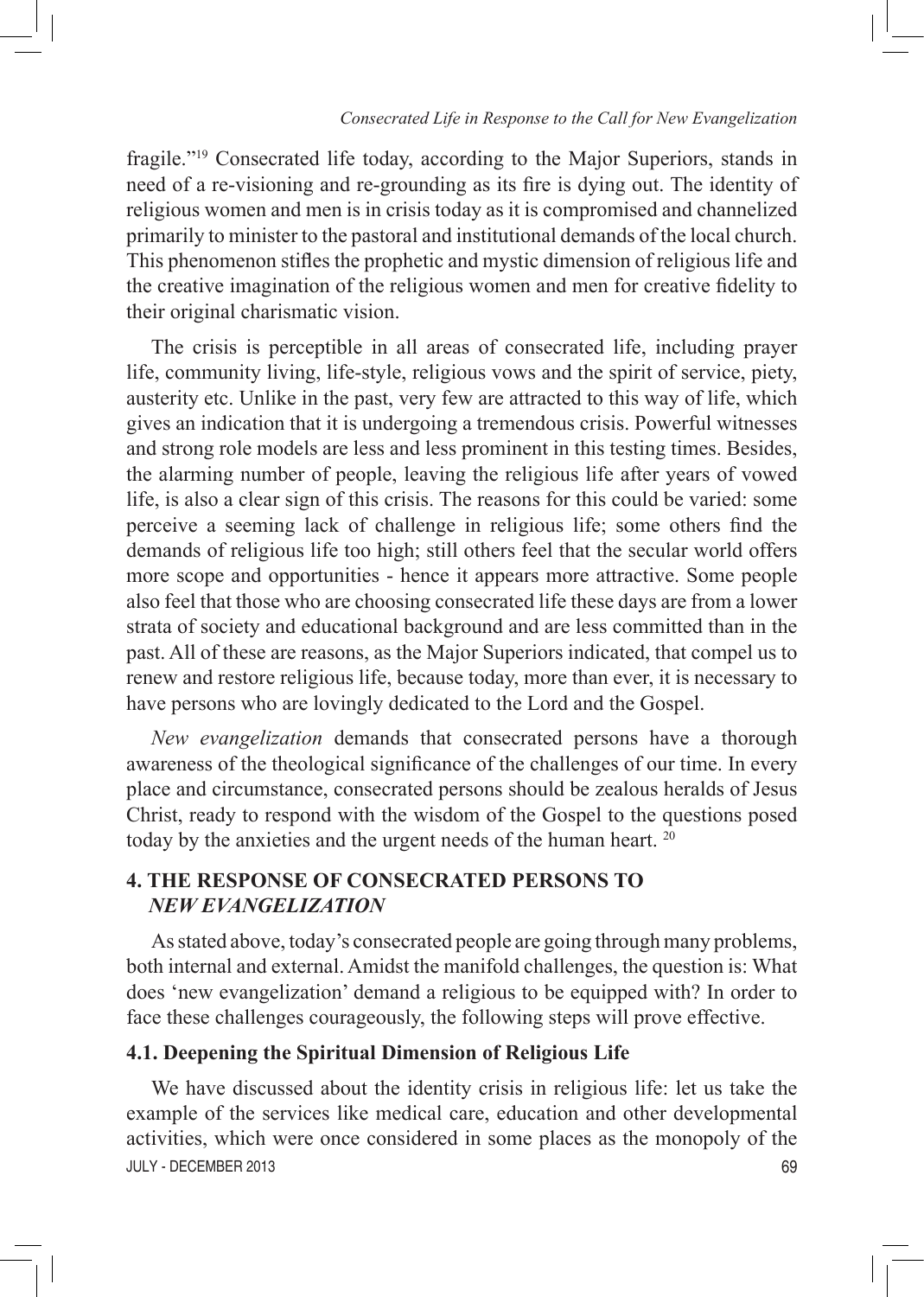fragile."[19] Consecrated life today, according to the Major Superiors, stands in need of a re-visioning and re-grounding as its fire is dying out. The identity of religious women and men is in crisis today as it is compromised and channelized primarily to minister to the pastoral and institutional demands of the local church. This phenomenon stifles the prophetic and mystic dimension of religious life and the creative imagination of the religious women and men for creative fidelity to their original charismatic vision.

The crisis is perceptible in all areas of consecrated life, including prayer life, community living, life-style, religious vows and the spirit of service, piety, austerity etc. Unlike in the past, very few are attracted to this way of life, which gives an indication that it is undergoing a tremendous crisis. Powerful witnesses and strong role models are less and less prominent in this testing times. Besides, the alarming number of people, leaving the religious life after years of vowed life, is also a clear sign of this crisis. The reasons for this could be varied: some perceive a seeming lack of challenge in religious life; some others find the demands of religious life too high; still others feel that the secular world offers more scope and opportunities - hence it appears more attractive. Some people also feel that those who are choosing consecrated life these days are from a lower strata of society and educational background and are less committed than in the past. All of these are reasons, as the Major Superiors indicated, that compel us to renew and restore religious life, because today, more than ever, it is necessary to have persons who are lovingly dedicated to the Lord and the Gospel.

*New evangelization* demands that consecrated persons have a thorough awareness of the theological significance of the challenges of our time. In every place and circumstance, consecrated persons should be zealous heralds of Jesus Christ, ready to respond with the wisdom of the Gospel to the questions posed today by the anxieties and the urgent needs of the human heart. [20]

## 4. THE RESPONSE OF CONSECRATED PERSONS TO *NEW EVANGELIZATION*

As stated above, today's consecrated people are going through many problems, both internal and external. Amidst the manifold challenges, the question is: What does 'new evangelization' demand a religious to be equipped with? In order to face these challenges courageously, the following steps will prove effective.

### 4.1. Deepening the Spiritual Dimension of Religious Life

We have discussed about the identity crisis in religious life: let us take the example of the services like medical care, education and other developmental activities, which were once considered in some places as the monopoly of the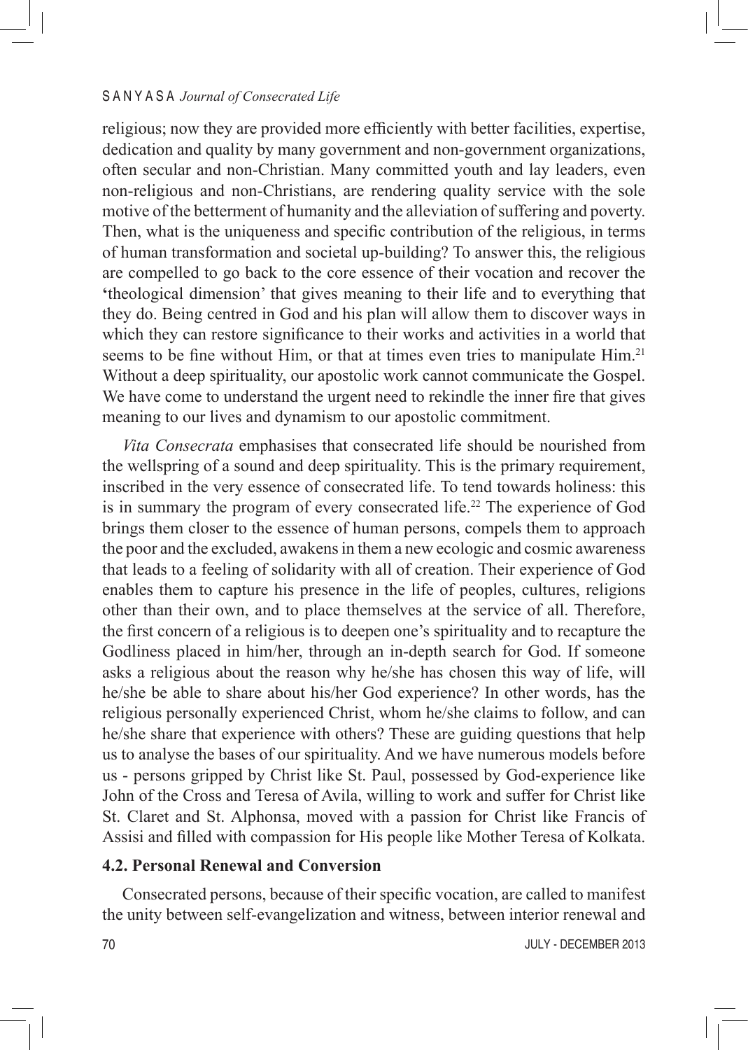religious; now they are provided more efficiently with better facilities, expertise, dedication and quality by many government and non-government organizations, often secular and non-Christian. Many committed youth and lay leaders, even non-religious and non-Christians, are rendering quality service with the sole motive of the betterment of humanity and the alleviation of suffering and poverty. Then, what is the uniqueness and specific contribution of the religious, in terms of human transformation and societal up-building? To answer this, the religious are compelled to go back to the core essence of their vocation and recover the 'theological dimension' that gives meaning to their life and to everything that they do. Being centred in God and his plan will allow them to discover ways in which they can restore significance to their works and activities in a world that seems to be fine without Him, or that at times even tries to manipulate Him.[21] Without a deep spirituality, our apostolic work cannot communicate the Gospel. We have come to understand the urgent need to rekindle the inner fire that gives meaning to our lives and dynamism to our apostolic commitment.

*Vita Consecrata* emphasises that consecrated life should be nourished from the wellspring of a sound and deep spirituality. This is the primary requirement, inscribed in the very essence of consecrated life. To tend towards holiness: this is in summary the program of every consecrated life.[22] The experience of God brings them closer to the essence of human persons, compels them to approach the poor and the excluded, awakens in them a new ecologic and cosmic awareness that leads to a feeling of solidarity with all of creation. Their experience of God enables them to capture his presence in the life of peoples, cultures, religions other than their own, and to place themselves at the service of all. Therefore, the first concern of a religious is to deepen one's spirituality and to recapture the Godliness placed in him/her, through an in-depth search for God. If someone asks a religious about the reason why he/she has chosen this way of life, will he/she be able to share about his/her God experience? In other words, has the religious personally experienced Christ, whom he/she claims to follow, and can he/she share that experience with others? These are guiding questions that help us to analyse the bases of our spirituality. And we have numerous models before us - persons gripped by Christ like St. Paul, possessed by God-experience like John of the Cross and Teresa of Avila, willing to work and suffer for Christ like St. Claret and St. Alphonsa, moved with a passion for Christ like Francis of Assisi and filled with compassion for His people like Mother Teresa of Kolkata.

### 4.2. Personal Renewal and Conversion

Consecrated persons, because of their specific vocation, are called to manifest the unity between self-evangelization and witness, between interior renewal and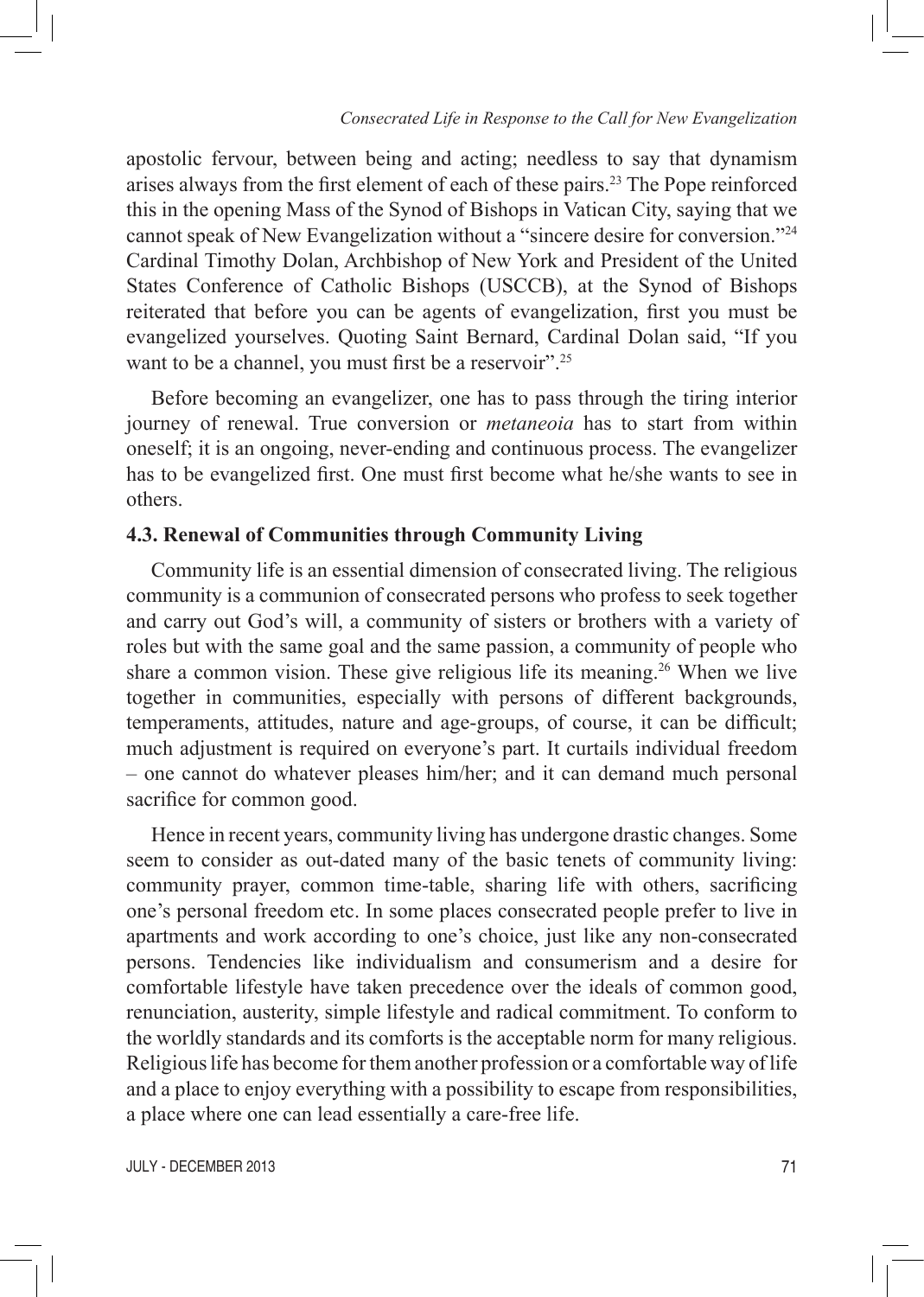apostolic fervour, between being and acting; needless to say that dynamism arises always from the first element of each of these pairs.[23] The Pope reinforced this in the opening Mass of the Synod of Bishops in Vatican City, saying that we cannot speak of New Evangelization without a "sincere desire for conversion."[24] Cardinal Timothy Dolan, Archbishop of New York and President of the United States Conference of Catholic Bishops (USCCB), at the Synod of Bishops reiterated that before you can be agents of evangelization, first you must be evangelized yourselves. Quoting Saint Bernard, Cardinal Dolan said, "If you want to be a channel, you must first be a reservoir".[25]

Before becoming an evangelizer, one has to pass through the tiring interior journey of renewal. True conversion or *metaneoia* has to start from within oneself; it is an ongoing, never-ending and continuous process. The evangelizer has to be evangelized first. One must first become what he/she wants to see in others.

### 4.3. Renewal of Communities through Community Living

Community life is an essential dimension of consecrated living. The religious community is a communion of consecrated persons who profess to seek together and carry out God's will, a community of sisters or brothers with a variety of roles but with the same goal and the same passion, a community of people who share a common vision. These give religious life its meaning.[26] When we live together in communities, especially with persons of different backgrounds, temperaments, attitudes, nature and age-groups, of course, it can be difficult; much adjustment is required on everyone's part. It curtails individual freedom – one cannot do whatever pleases him/her; and it can demand much personal sacrifice for common good.

Hence in recent years, community living has undergone drastic changes. Some seem to consider as out-dated many of the basic tenets of community living: community prayer, common time-table, sharing life with others, sacrificing one's personal freedom etc. In some places consecrated people prefer to live in apartments and work according to one's choice, just like any non-consecrated persons. Tendencies like individualism and consumerism and a desire for comfortable lifestyle have taken precedence over the ideals of common good, renunciation, austerity, simple lifestyle and radical commitment. To conform to the worldly standards and its comforts is the acceptable norm for many religious. Religious life has become for them another profession or a comfortable way of life and a place to enjoy everything with a possibility to escape from responsibilities, a place where one can lead essentially a care-free life.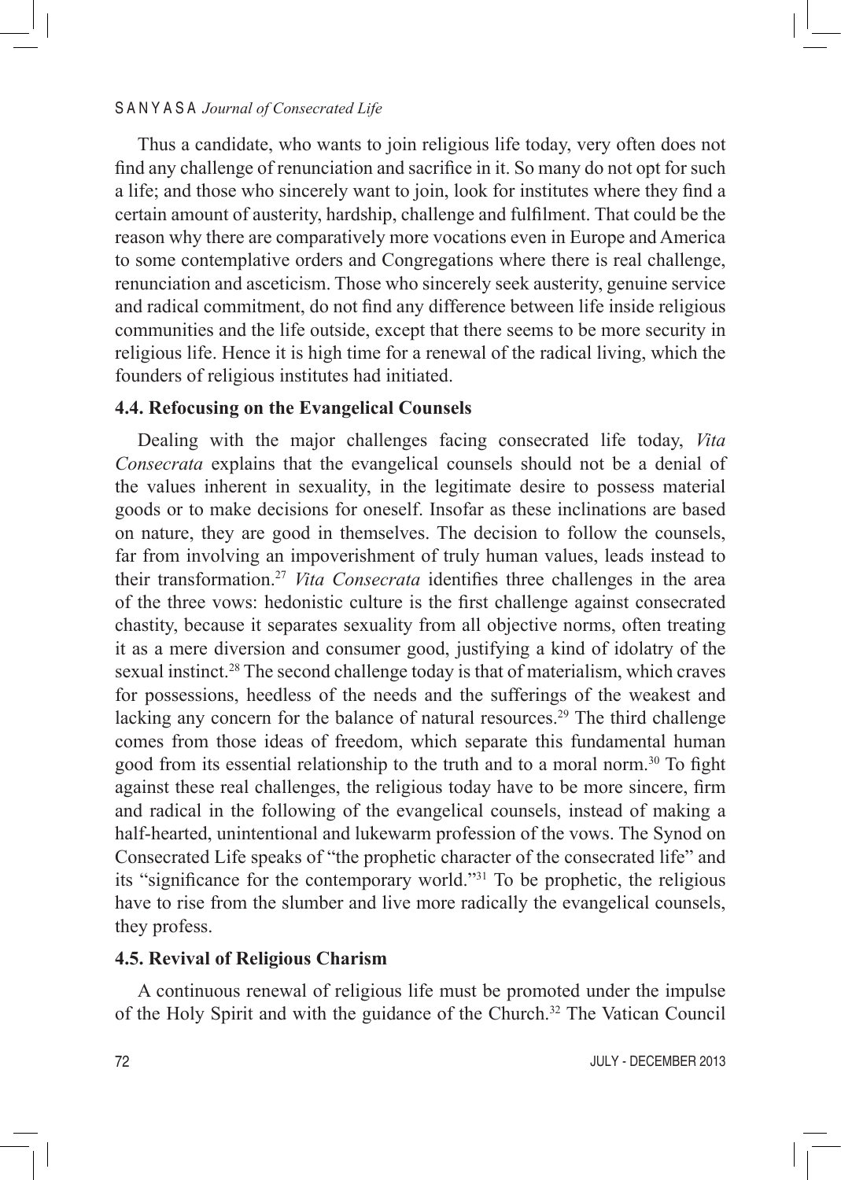Thus a candidate, who wants to join religious life today, very often does not find any challenge of renunciation and sacrifice in it. So many do not opt for such a life; and those who sincerely want to join, look for institutes where they find a certain amount of austerity, hardship, challenge and fulfilment. That could be the reason why there are comparatively more vocations even in Europe and America to some contemplative orders and Congregations where there is real challenge, renunciation and asceticism. Those who sincerely seek austerity, genuine service and radical commitment, do not find any difference between life inside religious communities and the life outside, except that there seems to be more security in religious life. Hence it is high time for a renewal of the radical living, which the founders of religious institutes had initiated.

### 4.4. Refocusing on the Evangelical Counsels

Dealing with the major challenges facing consecrated life today, *Vita Consecrata* explains that the evangelical counsels should not be a denial of the values inherent in sexuality, in the legitimate desire to possess material goods or to make decisions for oneself. Insofar as these inclinations are based on nature, they are good in themselves. The decision to follow the counsels, far from involving an impoverishment of truly human values, leads instead to their transformation.[27] *Vita Consecrata* identifies three challenges in the area of the three vows: hedonistic culture is the first challenge against consecrated chastity, because it separates sexuality from all objective norms, often treating it as a mere diversion and consumer good, justifying a kind of idolatry of the sexual instinct.[28] The second challenge today is that of materialism, which craves for possessions, heedless of the needs and the sufferings of the weakest and lacking any concern for the balance of natural resources.[29] The third challenge comes from those ideas of freedom, which separate this fundamental human good from its essential relationship to the truth and to a moral norm.[30] To fight against these real challenges, the religious today have to be more sincere, firm and radical in the following of the evangelical counsels, instead of making a half-hearted, unintentional and lukewarm profession of the vows. The Synod on Consecrated Life speaks of "the prophetic character of the consecrated life" and its "significance for the contemporary world."[31] To be prophetic, the religious have to rise from the slumber and live more radically the evangelical counsels, they profess.

### 4.5. Revival of Religious Charism

A continuous renewal of religious life must be promoted under the impulse of the Holy Spirit and with the guidance of the Church.[32] The Vatican Council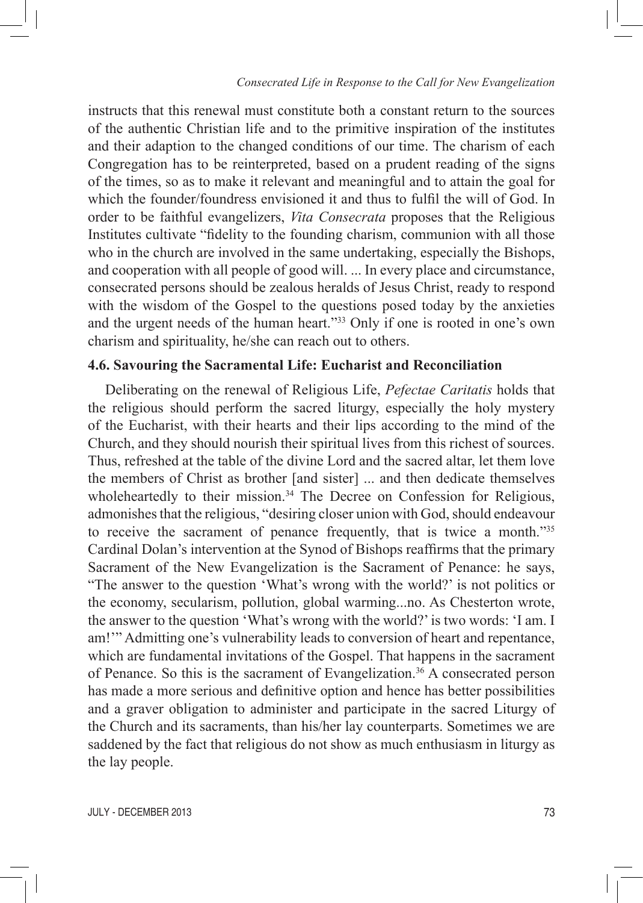instructs that this renewal must constitute both a constant return to the sources of the authentic Christian life and to the primitive inspiration of the institutes and their adaption to the changed conditions of our time. The charism of each Congregation has to be reinterpreted, based on a prudent reading of the signs of the times, so as to make it relevant and meaningful and to attain the goal for which the founder/foundress envisioned it and thus to fulfil the will of God. In order to be faithful evangelizers, *Vita Consecrata* proposes that the Religious Institutes cultivate "fidelity to the founding charism, communion with all those who in the church are involved in the same undertaking, especially the Bishops, and cooperation with all people of good will. ... In every place and circumstance, consecrated persons should be zealous heralds of Jesus Christ, ready to respond with the wisdom of the Gospel to the questions posed today by the anxieties and the urgent needs of the human heart."[33] Only if one is rooted in one's own charism and spirituality, he/she can reach out to others.

### 4.6. Savouring the Sacramental Life: Eucharist and Reconciliation

Deliberating on the renewal of Religious Life, *Pefectae Caritatis* holds that the religious should perform the sacred liturgy, especially the holy mystery of the Eucharist, with their hearts and their lips according to the mind of the Church, and they should nourish their spiritual lives from this richest of sources. Thus, refreshed at the table of the divine Lord and the sacred altar, let them love the members of Christ as brother [and sister] ... and then dedicate themselves wholeheartedly to their mission.[34] The Decree on Confession for Religious, admonishes that the religious, "desiring closer union with God, should endeavour to receive the sacrament of penance frequently, that is twice a month."[35] Cardinal Dolan's intervention at the Synod of Bishops reaffirms that the primary Sacrament of the New Evangelization is the Sacrament of Penance: he says, "The answer to the question 'What's wrong with the world?' is not politics or the economy, secularism, pollution, global warming...no. As Chesterton wrote, the answer to the question 'What's wrong with the world?' is two words: 'I am. I am!'" Admitting one's vulnerability leads to conversion of heart and repentance, which are fundamental invitations of the Gospel. That happens in the sacrament of Penance. So this is the sacrament of Evangelization.[36] A consecrated person has made a more serious and definitive option and hence has better possibilities and a graver obligation to administer and participate in the sacred Liturgy of the Church and its sacraments, than his/her lay counterparts. Sometimes we are saddened by the fact that religious do not show as much enthusiasm in liturgy as the lay people.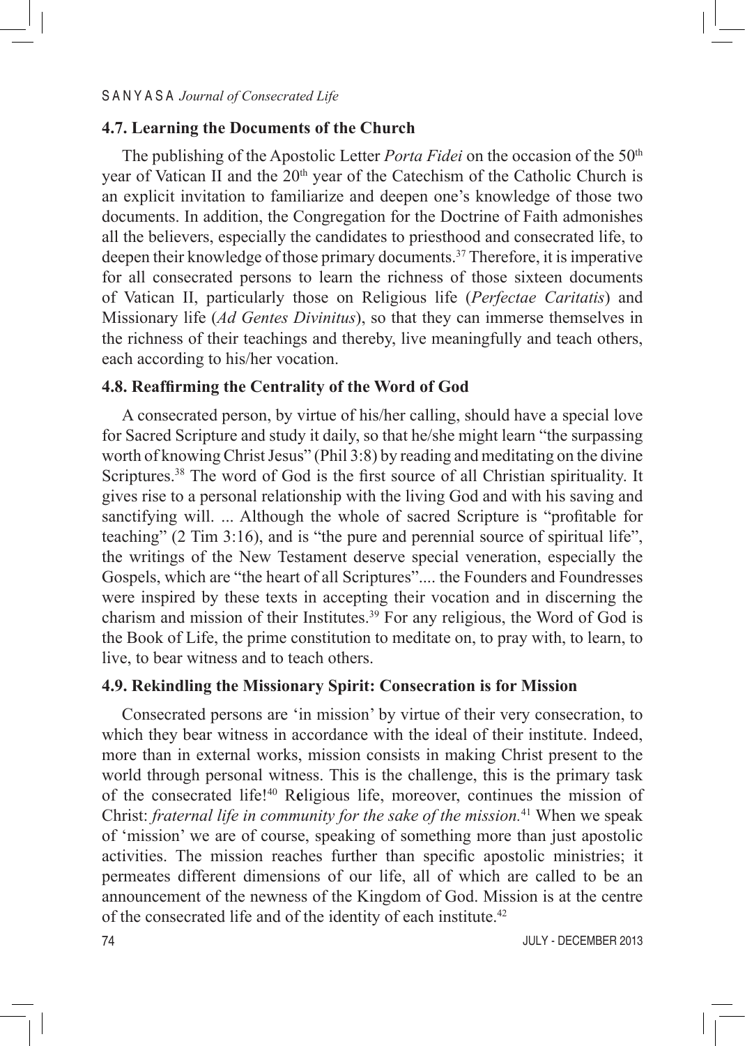### 4.7. Learning the Documents of the Church

The publishing of the Apostolic Letter *Porta Fidei* on the occasion of the 50th year of Vatican II and the 20th year of the Catechism of the Catholic Church is an explicit invitation to familiarize and deepen one's knowledge of those two documents. In addition, the Congregation for the Doctrine of Faith admonishes all the believers, especially the candidates to priesthood and consecrated life, to deepen their knowledge of those primary documents.[37] Therefore, it is imperative for all consecrated persons to learn the richness of those sixteen documents of Vatican II, particularly those on Religious life (*Perfectae Caritatis*) and Missionary life (*Ad Gentes Divinitus*), so that they can immerse themselves in the richness of their teachings and thereby, live meaningfully and teach others, each according to his/her vocation.

### 4.8. Reaffirming the Centrality of the Word of God

A consecrated person, by virtue of his/her calling, should have a special love for Sacred Scripture and study it daily, so that he/she might learn "the surpassing worth of knowing Christ Jesus" (Phil 3:8) by reading and meditating on the divine Scriptures.[38] The word of God is the first source of all Christian spirituality. It gives rise to a personal relationship with the living God and with his saving and sanctifying will. ... Although the whole of sacred Scripture is "profitable for teaching" (2 Tim 3:16), and is "the pure and perennial source of spiritual life", the writings of the New Testament deserve special veneration, especially the Gospels, which are "the heart of all Scriptures".... the Founders and Foundresses were inspired by these texts in accepting their vocation and in discerning the charism and mission of their Institutes.[39] For any religious, the Word of God is the Book of Life, the prime constitution to meditate on, to pray with, to learn, to live, to bear witness and to teach others.

### 4.9. Rekindling the Missionary Spirit: Consecration is for Mission

Consecrated persons are 'in mission' by virtue of their very consecration, to which they bear witness in accordance with the ideal of their institute. Indeed, more than in external works, mission consists in making Christ present to the world through personal witness. This is the challenge, this is the primary task of the consecrated life![40] Religious life, moreover, continues the mission of Christ: *fraternal life in community for the sake of the mission.*[41] When we speak of 'mission' we are of course, speaking of something more than just apostolic activities. The mission reaches further than specific apostolic ministries; it permeates different dimensions of our life, all of which are called to be an announcement of the newness of the Kingdom of God. Mission is at the centre of the consecrated life and of the identity of each institute.[42]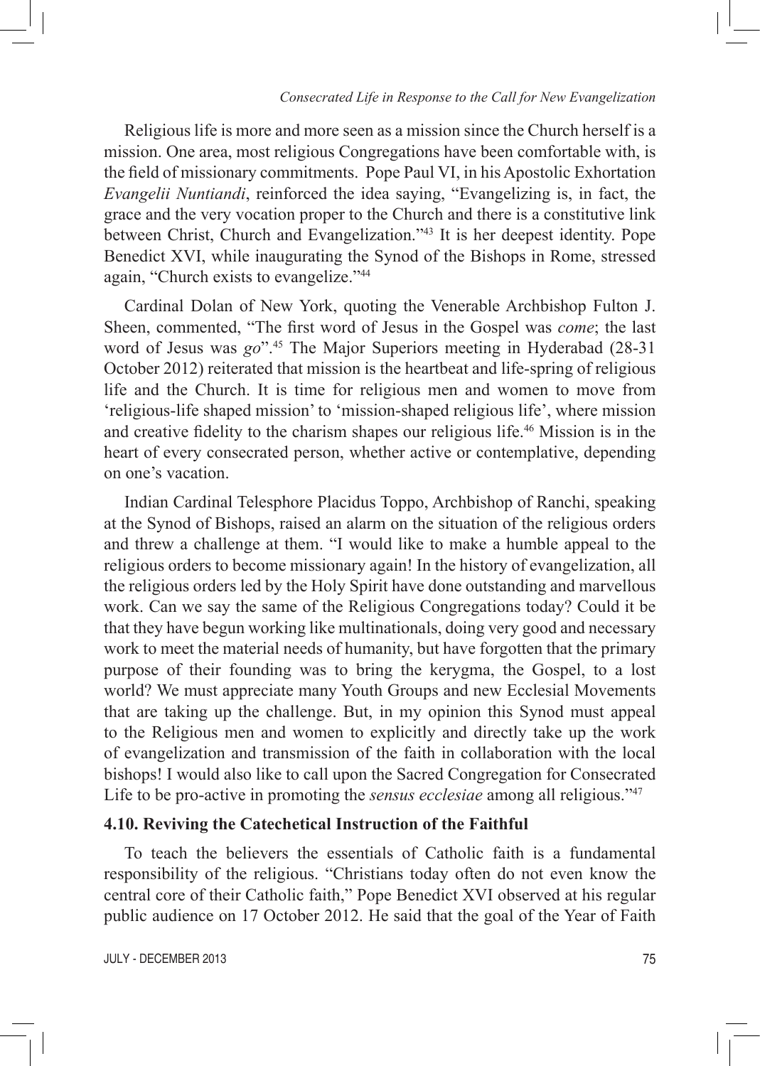Religious life is more and more seen as a mission since the Church herself is a mission. One area, most religious Congregations have been comfortable with, is the field of missionary commitments. Pope Paul VI, in his Apostolic Exhortation *Evangelii Nuntiandi*, reinforced the idea saying, "Evangelizing is, in fact, the grace and the very vocation proper to the Church and there is a constitutive link between Christ, Church and Evangelization."[43] It is her deepest identity. Pope Benedict XVI, while inaugurating the Synod of the Bishops in Rome, stressed again, "Church exists to evangelize."[44]

Cardinal Dolan of New York, quoting the Venerable Archbishop Fulton J. Sheen, commented, "The first word of Jesus in the Gospel was *come*; the last word of Jesus was *go*".[45] The Major Superiors meeting in Hyderabad (28-31 October 2012) reiterated that mission is the heartbeat and life-spring of religious life and the Church. It is time for religious men and women to move from 'religious-life shaped mission' to 'mission-shaped religious life', where mission and creative fidelity to the charism shapes our religious life.[46] Mission is in the heart of every consecrated person, whether active or contemplative, depending on one's vacation.

Indian Cardinal Telesphore Placidus Toppo, Archbishop of Ranchi, speaking at the Synod of Bishops, raised an alarm on the situation of the religious orders and threw a challenge at them. "I would like to make a humble appeal to the religious orders to become missionary again! In the history of evangelization, all the religious orders led by the Holy Spirit have done outstanding and marvellous work. Can we say the same of the Religious Congregations today? Could it be that they have begun working like multinationals, doing very good and necessary work to meet the material needs of humanity, but have forgotten that the primary purpose of their founding was to bring the kerygma, the Gospel, to a lost world? We must appreciate many Youth Groups and new Ecclesial Movements that are taking up the challenge. But, in my opinion this Synod must appeal to the Religious men and women to explicitly and directly take up the work of evangelization and transmission of the faith in collaboration with the local bishops! I would also like to call upon the Sacred Congregation for Consecrated Life to be pro-active in promoting the *sensus ecclesiae* among all religious."[47]

### 4.10. Reviving the Catechetical Instruction of the Faithful

To teach the believers the essentials of Catholic faith is a fundamental responsibility of the religious. "Christians today often do not even know the central core of their Catholic faith," Pope Benedict XVI observed at his regular public audience on 17 October 2012. He said that the goal of the Year of Faith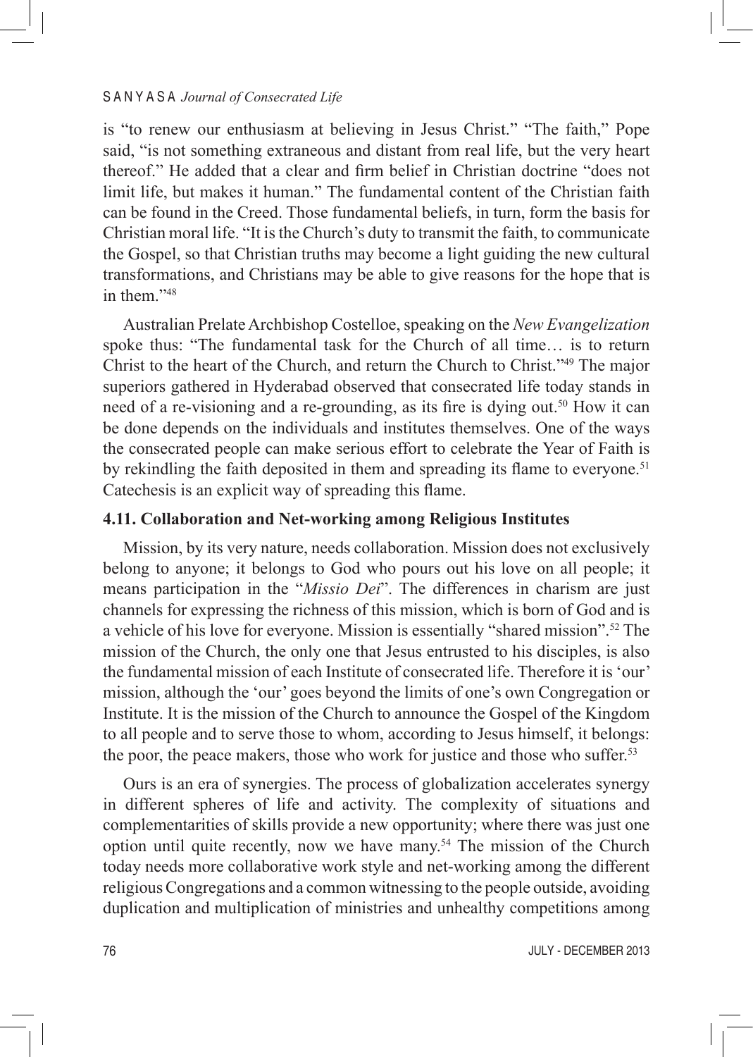is "to renew our enthusiasm at believing in Jesus Christ." "The faith," Pope said, "is not something extraneous and distant from real life, but the very heart thereof." He added that a clear and firm belief in Christian doctrine "does not limit life, but makes it human." The fundamental content of the Christian faith can be found in the Creed. Those fundamental beliefs, in turn, form the basis for Christian moral life. "It is the Church's duty to transmit the faith, to communicate the Gospel, so that Christian truths may become a light guiding the new cultural transformations, and Christians may be able to give reasons for the hope that is in them."[48]

Australian Prelate Archbishop Costelloe, speaking on the *New Evangelization* spoke thus: "The fundamental task for the Church of all time… is to return Christ to the heart of the Church, and return the Church to Christ."[49] The major superiors gathered in Hyderabad observed that consecrated life today stands in need of a re-visioning and a re-grounding, as its fire is dying out.[50] How it can be done depends on the individuals and institutes themselves. One of the ways the consecrated people can make serious effort to celebrate the Year of Faith is by rekindling the faith deposited in them and spreading its flame to everyone.[51] Catechesis is an explicit way of spreading this flame.

### 4.11. Collaboration and Net-working among Religious Institutes

Mission, by its very nature, needs collaboration. Mission does not exclusively belong to anyone; it belongs to God who pours out his love on all people; it means participation in the "*Missio Dei*". The differences in charism are just channels for expressing the richness of this mission, which is born of God and is a vehicle of his love for everyone. Mission is essentially "shared mission".[52] The mission of the Church, the only one that Jesus entrusted to his disciples, is also the fundamental mission of each Institute of consecrated life. Therefore it is 'our' mission, although the 'our' goes beyond the limits of one's own Congregation or Institute. It is the mission of the Church to announce the Gospel of the Kingdom to all people and to serve those to whom, according to Jesus himself, it belongs: the poor, the peace makers, those who work for justice and those who suffer.[53]

Ours is an era of synergies. The process of globalization accelerates synergy in different spheres of life and activity. The complexity of situations and complementarities of skills provide a new opportunity; where there was just one option until quite recently, now we have many.[54] The mission of the Church today needs more collaborative work style and net-working among the different religious Congregations and a common witnessing to the people outside, avoiding duplication and multiplication of ministries and unhealthy competitions among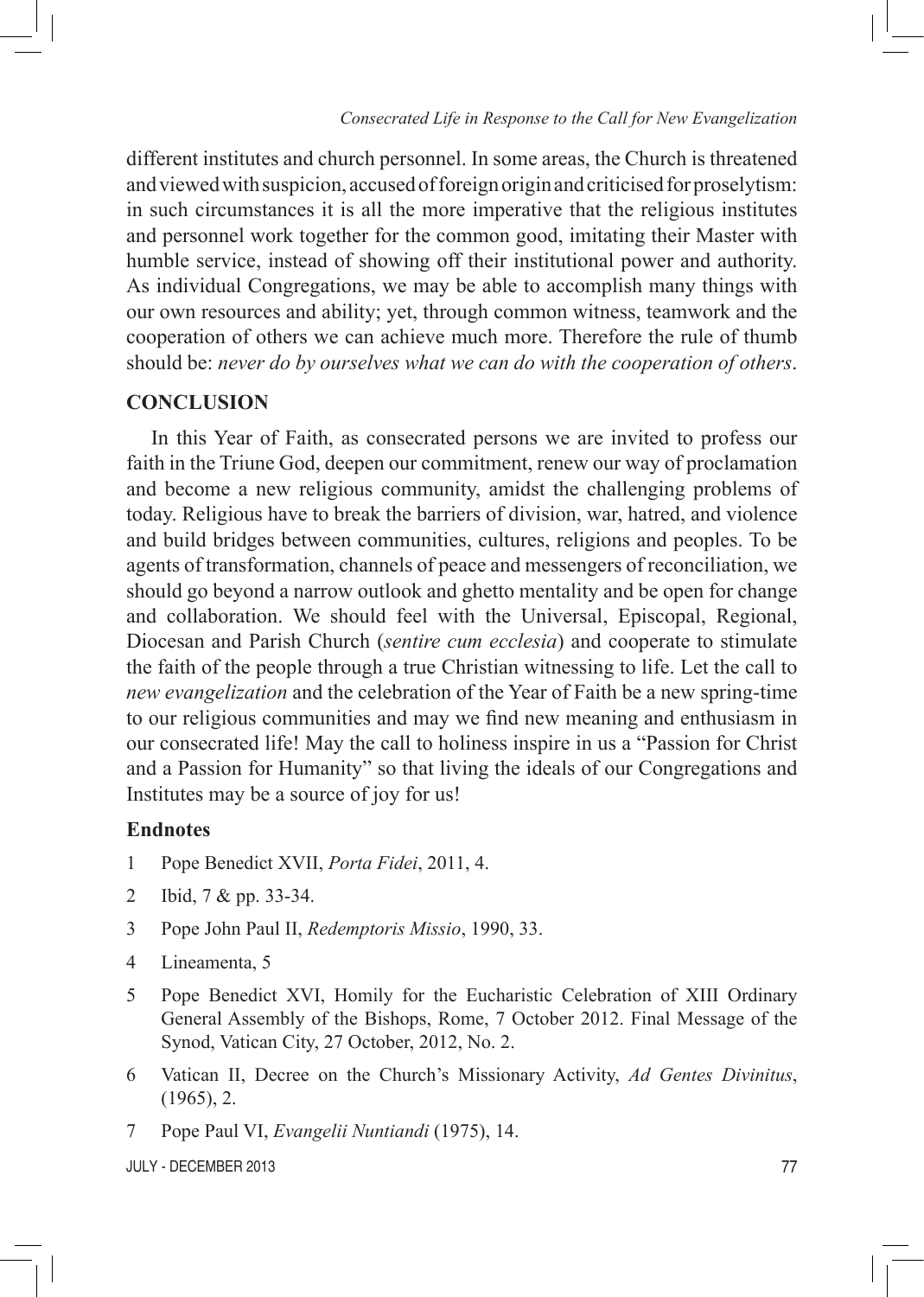different institutes and church personnel. In some areas, the Church is threatened and viewed with suspicion, accused of foreign origin and criticised for proselytism: in such circumstances it is all the more imperative that the religious institutes and personnel work together for the common good, imitating their Master with humble service, instead of showing off their institutional power and authority. As individual Congregations, we may be able to accomplish many things with our own resources and ability; yet, through common witness, teamwork and the cooperation of others we can achieve much more. Therefore the rule of thumb should be: *never do by ourselves what we can do with the cooperation of others*.

## CONCLUSION

In this Year of Faith, as consecrated persons we are invited to profess our faith in the Triune God, deepen our commitment, renew our way of proclamation and become a new religious community, amidst the challenging problems of today. Religious have to break the barriers of division, war, hatred, and violence and build bridges between communities, cultures, religions and peoples. To be agents of transformation, channels of peace and messengers of reconciliation, we should go beyond a narrow outlook and ghetto mentality and be open for change and collaboration. We should feel with the Universal, Episcopal, Regional, Diocesan and Parish Church (*sentire cum ecclesia*) and cooperate to stimulate the faith of the people through a true Christian witnessing to life. Let the call to *new evangelization* and the celebration of the Year of Faith be a new spring-time to our religious communities and may we find new meaning and enthusiasm in our consecrated life! May the call to holiness inspire in us a "Passion for Christ and a Passion for Humanity" so that living the ideals of our Congregations and Institutes may be a source of joy for us!

### Endnotes

1. Pope Benedict XVII, *Porta Fidei*, 2011, 4.
2. Ibid, 7 & pp. 33-34.
3. Pope John Paul II, *Redemptoris Missio*, 1990, 33.
4. Lineamenta, 5
5. Pope Benedict XVI, Homily for the Eucharistic Celebration of XIII Ordinary General Assembly of the Bishops, Rome, 7 October 2012. Final Message of the Synod, Vatican City, 27 October, 2012, No. 2.
6. Vatican II, Decree on the Church's Missionary Activity, *Ad Gentes Divinitus*, (1965), 2.
7. Pope Paul VI, *Evangelii Nuntiandi* (1975), 14.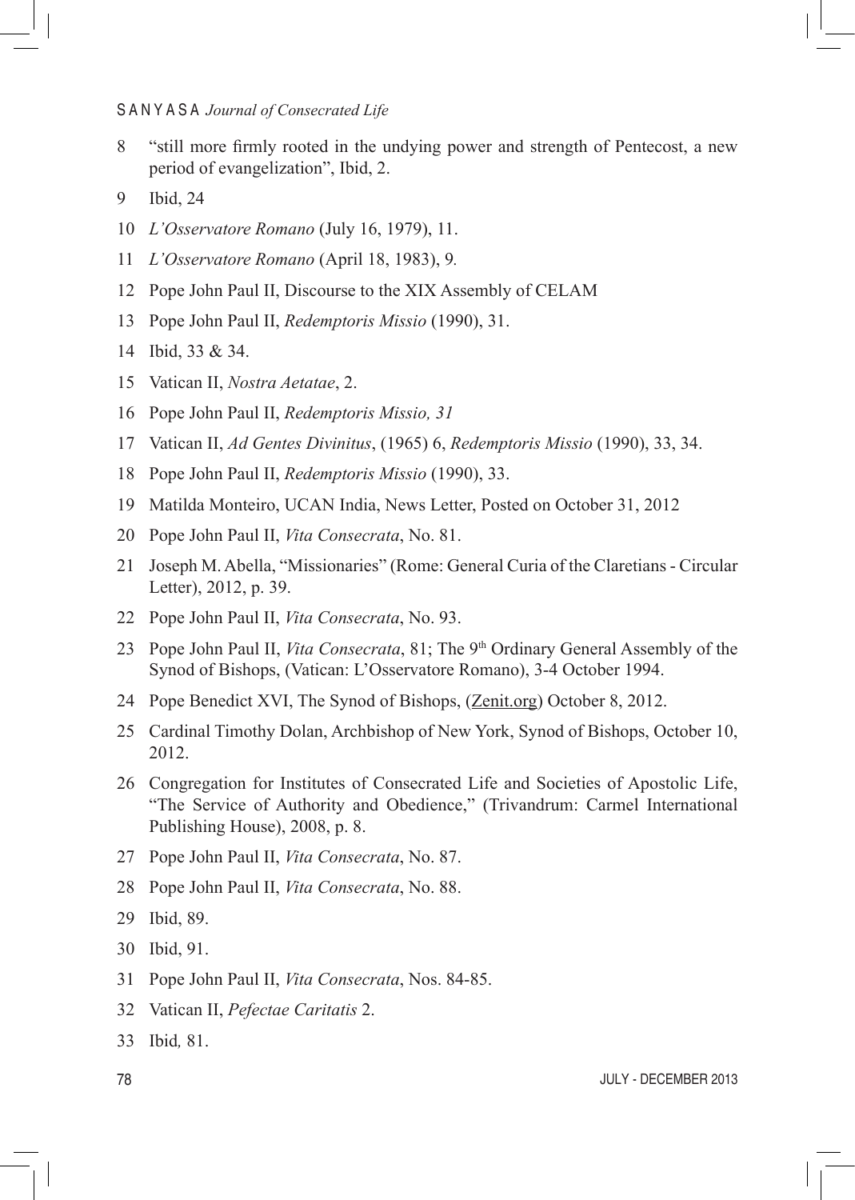8 "still more firmly rooted in the undying power and strength of Pentecost, a new period of evangelization", Ibid, 2.

9 Ibid, 24

10 *L'Osservatore Romano* (July 16, 1979), 11.

11 *L'Osservatore Romano* (April 18, 1983), 9.

12 Pope John Paul II, Discourse to the XIX Assembly of CELAM

13 Pope John Paul II, *Redemptoris Missio* (1990), 31.

14 Ibid, 33 & 34.

15 Vatican II, *Nostra Aetatae*, 2.

16 Pope John Paul II, *Redemptoris Missio, 31*

17 Vatican II, *Ad Gentes Divinitus*, (1965) 6, *Redemptoris Missio* (1990), 33, 34.

18 Pope John Paul II, *Redemptoris Missio* (1990), 33.

19 Matilda Monteiro, UCAN India, News Letter, Posted on October 31, 2012

20 Pope John Paul II, *Vita Consecrata*, No. 81.

21 Joseph M. Abella, "Missionaries" (Rome: General Curia of the Claretians - Circular Letter), 2012, p. 39.

22 Pope John Paul II, *Vita Consecrata*, No. 93.

23 Pope John Paul II, *Vita Consecrata*, 81; The 9th Ordinary General Assembly of the Synod of Bishops, (Vatican: L'Osservatore Romano), 3-4 October 1994.

24 Pope Benedict XVI, The Synod of Bishops, (Zenit.org) October 8, 2012.

25 Cardinal Timothy Dolan, Archbishop of New York, Synod of Bishops, October 10, 2012.

26 Congregation for Institutes of Consecrated Life and Societies of Apostolic Life, "The Service of Authority and Obedience," (Trivandrum: Carmel International Publishing House), 2008, p. 8.

27 Pope John Paul II, *Vita Consecrata*, No. 87.

28 Pope John Paul II, *Vita Consecrata*, No. 88.

29 Ibid, 89.

30 Ibid, 91.

31 Pope John Paul II, *Vita Consecrata*, Nos. 84-85.

32 Vatican II, *Pefectae Caritatis* 2.

33 Ibid*,* 81.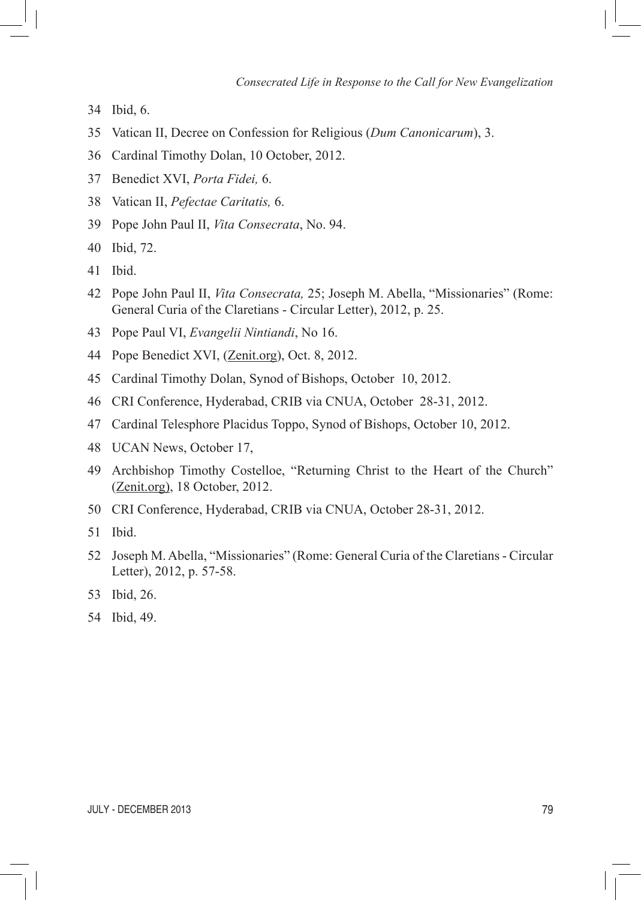34 Ibid, 6.

35 Vatican II, Decree on Confession for Religious (*Dum Canonicarum*), 3.

36 Cardinal Timothy Dolan, 10 October, 2012.

37 Benedict XVI, *Porta Fidei,* 6.

38 Vatican II, *Pefectae Caritatis,* 6.

39 Pope John Paul II, *Vita Consecrata*, No. 94.

40 Ibid, 72.

41 Ibid.

42 Pope John Paul II, *Vita Consecrata,* 25; Joseph M. Abella, "Missionaries" (Rome: General Curia of the Claretians - Circular Letter), 2012, p. 25.

43 Pope Paul VI, *Evangelii Nintiandi*, No 16.

44 Pope Benedict XVI, (Zenit.org), Oct. 8, 2012.

45 Cardinal Timothy Dolan, Synod of Bishops, October 10, 2012.

46 CRI Conference, Hyderabad, CRIB via CNUA, October 28-31, 2012.

47 Cardinal Telesphore Placidus Toppo, Synod of Bishops, October 10, 2012.

48 UCAN News, October 17,

49 Archbishop Timothy Costelloe, "Returning Christ to the Heart of the Church" (Zenit.org), 18 October, 2012.

50 CRI Conference, Hyderabad, CRIB via CNUA, October 28-31, 2012.

51 Ibid.

52 Joseph M. Abella, "Missionaries" (Rome: General Curia of the Claretians - Circular Letter), 2012, p. 57-58.

53 Ibid, 26.

54 Ibid, 49.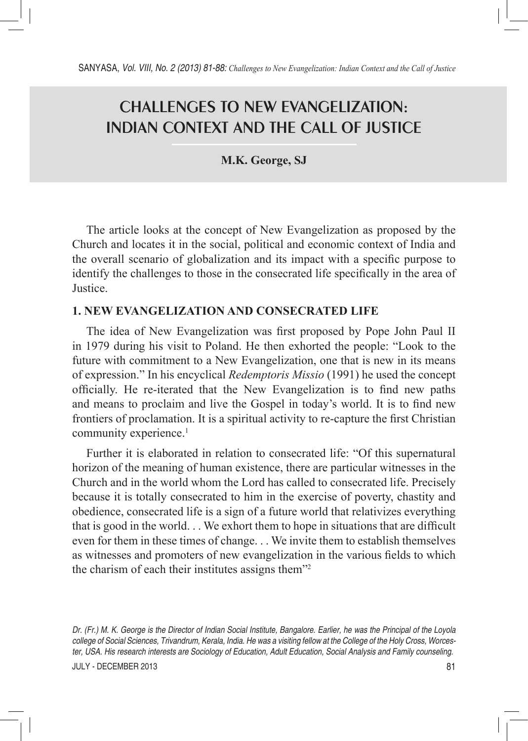# CHALLENGES TO NEW EVANGELIZATION: INDIAN CONTEXT AND THE CALL OF JUSTICE

**M.K. George, SJ**

The article looks at the concept of New Evangelization as proposed by the Church and locates it in the social, political and economic context of India and the overall scenario of globalization and its impact with a specific purpose to identify the challenges to those in the consecrated life specifically in the area of Justice.

## 1. NEW EVANGELIZATION AND CONSECRATED LIFE

The idea of New Evangelization was first proposed by Pope John Paul II in 1979 during his visit to Poland. He then exhorted the people: "Look to the future with commitment to a New Evangelization, one that is new in its means of expression." In his encyclical *Redemptoris Missio* (1991) he used the concept officially. He re-iterated that the New Evangelization is to find new paths and means to proclaim and live the Gospel in today's world. It is to find new frontiers of proclamation. It is a spiritual activity to re-capture the first Christian community experience.[1]

Further it is elaborated in relation to consecrated life: "Of this supernatural horizon of the meaning of human existence, there are particular witnesses in the Church and in the world whom the Lord has called to consecrated life. Precisely because it is totally consecrated to him in the exercise of poverty, chastity and obedience, consecrated life is a sign of a future world that relativizes everything that is good in the world. . . We exhort them to hope in situations that are difficult even for them in these times of change. . . We invite them to establish themselves as witnesses and promoters of new evangelization in the various fields to which the charism of each their institutes assigns them"[2]

*Dr. (Fr.) M. K. George is the Director of Indian Social Institute, Bangalore. Earlier, he was the Principal of the Loyola college of Social Sciences, Trivandrum, Kerala, India. He was a visiting fellow at the College of the Holy Cross, Worcester, USA. His research interests are Sociology of Education, Adult Education, Social Analysis and Family counseling.*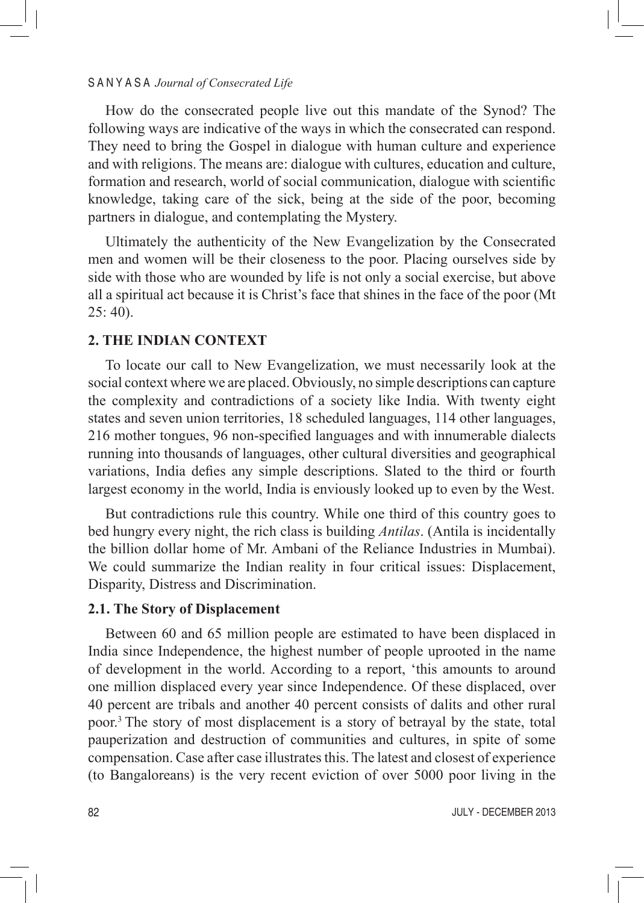How do the consecrated people live out this mandate of the Synod? The following ways are indicative of the ways in which the consecrated can respond. They need to bring the Gospel in dialogue with human culture and experience and with religions. The means are: dialogue with cultures, education and culture, formation and research, world of social communication, dialogue with scientific knowledge, taking care of the sick, being at the side of the poor, becoming partners in dialogue, and contemplating the Mystery.

Ultimately the authenticity of the New Evangelization by the Consecrated men and women will be their closeness to the poor. Placing ourselves side by side with those who are wounded by life is not only a social exercise, but above all a spiritual act because it is Christ's face that shines in the face of the poor (Mt 25: 40).

## 2. THE INDIAN CONTEXT

To locate our call to New Evangelization, we must necessarily look at the social context where we are placed. Obviously, no simple descriptions can capture the complexity and contradictions of a society like India. With twenty eight states and seven union territories, 18 scheduled languages, 114 other languages, 216 mother tongues, 96 non-specified languages and with innumerable dialects running into thousands of languages, other cultural diversities and geographical variations, India defies any simple descriptions. Slated to the third or fourth largest economy in the world, India is enviously looked up to even by the West.

But contradictions rule this country. While one third of this country goes to bed hungry every night, the rich class is building *Antilas*. (Antila is incidentally the billion dollar home of Mr. Ambani of the Reliance Industries in Mumbai). We could summarize the Indian reality in four critical issues: Displacement, Disparity, Distress and Discrimination.

### 2.1. The Story of Displacement

Between 60 and 65 million people are estimated to have been displaced in India since Independence, the highest number of people uprooted in the name of development in the world. According to a report, 'this amounts to around one million displaced every year since Independence. Of these displaced, over 40 percent are tribals and another 40 percent consists of dalits and other rural poor.[3] The story of most displacement is a story of betrayal by the state, total pauperization and destruction of communities and cultures, in spite of some compensation. Case after case illustrates this. The latest and closest of experience (to Bangaloreans) is the very recent eviction of over 5000 poor living in the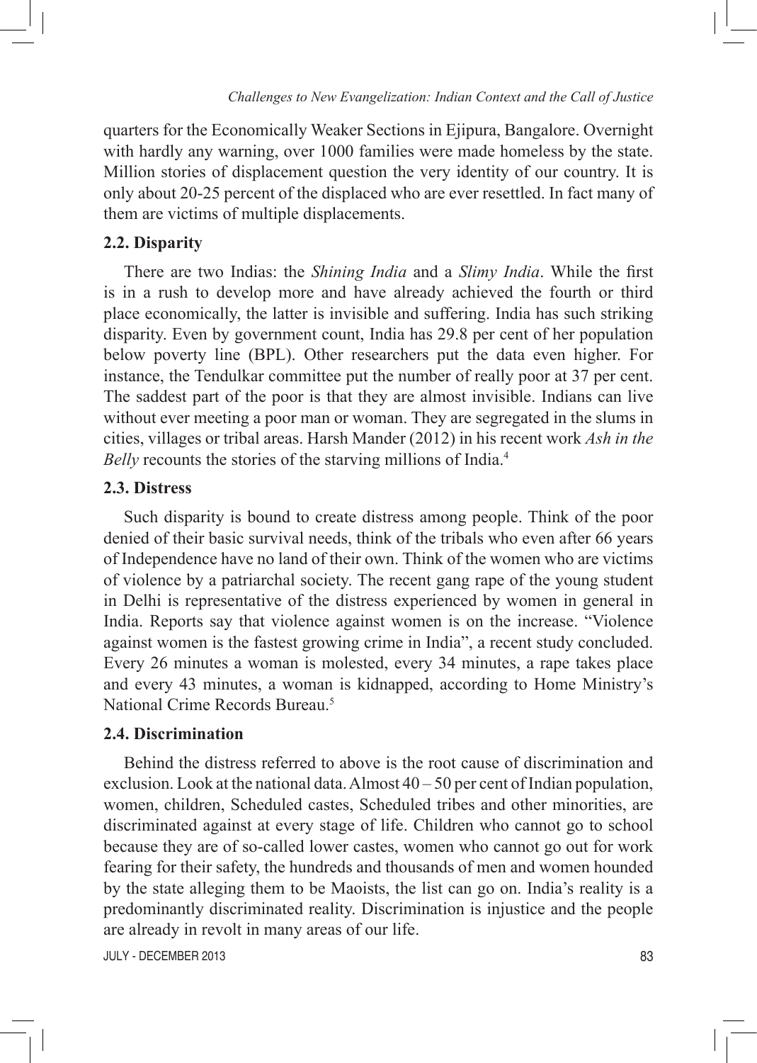quarters for the Economically Weaker Sections in Ejipura, Bangalore. Overnight with hardly any warning, over 1000 families were made homeless by the state. Million stories of displacement question the very identity of our country. It is only about 20-25 percent of the displaced who are ever resettled. In fact many of them are victims of multiple displacements.

### 2.2. Disparity

There are two Indias: the *Shining India* and a *Slimy India*. While the first is in a rush to develop more and have already achieved the fourth or third place economically, the latter is invisible and suffering. India has such striking disparity. Even by government count, India has 29.8 per cent of her population below poverty line (BPL). Other researchers put the data even higher. For instance, the Tendulkar committee put the number of really poor at 37 per cent. The saddest part of the poor is that they are almost invisible. Indians can live without ever meeting a poor man or woman. They are segregated in the slums in cities, villages or tribal areas. Harsh Mander (2012) in his recent work *Ash in the Belly* recounts the stories of the starving millions of India.[4]

### 2.3. Distress

Such disparity is bound to create distress among people. Think of the poor denied of their basic survival needs, think of the tribals who even after 66 years of Independence have no land of their own. Think of the women who are victims of violence by a patriarchal society. The recent gang rape of the young student in Delhi is representative of the distress experienced by women in general in India. Reports say that violence against women is on the increase. "Violence against women is the fastest growing crime in India", a recent study concluded. Every 26 minutes a woman is molested, every 34 minutes, a rape takes place and every 43 minutes, a woman is kidnapped, according to Home Ministry's National Crime Records Bureau.[5]

### 2.4. Discrimination

Behind the distress referred to above is the root cause of discrimination and exclusion. Look at the national data. Almost 40 – 50 per cent of Indian population, women, children, Scheduled castes, Scheduled tribes and other minorities, are discriminated against at every stage of life. Children who cannot go to school because they are of so-called lower castes, women who cannot go out for work fearing for their safety, the hundreds and thousands of men and women hounded by the state alleging them to be Maoists, the list can go on. India's reality is a predominantly discriminated reality. Discrimination is injustice and the people are already in revolt in many areas of our life.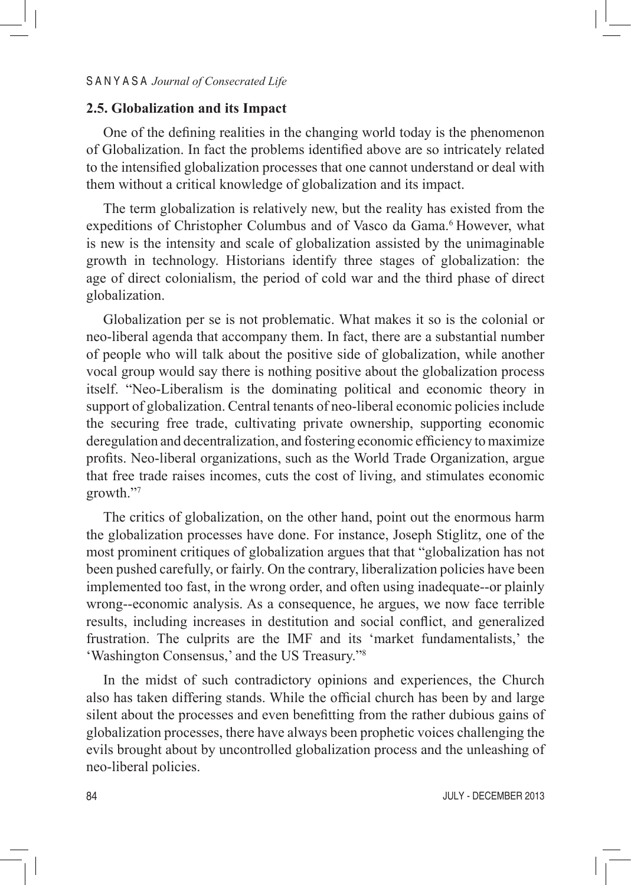### 2.5. Globalization and its Impact

One of the defining realities in the changing world today is the phenomenon of Globalization. In fact the problems identified above are so intricately related to the intensified globalization processes that one cannot understand or deal with them without a critical knowledge of globalization and its impact.

The term globalization is relatively new, but the reality has existed from the expeditions of Christopher Columbus and of Vasco da Gama.[6] However, what is new is the intensity and scale of globalization assisted by the unimaginable growth in technology. Historians identify three stages of globalization: the age of direct colonialism, the period of cold war and the third phase of direct globalization.

Globalization per se is not problematic. What makes it so is the colonial or neo-liberal agenda that accompany them. In fact, there are a substantial number of people who will talk about the positive side of globalization, while another vocal group would say there is nothing positive about the globalization process itself. "Neo-Liberalism is the dominating political and economic theory in support of globalization. Central tenants of neo-liberal economic policies include the securing free trade, cultivating private ownership, supporting economic deregulation and decentralization, and fostering economic efficiency to maximize profits. Neo-liberal organizations, such as the World Trade Organization, argue that free trade raises incomes, cuts the cost of living, and stimulates economic growth."[7]

The critics of globalization, on the other hand, point out the enormous harm the globalization processes have done. For instance, Joseph Stiglitz, one of the most prominent critiques of globalization argues that that "globalization has not been pushed carefully, or fairly. On the contrary, liberalization policies have been implemented too fast, in the wrong order, and often using inadequate--or plainly wrong--economic analysis. As a consequence, he argues, we now face terrible results, including increases in destitution and social conflict, and generalized frustration. The culprits are the IMF and its 'market fundamentalists,' the 'Washington Consensus,' and the US Treasury."[8]

In the midst of such contradictory opinions and experiences, the Church also has taken differing stands. While the official church has been by and large silent about the processes and even benefitting from the rather dubious gains of globalization processes, there have always been prophetic voices challenging the evils brought about by uncontrolled globalization process and the unleashing of neo-liberal policies.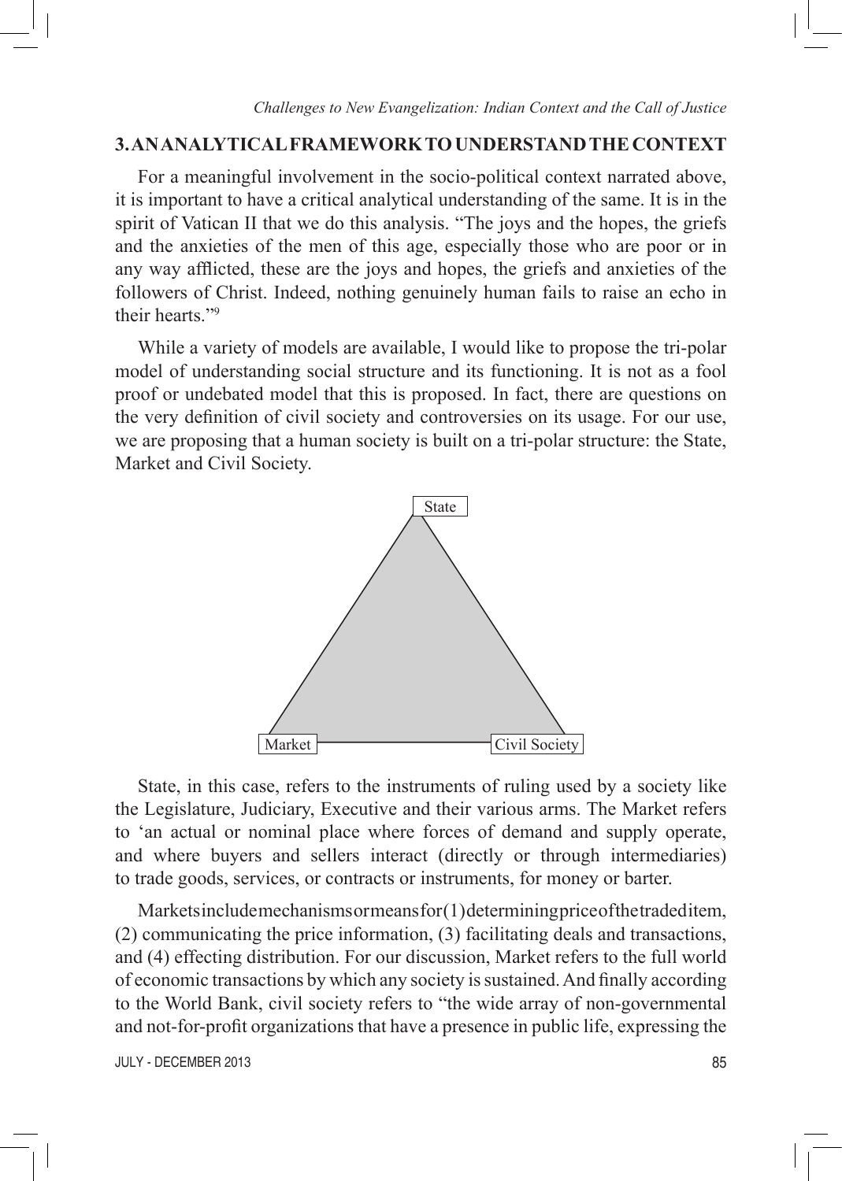## 3. AN ANALYTICAL FRAMEWORK TO UNDERSTAND THE CONTEXT

For a meaningful involvement in the socio-political context narrated above, it is important to have a critical analytical understanding of the same. It is in the spirit of Vatican II that we do this analysis. "The joys and the hopes, the griefs and the anxieties of the men of this age, especially those who are poor or in any way afflicted, these are the joys and hopes, the griefs and anxieties of the followers of Christ. Indeed, nothing genuinely human fails to raise an echo in their hearts."[9]

While a variety of models are available, I would like to propose the tri-polar model of understanding social structure and its functioning. It is not as a fool proof or undebated model that this is proposed. In fact, there are questions on the very definition of civil society and controversies on its usage. For our use, we are proposing that a human society is built on a tri-polar structure: the State, Market and Civil Society.

State

Market          Civil Society

State, in this case, refers to the instruments of ruling used by a society like the Legislature, Judiciary, Executive and their various arms. The Market refers to 'an actual or nominal place where forces of demand and supply operate, and where buyers and sellers interact (directly or through intermediaries) to trade goods, services, or contracts or instruments, for money or barter.

Markets include mechanisms or means for (1) determining price of the traded item, (2) communicating the price information, (3) facilitating deals and transactions, and (4) effecting distribution. For our discussion, Market refers to the full world of economic transactions by which any society is sustained. And finally according to the World Bank, civil society refers to "the wide array of non-governmental and not-for-profit organizations that have a presence in public life, expressing the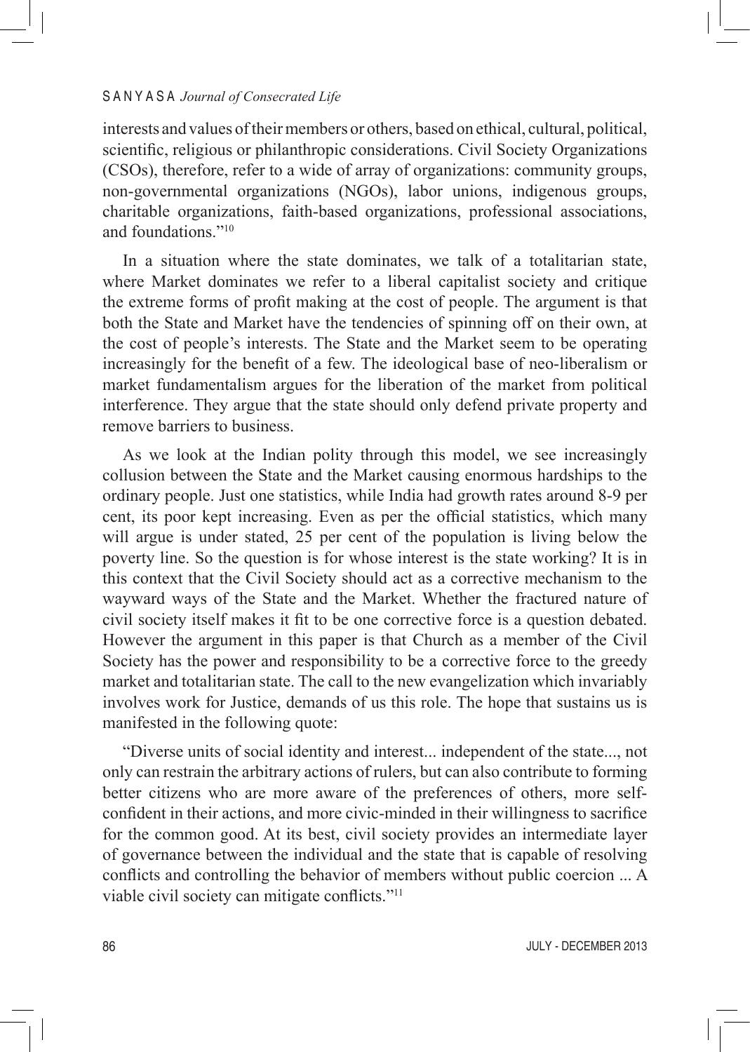interests and values of their members or others, based on ethical, cultural, political, scientific, religious or philanthropic considerations. Civil Society Organizations (CSOs), therefore, refer to a wide of array of organizations: community groups, non-governmental organizations (NGOs), labor unions, indigenous groups, charitable organizations, faith-based organizations, professional associations, and foundations."[10]

In a situation where the state dominates, we talk of a totalitarian state, where Market dominates we refer to a liberal capitalist society and critique the extreme forms of profit making at the cost of people. The argument is that both the State and Market have the tendencies of spinning off on their own, at the cost of people's interests. The State and the Market seem to be operating increasingly for the benefit of a few. The ideological base of neo-liberalism or market fundamentalism argues for the liberation of the market from political interference. They argue that the state should only defend private property and remove barriers to business.

As we look at the Indian polity through this model, we see increasingly collusion between the State and the Market causing enormous hardships to the ordinary people. Just one statistics, while India had growth rates around 8-9 per cent, its poor kept increasing. Even as per the official statistics, which many will argue is under stated, 25 per cent of the population is living below the poverty line. So the question is for whose interest is the state working? It is in this context that the Civil Society should act as a corrective mechanism to the wayward ways of the State and the Market. Whether the fractured nature of civil society itself makes it fit to be one corrective force is a question debated. However the argument in this paper is that Church as a member of the Civil Society has the power and responsibility to be a corrective force to the greedy market and totalitarian state. The call to the new evangelization which invariably involves work for Justice, demands of us this role. The hope that sustains us is manifested in the following quote:

"Diverse units of social identity and interest... independent of the state..., not only can restrain the arbitrary actions of rulers, but can also contribute to forming better citizens who are more aware of the preferences of others, more self-confident in their actions, and more civic-minded in their willingness to sacrifice for the common good. At its best, civil society provides an intermediate layer of governance between the individual and the state that is capable of resolving conflicts and controlling the behavior of members without public coercion ... A viable civil society can mitigate conflicts."[11]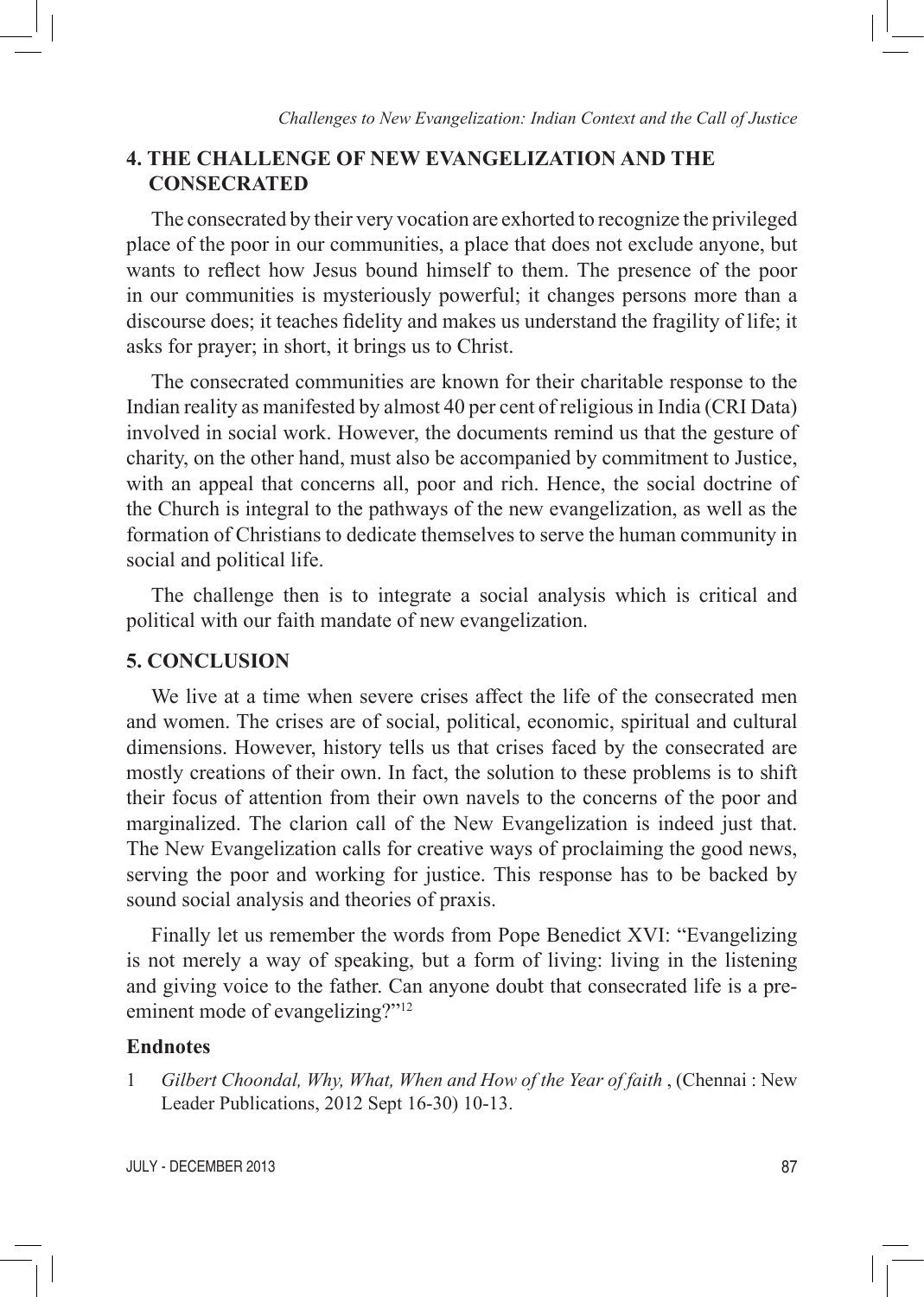## 4. THE CHALLENGE OF NEW EVANGELIZATION AND THE CONSECRATED

The consecrated by their very vocation are exhorted to recognize the privileged place of the poor in our communities, a place that does not exclude anyone, but wants to reflect how Jesus bound himself to them. The presence of the poor in our communities is mysteriously powerful; it changes persons more than a discourse does; it teaches fidelity and makes us understand the fragility of life; it asks for prayer; in short, it brings us to Christ.

The consecrated communities are known for their charitable response to the Indian reality as manifested by almost 40 per cent of religious in India (CRI Data) involved in social work. However, the documents remind us that the gesture of charity, on the other hand, must also be accompanied by commitment to Justice, with an appeal that concerns all, poor and rich. Hence, the social doctrine of the Church is integral to the pathways of the new evangelization, as well as the formation of Christians to dedicate themselves to serve the human community in social and political life.

The challenge then is to integrate a social analysis which is critical and political with our faith mandate of new evangelization.

## 5. CONCLUSION

We live at a time when severe crises affect the life of the consecrated men and women. The crises are of social, political, economic, spiritual and cultural dimensions. However, history tells us that crises faced by the consecrated are mostly creations of their own. In fact, the solution to these problems is to shift their focus of attention from their own navels to the concerns of the poor and marginalized. The clarion call of the New Evangelization is indeed just that. The New Evangelization calls for creative ways of proclaiming the good news, serving the poor and working for justice. This response has to be backed by sound social analysis and theories of praxis.

Finally let us remember the words from Pope Benedict XVI: "Evangelizing is not merely a way of speaking, but a form of living: living in the listening and giving voice to the father. Can anyone doubt that consecrated life is a pre-eminent mode of evangelizing?"[12]

### Endnotes

1 *Gilbert Choondal, Why, What, When and How of the Year of faith* , (Chennai : New Leader Publications, 2012 Sept 16-30) 10-13.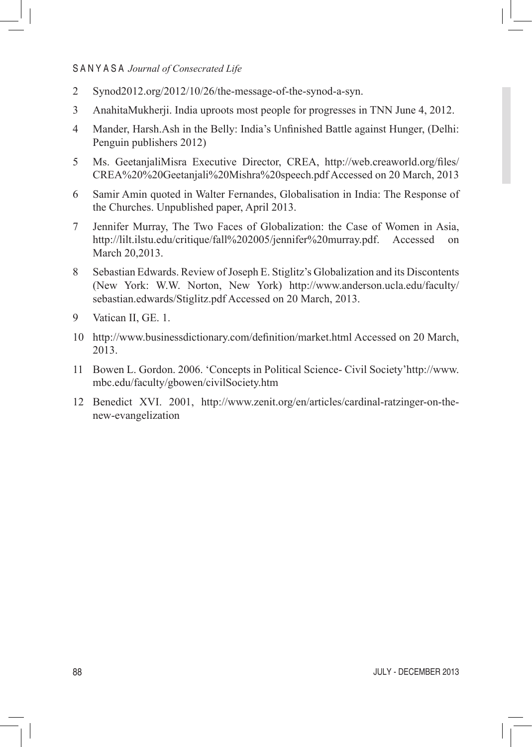2 Synod2012.org/2012/10/26/the-message-of-the-synod-a-syn.

3 AnahitaMukherji. India uproots most people for progresses in TNN June 4, 2012.

4 Mander, Harsh.Ash in the Belly: India's Unfinished Battle against Hunger, (Delhi: Penguin publishers 2012)

5 Ms. GeetanjaliMisra Executive Director, CREA, http://web.creaworld.org/files/CREA%20%20Geetanjali%20Mishra%20speech.pdf Accessed on 20 March, 2013

6 Samir Amin quoted in Walter Fernandes, Globalisation in India: The Response of the Churches. Unpublished paper, April 2013.

7 Jennifer Murray, The Two Faces of Globalization: the Case of Women in Asia, http://lilt.ilstu.edu/critique/fall%202005/jennifer%20murray.pdf. Accessed on March 20,2013.

8 Sebastian Edwards. Review of Joseph E. Stiglitz's Globalization and its Discontents (New York: W.W. Norton, New York) http://www.anderson.ucla.edu/faculty/sebastian.edwards/Stiglitz.pdf Accessed on 20 March, 2013.

9 Vatican II, GE. 1.

10 http://www.businessdictionary.com/definition/market.html Accessed on 20 March, 2013.

11 Bowen L. Gordon. 2006. 'Concepts in Political Science- Civil Society'http://www.mbc.edu/faculty/gbowen/civilSociety.htm

12 Benedict XVI. 2001, http://www.zenit.org/en/articles/cardinal-ratzinger-on-the-new-evangelization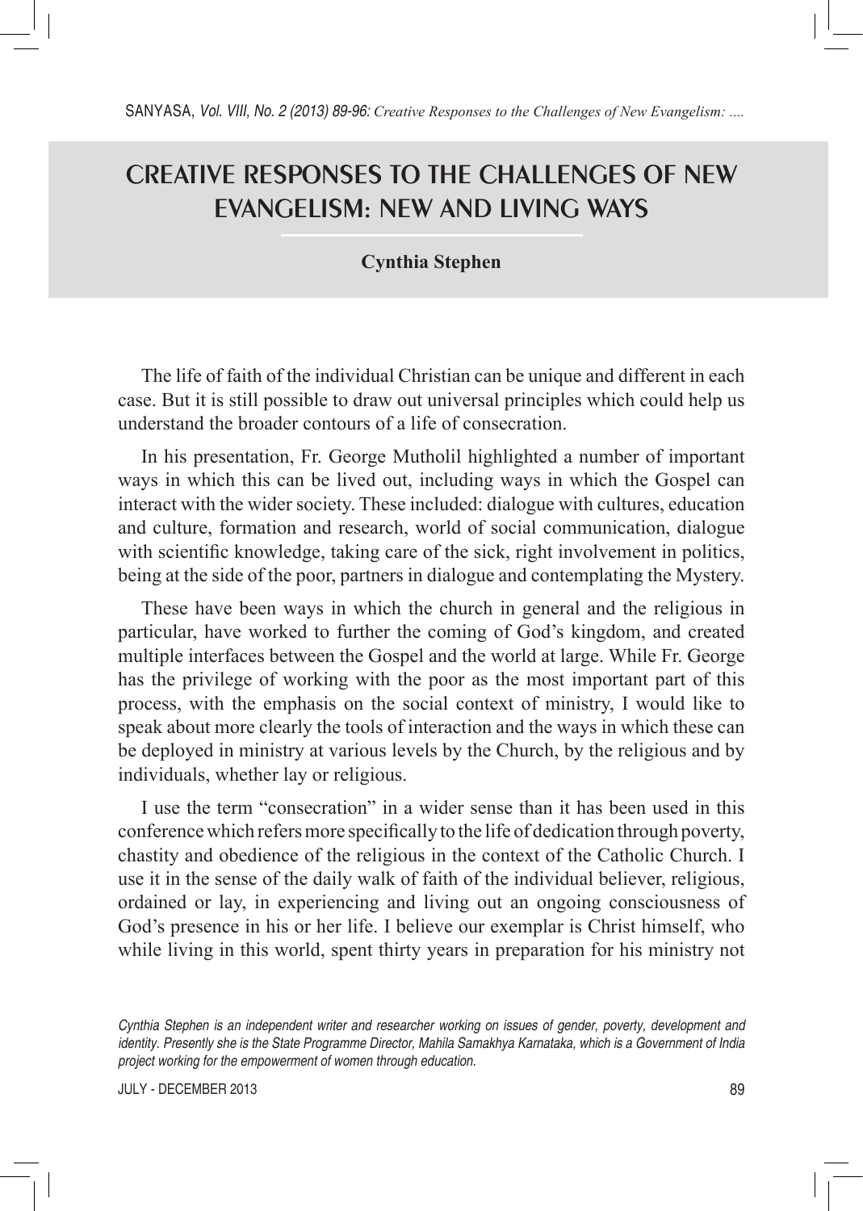# CREATIVE RESPONSES TO THE CHALLENGES OF NEW EVANGELISM: NEW AND LIVING WAYS

**Cynthia Stephen**

The life of faith of the individual Christian can be unique and different in each case. But it is still possible to draw out universal principles which could help us understand the broader contours of a life of consecration.

In his presentation, Fr. George Mutholil highlighted a number of important ways in which this can be lived out, including ways in which the Gospel can interact with the wider society. These included: dialogue with cultures, education and culture, formation and research, world of social communication, dialogue with scientific knowledge, taking care of the sick, right involvement in politics, being at the side of the poor, partners in dialogue and contemplating the Mystery.

These have been ways in which the church in general and the religious in particular, have worked to further the coming of God's kingdom, and created multiple interfaces between the Gospel and the world at large. While Fr. George has the privilege of working with the poor as the most important part of this process, with the emphasis on the social context of ministry, I would like to speak about more clearly the tools of interaction and the ways in which these can be deployed in ministry at various levels by the Church, by the religious and by individuals, whether lay or religious.

I use the term "consecration" in a wider sense than it has been used in this conference which refers more specifically to the life of dedication through poverty, chastity and obedience of the religious in the context of the Catholic Church. I use it in the sense of the daily walk of faith of the individual believer, religious, ordained or lay, in experiencing and living out an ongoing consciousness of God's presence in his or her life. I believe our exemplar is Christ himself, who while living in this world, spent thirty years in preparation for his ministry not

*Cynthia Stephen is an independent writer and researcher working on issues of gender, poverty, development and identity. Presently she is the State Programme Director, Mahila Samakhya Karnataka, which is a Government of India project working for the empowerment of women through education.*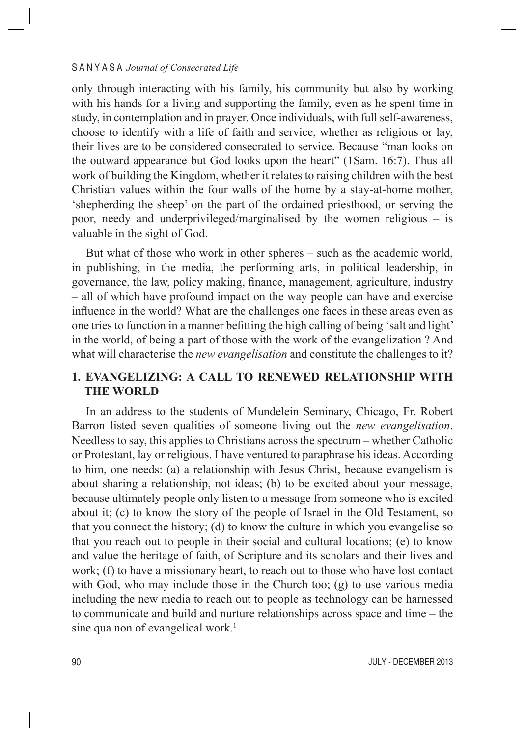only through interacting with his family, his community but also by working with his hands for a living and supporting the family, even as he spent time in study, in contemplation and in prayer. Once individuals, with full self-awareness, choose to identify with a life of faith and service, whether as religious or lay, their lives are to be considered consecrated to service. Because "man looks on the outward appearance but God looks upon the heart" (1Sam. 16:7). Thus all work of building the Kingdom, whether it relates to raising children with the best Christian values within the four walls of the home by a stay-at-home mother, 'shepherding the sheep' on the part of the ordained priesthood, or serving the poor, needy and underprivileged/marginalised by the women religious – is valuable in the sight of God.

But what of those who work in other spheres – such as the academic world, in publishing, in the media, the performing arts, in political leadership, in governance, the law, policy making, finance, management, agriculture, industry – all of which have profound impact on the way people can have and exercise influence in the world? What are the challenges one faces in these areas even as one tries to function in a manner befitting the high calling of being 'salt and light' in the world, of being a part of those with the work of the evangelization ? And what will characterise the *new evangelisation* and constitute the challenges to it?

## 1. EVANGELIZING: A CALL TO RENEWED RELATIONSHIP WITH THE WORLD

In an address to the students of Mundelein Seminary, Chicago, Fr. Robert Barron listed seven qualities of someone living out the *new evangelisation*. Needless to say, this applies to Christians across the spectrum – whether Catholic or Protestant, lay or religious. I have ventured to paraphrase his ideas. According to him, one needs: (a) a relationship with Jesus Christ, because evangelism is about sharing a relationship, not ideas; (b) to be excited about your message, because ultimately people only listen to a message from someone who is excited about it; (c) to know the story of the people of Israel in the Old Testament, so that you connect the history; (d) to know the culture in which you evangelise so that you reach out to people in their social and cultural locations; (e) to know and value the heritage of faith, of Scripture and its scholars and their lives and work; (f) to have a missionary heart, to reach out to those who have lost contact with God, who may include those in the Church too; (g) to use various media including the new media to reach out to people as technology can be harnessed to communicate and build and nurture relationships across space and time – the sine qua non of evangelical work.[1]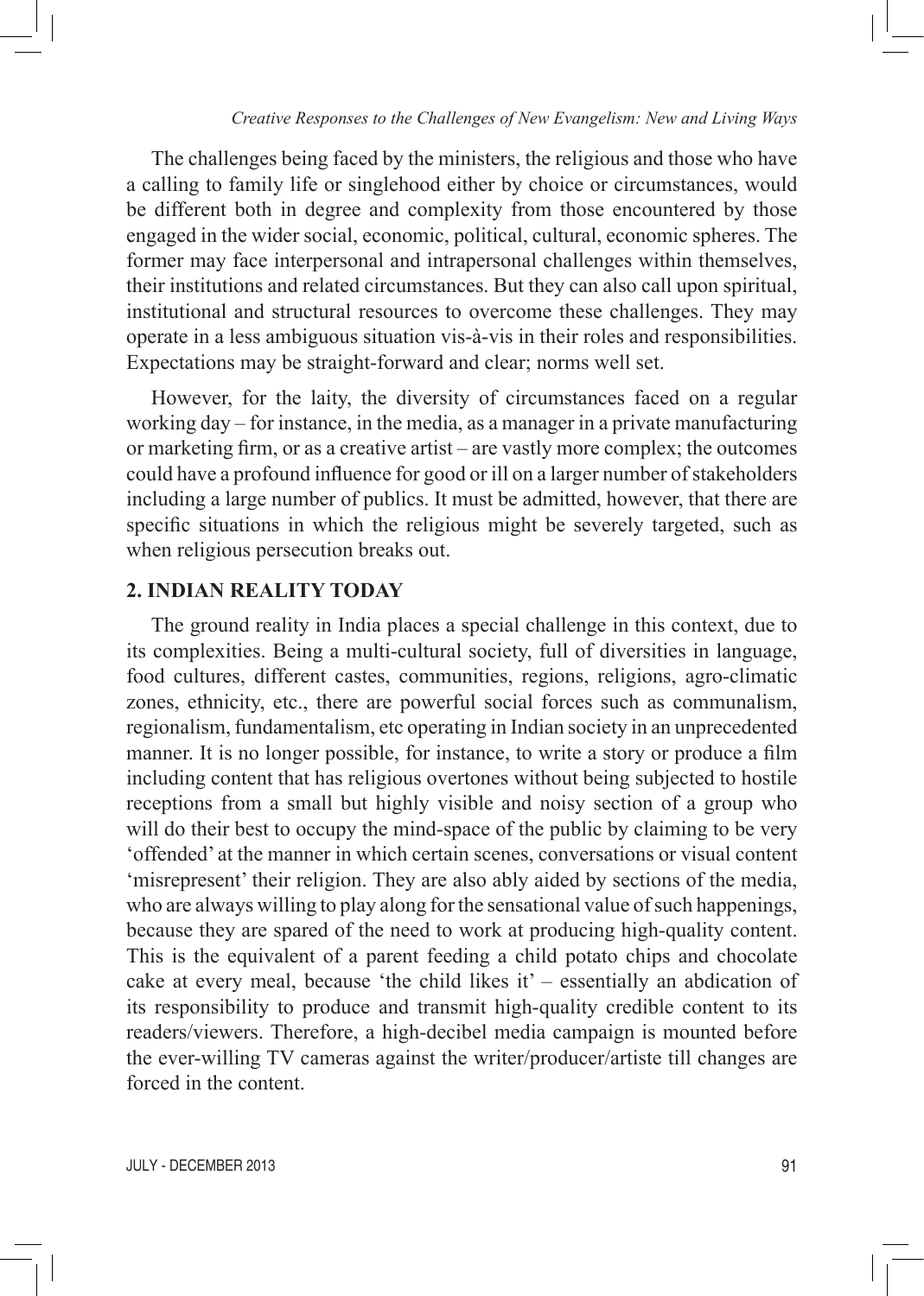The challenges being faced by the ministers, the religious and those who have a calling to family life or singlehood either by choice or circumstances, would be different both in degree and complexity from those encountered by those engaged in the wider social, economic, political, cultural, economic spheres. The former may face interpersonal and intrapersonal challenges within themselves, their institutions and related circumstances. But they can also call upon spiritual, institutional and structural resources to overcome these challenges. They may operate in a less ambiguous situation vis-à-vis in their roles and responsibilities. Expectations may be straight-forward and clear; norms well set.

However, for the laity, the diversity of circumstances faced on a regular working day – for instance, in the media, as a manager in a private manufacturing or marketing firm, or as a creative artist – are vastly more complex; the outcomes could have a profound influence for good or ill on a larger number of stakeholders including a large number of publics. It must be admitted, however, that there are specific situations in which the religious might be severely targeted, such as when religious persecution breaks out.

## 2. INDIAN REALITY TODAY

The ground reality in India places a special challenge in this context, due to its complexities. Being a multi-cultural society, full of diversities in language, food cultures, different castes, communities, regions, religions, agro-climatic zones, ethnicity, etc., there are powerful social forces such as communalism, regionalism, fundamentalism, etc operating in Indian society in an unprecedented manner. It is no longer possible, for instance, to write a story or produce a film including content that has religious overtones without being subjected to hostile receptions from a small but highly visible and noisy section of a group who will do their best to occupy the mind-space of the public by claiming to be very 'offended' at the manner in which certain scenes, conversations or visual content 'misrepresent' their religion. They are also ably aided by sections of the media, who are always willing to play along for the sensational value of such happenings, because they are spared of the need to work at producing high-quality content. This is the equivalent of a parent feeding a child potato chips and chocolate cake at every meal, because 'the child likes it' – essentially an abdication of its responsibility to produce and transmit high-quality credible content to its readers/viewers. Therefore, a high-decibel media campaign is mounted before the ever-willing TV cameras against the writer/producer/artiste till changes are forced in the content.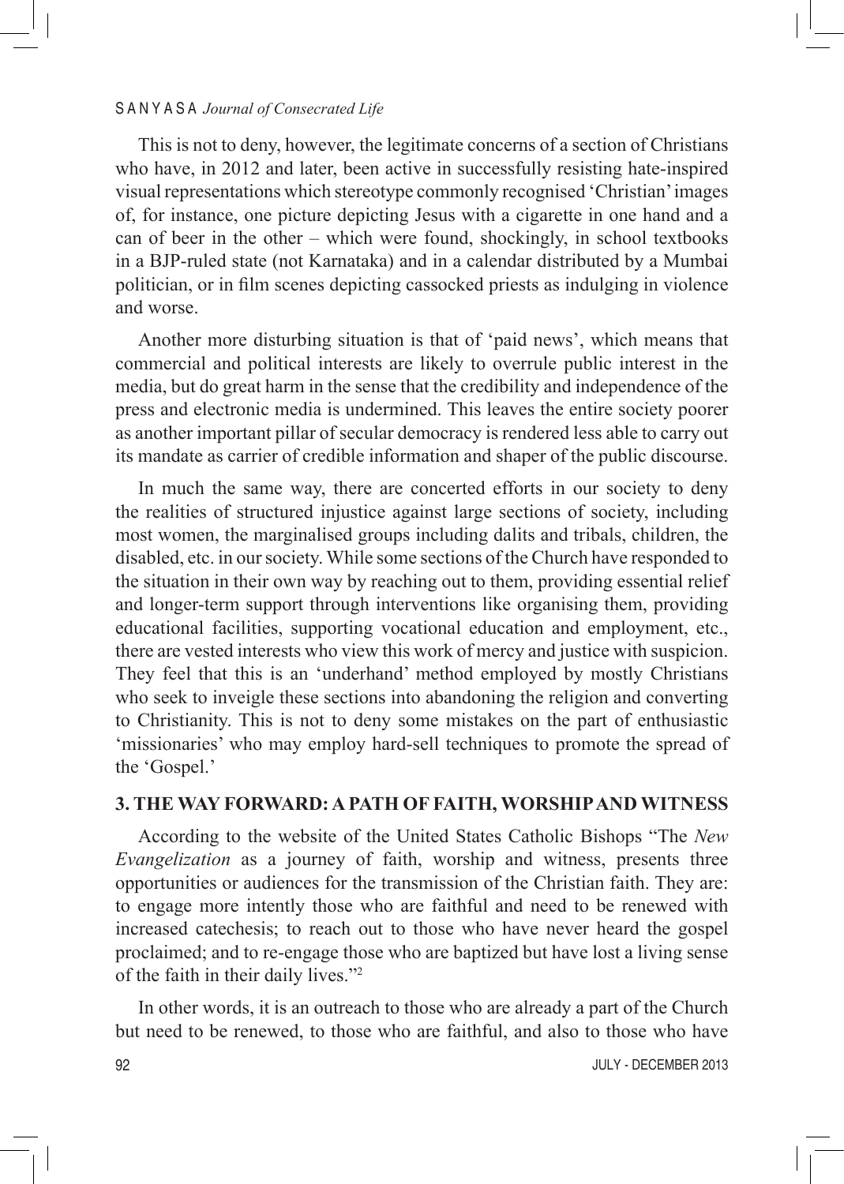This is not to deny, however, the legitimate concerns of a section of Christians who have, in 2012 and later, been active in successfully resisting hate-inspired visual representations which stereotype commonly recognised 'Christian' images of, for instance, one picture depicting Jesus with a cigarette in one hand and a can of beer in the other – which were found, shockingly, in school textbooks in a BJP-ruled state (not Karnataka) and in a calendar distributed by a Mumbai politician, or in film scenes depicting cassocked priests as indulging in violence and worse.

Another more disturbing situation is that of 'paid news', which means that commercial and political interests are likely to overrule public interest in the media, but do great harm in the sense that the credibility and independence of the press and electronic media is undermined. This leaves the entire society poorer as another important pillar of secular democracy is rendered less able to carry out its mandate as carrier of credible information and shaper of the public discourse.

In much the same way, there are concerted efforts in our society to deny the realities of structured injustice against large sections of society, including most women, the marginalised groups including dalits and tribals, children, the disabled, etc. in our society. While some sections of the Church have responded to the situation in their own way by reaching out to them, providing essential relief and longer-term support through interventions like organising them, providing educational facilities, supporting vocational education and employment, etc., there are vested interests who view this work of mercy and justice with suspicion. They feel that this is an 'underhand' method employed by mostly Christians who seek to inveigle these sections into abandoning the religion and converting to Christianity. This is not to deny some mistakes on the part of enthusiastic 'missionaries' who may employ hard-sell techniques to promote the spread of the 'Gospel.'

## 3. THE WAY FORWARD: A PATH OF FAITH, WORSHIP AND WITNESS

According to the website of the United States Catholic Bishops "The *New Evangelization* as a journey of faith, worship and witness, presents three opportunities or audiences for the transmission of the Christian faith. They are: to engage more intently those who are faithful and need to be renewed with increased catechesis; to reach out to those who have never heard the gospel proclaimed; and to re-engage those who are baptized but have lost a living sense of the faith in their daily lives."[2]

In other words, it is an outreach to those who are already a part of the Church but need to be renewed, to those who are faithful, and also to those who have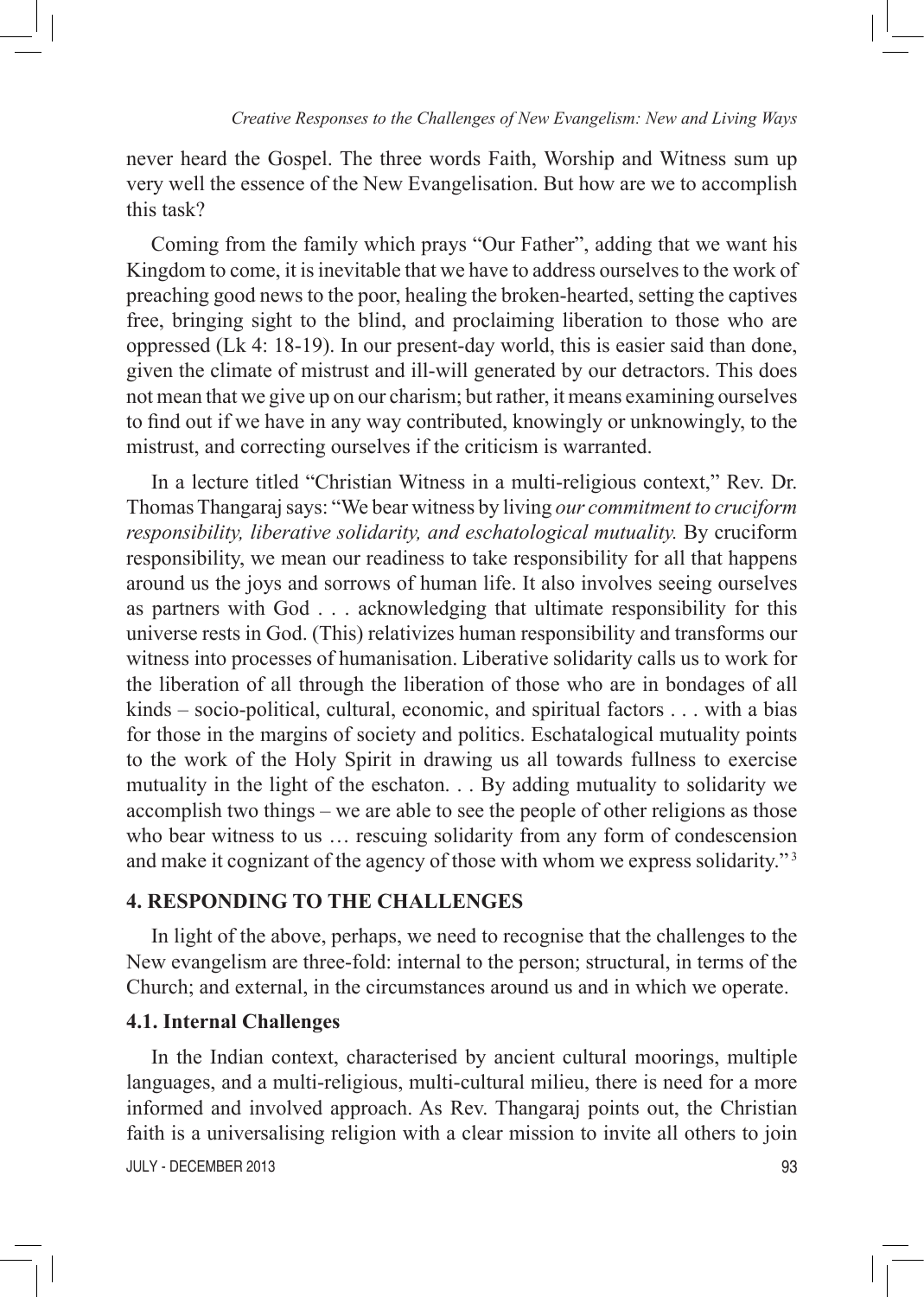never heard the Gospel. The three words Faith, Worship and Witness sum up very well the essence of the New Evangelisation. But how are we to accomplish this task?

Coming from the family which prays "Our Father", adding that we want his Kingdom to come, it is inevitable that we have to address ourselves to the work of preaching good news to the poor, healing the broken-hearted, setting the captives free, bringing sight to the blind, and proclaiming liberation to those who are oppressed (Lk 4: 18-19). In our present-day world, this is easier said than done, given the climate of mistrust and ill-will generated by our detractors. This does not mean that we give up on our charism; but rather, it means examining ourselves to find out if we have in any way contributed, knowingly or unknowingly, to the mistrust, and correcting ourselves if the criticism is warranted.

In a lecture titled "Christian Witness in a multi-religious context," Rev. Dr. Thomas Thangaraj says: "We bear witness by living *our commitment to cruciform responsibility, liberative solidarity, and eschatological mutuality.* By cruciform responsibility, we mean our readiness to take responsibility for all that happens around us the joys and sorrows of human life. It also involves seeing ourselves as partners with God . . . acknowledging that ultimate responsibility for this universe rests in God. (This) relativizes human responsibility and transforms our witness into processes of humanisation. Liberative solidarity calls us to work for the liberation of all through the liberation of those who are in bondages of all kinds – socio-political, cultural, economic, and spiritual factors . . . with a bias for those in the margins of society and politics. Eschatological mutuality points to the work of the Holy Spirit in drawing us all towards fullness to exercise mutuality in the light of the eschaton. . . By adding mutuality to solidarity we accomplish two things – we are able to see the people of other religions as those who bear witness to us … rescuing solidarity from any form of condescension and make it cognizant of the agency of those with whom we express solidarity." [3]

## 4. RESPONDING TO THE CHALLENGES

In light of the above, perhaps, we need to recognise that the challenges to the New evangelism are three-fold: internal to the person; structural, in terms of the Church; and external, in the circumstances around us and in which we operate.

### 4.1. Internal Challenges

In the Indian context, characterised by ancient cultural moorings, multiple languages, and a multi-religious, multi-cultural milieu, there is need for a more informed and involved approach. As Rev. Thangaraj points out, the Christian faith is a universalising religion with a clear mission to invite all others to join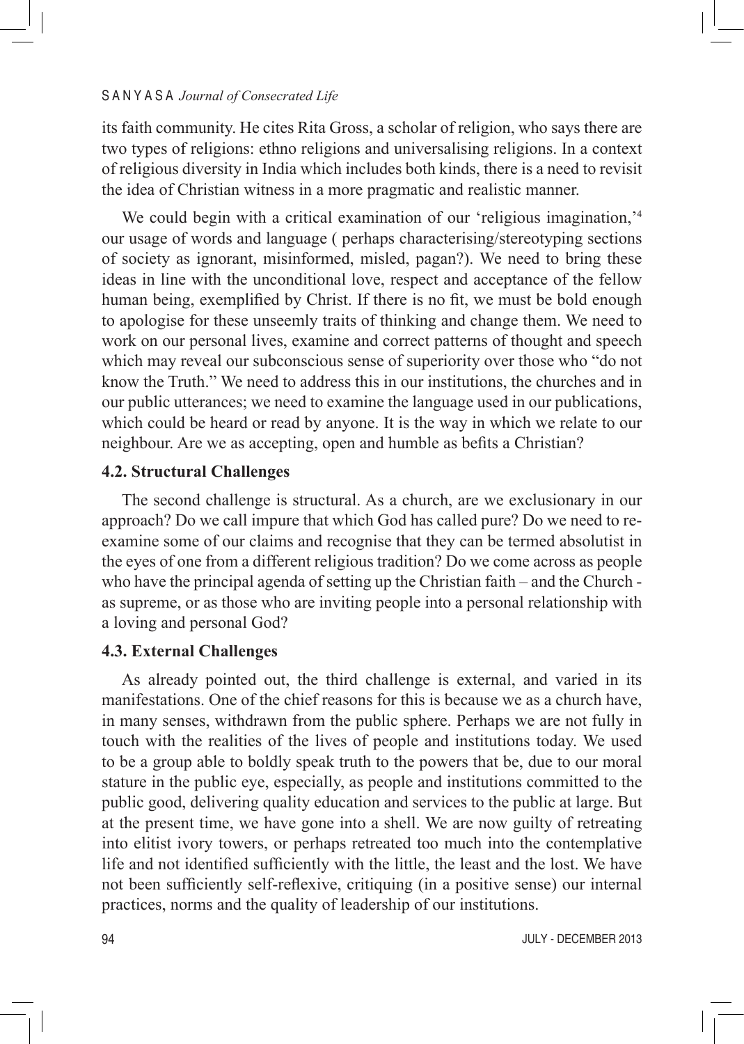its faith community. He cites Rita Gross, a scholar of religion, who says there are two types of religions: ethno religions and universalising religions. In a context of religious diversity in India which includes both kinds, there is a need to revisit the idea of Christian witness in a more pragmatic and realistic manner.

We could begin with a critical examination of our 'religious imagination,'[4] our usage of words and language ( perhaps characterising/stereotyping sections of society as ignorant, misinformed, misled, pagan?). We need to bring these ideas in line with the unconditional love, respect and acceptance of the fellow human being, exemplified by Christ. If there is no fit, we must be bold enough to apologise for these unseemly traits of thinking and change them. We need to work on our personal lives, examine and correct patterns of thought and speech which may reveal our subconscious sense of superiority over those who "do not know the Truth." We need to address this in our institutions, the churches and in our public utterances; we need to examine the language used in our publications, which could be heard or read by anyone. It is the way in which we relate to our neighbour. Are we as accepting, open and humble as befits a Christian?

### 4.2. Structural Challenges

The second challenge is structural. As a church, are we exclusionary in our approach? Do we call impure that which God has called pure? Do we need to re-examine some of our claims and recognise that they can be termed absolutist in the eyes of one from a different religious tradition? Do we come across as people who have the principal agenda of setting up the Christian faith – and the Church - as supreme, or as those who are inviting people into a personal relationship with a loving and personal God?

### 4.3. External Challenges

As already pointed out, the third challenge is external, and varied in its manifestations. One of the chief reasons for this is because we as a church have, in many senses, withdrawn from the public sphere. Perhaps we are not fully in touch with the realities of the lives of people and institutions today. We used to be a group able to boldly speak truth to the powers that be, due to our moral stature in the public eye, especially, as people and institutions committed to the public good, delivering quality education and services to the public at large. But at the present time, we have gone into a shell. We are now guilty of retreating into elitist ivory towers, or perhaps retreated too much into the contemplative life and not identified sufficiently with the little, the least and the lost. We have not been sufficiently self-reflexive, critiquing (in a positive sense) our internal practices, norms and the quality of leadership of our institutions.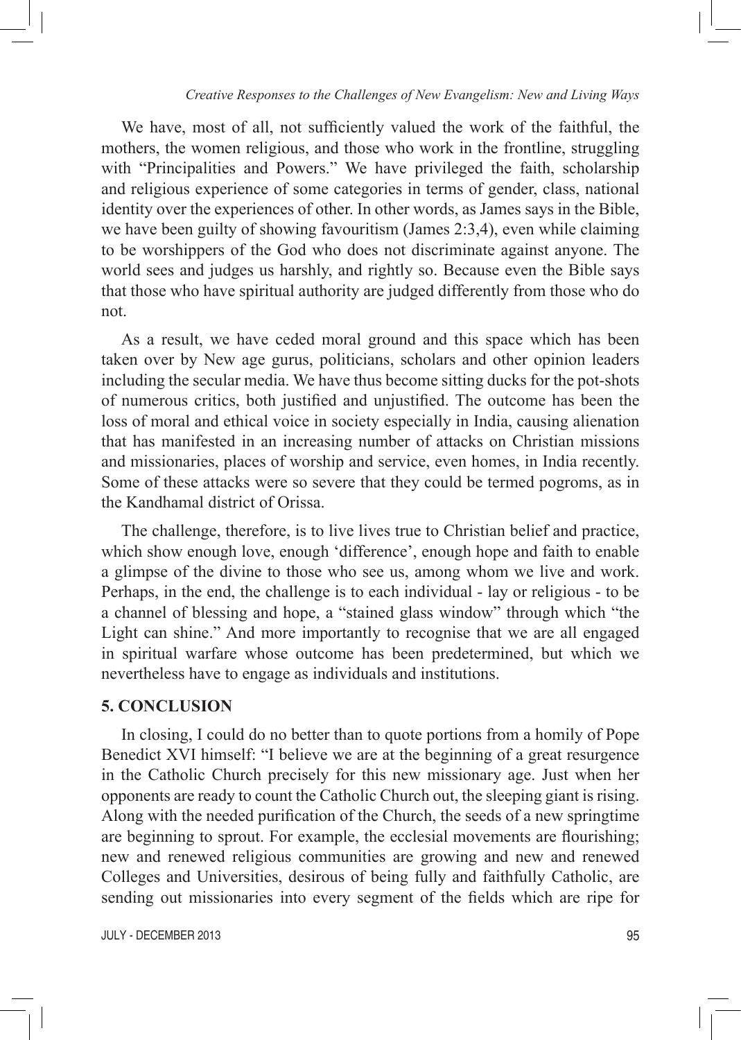We have, most of all, not sufficiently valued the work of the faithful, the mothers, the women religious, and those who work in the frontline, struggling with "Principalities and Powers." We have privileged the faith, scholarship and religious experience of some categories in terms of gender, class, national identity over the experiences of other. In other words, as James says in the Bible, we have been guilty of showing favouritism (James 2:3,4), even while claiming to be worshippers of the God who does not discriminate against anyone. The world sees and judges us harshly, and rightly so. Because even the Bible says that those who have spiritual authority are judged differently from those who do not.

As a result, we have ceded moral ground and this space which has been taken over by New age gurus, politicians, scholars and other opinion leaders including the secular media. We have thus become sitting ducks for the pot-shots of numerous critics, both justified and unjustified. The outcome has been the loss of moral and ethical voice in society especially in India, causing alienation that has manifested in an increasing number of attacks on Christian missions and missionaries, places of worship and service, even homes, in India recently. Some of these attacks were so severe that they could be termed pogroms, as in the Kandhamal district of Orissa.

The challenge, therefore, is to live lives true to Christian belief and practice, which show enough love, enough 'difference', enough hope and faith to enable a glimpse of the divine to those who see us, among whom we live and work. Perhaps, in the end, the challenge is to each individual - lay or religious - to be a channel of blessing and hope, a "stained glass window" through which "the Light can shine." And more importantly to recognise that we are all engaged in spiritual warfare whose outcome has been predetermined, but which we nevertheless have to engage as individuals and institutions.

## 5. CONCLUSION

In closing, I could do no better than to quote portions from a homily of Pope Benedict XVI himself: "I believe we are at the beginning of a great resurgence in the Catholic Church precisely for this new missionary age. Just when her opponents are ready to count the Catholic Church out, the sleeping giant is rising. Along with the needed purification of the Church, the seeds of a new springtime are beginning to sprout. For example, the ecclesial movements are flourishing; new and renewed religious communities are growing and new and renewed Colleges and Universities, desirous of being fully and faithfully Catholic, are sending out missionaries into every segment of the fields which are ripe for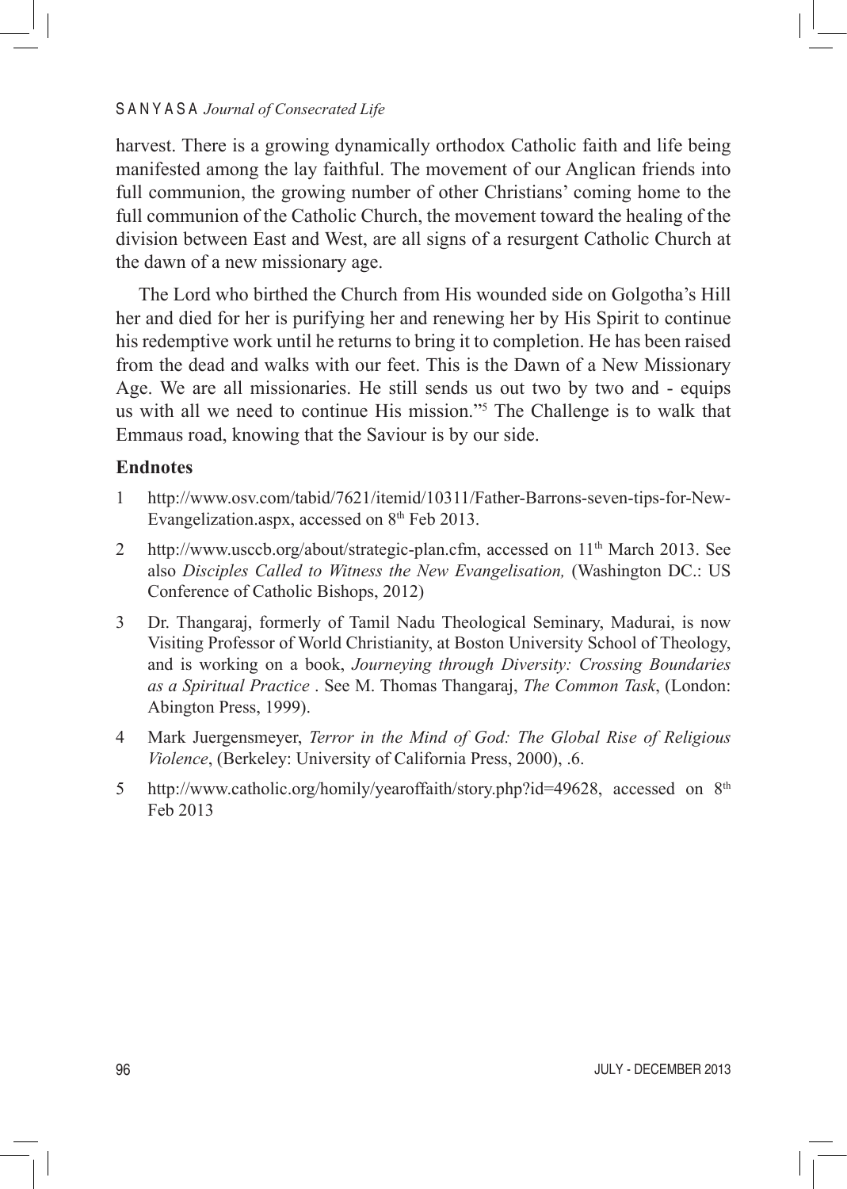harvest. There is a growing dynamically orthodox Catholic faith and life being manifested among the lay faithful. The movement of our Anglican friends into full communion, the growing number of other Christians' coming home to the full communion of the Catholic Church, the movement toward the healing of the division between East and West, are all signs of a resurgent Catholic Church at the dawn of a new missionary age.

The Lord who birthed the Church from His wounded side on Golgotha's Hill her and died for her is purifying her and renewing her by His Spirit to continue his redemptive work until he returns to bring it to completion. He has been raised from the dead and walks with our feet. This is the Dawn of a New Missionary Age. We are all missionaries. He still sends us out two by two and - equips us with all we need to continue His mission."[5] The Challenge is to walk that Emmaus road, knowing that the Saviour is by our side.

### Endnotes

1. http://www.osv.com/tabid/7621/itemid/10311/Father-Barrons-seven-tips-for-New-Evangelization.aspx, accessed on 8th Feb 2013.
2. http://www.usccb.org/about/strategic-plan.cfm, accessed on 11th March 2013. See also *Disciples Called to Witness the New Evangelisation,* (Washington DC.: US Conference of Catholic Bishops, 2012)
3. Dr. Thangaraj, formerly of Tamil Nadu Theological Seminary, Madurai, is now Visiting Professor of World Christianity, at Boston University School of Theology, and is working on a book, *Journeying through Diversity: Crossing Boundaries as a Spiritual Practice* . See M. Thomas Thangaraj, *The Common Task*, (London: Abington Press, 1999).
4. Mark Juergensmeyer, *Terror in the Mind of God: The Global Rise of Religious Violence*, (Berkeley: University of California Press, 2000), .6.
5. http://www.catholic.org/homily/yearoffaith/story.php?id=49628, accessed on 8th Feb 2013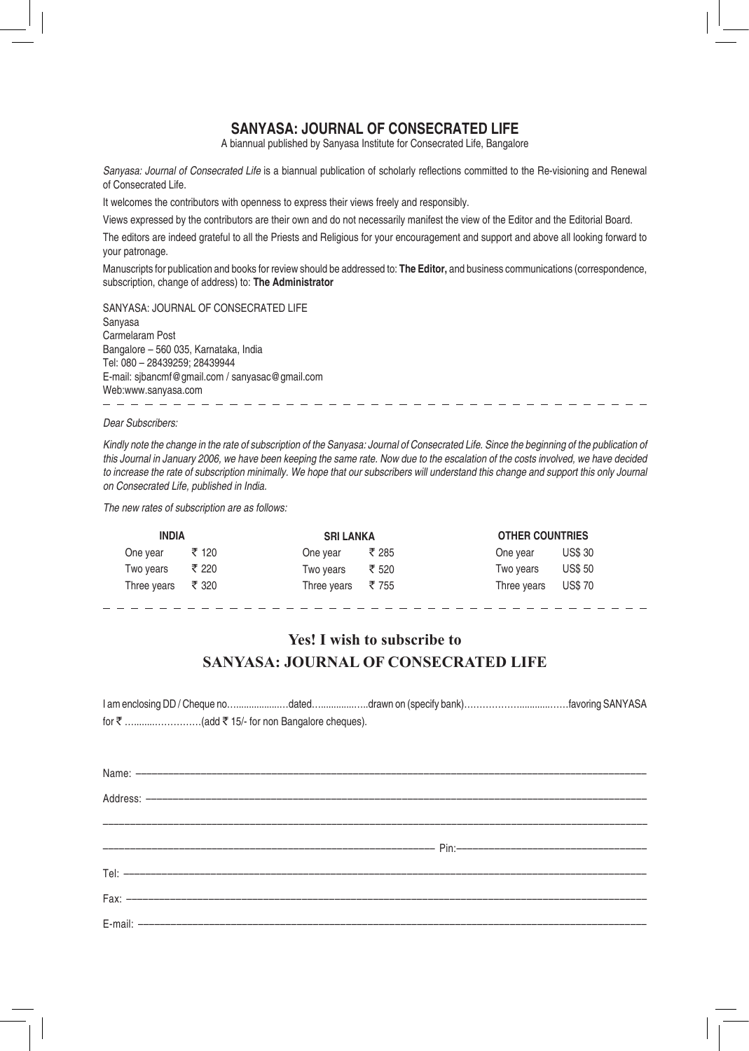# SANYASA: JOURNAL OF CONSECRATED LIFE

A biannual published by Sanyasa Institute for Consecrated Life, Bangalore

*Sanyasa: Journal of Consecrated Life* is a biannual publication of scholarly reflections committed to the Re-visioning and Renewal of Consecrated Life.

It welcomes the contributors with openness to express their views freely and responsibly.

Views expressed by the contributors are their own and do not necessarily manifest the view of the Editor and the Editorial Board.

The editors are indeed grateful to all the Priests and Religious for your encouragement and support and above all looking forward to your patronage.

Manuscripts for publication and books for review should be addressed to: **The Editor,** and business communications (correspondence, subscription, change of address) to: **The Administrator**

SANYASA: JOURNAL OF CONSECRATED LIFE
Sanyasa
Carmelaram Post
Bangalore – 560 035, Karnataka, India
Tel: 080 – 28439259; 28439944
E-mail: sjbancmf@gmail.com / sanyasac@gmail.com
Web:www.sanyasa.com

---

*Dear Subscribers:*

*Kindly note the change in the rate of subscription of the Sanyasa: Journal of Consecrated Life. Since the beginning of the publication of this Journal in January 2006, we have been keeping the same rate. Now due to the escalation of the costs involved, we have decided to increase the rate of subscription minimally. We hope that our subscribers will understand this change and support this only Journal on Consecrated Life, published in India.*

*The new rates of subscription are as follows:*

| INDIA | | SRI LANKA | | OTHER COUNTRIES | |
|---|---|---|---|---|---|
| One year | ₹ 120 | One year | ₹ 285 | One year | US$ 30 |
| Two years | ₹ 220 | Two years | ₹ 520 | Two years | US$ 50 |
| Three years | ₹ 320 | Three years | ₹ 755 | Three years | US$ 70 |

---

## Yes! I wish to subscribe to SANYASA: JOURNAL OF CONSECRATED LIFE

I am enclosing DD / Cheque no…………………dated……………..drawn on (specify bank)………………………………favoring SANYASA for ₹ ………………………(add ₹ 15/- for non Bangalore cheques).

Name: ——————————————————————————————

Address: ——————————————————————————————

——————————————————————————————

—————————————————— Pin:——————————

Tel: ——————————————————————————————

Fax: ——————————————————————————————

E-mail: ——————————————————————————————